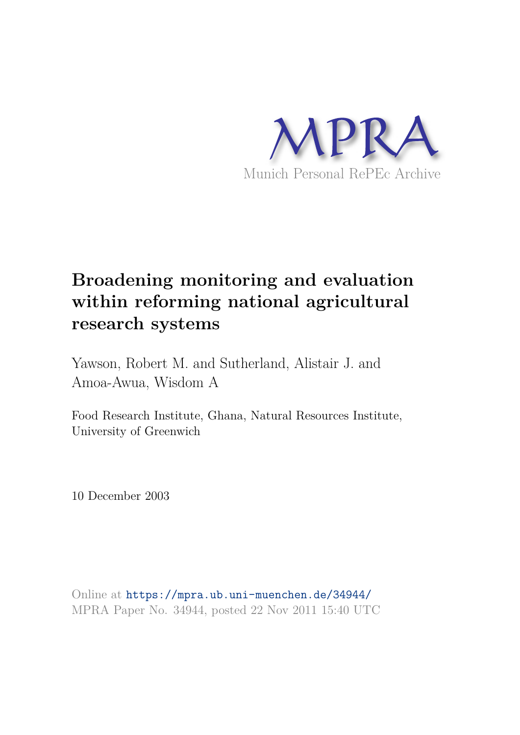MPRA

Munich Personal RePEc Archive

# Broadening monitoring and evaluation within reforming national agricultural research systems

Yawson, Robert M. and Sutherland, Alistair J. and Amoa-Awua, Wisdom A

Food Research Institute, Ghana, Natural Resources Institute, University of Greenwich

10 December 2003

Online at https://mpra.ub.uni-muenchen.de/34944/
MPRA Paper No. 34944, posted 22 Nov 2011 15:40 UTC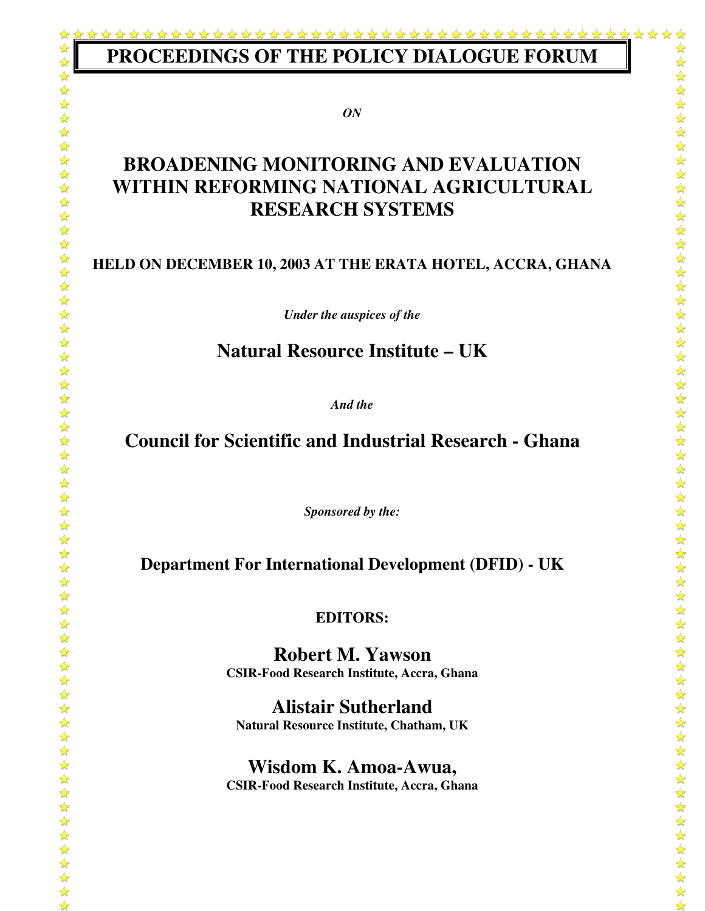# PROCEEDINGS OF THE POLICY DIALOGUE FORUM

***ON***

## BROADENING MONITORING AND EVALUATION WITHIN REFORMING NATIONAL AGRICULTURAL RESEARCH SYSTEMS

**HELD ON DECEMBER 10, 2003 AT THE ERATA HOTEL, ACCRA, GHANA**

***Under the auspices of the***

## Natural Resource Institute – UK

***And the***

## Council for Scientific and Industrial Research - Ghana

***Sponsored by the:***

**Department For International Development (DFID) - UK**

**EDITORS:**

**Robert M. Yawson**
**CSIR-Food Research Institute, Accra, Ghana**

**Alistair Sutherland**
**Natural Resource Institute, Chatham, UK**

**Wisdom K. Amoa-Awua,**
**CSIR-Food Research Institute, Accra, Ghana**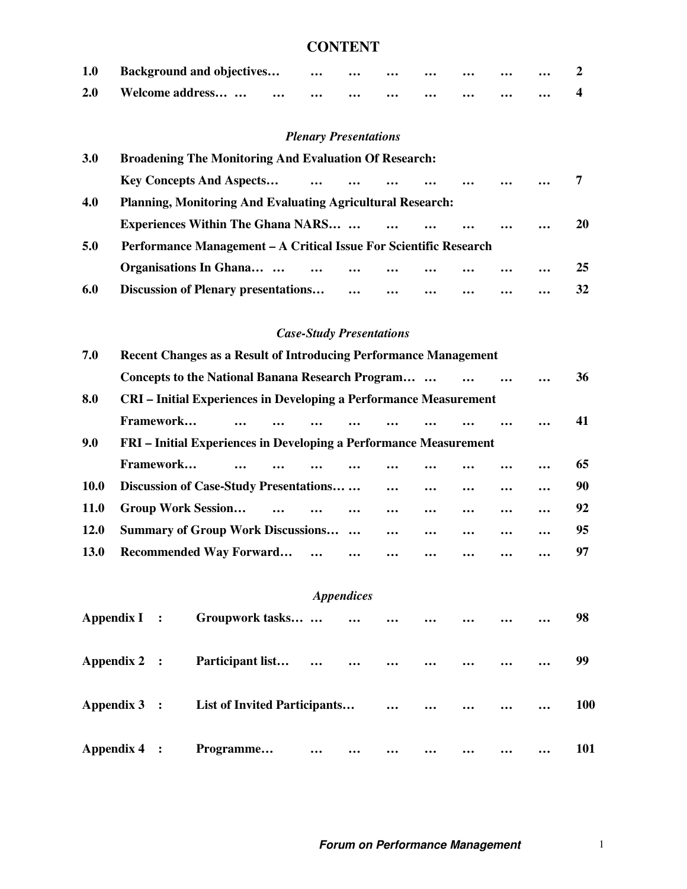# CONTENT

| | | |
|---|---|---|
| 1.0 | Background and objectives… | 2 |
| 2.0 | Welcome address… | 4 |
| | *Plenary Presentations* | |
| 3.0 | Broadening The Monitoring And Evaluation Of Research: Key Concepts And Aspects… | 7 |
| 4.0 | Planning, Monitoring And Evaluating Agricultural Research: Experiences Within The Ghana NARS… | 20 |
| 5.0 | Performance Management – A Critical Issue For Scientific Research Organisations In Ghana… | 25 |
| 6.0 | Discussion of Plenary presentations… | 32 |
| | *Case-Study Presentations* | |
| 7.0 | Recent Changes as a Result of Introducing Performance Management Concepts to the National Banana Research Program… | 36 |
| 8.0 | CRI – Initial Experiences in Developing a Performance Measurement Framework… | 41 |
| 9.0 | FRI – Initial Experiences in Developing a Performance Measurement Framework… | 65 |
| 10.0 | Discussion of Case-Study Presentations… | 90 |
| 11.0 | Group Work Session… | 92 |
| 12.0 | Summary of Group Work Discussions… | 95 |
| 13.0 | Recommended Way Forward… | 97 |
| | *Appendices* | |
| Appendix I : | Groupwork tasks… | 98 |
| Appendix 2 : | Participant list… | 99 |
| Appendix 3 : | List of Invited Participants… | 100 |
| Appendix 4 : | Programme… | 101 |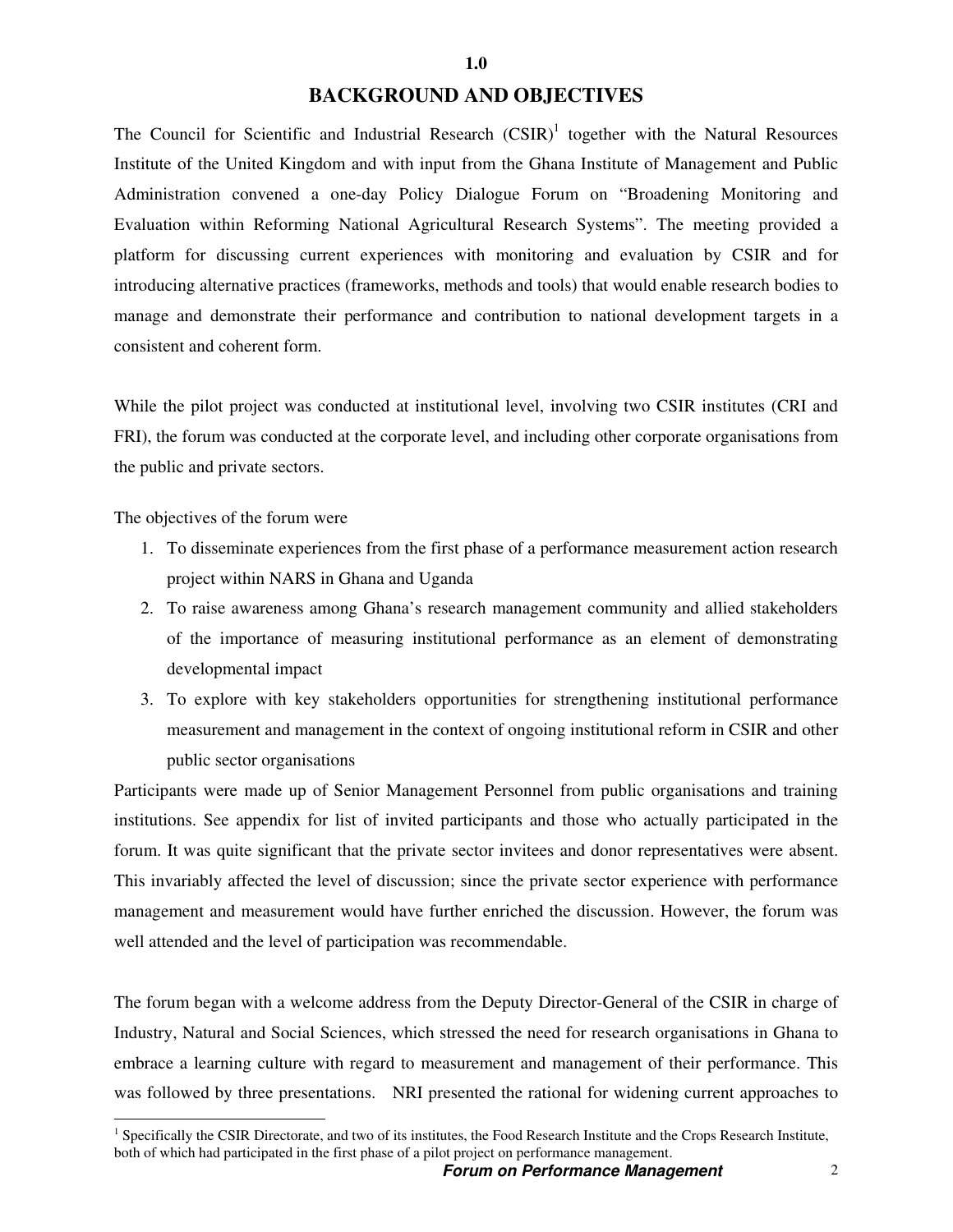# 1.0

## BACKGROUND AND OBJECTIVES

The Council for Scientific and Industrial Research (CSIR)[1] together with the Natural Resources Institute of the United Kingdom and with input from the Ghana Institute of Management and Public Administration convened a one-day Policy Dialogue Forum on "Broadening Monitoring and Evaluation within Reforming National Agricultural Research Systems". The meeting provided a platform for discussing current experiences with monitoring and evaluation by CSIR and for introducing alternative practices (frameworks, methods and tools) that would enable research bodies to manage and demonstrate their performance and contribution to national development targets in a consistent and coherent form.

While the pilot project was conducted at institutional level, involving two CSIR institutes (CRI and FRI), the forum was conducted at the corporate level, and including other corporate organisations from the public and private sectors.

The objectives of the forum were

1. To disseminate experiences from the first phase of a performance measurement action research project within NARS in Ghana and Uganda
2. To raise awareness among Ghana's research management community and allied stakeholders of the importance of measuring institutional performance as an element of demonstrating developmental impact
3. To explore with key stakeholders opportunities for strengthening institutional performance measurement and management in the context of ongoing institutional reform in CSIR and other public sector organisations

Participants were made up of Senior Management Personnel from public organisations and training institutions. See appendix for list of invited participants and those who actually participated in the forum. It was quite significant that the private sector invitees and donor representatives were absent. This invariably affected the level of discussion; since the private sector experience with performance management and measurement would have further enriched the discussion. However, the forum was well attended and the level of participation was recommendable.

The forum began with a welcome address from the Deputy Director-General of the CSIR in charge of Industry, Natural and Social Sciences, which stressed the need for research organisations in Ghana to embrace a learning culture with regard to measurement and management of their performance. This was followed by three presentations. NRI presented the rational for widening current approaches to

[1] Specifically the CSIR Directorate, and two of its institutes, the Food Research Institute and the Crops Research Institute, both of which had participated in the first phase of a pilot project on performance management.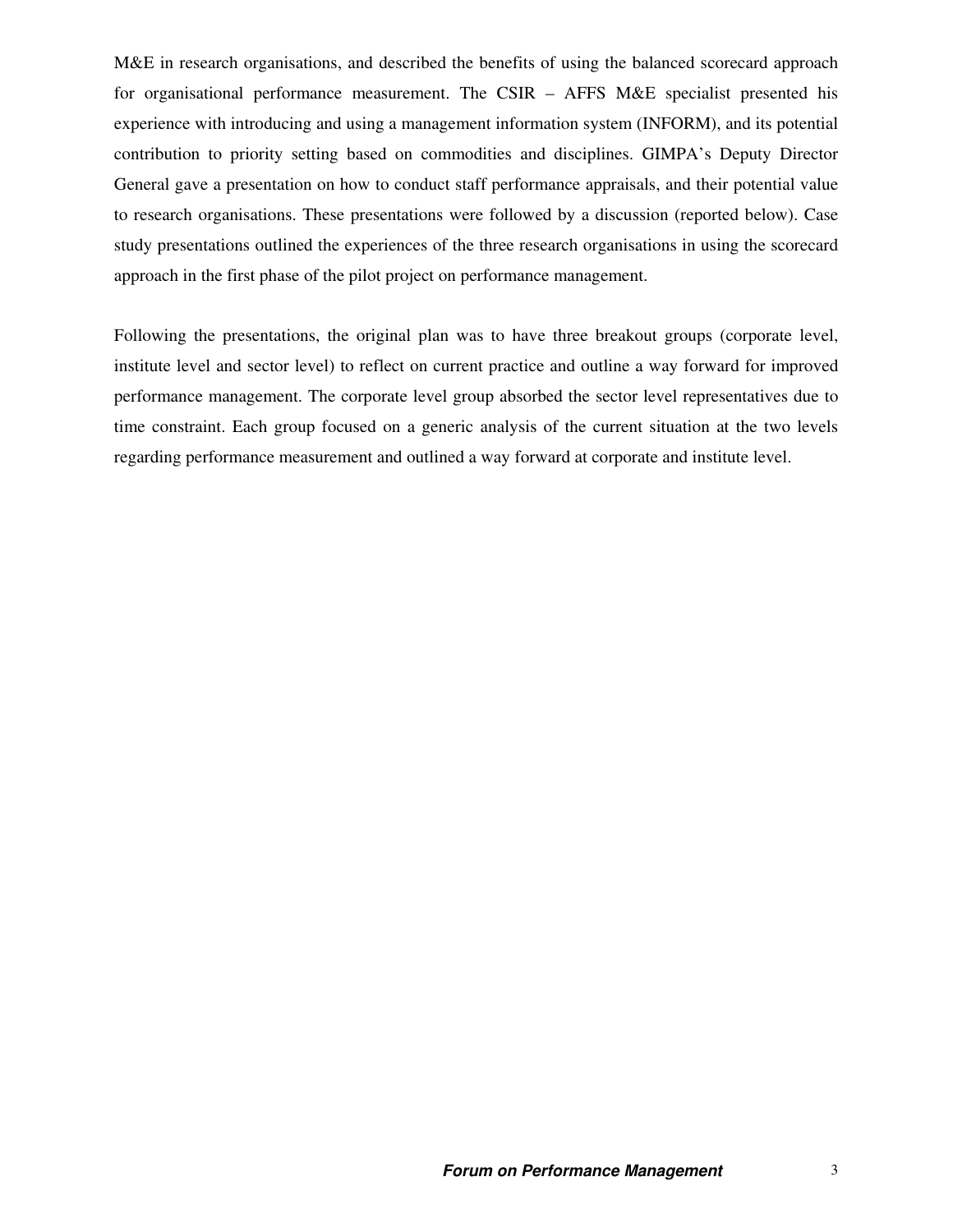M&E in research organisations, and described the benefits of using the balanced scorecard approach for organisational performance measurement. The CSIR – AFFS M&E specialist presented his experience with introducing and using a management information system (INFORM), and its potential contribution to priority setting based on commodities and disciplines. GIMPA's Deputy Director General gave a presentation on how to conduct staff performance appraisals, and their potential value to research organisations. These presentations were followed by a discussion (reported below). Case study presentations outlined the experiences of the three research organisations in using the scorecard approach in the first phase of the pilot project on performance management.

Following the presentations, the original plan was to have three breakout groups (corporate level, institute level and sector level) to reflect on current practice and outline a way forward for improved performance management. The corporate level group absorbed the sector level representatives due to time constraint. Each group focused on a generic analysis of the current situation at the two levels regarding performance measurement and outlined a way forward at corporate and institute level.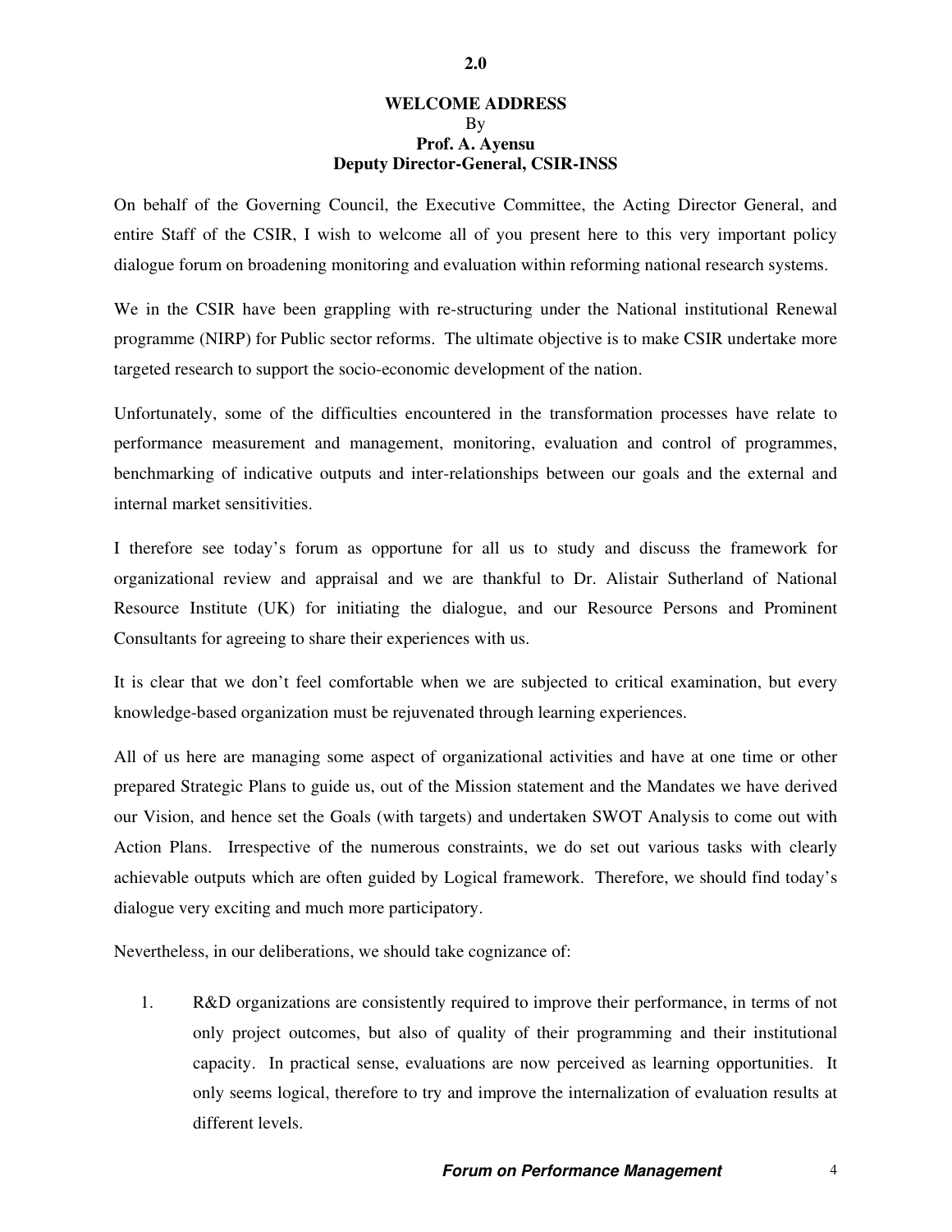## 2.0

### WELCOME ADDRESS
By
**Prof. A. Ayensu**
**Deputy Director-General, CSIR-INSS**

On behalf of the Governing Council, the Executive Committee, the Acting Director General, and entire Staff of the CSIR, I wish to welcome all of you present here to this very important policy dialogue forum on broadening monitoring and evaluation within reforming national research systems.

We in the CSIR have been grappling with re-structuring under the National institutional Renewal programme (NIRP) for Public sector reforms. The ultimate objective is to make CSIR undertake more targeted research to support the socio-economic development of the nation.

Unfortunately, some of the difficulties encountered in the transformation processes have relate to performance measurement and management, monitoring, evaluation and control of programmes, benchmarking of indicative outputs and inter-relationships between our goals and the external and internal market sensitivities.

I therefore see today's forum as opportune for all us to study and discuss the framework for organizational review and appraisal and we are thankful to Dr. Alistair Sutherland of National Resource Institute (UK) for initiating the dialogue, and our Resource Persons and Prominent Consultants for agreeing to share their experiences with us.

It is clear that we don't feel comfortable when we are subjected to critical examination, but every knowledge-based organization must be rejuvenated through learning experiences.

All of us here are managing some aspect of organizational activities and have at one time or other prepared Strategic Plans to guide us, out of the Mission statement and the Mandates we have derived our Vision, and hence set the Goals (with targets) and undertaken SWOT Analysis to come out with Action Plans. Irrespective of the numerous constraints, we do set out various tasks with clearly achievable outputs which are often guided by Logical framework. Therefore, we should find today's dialogue very exciting and much more participatory.

Nevertheless, in our deliberations, we should take cognizance of:

1. R&D organizations are consistently required to improve their performance, in terms of not only project outcomes, but also of quality of their programming and their institutional capacity. In practical sense, evaluations are now perceived as learning opportunities. It only seems logical, therefore to try and improve the internalization of evaluation results at different levels.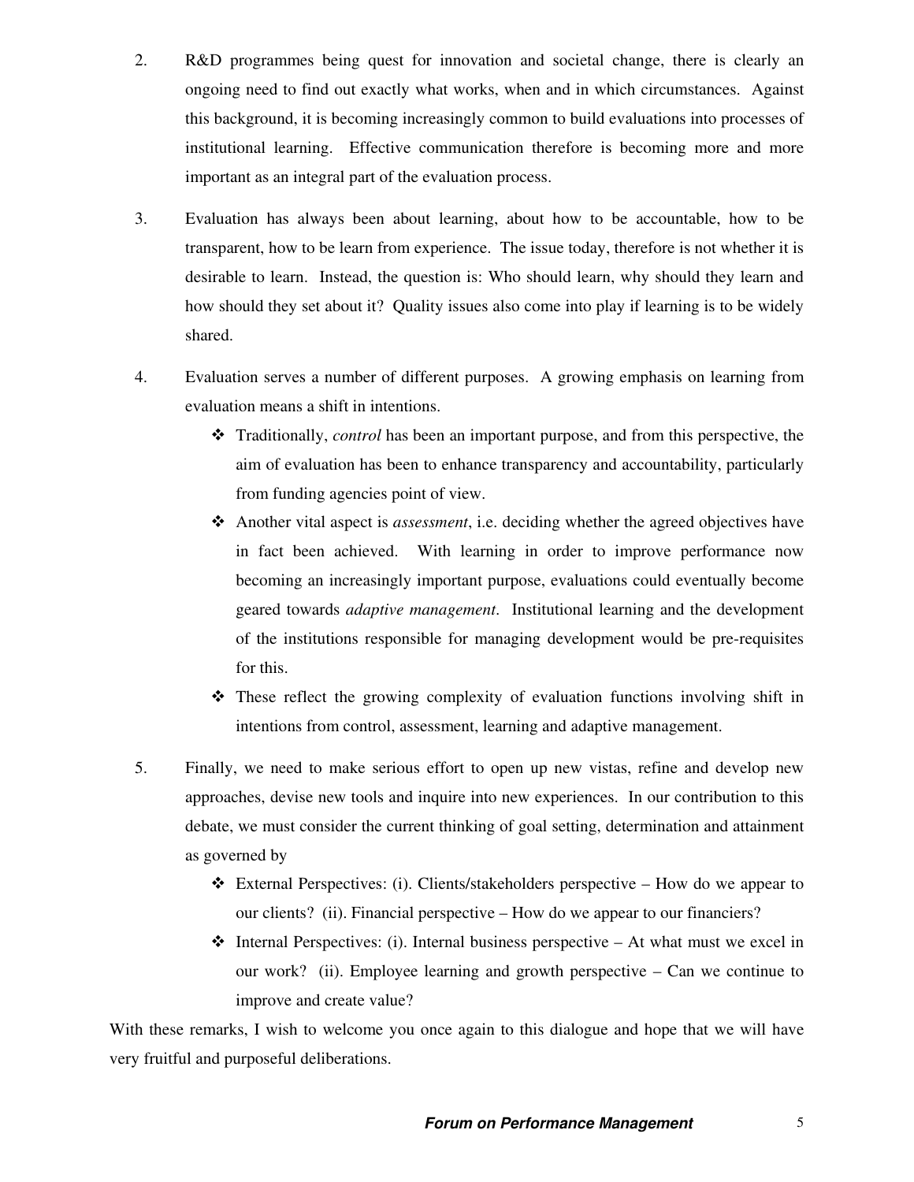2. R&D programmes being quest for innovation and societal change, there is clearly an ongoing need to find out exactly what works, when and in which circumstances. Against this background, it is becoming increasingly common to build evaluations into processes of institutional learning. Effective communication therefore is becoming more and more important as an integral part of the evaluation process.

3. Evaluation has always been about learning, about how to be accountable, how to be transparent, how to be learn from experience. The issue today, therefore is not whether it is desirable to learn. Instead, the question is: Who should learn, why should they learn and how should they set about it? Quality issues also come into play if learning is to be widely shared.

4. Evaluation serves a number of different purposes. A growing emphasis on learning from evaluation means a shift in intentions.

   - Traditionally, *control* has been an important purpose, and from this perspective, the aim of evaluation has been to enhance transparency and accountability, particularly from funding agencies point of view.
   - Another vital aspect is *assessment*, i.e. deciding whether the agreed objectives have in fact been achieved. With learning in order to improve performance now becoming an increasingly important purpose, evaluations could eventually become geared towards *adaptive management*. Institutional learning and the development of the institutions responsible for managing development would be pre-requisites for this.
   - These reflect the growing complexity of evaluation functions involving shift in intentions from control, assessment, learning and adaptive management.

5. Finally, we need to make serious effort to open up new vistas, refine and develop new approaches, devise new tools and inquire into new experiences. In our contribution to this debate, we must consider the current thinking of goal setting, determination and attainment as governed by

   - External Perspectives: (i). Clients/stakeholders perspective – How do we appear to our clients? (ii). Financial perspective – How do we appear to our financiers?
   - Internal Perspectives: (i). Internal business perspective – At what must we excel in our work? (ii). Employee learning and growth perspective – Can we continue to improve and create value?

With these remarks, I wish to welcome you once again to this dialogue and hope that we will have very fruitful and purposeful deliberations.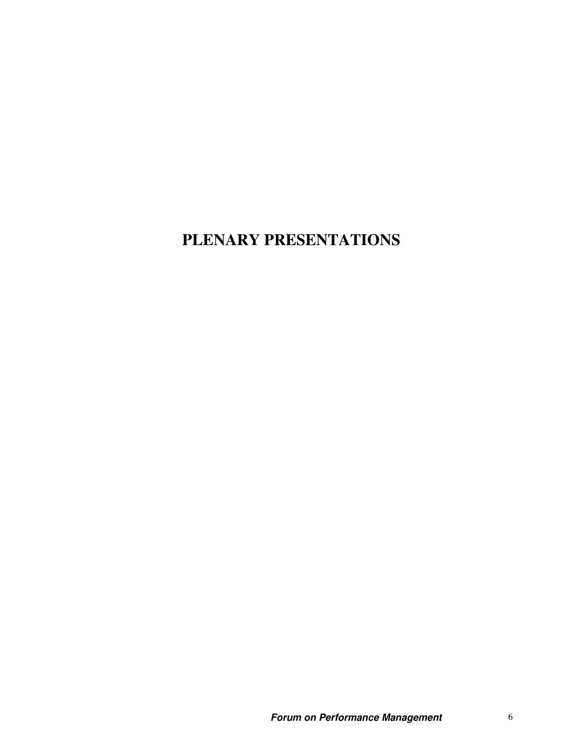# PLENARY PRESENTATIONS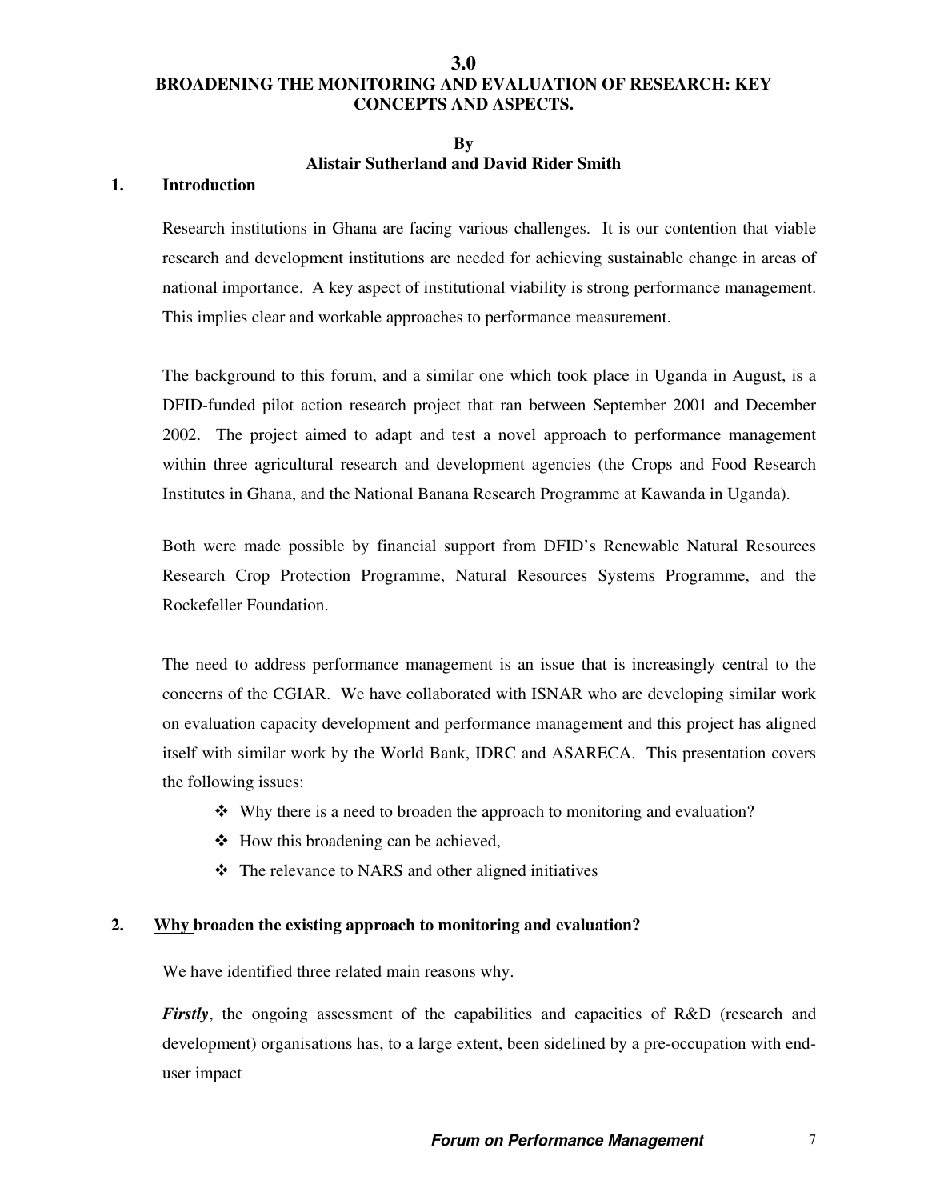# 3.0
# BROADENING THE MONITORING AND EVALUATION OF RESEARCH: KEY CONCEPTS AND ASPECTS.

**By**
**Alistair Sutherland and David Rider Smith**

## 1. Introduction

Research institutions in Ghana are facing various challenges. It is our contention that viable research and development institutions are needed for achieving sustainable change in areas of national importance. A key aspect of institutional viability is strong performance management. This implies clear and workable approaches to performance measurement.

The background to this forum, and a similar one which took place in Uganda in August, is a DFID-funded pilot action research project that ran between September 2001 and December 2002. The project aimed to adapt and test a novel approach to performance management within three agricultural research and development agencies (the Crops and Food Research Institutes in Ghana, and the National Banana Research Programme at Kawanda in Uganda).

Both were made possible by financial support from DFID's Renewable Natural Resources Research Crop Protection Programme, Natural Resources Systems Programme, and the Rockefeller Foundation.

The need to address performance management is an issue that is increasingly central to the concerns of the CGIAR. We have collaborated with ISNAR who are developing similar work on evaluation capacity development and performance management and this project has aligned itself with similar work by the World Bank, IDRC and ASARECA. This presentation covers the following issues:

- Why there is a need to broaden the approach to monitoring and evaluation?
- How this broadening can be achieved,
- The relevance to NARS and other aligned initiatives

## 2. Why broaden the existing approach to monitoring and evaluation?

We have identified three related main reasons why.

***Firstly***, the ongoing assessment of the capabilities and capacities of R&D (research and development) organisations has, to a large extent, been sidelined by a pre-occupation with end-user impact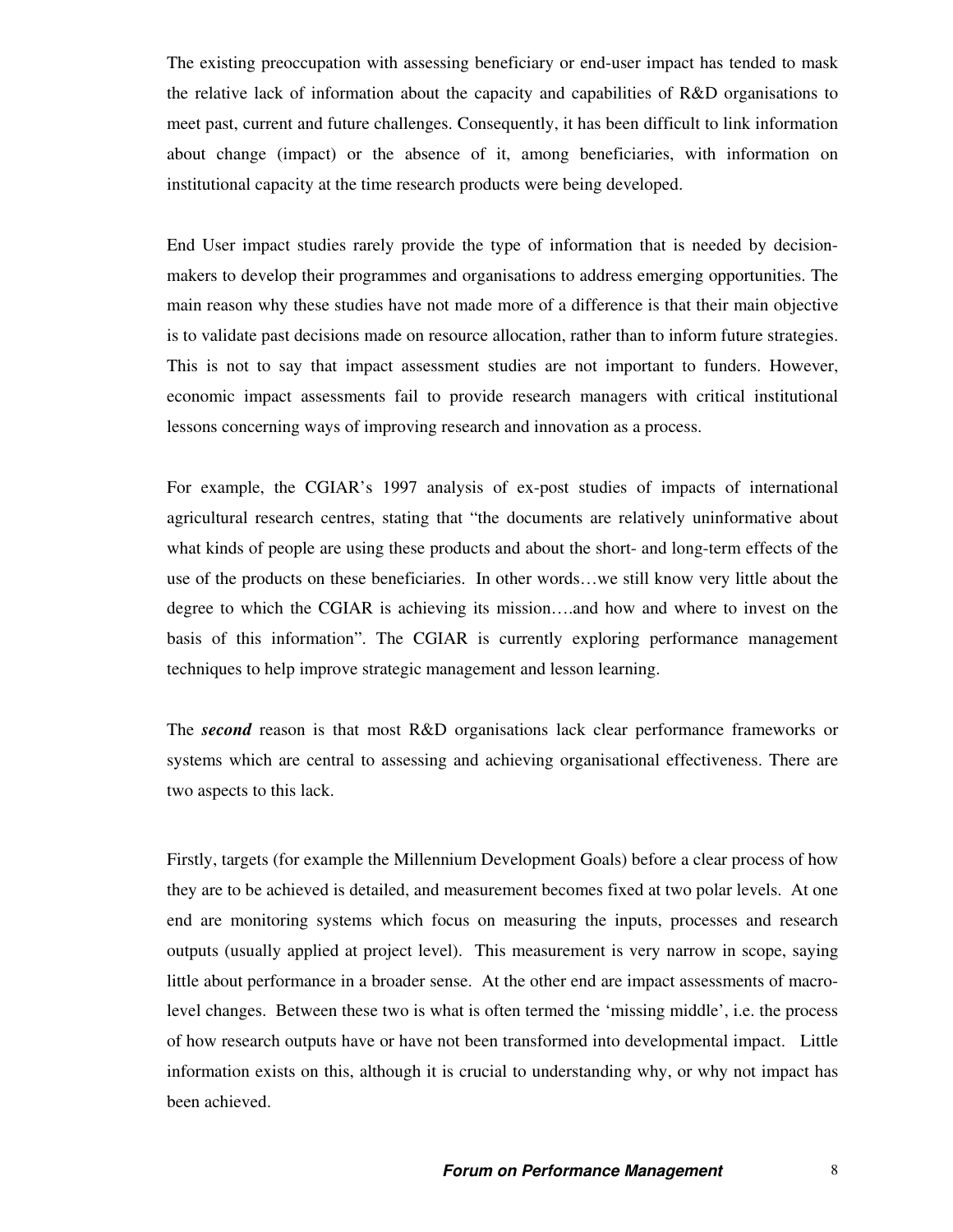The existing preoccupation with assessing beneficiary or end-user impact has tended to mask the relative lack of information about the capacity and capabilities of R&D organisations to meet past, current and future challenges. Consequently, it has been difficult to link information about change (impact) or the absence of it, among beneficiaries, with information on institutional capacity at the time research products were being developed.

End User impact studies rarely provide the type of information that is needed by decision-makers to develop their programmes and organisations to address emerging opportunities. The main reason why these studies have not made more of a difference is that their main objective is to validate past decisions made on resource allocation, rather than to inform future strategies. This is not to say that impact assessment studies are not important to funders. However, economic impact assessments fail to provide research managers with critical institutional lessons concerning ways of improving research and innovation as a process.

For example, the CGIAR's 1997 analysis of ex-post studies of impacts of international agricultural research centres, stating that "the documents are relatively uninformative about what kinds of people are using these products and about the short- and long-term effects of the use of the products on these beneficiaries. In other words…we still know very little about the degree to which the CGIAR is achieving its mission….and how and where to invest on the basis of this information". The CGIAR is currently exploring performance management techniques to help improve strategic management and lesson learning.

The ***second*** reason is that most R&D organisations lack clear performance frameworks or systems which are central to assessing and achieving organisational effectiveness. There are two aspects to this lack.

Firstly, targets (for example the Millennium Development Goals) before a clear process of how they are to be achieved is detailed, and measurement becomes fixed at two polar levels. At one end are monitoring systems which focus on measuring the inputs, processes and research outputs (usually applied at project level). This measurement is very narrow in scope, saying little about performance in a broader sense. At the other end are impact assessments of macro-level changes. Between these two is what is often termed the 'missing middle', i.e. the process of how research outputs have or have not been transformed into developmental impact. Little information exists on this, although it is crucial to understanding why, or why not impact has been achieved.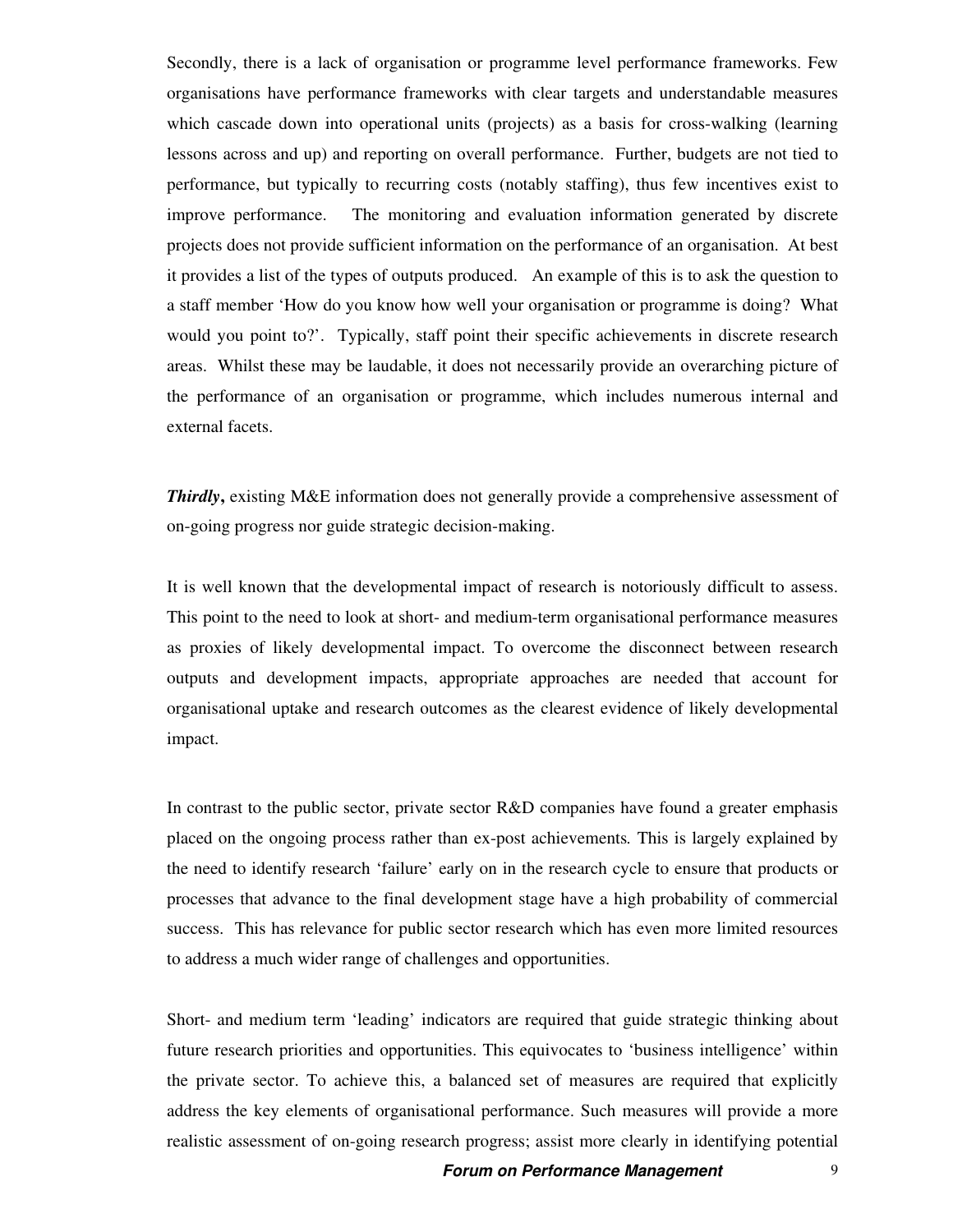Secondly, there is a lack of organisation or programme level performance frameworks. Few organisations have performance frameworks with clear targets and understandable measures which cascade down into operational units (projects) as a basis for cross-walking (learning lessons across and up) and reporting on overall performance. Further, budgets are not tied to performance, but typically to recurring costs (notably staffing), thus few incentives exist to improve performance. The monitoring and evaluation information generated by discrete projects does not provide sufficient information on the performance of an organisation. At best it provides a list of the types of outputs produced. An example of this is to ask the question to a staff member 'How do you know how well your organisation or programme is doing? What would you point to?'. Typically, staff point their specific achievements in discrete research areas. Whilst these may be laudable, it does not necessarily provide an overarching picture of the performance of an organisation or programme, which includes numerous internal and external facets.

***Thirdly*,** existing M&E information does not generally provide a comprehensive assessment of on-going progress nor guide strategic decision-making.

It is well known that the developmental impact of research is notoriously difficult to assess. This point to the need to look at short- and medium-term organisational performance measures as proxies of likely developmental impact. To overcome the disconnect between research outputs and development impacts, appropriate approaches are needed that account for organisational uptake and research outcomes as the clearest evidence of likely developmental impact.

In contrast to the public sector, private sector R&D companies have found a greater emphasis placed on the ongoing process rather than ex-post achievements. This is largely explained by the need to identify research 'failure' early on in the research cycle to ensure that products or processes that advance to the final development stage have a high probability of commercial success. This has relevance for public sector research which has even more limited resources to address a much wider range of challenges and opportunities.

Short- and medium term 'leading' indicators are required that guide strategic thinking about future research priorities and opportunities. This equivocates to 'business intelligence' within the private sector. To achieve this, a balanced set of measures are required that explicitly address the key elements of organisational performance. Such measures will provide a more realistic assessment of on-going research progress; assist more clearly in identifying potential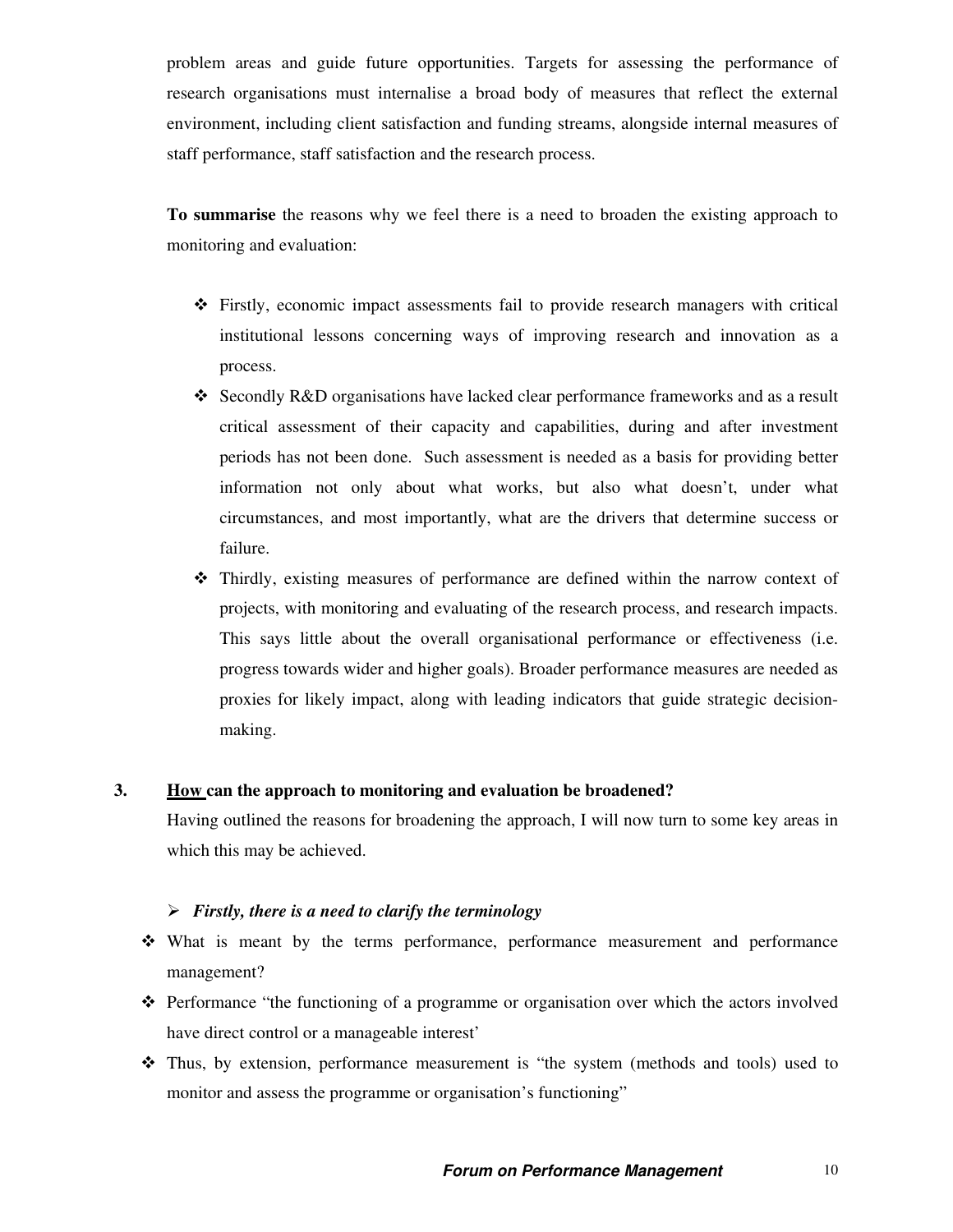problem areas and guide future opportunities. Targets for assessing the performance of research organisations must internalise a broad body of measures that reflect the external environment, including client satisfaction and funding streams, alongside internal measures of staff performance, staff satisfaction and the research process.

**To summarise** the reasons why we feel there is a need to broaden the existing approach to monitoring and evaluation:

- Firstly, economic impact assessments fail to provide research managers with critical institutional lessons concerning ways of improving research and innovation as a process.
- Secondly R&D organisations have lacked clear performance frameworks and as a result critical assessment of their capacity and capabilities, during and after investment periods has not been done. Such assessment is needed as a basis for providing better information not only about what works, but also what doesn't, under what circumstances, and most importantly, what are the drivers that determine success or failure.
- Thirdly, existing measures of performance are defined within the narrow context of projects, with monitoring and evaluating of the research process, and research impacts. This says little about the overall organisational performance or effectiveness (i.e. progress towards wider and higher goals). Broader performance measures are needed as proxies for likely impact, along with leading indicators that guide strategic decision-making.

## 3. How can the approach to monitoring and evaluation be broadened?

Having outlined the reasons for broadening the approach, I will now turn to some key areas in which this may be achieved.

- ***Firstly, there is a need to clarify the terminology***

- What is meant by the terms performance, performance measurement and performance management?
- Performance "the functioning of a programme or organisation over which the actors involved have direct control or a manageable interest'
- Thus, by extension, performance measurement is "the system (methods and tools) used to monitor and assess the programme or organisation's functioning"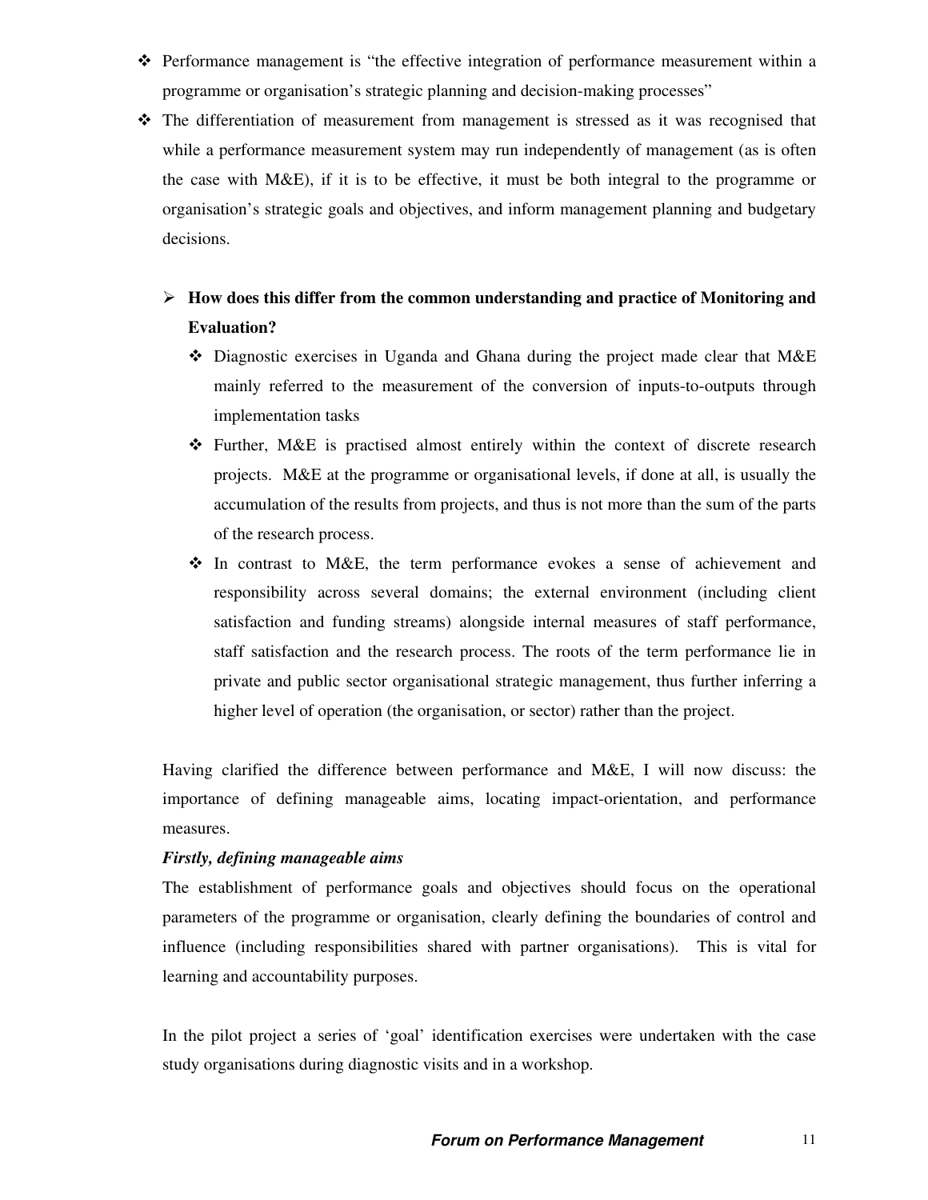- Performance management is "the effective integration of performance measurement within a programme or organisation's strategic planning and decision-making processes"
- The differentiation of measurement from management is stressed as it was recognised that while a performance measurement system may run independently of management (as is often the case with M&E), if it is to be effective, it must be both integral to the programme or organisation's strategic goals and objectives, and inform management planning and budgetary decisions.

  - **How does this differ from the common understanding and practice of Monitoring and Evaluation?**
    - Diagnostic exercises in Uganda and Ghana during the project made clear that M&E mainly referred to the measurement of the conversion of inputs-to-outputs through implementation tasks
    - Further, M&E is practised almost entirely within the context of discrete research projects. M&E at the programme or organisational levels, if done at all, is usually the accumulation of the results from projects, and thus is not more than the sum of the parts of the research process.
    - In contrast to M&E, the term performance evokes a sense of achievement and responsibility across several domains; the external environment (including client satisfaction and funding streams) alongside internal measures of staff performance, staff satisfaction and the research process. The roots of the term performance lie in private and public sector organisational strategic management, thus further inferring a higher level of operation (the organisation, or sector) rather than the project.

Having clarified the difference between performance and M&E, I will now discuss: the importance of defining manageable aims, locating impact-orientation, and performance measures.

***Firstly, defining manageable aims***

The establishment of performance goals and objectives should focus on the operational parameters of the programme or organisation, clearly defining the boundaries of control and influence (including responsibilities shared with partner organisations). This is vital for learning and accountability purposes.

In the pilot project a series of 'goal' identification exercises were undertaken with the case study organisations during diagnostic visits and in a workshop.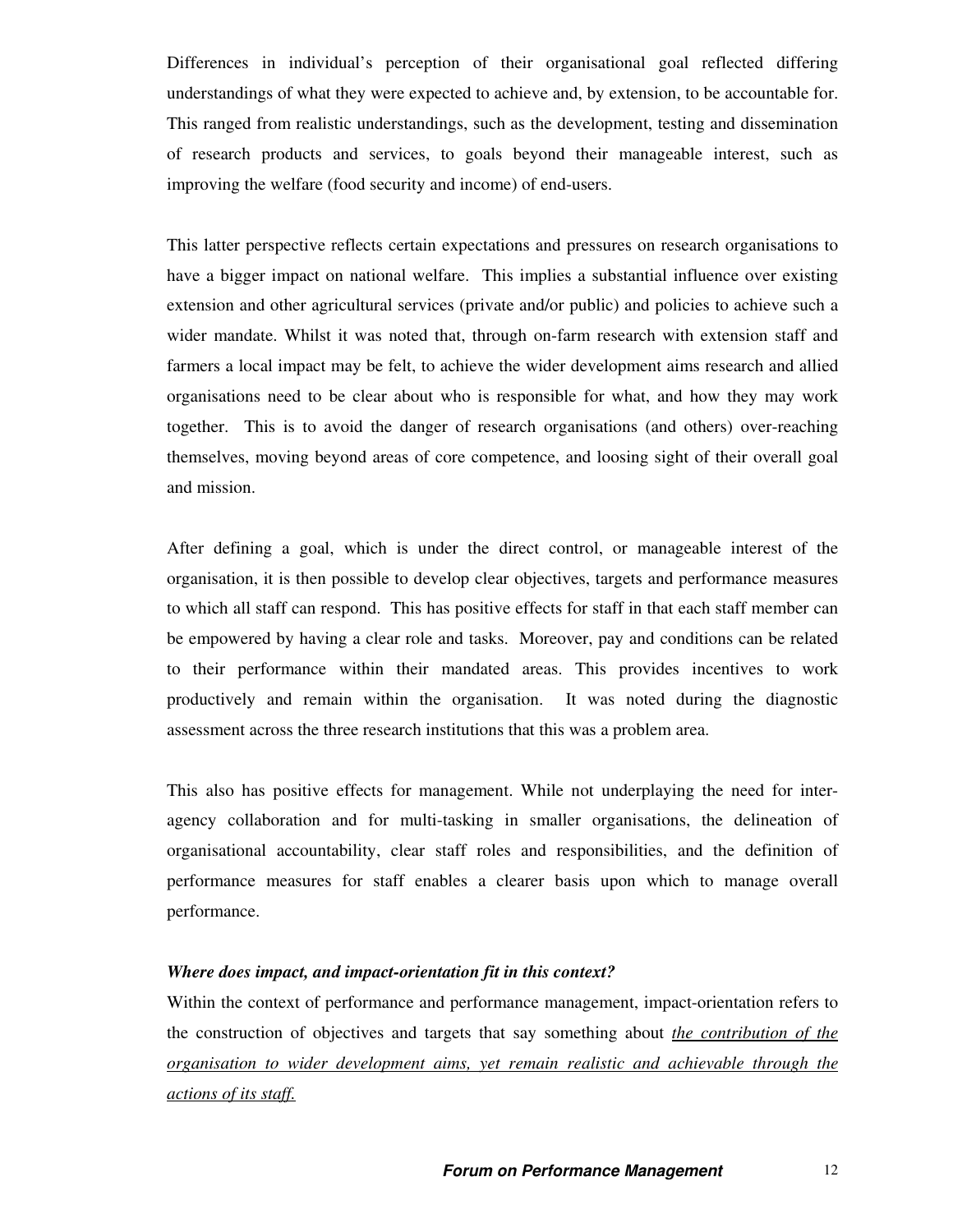Differences in individual's perception of their organisational goal reflected differing understandings of what they were expected to achieve and, by extension, to be accountable for. This ranged from realistic understandings, such as the development, testing and dissemination of research products and services, to goals beyond their manageable interest, such as improving the welfare (food security and income) of end-users.

This latter perspective reflects certain expectations and pressures on research organisations to have a bigger impact on national welfare. This implies a substantial influence over existing extension and other agricultural services (private and/or public) and policies to achieve such a wider mandate. Whilst it was noted that, through on-farm research with extension staff and farmers a local impact may be felt, to achieve the wider development aims research and allied organisations need to be clear about who is responsible for what, and how they may work together. This is to avoid the danger of research organisations (and others) over-reaching themselves, moving beyond areas of core competence, and loosing sight of their overall goal and mission.

After defining a goal, which is under the direct control, or manageable interest of the organisation, it is then possible to develop clear objectives, targets and performance measures to which all staff can respond. This has positive effects for staff in that each staff member can be empowered by having a clear role and tasks. Moreover, pay and conditions can be related to their performance within their mandated areas. This provides incentives to work productively and remain within the organisation. It was noted during the diagnostic assessment across the three research institutions that this was a problem area.

This also has positive effects for management. While not underplaying the need for inter-agency collaboration and for multi-tasking in smaller organisations, the delineation of organisational accountability, clear staff roles and responsibilities, and the definition of performance measures for staff enables a clearer basis upon which to manage overall performance.

***Where does impact, and impact-orientation fit in this context?***

Within the context of performance and performance management, impact-orientation refers to the construction of objectives and targets that say something about *the contribution of the organisation to wider development aims, yet remain realistic and achievable through the actions of its staff.*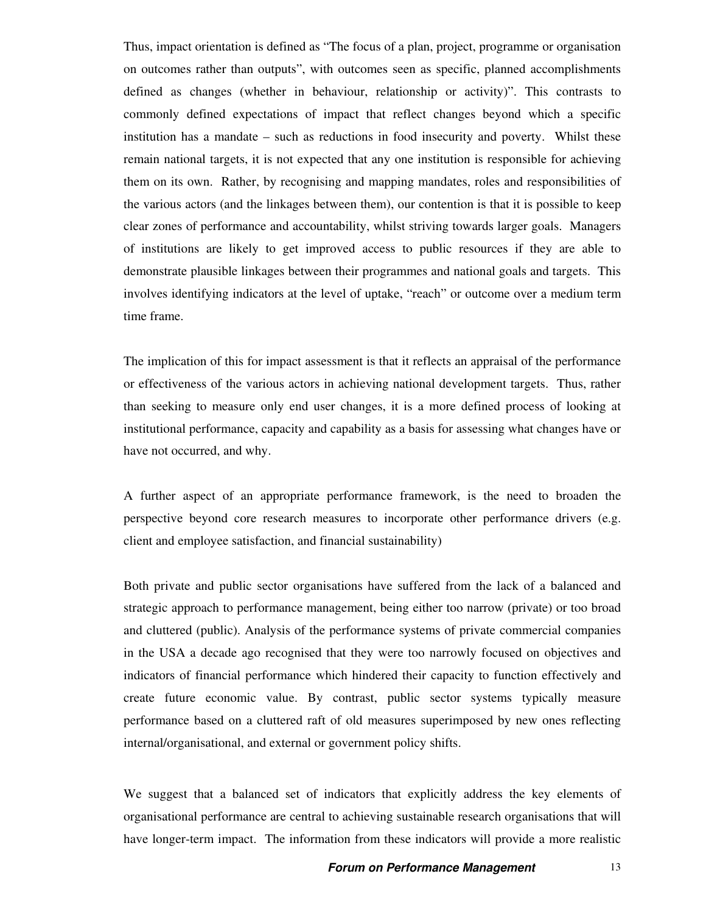Thus, impact orientation is defined as "The focus of a plan, project, programme or organisation on outcomes rather than outputs", with outcomes seen as specific, planned accomplishments defined as changes (whether in behaviour, relationship or activity)". This contrasts to commonly defined expectations of impact that reflect changes beyond which a specific institution has a mandate – such as reductions in food insecurity and poverty. Whilst these remain national targets, it is not expected that any one institution is responsible for achieving them on its own. Rather, by recognising and mapping mandates, roles and responsibilities of the various actors (and the linkages between them), our contention is that it is possible to keep clear zones of performance and accountability, whilst striving towards larger goals. Managers of institutions are likely to get improved access to public resources if they are able to demonstrate plausible linkages between their programmes and national goals and targets. This involves identifying indicators at the level of uptake, "reach" or outcome over a medium term time frame.

The implication of this for impact assessment is that it reflects an appraisal of the performance or effectiveness of the various actors in achieving national development targets. Thus, rather than seeking to measure only end user changes, it is a more defined process of looking at institutional performance, capacity and capability as a basis for assessing what changes have or have not occurred, and why.

A further aspect of an appropriate performance framework, is the need to broaden the perspective beyond core research measures to incorporate other performance drivers (e.g. client and employee satisfaction, and financial sustainability)

Both private and public sector organisations have suffered from the lack of a balanced and strategic approach to performance management, being either too narrow (private) or too broad and cluttered (public). Analysis of the performance systems of private commercial companies in the USA a decade ago recognised that they were too narrowly focused on objectives and indicators of financial performance which hindered their capacity to function effectively and create future economic value. By contrast, public sector systems typically measure performance based on a cluttered raft of old measures superimposed by new ones reflecting internal/organisational, and external or government policy shifts.

We suggest that a balanced set of indicators that explicitly address the key elements of organisational performance are central to achieving sustainable research organisations that will have longer-term impact. The information from these indicators will provide a more realistic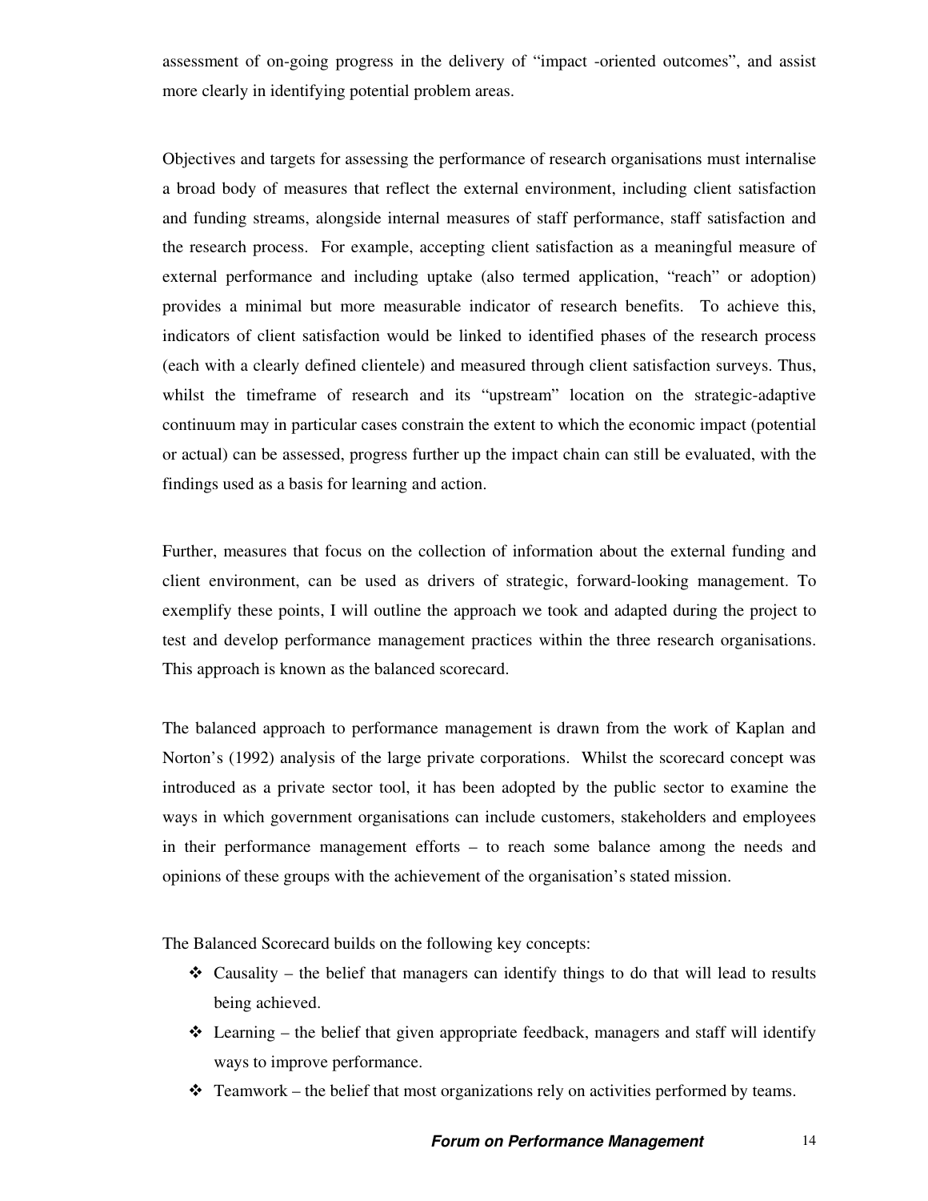assessment of on-going progress in the delivery of "impact -oriented outcomes", and assist more clearly in identifying potential problem areas.

Objectives and targets for assessing the performance of research organisations must internalise a broad body of measures that reflect the external environment, including client satisfaction and funding streams, alongside internal measures of staff performance, staff satisfaction and the research process. For example, accepting client satisfaction as a meaningful measure of external performance and including uptake (also termed application, "reach" or adoption) provides a minimal but more measurable indicator of research benefits. To achieve this, indicators of client satisfaction would be linked to identified phases of the research process (each with a clearly defined clientele) and measured through client satisfaction surveys. Thus, whilst the timeframe of research and its "upstream" location on the strategic-adaptive continuum may in particular cases constrain the extent to which the economic impact (potential or actual) can be assessed, progress further up the impact chain can still be evaluated, with the findings used as a basis for learning and action.

Further, measures that focus on the collection of information about the external funding and client environment, can be used as drivers of strategic, forward-looking management. To exemplify these points, I will outline the approach we took and adapted during the project to test and develop performance management practices within the three research organisations. This approach is known as the balanced scorecard.

The balanced approach to performance management is drawn from the work of Kaplan and Norton's (1992) analysis of the large private corporations. Whilst the scorecard concept was introduced as a private sector tool, it has been adopted by the public sector to examine the ways in which government organisations can include customers, stakeholders and employees in their performance management efforts – to reach some balance among the needs and opinions of these groups with the achievement of the organisation's stated mission.

The Balanced Scorecard builds on the following key concepts:

- Causality – the belief that managers can identify things to do that will lead to results being achieved.
- Learning – the belief that given appropriate feedback, managers and staff will identify ways to improve performance.
- Teamwork – the belief that most organizations rely on activities performed by teams.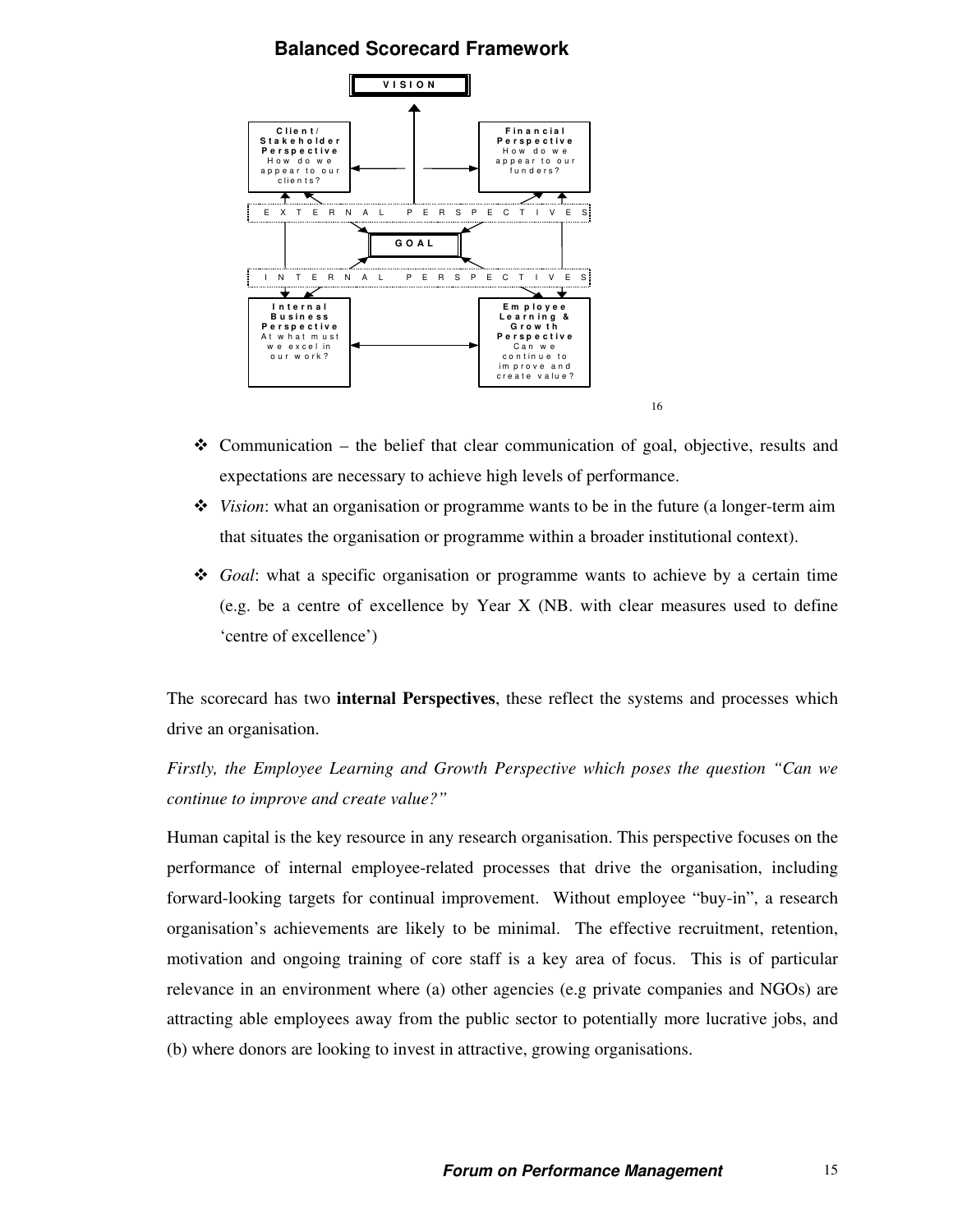**Balanced Scorecard Framework**

VISION

**Client / Stakeholder Perspective**
How do we appear to our clients?

**Financial Perspective**
How do we appear to our funders?

EXTERNAL PERSPECTIVES

GOAL

INTERNAL PERSPECTIVES

**Internal Business Perspective**
At what must we excel in our work?

**Employee Learning & Growth Perspective**
Can we continue to improve and create value?

[16]

- Communication – the belief that clear communication of goal, objective, results and expectations are necessary to achieve high levels of performance.
- *Vision*: what an organisation or programme wants to be in the future (a longer-term aim that situates the organisation or programme within a broader institutional context).
- *Goal*: what a specific organisation or programme wants to achieve by a certain time (e.g. be a centre of excellence by Year X (NB. with clear measures used to define 'centre of excellence')

The scorecard has two **internal Perspectives**, these reflect the systems and processes which drive an organisation.

*Firstly, the Employee Learning and Growth Perspective which poses the question "Can we continue to improve and create value?"*

Human capital is the key resource in any research organisation. This perspective focuses on the performance of internal employee-related processes that drive the organisation, including forward-looking targets for continual improvement. Without employee "buy-in", a research organisation's achievements are likely to be minimal. The effective recruitment, retention, motivation and ongoing training of core staff is a key area of focus. This is of particular relevance in an environment where (a) other agencies (e.g private companies and NGOs) are attracting able employees away from the public sector to potentially more lucrative jobs, and (b) where donors are looking to invest in attractive, growing organisations.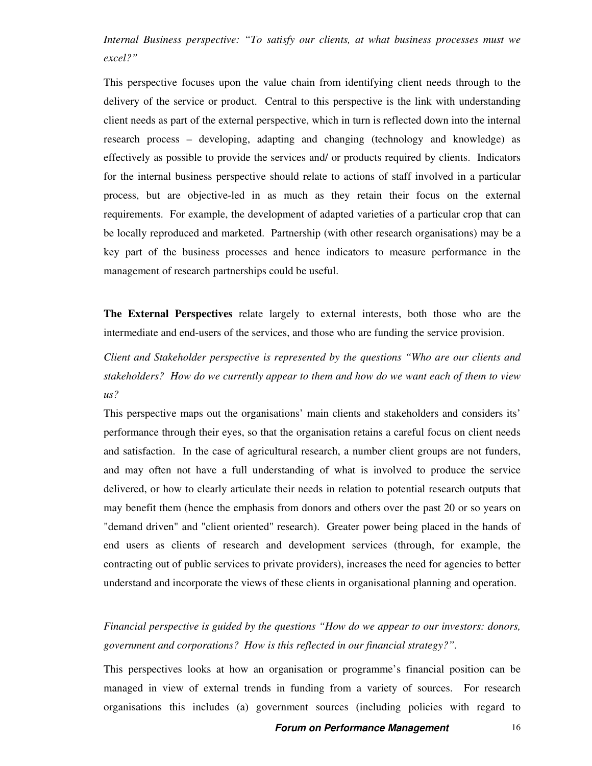*Internal Business perspective: "To satisfy our clients, at what business processes must we excel?"*

This perspective focuses upon the value chain from identifying client needs through to the delivery of the service or product. Central to this perspective is the link with understanding client needs as part of the external perspective, which in turn is reflected down into the internal research process – developing, adapting and changing (technology and knowledge) as effectively as possible to provide the services and/ or products required by clients. Indicators for the internal business perspective should relate to actions of staff involved in a particular process, but are objective-led in as much as they retain their focus on the external requirements. For example, the development of adapted varieties of a particular crop that can be locally reproduced and marketed. Partnership (with other research organisations) may be a key part of the business processes and hence indicators to measure performance in the management of research partnerships could be useful.

**The External Perspectives** relate largely to external interests, both those who are the intermediate and end-users of the services, and those who are funding the service provision.

*Client and Stakeholder perspective is represented by the questions "Who are our clients and stakeholders? How do we currently appear to them and how do we want each of them to view us?*

This perspective maps out the organisations' main clients and stakeholders and considers its' performance through their eyes, so that the organisation retains a careful focus on client needs and satisfaction. In the case of agricultural research, a number client groups are not funders, and may often not have a full understanding of what is involved to produce the service delivered, or how to clearly articulate their needs in relation to potential research outputs that may benefit them (hence the emphasis from donors and others over the past 20 or so years on "demand driven" and "client oriented" research). Greater power being placed in the hands of end users as clients of research and development services (through, for example, the contracting out of public services to private providers), increases the need for agencies to better understand and incorporate the views of these clients in organisational planning and operation.

*Financial perspective is guided by the questions "How do we appear to our investors: donors, government and corporations? How is this reflected in our financial strategy?".*

This perspectives looks at how an organisation or programme's financial position can be managed in view of external trends in funding from a variety of sources. For research organisations this includes (a) government sources (including policies with regard to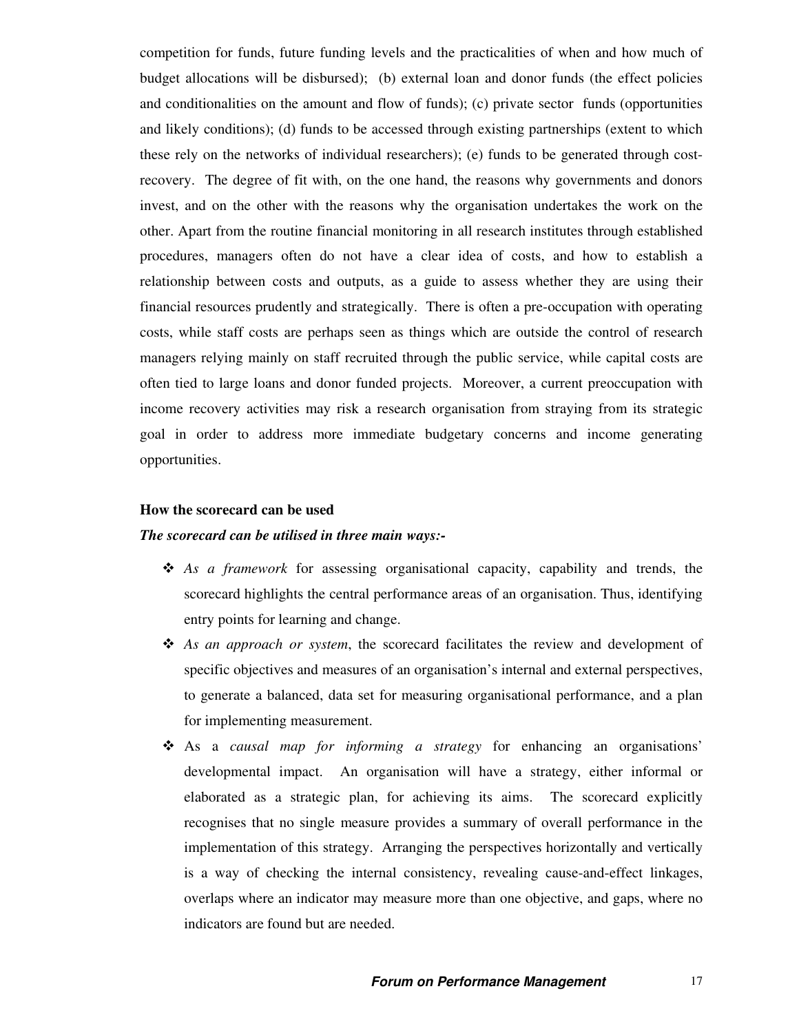competition for funds, future funding levels and the practicalities of when and how much of budget allocations will be disbursed); (b) external loan and donor funds (the effect policies and conditionalities on the amount and flow of funds); (c) private sector funds (opportunities and likely conditions); (d) funds to be accessed through existing partnerships (extent to which these rely on the networks of individual researchers); (e) funds to be generated through cost-recovery. The degree of fit with, on the one hand, the reasons why governments and donors invest, and on the other with the reasons why the organisation undertakes the work on the other. Apart from the routine financial monitoring in all research institutes through established procedures, managers often do not have a clear idea of costs, and how to establish a relationship between costs and outputs, as a guide to assess whether they are using their financial resources prudently and strategically. There is often a pre-occupation with operating costs, while staff costs are perhaps seen as things which are outside the control of research managers relying mainly on staff recruited through the public service, while capital costs are often tied to large loans and donor funded projects. Moreover, a current preoccupation with income recovery activities may risk a research organisation from straying from its strategic goal in order to address more immediate budgetary concerns and income generating opportunities.

**How the scorecard can be used**

***The scorecard can be utilised in three main ways:-***

- *As a framework* for assessing organisational capacity, capability and trends, the scorecard highlights the central performance areas of an organisation. Thus, identifying entry points for learning and change.
- *As an approach or system*, the scorecard facilitates the review and development of specific objectives and measures of an organisation's internal and external perspectives, to generate a balanced, data set for measuring organisational performance, and a plan for implementing measurement.
- As a *causal map for informing a strategy* for enhancing an organisations' developmental impact. An organisation will have a strategy, either informal or elaborated as a strategic plan, for achieving its aims. The scorecard explicitly recognises that no single measure provides a summary of overall performance in the implementation of this strategy. Arranging the perspectives horizontally and vertically is a way of checking the internal consistency, revealing cause-and-effect linkages, overlaps where an indicator may measure more than one objective, and gaps, where no indicators are found but are needed.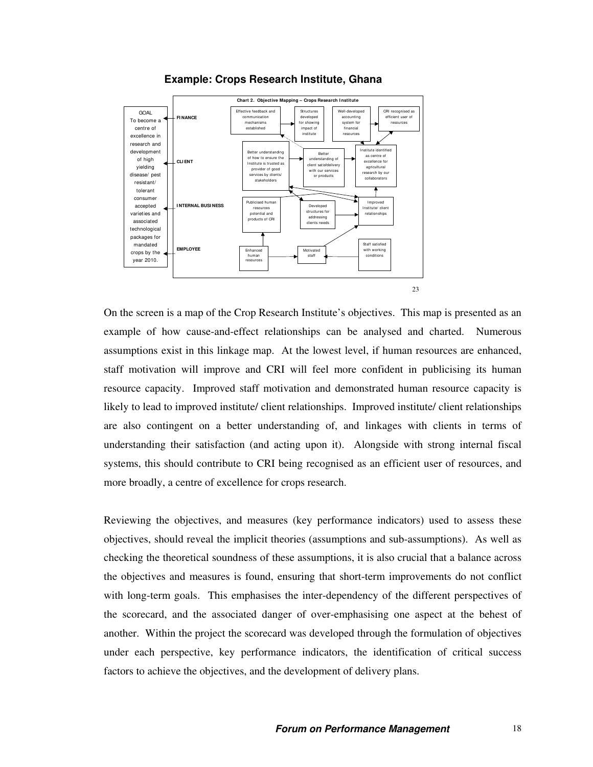**Example: Crops Research Institute, Ghana**

Chart 2. Objective Mapping – Crops Research Institute

GOAL
To become a centre of excellence in research and development of high yielding disease/ pest resistant/ tolerant consumer accepted varieties and associated technological packages for mandated crops by the year 2010.

FINANCE: Effective feedback and communication mechanisms established; Structures developed for showing impact of institute; Well-developed accounting system for financial resources; CRI recognised as efficient user of resources

CLIENT: Better understanding of how to ensure the Institute is trusted as provider of good services by clients/ stakeholders; Better understanding of client satisfdelivery with our services or products; Institute identified as centre of excellence for agricultural research by our collaborators

INTERNAL BUSINESS: Publicised human resources potential and products of CRI; Developed structures for addressing clients needs; Improved Institute/ client relationships

EMPLOYEE: Enhanced human resources; Motivated staff; Staff satisfied with working conditions

23

On the screen is a map of the Crop Research Institute's objectives. This map is presented as an example of how cause-and-effect relationships can be analysed and charted. Numerous assumptions exist in this linkage map. At the lowest level, if human resources are enhanced, staff motivation will improve and CRI will feel more confident in publicising its human resource capacity. Improved staff motivation and demonstrated human resource capacity is likely to lead to improved institute/ client relationships. Improved institute/ client relationships are also contingent on a better understanding of, and linkages with clients in terms of understanding their satisfaction (and acting upon it). Alongside with strong internal fiscal systems, this should contribute to CRI being recognised as an efficient user of resources, and more broadly, a centre of excellence for crops research.

Reviewing the objectives, and measures (key performance indicators) used to assess these objectives, should reveal the implicit theories (assumptions and sub-assumptions). As well as checking the theoretical soundness of these assumptions, it is also crucial that a balance across the objectives and measures is found, ensuring that short-term improvements do not conflict with long-term goals. This emphasises the inter-dependency of the different perspectives of the scorecard, and the associated danger of over-emphasising one aspect at the behest of another. Within the project the scorecard was developed through the formulation of objectives under each perspective, key performance indicators, the identification of critical success factors to achieve the objectives, and the development of delivery plans.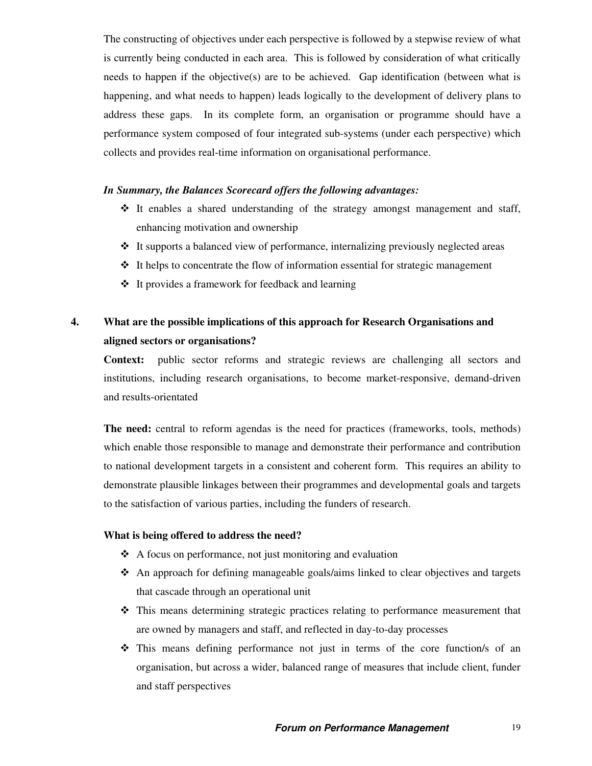The constructing of objectives under each perspective is followed by a stepwise review of what is currently being conducted in each area. This is followed by consideration of what critically needs to happen if the objective(s) are to be achieved. Gap identification (between what is happening, and what needs to happen) leads logically to the development of delivery plans to address these gaps. In its complete form, an organisation or programme should have a performance system composed of four integrated sub-systems (under each perspective) which collects and provides real-time information on organisational performance.

***In Summary, the Balances Scorecard offers the following advantages:***

- It enables a shared understanding of the strategy amongst management and staff, enhancing motivation and ownership
- It supports a balanced view of performance, internalizing previously neglected areas
- It helps to concentrate the flow of information essential for strategic management
- It provides a framework for feedback and learning

## 4. What are the possible implications of this approach for Research Organisations and aligned sectors or organisations?

**Context:** public sector reforms and strategic reviews are challenging all sectors and institutions, including research organisations, to become market-responsive, demand-driven and results-orientated

**The need:** central to reform agendas is the need for practices (frameworks, tools, methods) which enable those responsible to manage and demonstrate their performance and contribution to national development targets in a consistent and coherent form. This requires an ability to demonstrate plausible linkages between their programmes and developmental goals and targets to the satisfaction of various parties, including the funders of research.

**What is being offered to address the need?**

- A focus on performance, not just monitoring and evaluation
- An approach for defining manageable goals/aims linked to clear objectives and targets that cascade through an operational unit
- This means determining strategic practices relating to performance measurement that are owned by managers and staff, and reflected in day-to-day processes
- This means defining performance not just in terms of the core function/s of an organisation, but across a wider, balanced range of measures that include client, funder and staff perspectives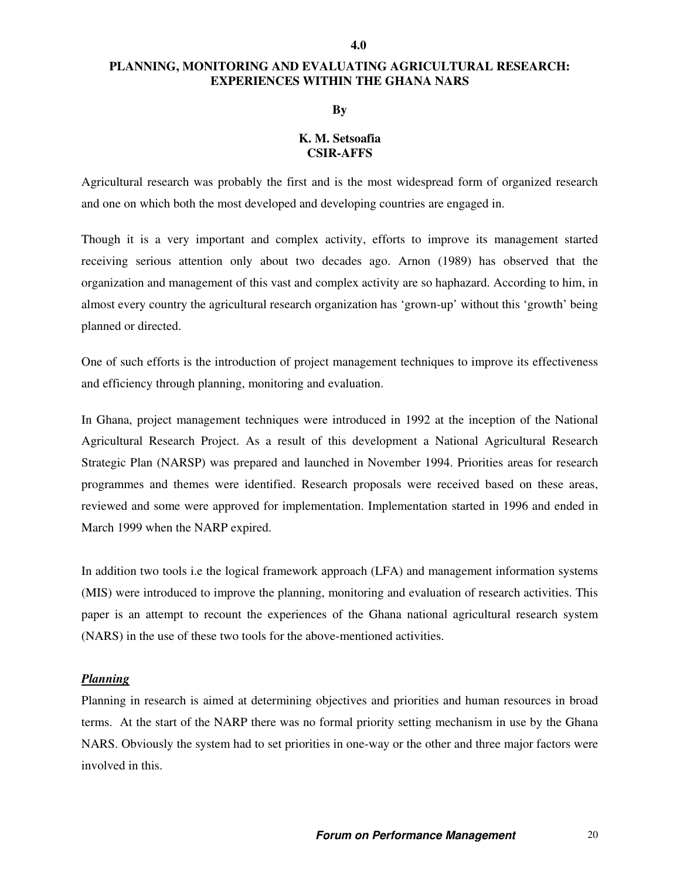# 4.0

## PLANNING, MONITORING AND EVALUATING AGRICULTURAL RESEARCH: EXPERIENCES WITHIN THE GHANA NARS

**By**

**K. M. Setsoafia**
**CSIR-AFFS**

Agricultural research was probably the first and is the most widespread form of organized research and one on which both the most developed and developing countries are engaged in.

Though it is a very important and complex activity, efforts to improve its management started receiving serious attention only about two decades ago. Arnon (1989) has observed that the organization and management of this vast and complex activity are so haphazard. According to him, in almost every country the agricultural research organization has 'grown-up' without this 'growth' being planned or directed.

One of such efforts is the introduction of project management techniques to improve its effectiveness and efficiency through planning, monitoring and evaluation.

In Ghana, project management techniques were introduced in 1992 at the inception of the National Agricultural Research Project. As a result of this development a National Agricultural Research Strategic Plan (NARSP) was prepared and launched in November 1994. Priorities areas for research programmes and themes were identified. Research proposals were received based on these areas, reviewed and some were approved for implementation. Implementation started in 1996 and ended in March 1999 when the NARP expired.

In addition two tools i.e the logical framework approach (LFA) and management information systems (MIS) were introduced to improve the planning, monitoring and evaluation of research activities. This paper is an attempt to recount the experiences of the Ghana national agricultural research system (NARS) in the use of these two tools for the above-mentioned activities.

### ***Planning***

Planning in research is aimed at determining objectives and priorities and human resources in broad terms. At the start of the NARP there was no formal priority setting mechanism in use by the Ghana NARS. Obviously the system had to set priorities in one-way or the other and three major factors were involved in this.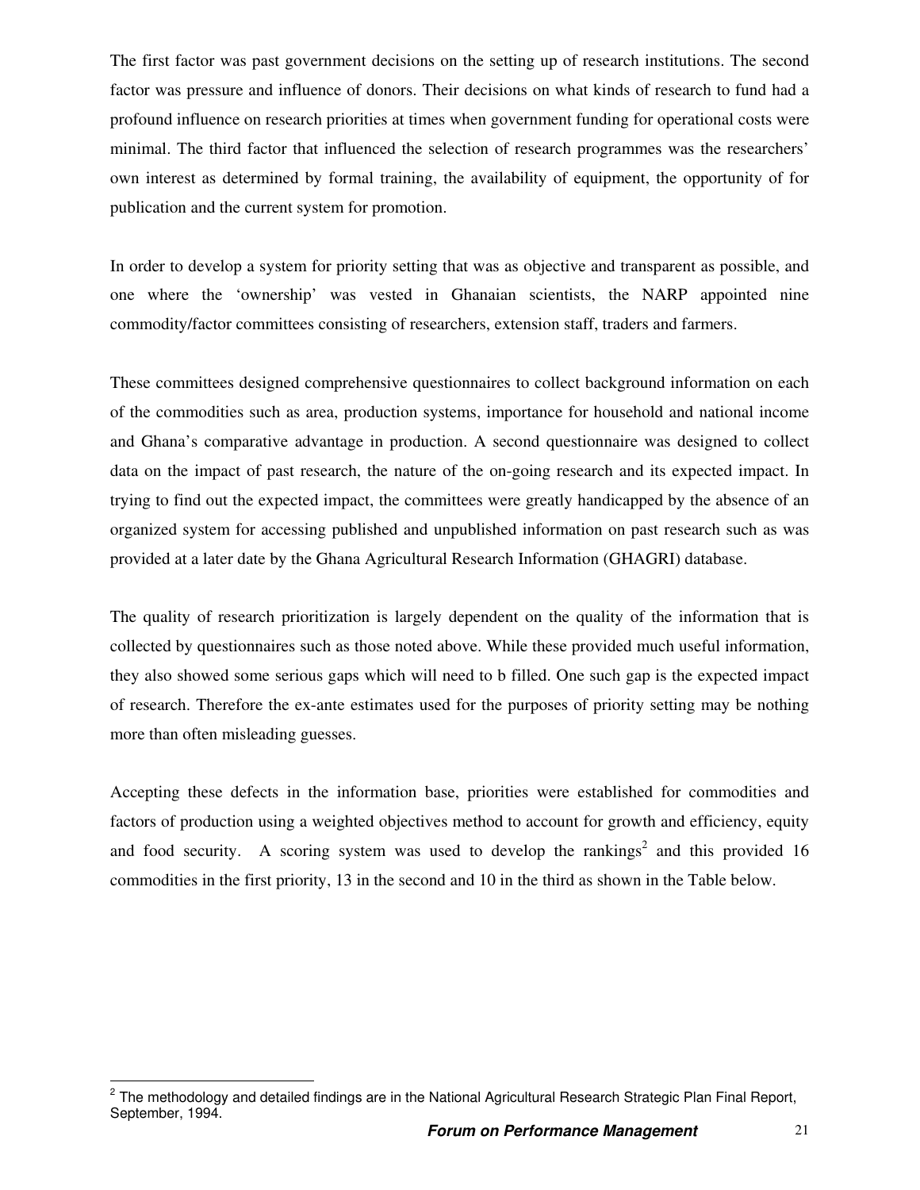The first factor was past government decisions on the setting up of research institutions. The second factor was pressure and influence of donors. Their decisions on what kinds of research to fund had a profound influence on research priorities at times when government funding for operational costs were minimal. The third factor that influenced the selection of research programmes was the researchers' own interest as determined by formal training, the availability of equipment, the opportunity of for publication and the current system for promotion.

In order to develop a system for priority setting that was as objective and transparent as possible, and one where the 'ownership' was vested in Ghanaian scientists, the NARP appointed nine commodity/factor committees consisting of researchers, extension staff, traders and farmers.

These committees designed comprehensive questionnaires to collect background information on each of the commodities such as area, production systems, importance for household and national income and Ghana's comparative advantage in production. A second questionnaire was designed to collect data on the impact of past research, the nature of the on-going research and its expected impact. In trying to find out the expected impact, the committees were greatly handicapped by the absence of an organized system for accessing published and unpublished information on past research such as was provided at a later date by the Ghana Agricultural Research Information (GHAGRI) database.

The quality of research prioritization is largely dependent on the quality of the information that is collected by questionnaires such as those noted above. While these provided much useful information, they also showed some serious gaps which will need to b filled. One such gap is the expected impact of research. Therefore the ex-ante estimates used for the purposes of priority setting may be nothing more than often misleading guesses.

Accepting these defects in the information base, priorities were established for commodities and factors of production using a weighted objectives method to account for growth and efficiency, equity and food security. A scoring system was used to develop the rankings[2] and this provided 16 commodities in the first priority, 13 in the second and 10 in the third as shown in the Table below.

[2] The methodology and detailed findings are in the National Agricultural Research Strategic Plan Final Report, September, 1994.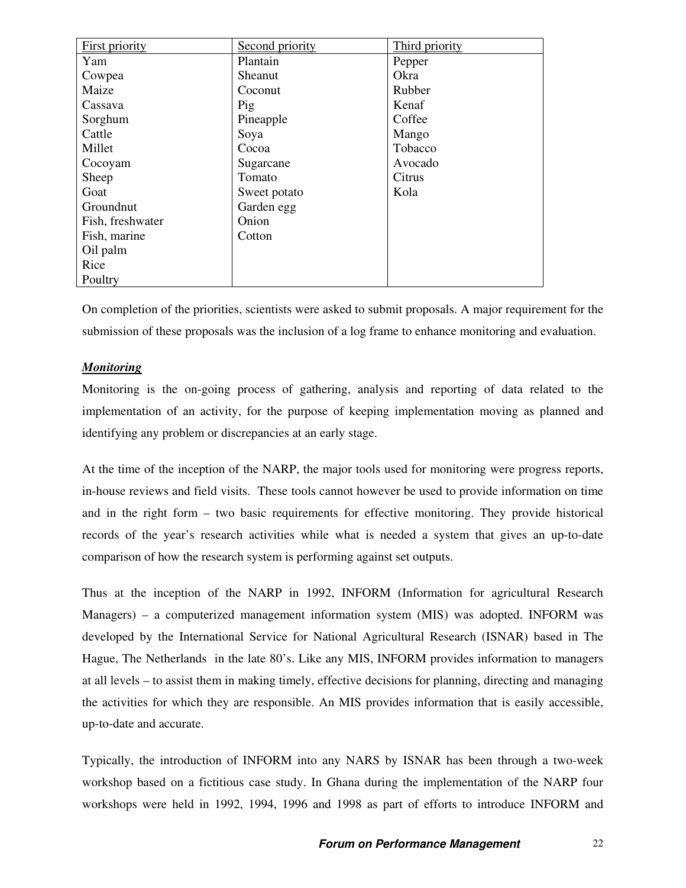| First priority | Second priority | Third priority |
|---|---|---|
| Yam | Plantain | Pepper |
| Cowpea | Sheanut | Okra |
| Maize | Coconut | Rubber |
| Cassava | Pig | Kenaf |
| Sorghum | Pineapple | Coffee |
| Cattle | Soya | Mango |
| Millet | Cocoa | Tobacco |
| Cocoyam | Sugarcane | Avocado |
| Sheep | Tomato | Citrus |
| Goat | Sweet potato | Kola |
| Groundnut | Garden egg | |
| Fish, freshwater | Onion | |
| Fish, marine | Cotton | |
| Oil palm | | |
| Rice | | |
| Poultry | | |

On completion of the priorities, scientists were asked to submit proposals. A major requirement for the submission of these proposals was the inclusion of a log frame to enhance monitoring and evaluation.

***Monitoring***

Monitoring is the on-going process of gathering, analysis and reporting of data related to the implementation of an activity, for the purpose of keeping implementation moving as planned and identifying any problem or discrepancies at an early stage.

At the time of the inception of the NARP, the major tools used for monitoring were progress reports, in-house reviews and field visits. These tools cannot however be used to provide information on time and in the right form – two basic requirements for effective monitoring. They provide historical records of the year's research activities while what is needed a system that gives an up-to-date comparison of how the research system is performing against set outputs.

Thus at the inception of the NARP in 1992, INFORM (Information for agricultural Research Managers) – a computerized management information system (MIS) was adopted. INFORM was developed by the International Service for National Agricultural Research (ISNAR) based in The Hague, The Netherlands in the late 80's. Like any MIS, INFORM provides information to managers at all levels – to assist them in making timely, effective decisions for planning, directing and managing the activities for which they are responsible. An MIS provides information that is easily accessible, up-to-date and accurate.

Typically, the introduction of INFORM into any NARS by ISNAR has been through a two-week workshop based on a fictitious case study. In Ghana during the implementation of the NARP four workshops were held in 1992, 1994, 1996 and 1998 as part of efforts to introduce INFORM and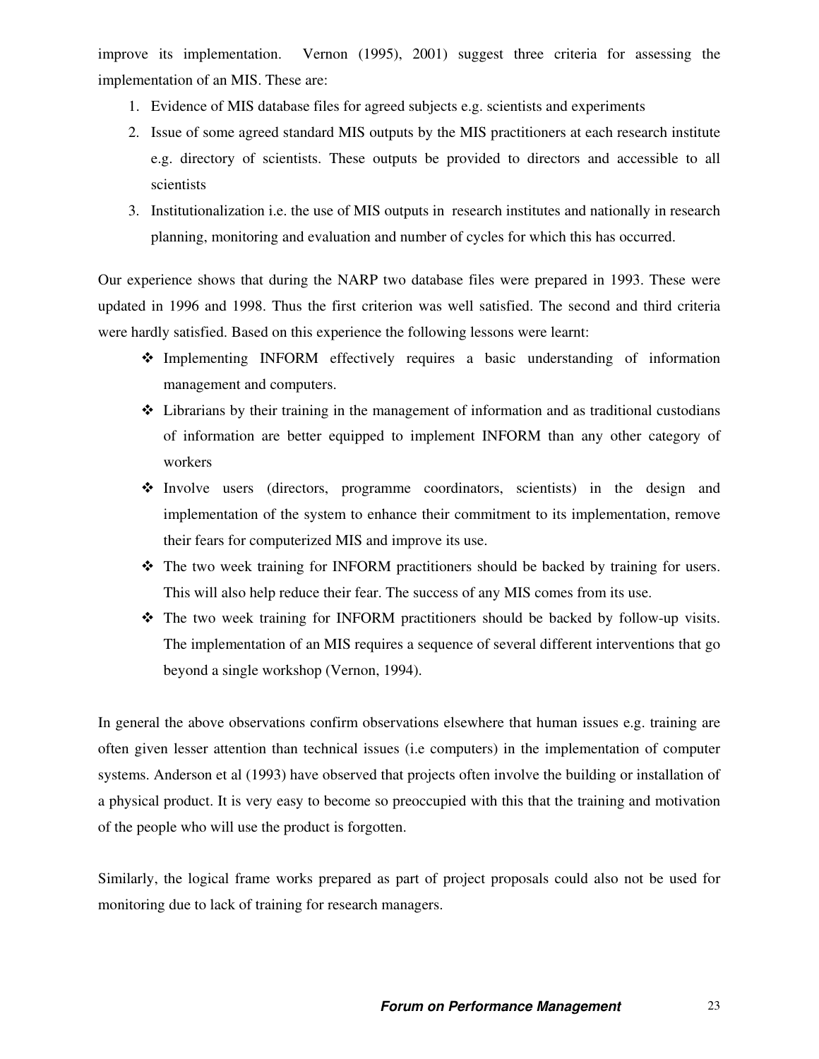improve its implementation. Vernon (1995), 2001) suggest three criteria for assessing the implementation of an MIS. These are:

1. Evidence of MIS database files for agreed subjects e.g. scientists and experiments
2. Issue of some agreed standard MIS outputs by the MIS practitioners at each research institute e.g. directory of scientists. These outputs be provided to directors and accessible to all scientists
3. Institutionalization i.e. the use of MIS outputs in research institutes and nationally in research planning, monitoring and evaluation and number of cycles for which this has occurred.

Our experience shows that during the NARP two database files were prepared in 1993. These were updated in 1996 and 1998. Thus the first criterion was well satisfied. The second and third criteria were hardly satisfied. Based on this experience the following lessons were learnt:

- Implementing INFORM effectively requires a basic understanding of information management and computers.
- Librarians by their training in the management of information and as traditional custodians of information are better equipped to implement INFORM than any other category of workers
- Involve users (directors, programme coordinators, scientists) in the design and implementation of the system to enhance their commitment to its implementation, remove their fears for computerized MIS and improve its use.
- The two week training for INFORM practitioners should be backed by training for users. This will also help reduce their fear. The success of any MIS comes from its use.
- The two week training for INFORM practitioners should be backed by follow-up visits. The implementation of an MIS requires a sequence of several different interventions that go beyond a single workshop (Vernon, 1994).

In general the above observations confirm observations elsewhere that human issues e.g. training are often given lesser attention than technical issues (i.e computers) in the implementation of computer systems. Anderson et al (1993) have observed that projects often involve the building or installation of a physical product. It is very easy to become so preoccupied with this that the training and motivation of the people who will use the product is forgotten.

Similarly, the logical frame works prepared as part of project proposals could also not be used for monitoring due to lack of training for research managers.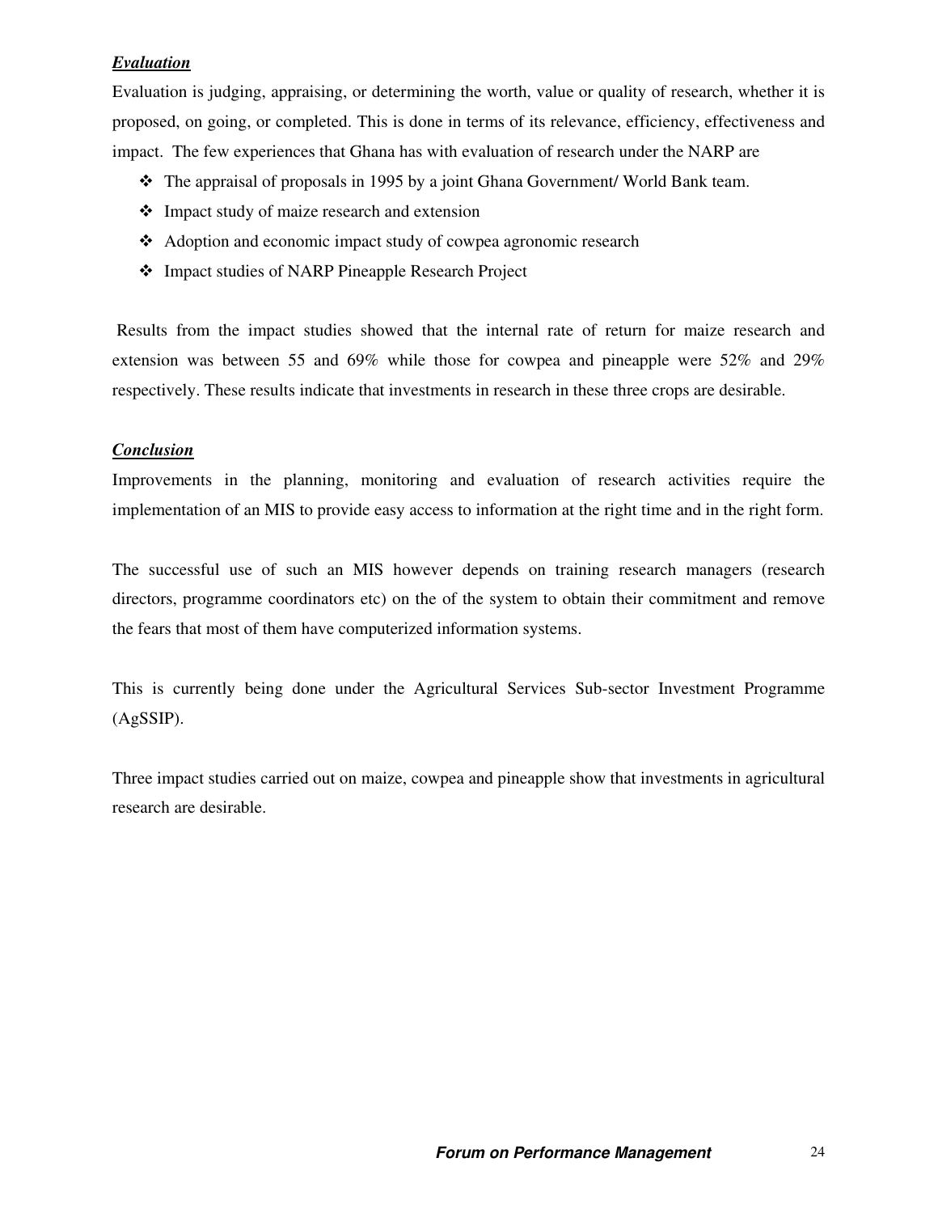***Evaluation***

Evaluation is judging, appraising, or determining the worth, value or quality of research, whether it is proposed, on going, or completed. This is done in terms of its relevance, efficiency, effectiveness and impact. The few experiences that Ghana has with evaluation of research under the NARP are

- The appraisal of proposals in 1995 by a joint Ghana Government/ World Bank team.
- Impact study of maize research and extension
- Adoption and economic impact study of cowpea agronomic research
- Impact studies of NARP Pineapple Research Project

Results from the impact studies showed that the internal rate of return for maize research and extension was between 55 and 69% while those for cowpea and pineapple were 52% and 29% respectively. These results indicate that investments in research in these three crops are desirable.

***Conclusion***

Improvements in the planning, monitoring and evaluation of research activities require the implementation of an MIS to provide easy access to information at the right time and in the right form.

The successful use of such an MIS however depends on training research managers (research directors, programme coordinators etc) on the of the system to obtain their commitment and remove the fears that most of them have computerized information systems.

This is currently being done under the Agricultural Services Sub-sector Investment Programme (AgSSIP).

Three impact studies carried out on maize, cowpea and pineapple show that investments in agricultural research are desirable.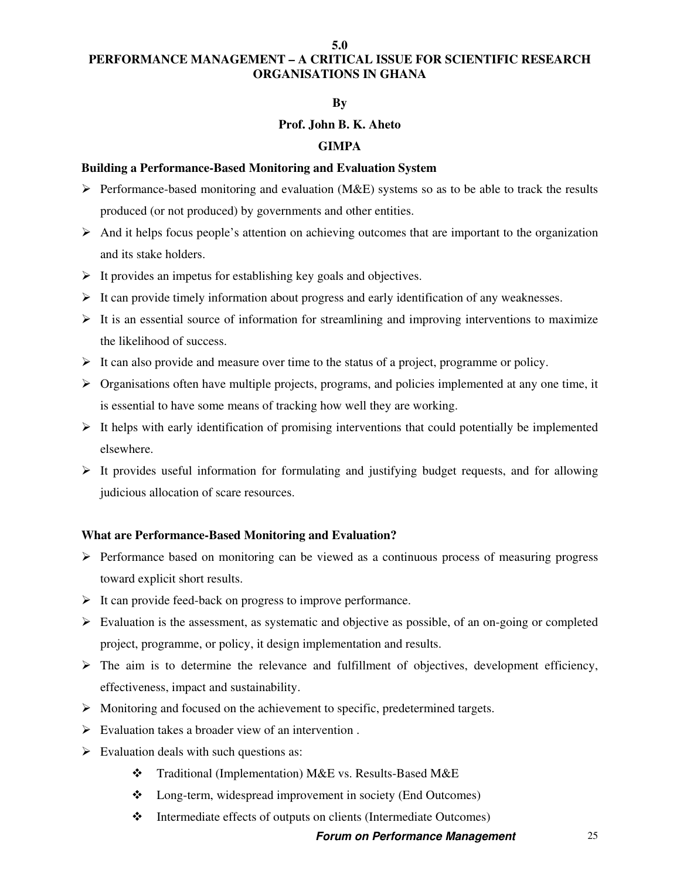# 5.0
# PERFORMANCE MANAGEMENT – A CRITICAL ISSUE FOR SCIENTIFIC RESEARCH ORGANISATIONS IN GHANA

**By**

**Prof. John B. K. Aheto**

**GIMPA**

### Building a Performance-Based Monitoring and Evaluation System

- Performance-based monitoring and evaluation (M&E) systems so as to be able to track the results produced (or not produced) by governments and other entities.
- And it helps focus people's attention on achieving outcomes that are important to the organization and its stake holders.
- It provides an impetus for establishing key goals and objectives.
- It can provide timely information about progress and early identification of any weaknesses.
- It is an essential source of information for streamlining and improving interventions to maximize the likelihood of success.
- It can also provide and measure over time to the status of a project, programme or policy.
- Organisations often have multiple projects, programs, and policies implemented at any one time, it is essential to have some means of tracking how well they are working.
- It helps with early identification of promising interventions that could potentially be implemented elsewhere.
- It provides useful information for formulating and justifying budget requests, and for allowing judicious allocation of scare resources.

### What are Performance-Based Monitoring and Evaluation?

- Performance based on monitoring can be viewed as a continuous process of measuring progress toward explicit short results.
- It can provide feed-back on progress to improve performance.
- Evaluation is the assessment, as systematic and objective as possible, of an on-going or completed project, programme, or policy, it design implementation and results.
- The aim is to determine the relevance and fulfillment of objectives, development efficiency, effectiveness, impact and sustainability.
- Monitoring and focused on the achievement to specific, predetermined targets.
- Evaluation takes a broader view of an intervention .
- Evaluation deals with such questions as:
    - Traditional (Implementation) M&E vs. Results-Based M&E
    - Long-term, widespread improvement in society (End Outcomes)
    - Intermediate effects of outputs on clients (Intermediate Outcomes)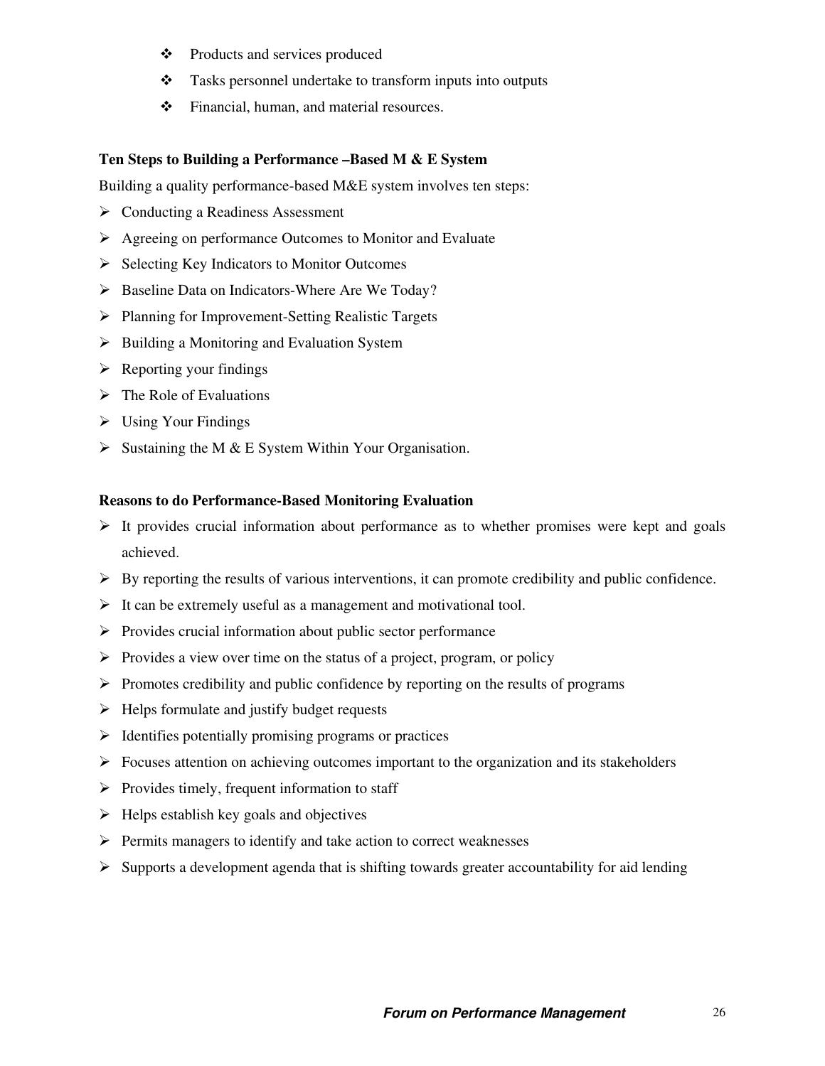- Products and services produced
- Tasks personnel undertake to transform inputs into outputs
- Financial, human, and material resources.

**Ten Steps to Building a Performance –Based M & E System**

Building a quality performance-based M&E system involves ten steps:

- Conducting a Readiness Assessment
- Agreeing on performance Outcomes to Monitor and Evaluate
- Selecting Key Indicators to Monitor Outcomes
- Baseline Data on Indicators-Where Are We Today?
- Planning for Improvement-Setting Realistic Targets
- Building a Monitoring and Evaluation System
- Reporting your findings
- The Role of Evaluations
- Using Your Findings
- Sustaining the M & E System Within Your Organisation.

**Reasons to do Performance-Based Monitoring Evaluation**

- It provides crucial information about performance as to whether promises were kept and goals achieved.
- By reporting the results of various interventions, it can promote credibility and public confidence.
- It can be extremely useful as a management and motivational tool.
- Provides crucial information about public sector performance
- Provides a view over time on the status of a project, program, or policy
- Promotes credibility and public confidence by reporting on the results of programs
- Helps formulate and justify budget requests
- Identifies potentially promising programs or practices
- Focuses attention on achieving outcomes important to the organization and its stakeholders
- Provides timely, frequent information to staff
- Helps establish key goals and objectives
- Permits managers to identify and take action to correct weaknesses
- Supports a development agenda that is shifting towards greater accountability for aid lending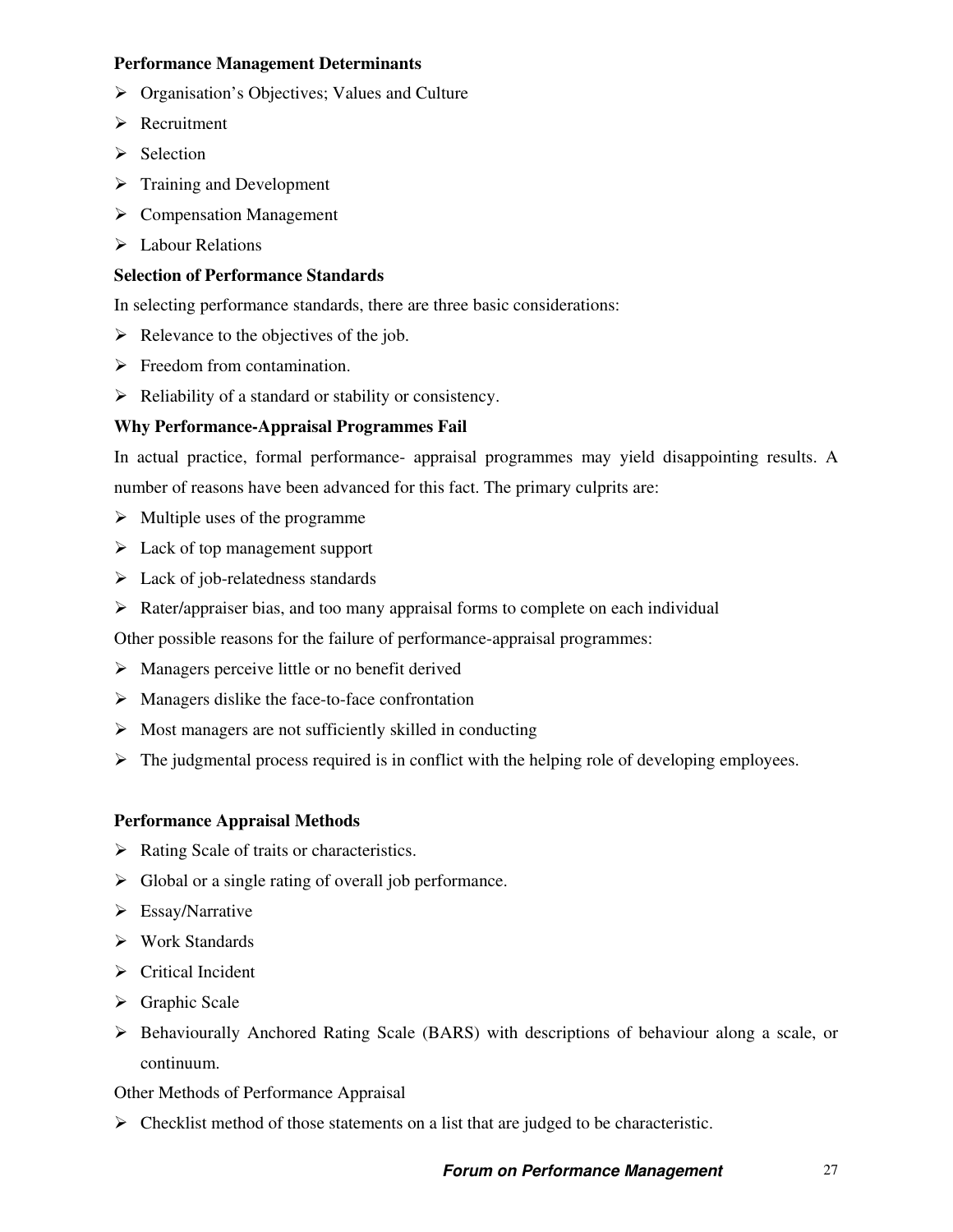**Performance Management Determinants**

- Organisation's Objectives; Values and Culture
- Recruitment
- Selection
- Training and Development
- Compensation Management
- Labour Relations

**Selection of Performance Standards**

In selecting performance standards, there are three basic considerations:

- Relevance to the objectives of the job.
- Freedom from contamination.
- Reliability of a standard or stability or consistency.

**Why Performance-Appraisal Programmes Fail**

In actual practice, formal performance- appraisal programmes may yield disappointing results. A number of reasons have been advanced for this fact. The primary culprits are:

- Multiple uses of the programme
- Lack of top management support
- Lack of job-relatedness standards
- Rater/appraiser bias, and too many appraisal forms to complete on each individual

Other possible reasons for the failure of performance-appraisal programmes:

- Managers perceive little or no benefit derived
- Managers dislike the face-to-face confrontation
- Most managers are not sufficiently skilled in conducting
- The judgmental process required is in conflict with the helping role of developing employees.

**Performance Appraisal Methods**

- Rating Scale of traits or characteristics.
- Global or a single rating of overall job performance.
- Essay/Narrative
- Work Standards
- Critical Incident
- Graphic Scale
- Behaviourally Anchored Rating Scale (BARS) with descriptions of behaviour along a scale, or continuum.

Other Methods of Performance Appraisal

- Checklist method of those statements on a list that are judged to be characteristic.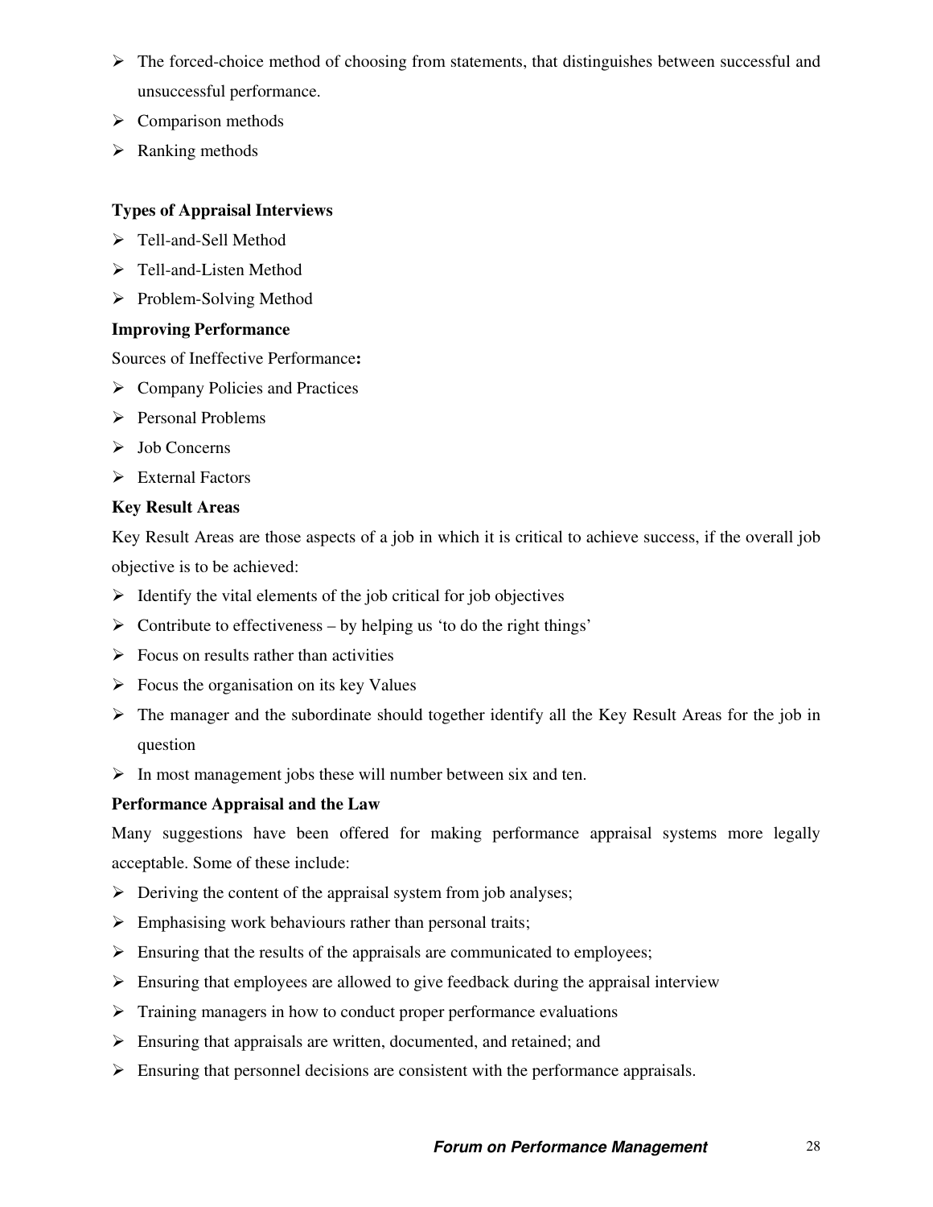- The forced-choice method of choosing from statements, that distinguishes between successful and unsuccessful performance.
- Comparison methods
- Ranking methods

**Types of Appraisal Interviews**

- Tell-and-Sell Method
- Tell-and-Listen Method
- Problem-Solving Method

**Improving Performance**

Sources of Ineffective Performance**:**

- Company Policies and Practices
- Personal Problems
- Job Concerns
- External Factors

**Key Result Areas**

Key Result Areas are those aspects of a job in which it is critical to achieve success, if the overall job objective is to be achieved:

- Identify the vital elements of the job critical for job objectives
- Contribute to effectiveness – by helping us 'to do the right things'
- Focus on results rather than activities
- Focus the organisation on its key Values
- The manager and the subordinate should together identify all the Key Result Areas for the job in question
- In most management jobs these will number between six and ten.

**Performance Appraisal and the Law**

Many suggestions have been offered for making performance appraisal systems more legally acceptable. Some of these include:

- Deriving the content of the appraisal system from job analyses;
- Emphasising work behaviours rather than personal traits;
- Ensuring that the results of the appraisals are communicated to employees;
- Ensuring that employees are allowed to give feedback during the appraisal interview
- Training managers in how to conduct proper performance evaluations
- Ensuring that appraisals are written, documented, and retained; and
- Ensuring that personnel decisions are consistent with the performance appraisals.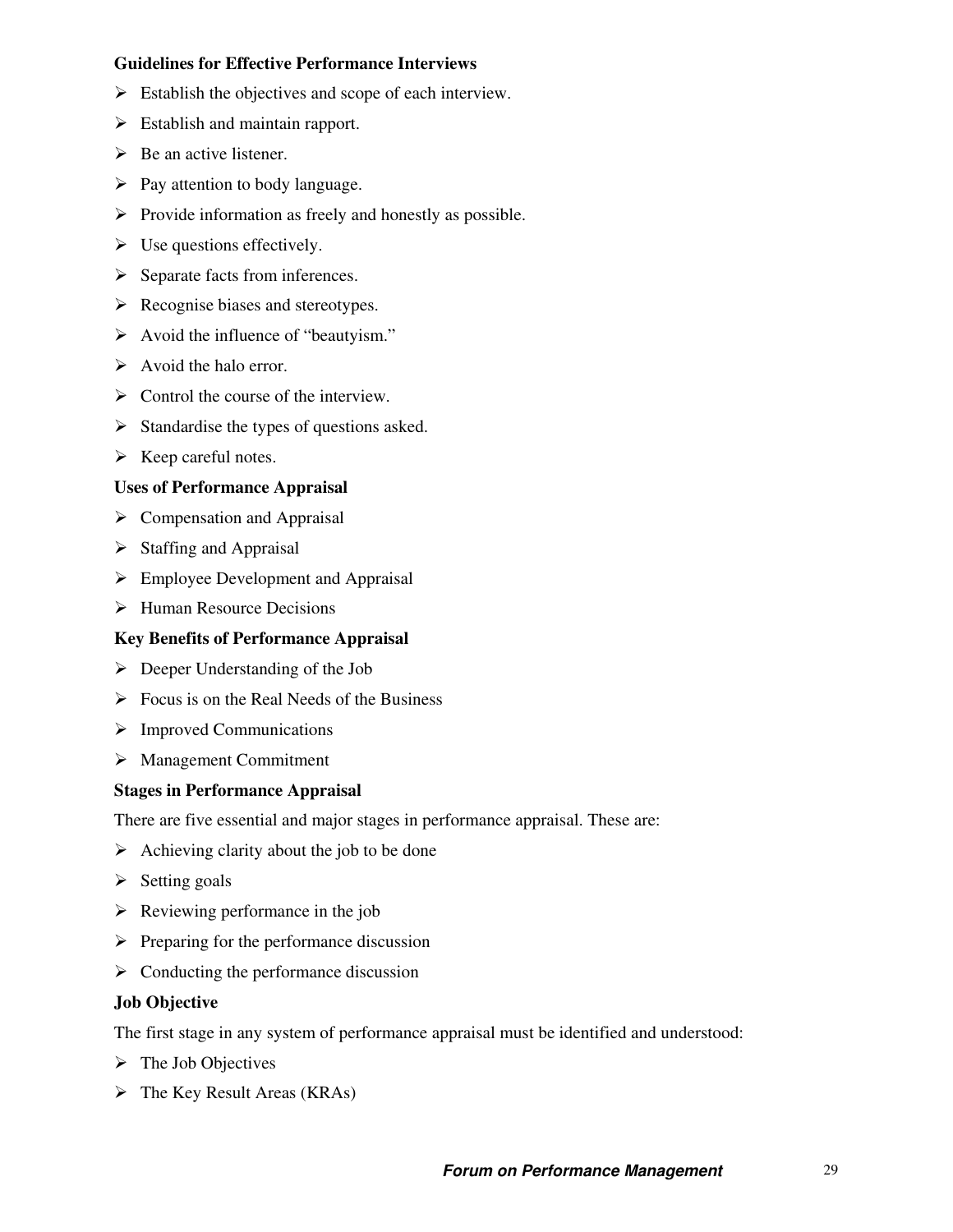**Guidelines for Effective Performance Interviews**

- Establish the objectives and scope of each interview.
- Establish and maintain rapport.
- Be an active listener.
- Pay attention to body language.
- Provide information as freely and honestly as possible.
- Use questions effectively.
- Separate facts from inferences.
- Recognise biases and stereotypes.
- Avoid the influence of "beautyism."
- Avoid the halo error.
- Control the course of the interview.
- Standardise the types of questions asked.
- Keep careful notes.

**Uses of Performance Appraisal**

- Compensation and Appraisal
- Staffing and Appraisal
- Employee Development and Appraisal
- Human Resource Decisions

**Key Benefits of Performance Appraisal**

- Deeper Understanding of the Job
- Focus is on the Real Needs of the Business
- Improved Communications
- Management Commitment

**Stages in Performance Appraisal**

There are five essential and major stages in performance appraisal. These are:

- Achieving clarity about the job to be done
- Setting goals
- Reviewing performance in the job
- Preparing for the performance discussion
- Conducting the performance discussion

**Job Objective**

The first stage in any system of performance appraisal must be identified and understood:

- The Job Objectives
- The Key Result Areas (KRAs)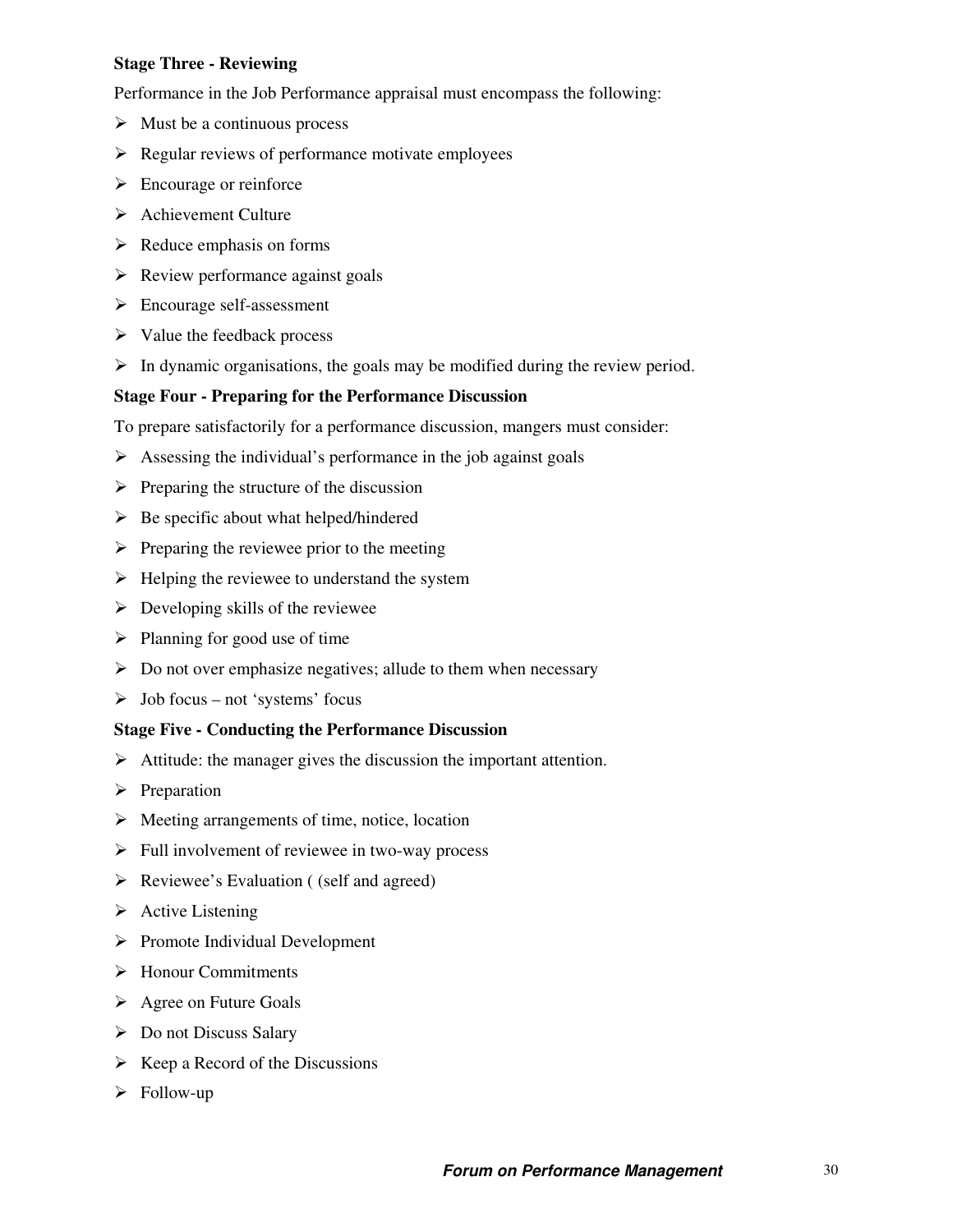**Stage Three - Reviewing**

Performance in the Job Performance appraisal must encompass the following:

- Must be a continuous process
- Regular reviews of performance motivate employees
- Encourage or reinforce
- Achievement Culture
- Reduce emphasis on forms
- Review performance against goals
- Encourage self-assessment
- Value the feedback process
- In dynamic organisations, the goals may be modified during the review period.

**Stage Four - Preparing for the Performance Discussion**

To prepare satisfactorily for a performance discussion, mangers must consider:

- Assessing the individual's performance in the job against goals
- Preparing the structure of the discussion
- Be specific about what helped/hindered
- Preparing the reviewee prior to the meeting
- Helping the reviewee to understand the system
- Developing skills of the reviewee
- Planning for good use of time
- Do not over emphasize negatives; allude to them when necessary
- Job focus – not 'systems' focus

**Stage Five - Conducting the Performance Discussion**

- Attitude: the manager gives the discussion the important attention.
- Preparation
- Meeting arrangements of time, notice, location
- Full involvement of reviewee in two-way process
- Reviewee's Evaluation ( (self and agreed)
- Active Listening
- Promote Individual Development
- Honour Commitments
- Agree on Future Goals
- Do not Discuss Salary
- Keep a Record of the Discussions
- Follow-up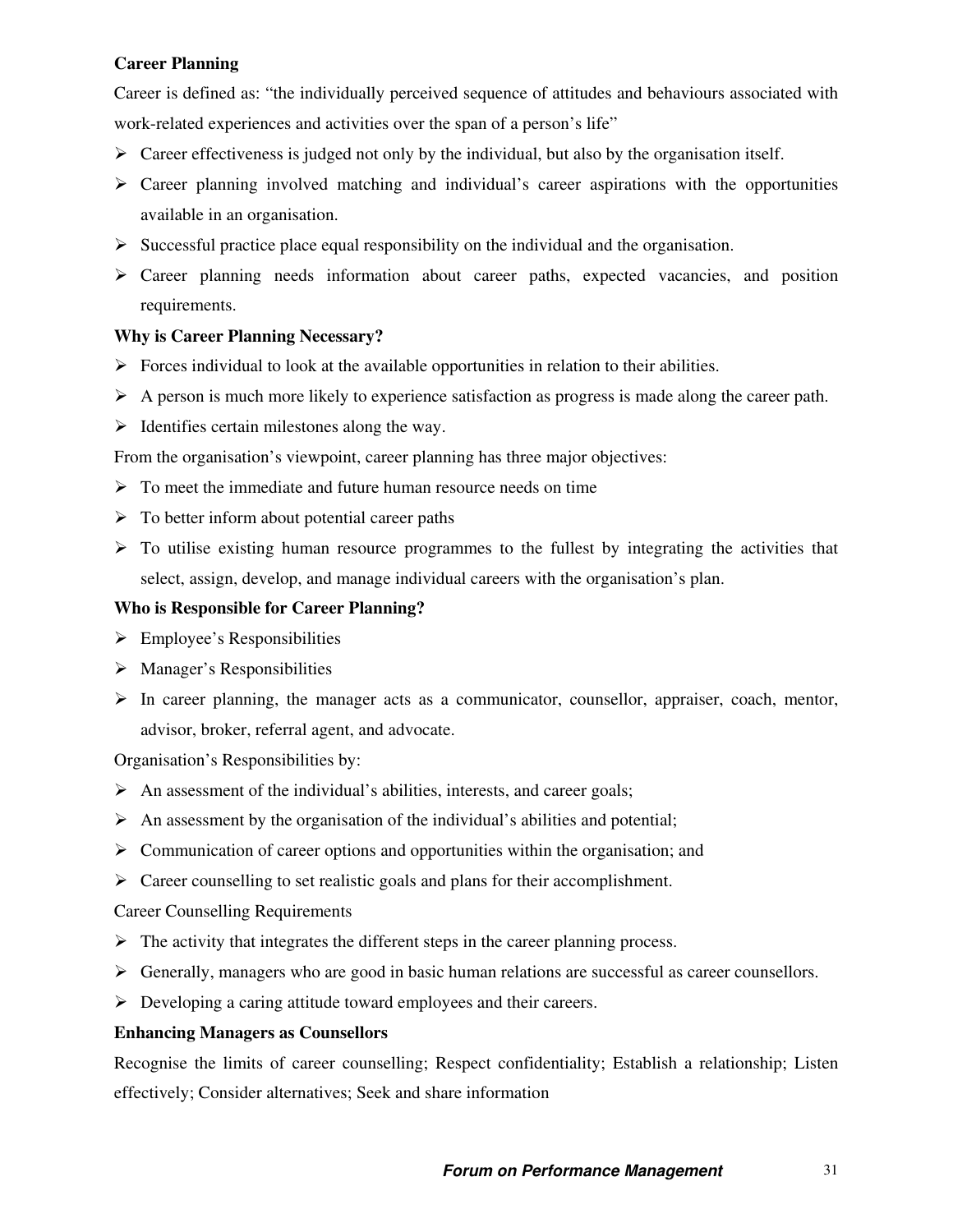**Career Planning**

Career is defined as: "the individually perceived sequence of attitudes and behaviours associated with work-related experiences and activities over the span of a person's life"

- Career effectiveness is judged not only by the individual, but also by the organisation itself.
- Career planning involved matching and individual's career aspirations with the opportunities available in an organisation.
- Successful practice place equal responsibility on the individual and the organisation.
- Career planning needs information about career paths, expected vacancies, and position requirements.

**Why is Career Planning Necessary?**

- Forces individual to look at the available opportunities in relation to their abilities.
- A person is much more likely to experience satisfaction as progress is made along the career path.
- Identifies certain milestones along the way.

From the organisation's viewpoint, career planning has three major objectives:

- To meet the immediate and future human resource needs on time
- To better inform about potential career paths
- To utilise existing human resource programmes to the fullest by integrating the activities that select, assign, develop, and manage individual careers with the organisation's plan.

**Who is Responsible for Career Planning?**

- Employee's Responsibilities
- Manager's Responsibilities
- In career planning, the manager acts as a communicator, counsellor, appraiser, coach, mentor, advisor, broker, referral agent, and advocate.

Organisation's Responsibilities by:

- An assessment of the individual's abilities, interests, and career goals;
- An assessment by the organisation of the individual's abilities and potential;
- Communication of career options and opportunities within the organisation; and
- Career counselling to set realistic goals and plans for their accomplishment.

Career Counselling Requirements

- The activity that integrates the different steps in the career planning process.
- Generally, managers who are good in basic human relations are successful as career counsellors.
- Developing a caring attitude toward employees and their careers.

**Enhancing Managers as Counsellors**

Recognise the limits of career counselling; Respect confidentiality; Establish a relationship; Listen effectively; Consider alternatives; Seek and share information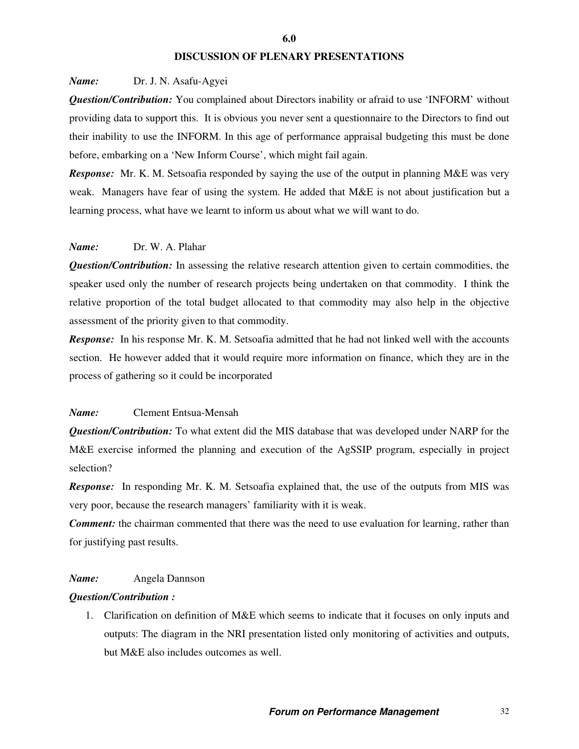# 6.0

# DISCUSSION OF PLENARY PRESENTATIONS

***Name:*** Dr. J. N. Asafu-Agyei

***Question/Contribution:*** You complained about Directors inability or afraid to use 'INFORM' without providing data to support this. It is obvious you never sent a questionnaire to the Directors to find out their inability to use the INFORM. In this age of performance appraisal budgeting this must be done before, embarking on a 'New Inform Course', which might fail again.

***Response:*** Mr. K. M. Setsoafia responded by saying the use of the output in planning M&E was very weak. Managers have fear of using the system. He added that M&E is not about justification but a learning process, what have we learnt to inform us about what we will want to do.

***Name:*** Dr. W. A. Plahar

***Question/Contribution:*** In assessing the relative research attention given to certain commodities, the speaker used only the number of research projects being undertaken on that commodity. I think the relative proportion of the total budget allocated to that commodity may also help in the objective assessment of the priority given to that commodity.

***Response:*** In his response Mr. K. M. Setsoafia admitted that he had not linked well with the accounts section. He however added that it would require more information on finance, which they are in the process of gathering so it could be incorporated

***Name:*** Clement Entsua-Mensah

***Question/Contribution:*** To what extent did the MIS database that was developed under NARP for the M&E exercise informed the planning and execution of the AgSSIP program, especially in project selection?

***Response:*** In responding Mr. K. M. Setsoafia explained that, the use of the outputs from MIS was very poor, because the research managers' familiarity with it is weak.

***Comment:*** the chairman commented that there was the need to use evaluation for learning, rather than for justifying past results.

***Name:*** Angela Dannson

***Question/Contribution :***

1. Clarification on definition of M&E which seems to indicate that it focuses on only inputs and outputs: The diagram in the NRI presentation listed only monitoring of activities and outputs, but M&E also includes outcomes as well.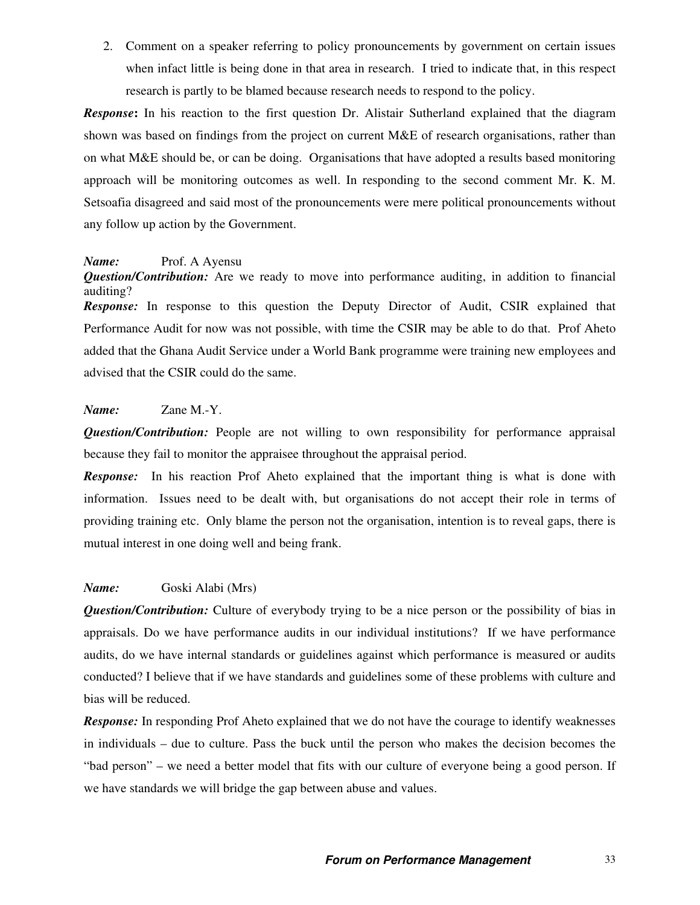2. Comment on a speaker referring to policy pronouncements by government on certain issues when infact little is being done in that area in research. I tried to indicate that, in this respect research is partly to be blamed because research needs to respond to the policy.

***Response*:** In his reaction to the first question Dr. Alistair Sutherland explained that the diagram shown was based on findings from the project on current M&E of research organisations, rather than on what M&E should be, or can be doing. Organisations that have adopted a results based monitoring approach will be monitoring outcomes as well. In responding to the second comment Mr. K. M. Setsoafia disagreed and said most of the pronouncements were mere political pronouncements without any follow up action by the Government.

***Name:*** Prof. A Ayensu

***Question/Contribution:*** Are we ready to move into performance auditing, in addition to financial auditing?

***Response:*** In response to this question the Deputy Director of Audit, CSIR explained that Performance Audit for now was not possible, with time the CSIR may be able to do that. Prof Aheto added that the Ghana Audit Service under a World Bank programme were training new employees and advised that the CSIR could do the same.

***Name:*** Zane M.-Y.

***Question/Contribution:*** People are not willing to own responsibility for performance appraisal because they fail to monitor the appraisee throughout the appraisal period.

***Response:*** In his reaction Prof Aheto explained that the important thing is what is done with information. Issues need to be dealt with, but organisations do not accept their role in terms of providing training etc. Only blame the person not the organisation, intention is to reveal gaps, there is mutual interest in one doing well and being frank.

***Name:*** Goski Alabi (Mrs)

***Question/Contribution:*** Culture of everybody trying to be a nice person or the possibility of bias in appraisals. Do we have performance audits in our individual institutions? If we have performance audits, do we have internal standards or guidelines against which performance is measured or audits conducted? I believe that if we have standards and guidelines some of these problems with culture and bias will be reduced.

***Response:*** In responding Prof Aheto explained that we do not have the courage to identify weaknesses in individuals – due to culture. Pass the buck until the person who makes the decision becomes the "bad person" – we need a better model that fits with our culture of everyone being a good person. If we have standards we will bridge the gap between abuse and values.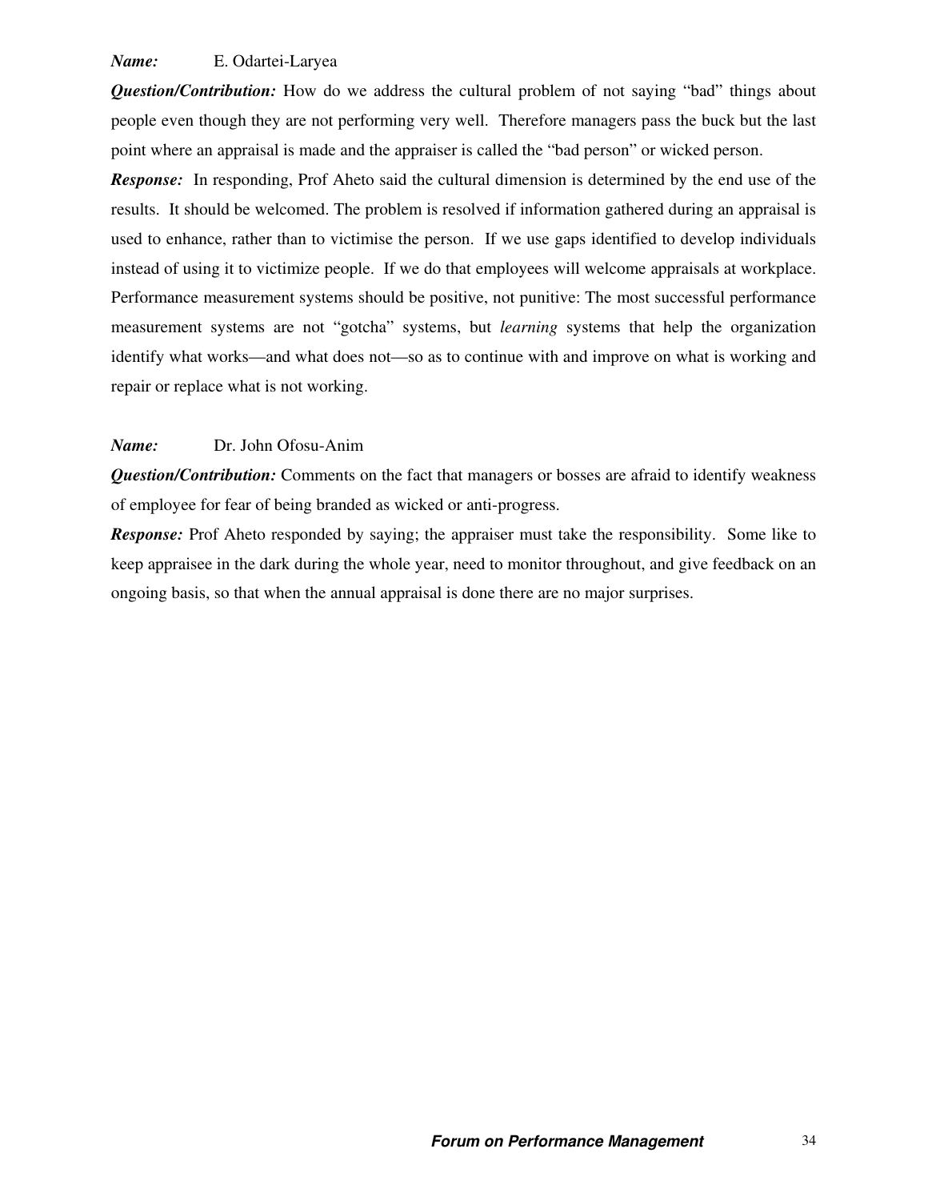***Name:*** E. Odartei-Laryea

***Question/Contribution:*** How do we address the cultural problem of not saying "bad" things about people even though they are not performing very well. Therefore managers pass the buck but the last point where an appraisal is made and the appraiser is called the "bad person" or wicked person.

***Response:*** In responding, Prof Aheto said the cultural dimension is determined by the end use of the results. It should be welcomed. The problem is resolved if information gathered during an appraisal is used to enhance, rather than to victimise the person. If we use gaps identified to develop individuals instead of using it to victimize people. If we do that employees will welcome appraisals at workplace. Performance measurement systems should be positive, not punitive: The most successful performance measurement systems are not "gotcha" systems, but *learning* systems that help the organization identify what works—and what does not—so as to continue with and improve on what is working and repair or replace what is not working.

***Name:*** Dr. John Ofosu-Anim

***Question/Contribution:*** Comments on the fact that managers or bosses are afraid to identify weakness of employee for fear of being branded as wicked or anti-progress.

***Response:*** Prof Aheto responded by saying; the appraiser must take the responsibility. Some like to keep appraisee in the dark during the whole year, need to monitor throughout, and give feedback on an ongoing basis, so that when the annual appraisal is done there are no major surprises.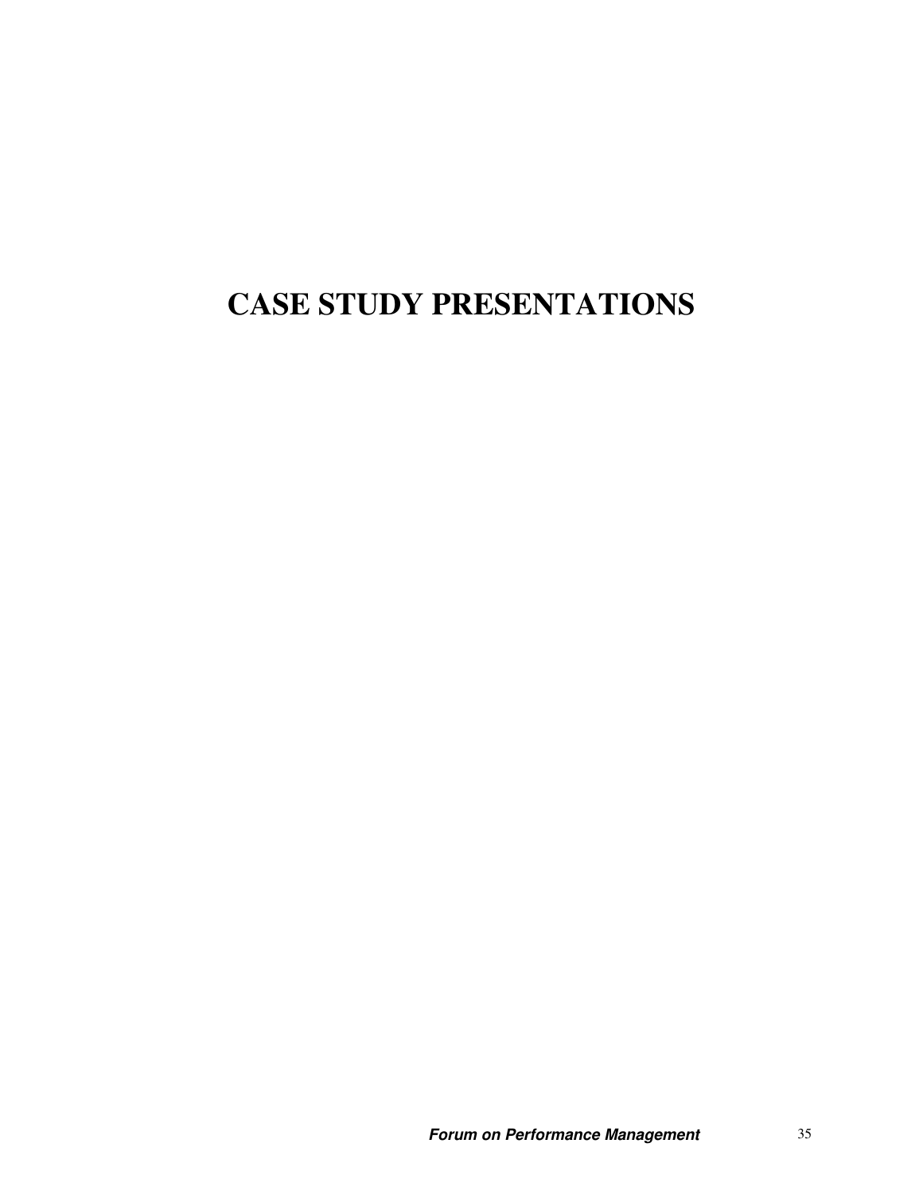# CASE STUDY PRESENTATIONS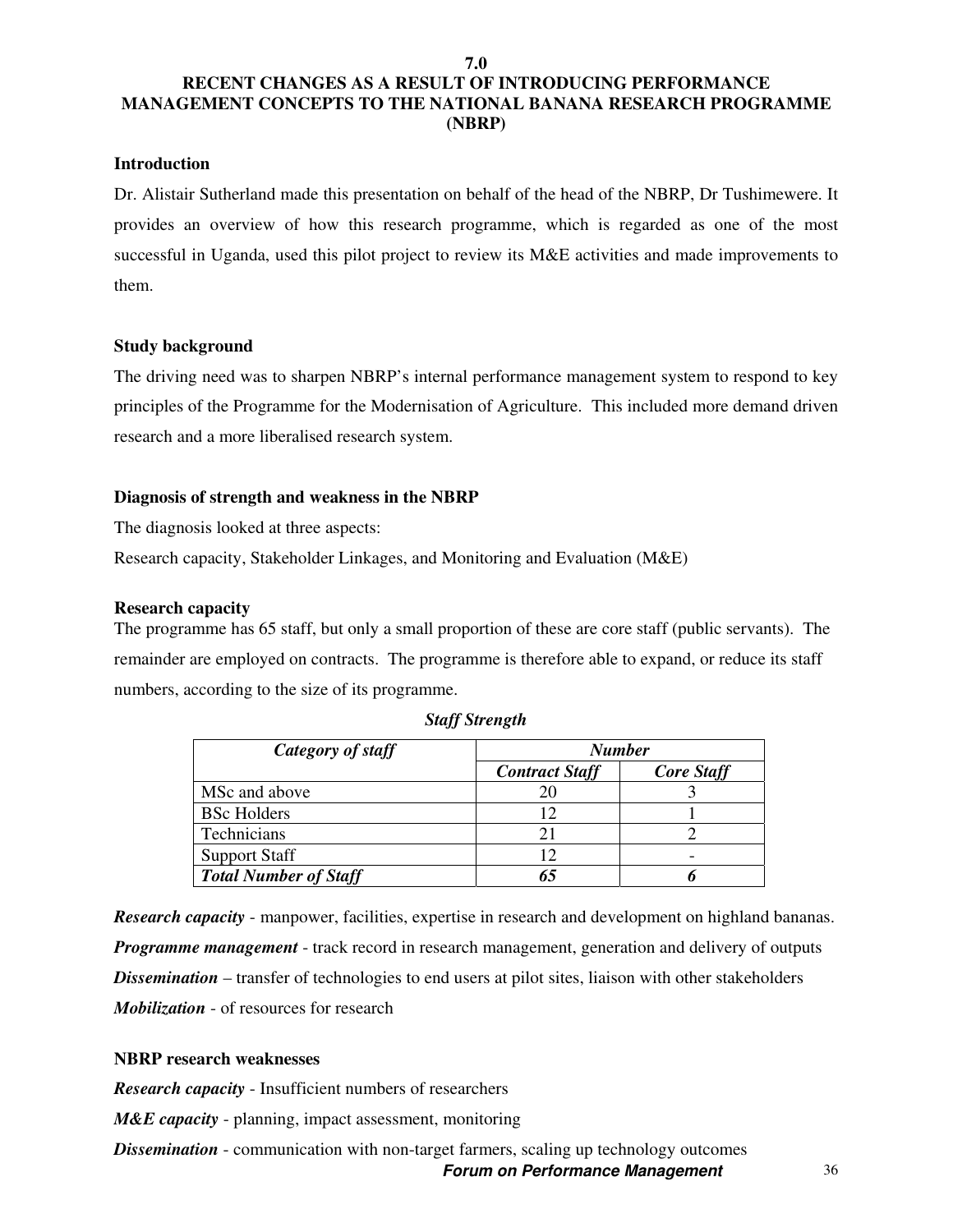# 7.0
# RECENT CHANGES AS A RESULT OF INTRODUCING PERFORMANCE MANAGEMENT CONCEPTS TO THE NATIONAL BANANA RESEARCH PROGRAMME (NBRP)

### Introduction

Dr. Alistair Sutherland made this presentation on behalf of the head of the NBRP, Dr Tushimewere. It provides an overview of how this research programme, which is regarded as one of the most successful in Uganda, used this pilot project to review its M&E activities and made improvements to them.

### Study background

The driving need was to sharpen NBRP's internal performance management system to respond to key principles of the Programme for the Modernisation of Agriculture. This included more demand driven research and a more liberalised research system.

### Diagnosis of strength and weakness in the NBRP

The diagnosis looked at three aspects:

Research capacity, Stakeholder Linkages, and Monitoring and Evaluation (M&E)

### Research capacity

The programme has 65 staff, but only a small proportion of these are core staff (public servants). The remainder are employed on contracts. The programme is therefore able to expand, or reduce its staff numbers, according to the size of its programme.

***Staff Strength***

| *Category of staff* | *Number* | |
|---|---|---|
| | *Contract Staff* | *Core Staff* |
| MSc and above | 20 | 3 |
| BSc Holders | 12 | 1 |
| Technicians | 21 | 2 |
| Support Staff | 12 | - |
| ***Total Number of Staff*** | ***65*** | ***6*** |

***Research capacity*** - manpower, facilities, expertise in research and development on highland bananas.

***Programme management*** - track record in research management, generation and delivery of outputs

***Dissemination*** – transfer of technologies to end users at pilot sites, liaison with other stakeholders

***Mobilization*** - of resources for research

### NBRP research weaknesses

***Research capacity*** - Insufficient numbers of researchers

***M&E capacity*** - planning, impact assessment, monitoring

***Dissemination*** - communication with non-target farmers, scaling up technology outcomes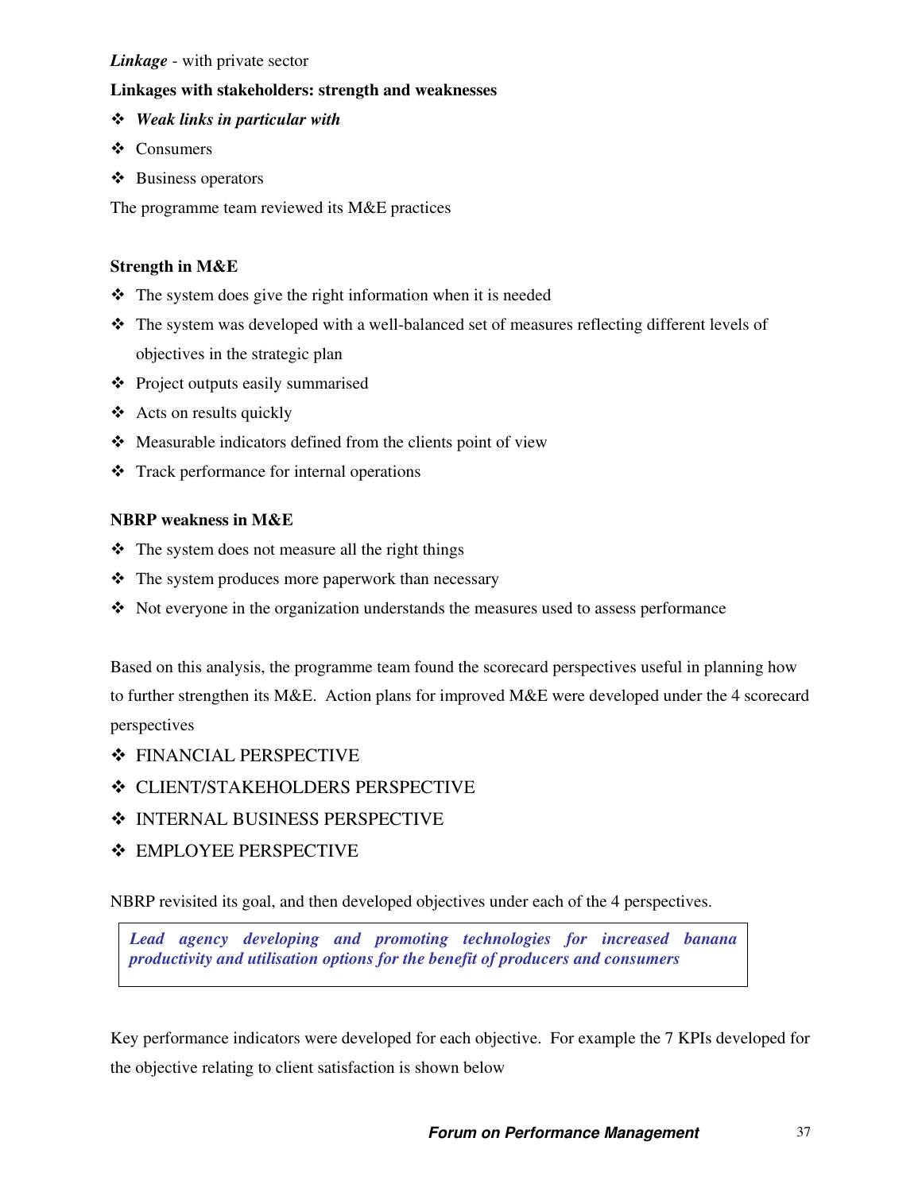***Linkage*** - with private sector

**Linkages with stakeholders: strength and weaknesses**

- ***Weak links in particular with***
- Consumers
- Business operators

The programme team reviewed its M&E practices

**Strength in M&E**

- The system does give the right information when it is needed
- The system was developed with a well-balanced set of measures reflecting different levels of objectives in the strategic plan
- Project outputs easily summarised
- Acts on results quickly
- Measurable indicators defined from the clients point of view
- Track performance for internal operations

**NBRP weakness in M&E**

- The system does not measure all the right things
- The system produces more paperwork than necessary
- Not everyone in the organization understands the measures used to assess performance

Based on this analysis, the programme team found the scorecard perspectives useful in planning how to further strengthen its M&E. Action plans for improved M&E were developed under the 4 scorecard perspectives

- FINANCIAL PERSPECTIVE
- CLIENT/STAKEHOLDERS PERSPECTIVE
- INTERNAL BUSINESS PERSPECTIVE
- EMPLOYEE PERSPECTIVE

NBRP revisited its goal, and then developed objectives under each of the 4 perspectives.

> ***Lead agency developing and promoting technologies for increased banana productivity and utilisation options for the benefit of producers and consumers***

Key performance indicators were developed for each objective. For example the 7 KPIs developed for the objective relating to client satisfaction is shown below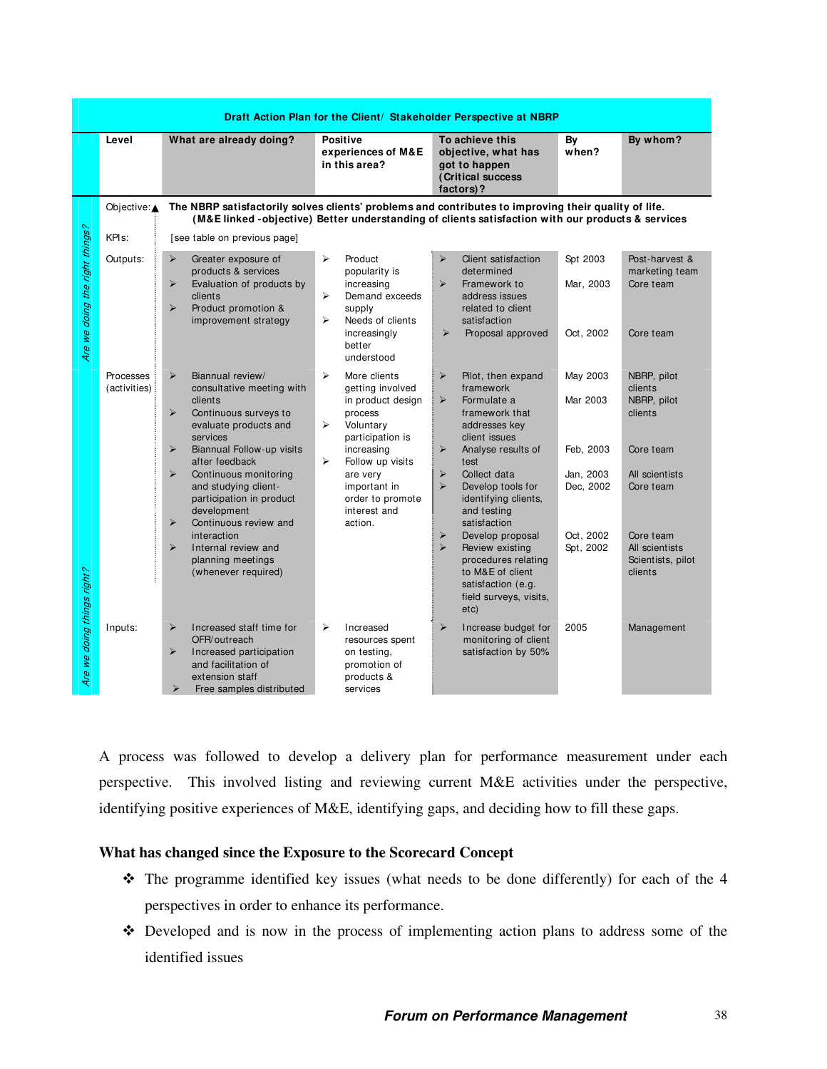**Draft Action Plan for the Client/ Stakeholder Perspective at NBRP**

| | Level | What are already doing? | Positive experiences of M&E in this area? | To achieve this objective, what has got to happen (Critical success factors)? | By when? | By whom? |
|---|---|---|---|---|---|---|
| *Are we doing the right things?* | Objective: | **The NBRP satisfactorily solves clients' problems and contributes to improving their quality of life. (M&E linked -objective) Better understanding of clients satisfaction with our products & services** | | | | |
| | KPIs: | [see table on previous page] | | | | |
| | Outputs: | ➢ Greater exposure of products & services<br>➢ Evaluation of products by clients<br>➢ Product promotion & improvement strategy | ➢ Product popularity is increasing<br>➢ Demand exceeds supply<br>➢ Needs of clients increasingly better understood | ➢ Client satisfaction determined<br>➢ Framework to address issues related to client satisfaction<br>➢ Proposal approved | Spt 2003<br>Mar, 2003<br>Oct, 2002 | Post-harvest & marketing team<br>Core team<br>Core team |
| *Are we doing things right?* | Processes (activities) | ➢ Biannual review/ consultative meeting with clients<br>➢ Continuous surveys to evaluate products and services<br>➢ Biannual Follow-up visits after feedback<br>➢ Continuous monitoring and studying client-participation in product development<br>➢ Continuous review and interaction<br>➢ Internal review and planning meetings (whenever required) | ➢ More clients getting involved in product design process<br>➢ Voluntary participation is increasing<br>➢ Follow up visits are very important in order to promote interest and action. | ➢ Pilot, then expand framework<br>➢ Formulate a framework that addresses key client issues<br>➢ Analyse results of test<br>➢ Collect data<br>➢ Develop tools for identifying clients, and testing satisfaction<br>➢ Develop proposal<br>➢ Review existing procedures relating to M&E of client satisfaction (e.g. field surveys, visits, etc) | May 2003<br>Mar 2003<br>Feb, 2003<br>Jan, 2003<br>Dec, 2002<br>Oct, 2002<br>Spt, 2002 | NBRP, pilot clients<br>NBRP, pilot clients<br>Core team<br>All scientists<br>Core team<br>Core team<br>All scientists<br>Scientists, pilot clients |
| | Inputs: | ➢ Increased staff time for OFR/outreach<br>➢ Increased participation and facilitation of extension staff<br>➢ Free samples distributed | ➢ Increased resources spent on testing, promotion of products & services | ➢ Increase budget for monitoring of client satisfaction by 50% | 2005 | Management |

A process was followed to develop a delivery plan for performance measurement under each perspective. This involved listing and reviewing current M&E activities under the perspective, identifying positive experiences of M&E, identifying gaps, and deciding how to fill these gaps.

### What has changed since the Exposure to the Scorecard Concept

- The programme identified key issues (what needs to be done differently) for each of the 4 perspectives in order to enhance its performance.
- Developed and is now in the process of implementing action plans to address some of the identified issues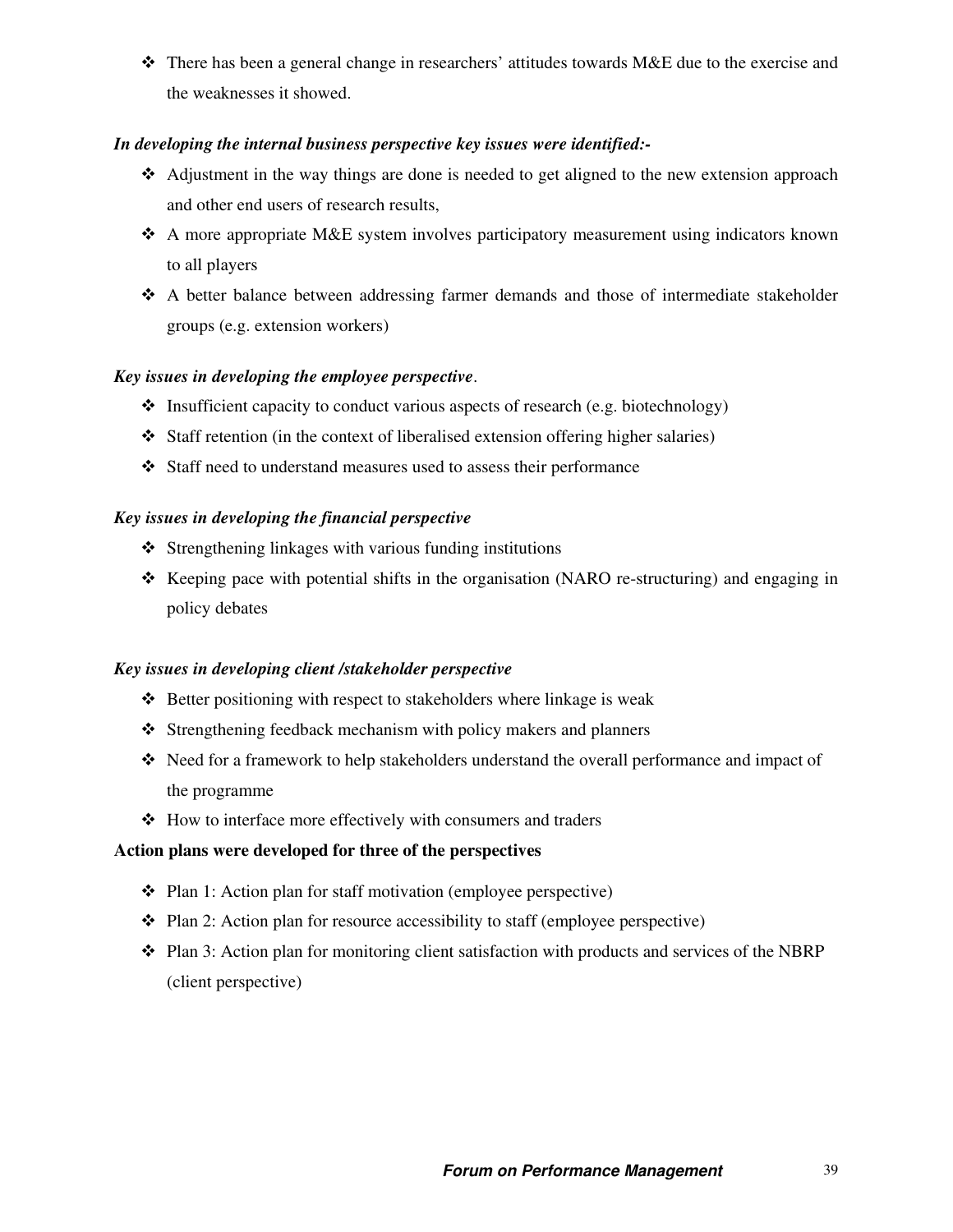- There has been a general change in researchers' attitudes towards M&E due to the exercise and the weaknesses it showed.

***In developing the internal business perspective key issues were identified:-***

- Adjustment in the way things are done is needed to get aligned to the new extension approach and other end users of research results,
- A more appropriate M&E system involves participatory measurement using indicators known to all players
- A better balance between addressing farmer demands and those of intermediate stakeholder groups (e.g. extension workers)

***Key issues in developing the employee perspective***.

- Insufficient capacity to conduct various aspects of research (e.g. biotechnology)
- Staff retention (in the context of liberalised extension offering higher salaries)
- Staff need to understand measures used to assess their performance

***Key issues in developing the financial perspective***

- Strengthening linkages with various funding institutions
- Keeping pace with potential shifts in the organisation (NARO re-structuring) and engaging in policy debates

***Key issues in developing client /stakeholder perspective***

- Better positioning with respect to stakeholders where linkage is weak
- Strengthening feedback mechanism with policy makers and planners
- Need for a framework to help stakeholders understand the overall performance and impact of the programme
- How to interface more effectively with consumers and traders

**Action plans were developed for three of the perspectives**

- Plan 1: Action plan for staff motivation (employee perspective)
- Plan 2: Action plan for resource accessibility to staff (employee perspective)
- Plan 3: Action plan for monitoring client satisfaction with products and services of the NBRP (client perspective)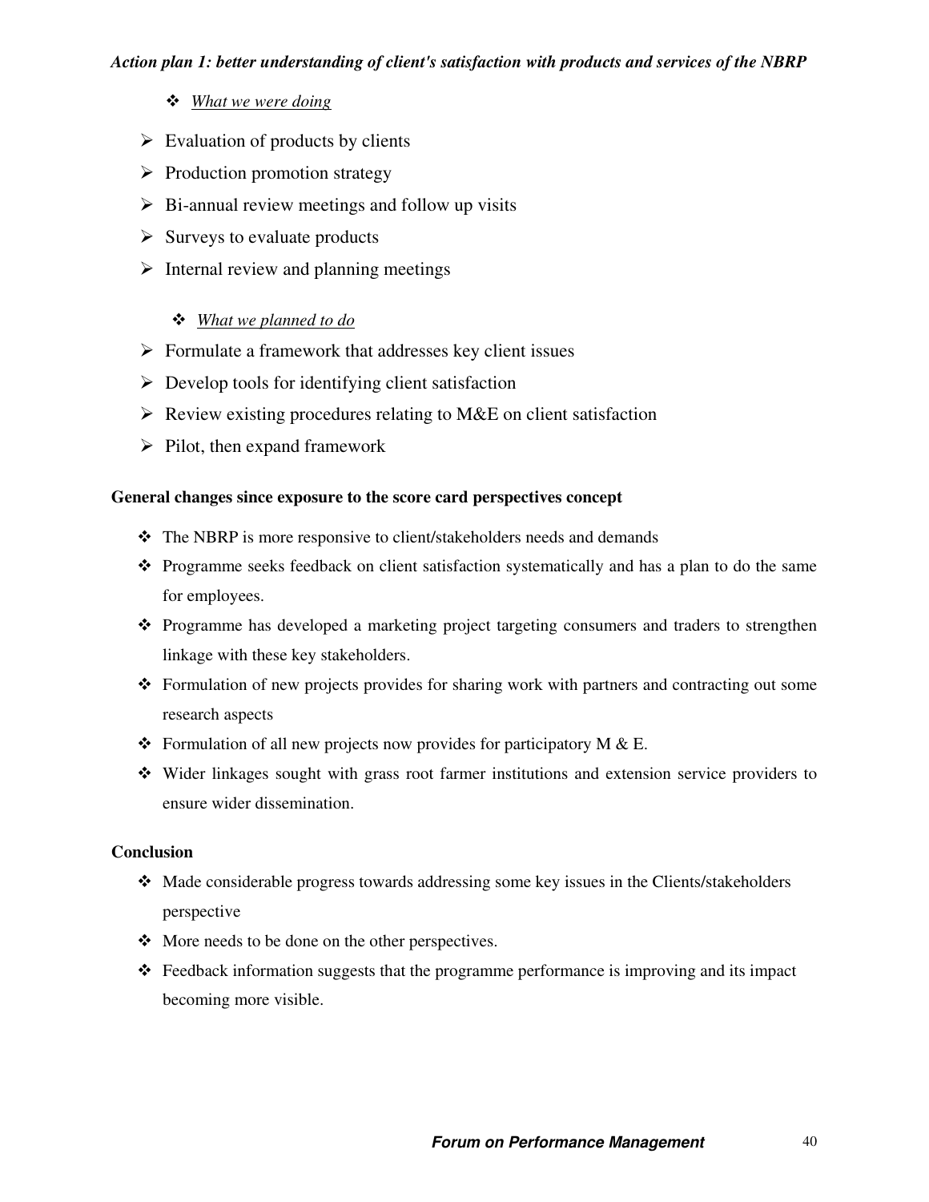***Action plan 1: better understanding of client's satisfaction with products and services of the NBRP***

- *What we were doing*

- Evaluation of products by clients
- Production promotion strategy
- Bi-annual review meetings and follow up visits
- Surveys to evaluate products
- Internal review and planning meetings

- *What we planned to do*

- Formulate a framework that addresses key client issues
- Develop tools for identifying client satisfaction
- Review existing procedures relating to M&E on client satisfaction
- Pilot, then expand framework

**General changes since exposure to the score card perspectives concept**

- The NBRP is more responsive to client/stakeholders needs and demands
- Programme seeks feedback on client satisfaction systematically and has a plan to do the same for employees.
- Programme has developed a marketing project targeting consumers and traders to strengthen linkage with these key stakeholders.
- Formulation of new projects provides for sharing work with partners and contracting out some research aspects
- Formulation of all new projects now provides for participatory M & E.
- Wider linkages sought with grass root farmer institutions and extension service providers to ensure wider dissemination.

**Conclusion**

- Made considerable progress towards addressing some key issues in the Clients/stakeholders perspective
- More needs to be done on the other perspectives.
- Feedback information suggests that the programme performance is improving and its impact becoming more visible.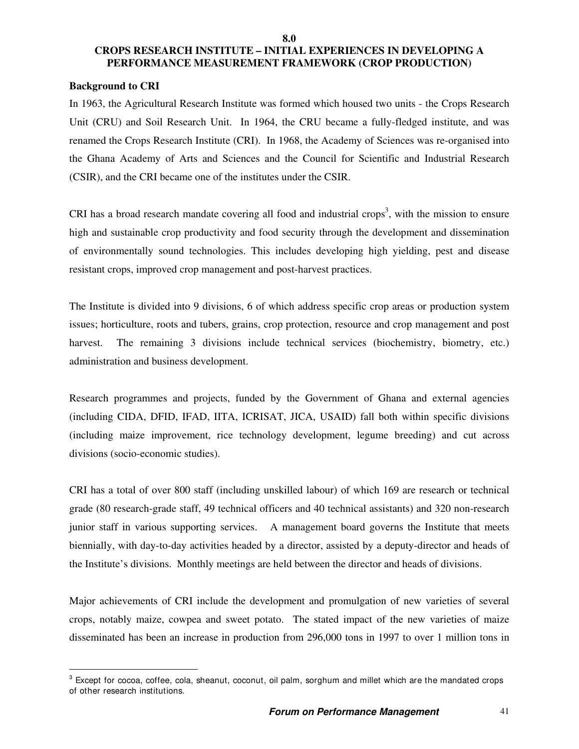# 8.0 CROPS RESEARCH INSTITUTE – INITIAL EXPERIENCES IN DEVELOPING A PERFORMANCE MEASUREMENT FRAMEWORK (CROP PRODUCTION)

**Background to CRI**

In 1963, the Agricultural Research Institute was formed which housed two units - the Crops Research Unit (CRU) and Soil Research Unit. In 1964, the CRU became a fully-fledged institute, and was renamed the Crops Research Institute (CRI). In 1968, the Academy of Sciences was re-organised into the Ghana Academy of Arts and Sciences and the Council for Scientific and Industrial Research (CSIR), and the CRI became one of the institutes under the CSIR.

CRI has a broad research mandate covering all food and industrial crops[3], with the mission to ensure high and sustainable crop productivity and food security through the development and dissemination of environmentally sound technologies. This includes developing high yielding, pest and disease resistant crops, improved crop management and post-harvest practices.

The Institute is divided into 9 divisions, 6 of which address specific crop areas or production system issues; horticulture, roots and tubers, grains, crop protection, resource and crop management and post harvest. The remaining 3 divisions include technical services (biochemistry, biometry, etc.) administration and business development.

Research programmes and projects, funded by the Government of Ghana and external agencies (including CIDA, DFID, IFAD, IITA, ICRISAT, JICA, USAID) fall both within specific divisions (including maize improvement, rice technology development, legume breeding) and cut across divisions (socio-economic studies).

CRI has a total of over 800 staff (including unskilled labour) of which 169 are research or technical grade (80 research-grade staff, 49 technical officers and 40 technical assistants) and 320 non-research junior staff in various supporting services. A management board governs the Institute that meets biennially, with day-to-day activities headed by a director, assisted by a deputy-director and heads of the Institute's divisions. Monthly meetings are held between the director and heads of divisions.

Major achievements of CRI include the development and promulgation of new varieties of several crops, notably maize, cowpea and sweet potato. The stated impact of the new varieties of maize disseminated has been an increase in production from 296,000 tons in 1997 to over 1 million tons in

---

[3] Except for cocoa, coffee, cola, sheanut, coconut, oil palm, sorghum and millet which are the mandated crops of other research institutions.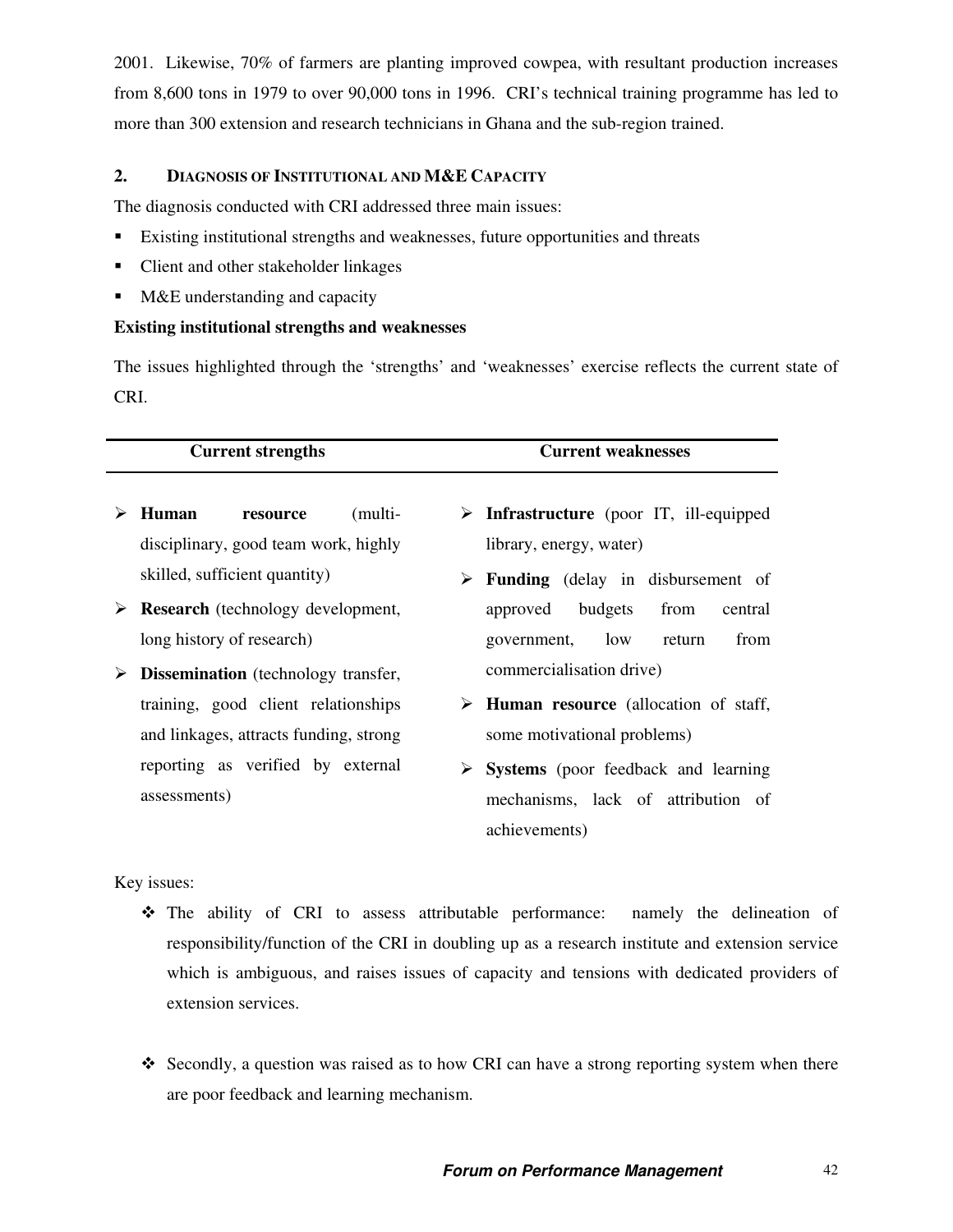2001. Likewise, 70% of farmers are planting improved cowpea, with resultant production increases from 8,600 tons in 1979 to over 90,000 tons in 1996. CRI's technical training programme has led to more than 300 extension and research technicians in Ghana and the sub-region trained.

## 2. Diagnosis of Institutional and M&E Capacity

The diagnosis conducted with CRI addressed three main issues:

- Existing institutional strengths and weaknesses, future opportunities and threats
- Client and other stakeholder linkages
- M&E understanding and capacity

**Existing institutional strengths and weaknesses**

The issues highlighted through the 'strengths' and 'weaknesses' exercise reflects the current state of CRI.

| Current strengths | Current weaknesses |
|---|---|
| ➢ **Human resource** (multi-disciplinary, good team work, highly skilled, sufficient quantity)<br>➢ **Research** (technology development, long history of research)<br>➢ **Dissemination** (technology transfer, training, good client relationships and linkages, attracts funding, strong reporting as verified by external assessments) | ➢ **Infrastructure** (poor IT, ill-equipped library, energy, water)<br>➢ **Funding** (delay in disbursement of approved budgets from central government, low return from commercialisation drive)<br>➢ **Human resource** (allocation of staff, some motivational problems)<br>➢ **Systems** (poor feedback and learning mechanisms, lack of attribution of achievements) |

Key issues:

- The ability of CRI to assess attributable performance: namely the delineation of responsibility/function of the CRI in doubling up as a research institute and extension service which is ambiguous, and raises issues of capacity and tensions with dedicated providers of extension services.

- Secondly, a question was raised as to how CRI can have a strong reporting system when there are poor feedback and learning mechanism.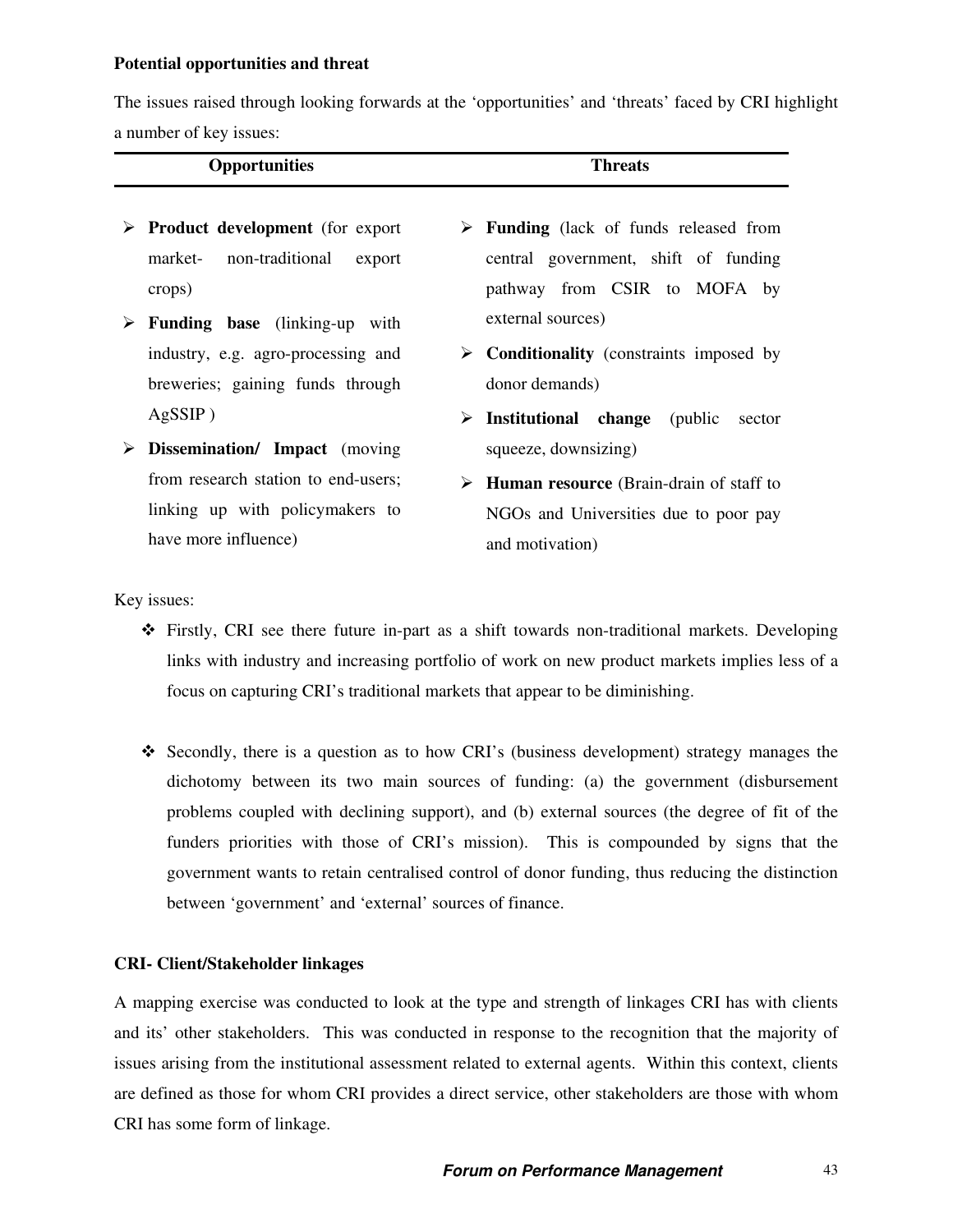**Potential opportunities and threat**

The issues raised through looking forwards at the 'opportunities' and 'threats' faced by CRI highlight a number of key issues:

| Opportunities | Threats |
|---|---|
| ➢ **Product development** (for export market- non-traditional export crops)<br>➢ **Funding base** (linking-up with industry, e.g. agro-processing and breweries; gaining funds through AgSSIP )<br>➢ **Dissemination/ Impact** (moving from research station to end-users; linking up with policymakers to have more influence) | ➢ **Funding** (lack of funds released from central government, shift of funding pathway from CSIR to MOFA by external sources)<br>➢ **Conditionality** (constraints imposed by donor demands)<br>➢ **Institutional change** (public sector squeeze, downsizing)<br>➢ **Human resource** (Brain-drain of staff to NGOs and Universities due to poor pay and motivation) |

Key issues:

- ❖ Firstly, CRI see there future in-part as a shift towards non-traditional markets. Developing links with industry and increasing portfolio of work on new product markets implies less of a focus on capturing CRI's traditional markets that appear to be diminishing.

- ❖ Secondly, there is a question as to how CRI's (business development) strategy manages the dichotomy between its two main sources of funding: (a) the government (disbursement problems coupled with declining support), and (b) external sources (the degree of fit of the funders priorities with those of CRI's mission). This is compounded by signs that the government wants to retain centralised control of donor funding, thus reducing the distinction between 'government' and 'external' sources of finance.

**CRI- Client/Stakeholder linkages**

A mapping exercise was conducted to look at the type and strength of linkages CRI has with clients and its' other stakeholders. This was conducted in response to the recognition that the majority of issues arising from the institutional assessment related to external agents. Within this context, clients are defined as those for whom CRI provides a direct service, other stakeholders are those with whom CRI has some form of linkage.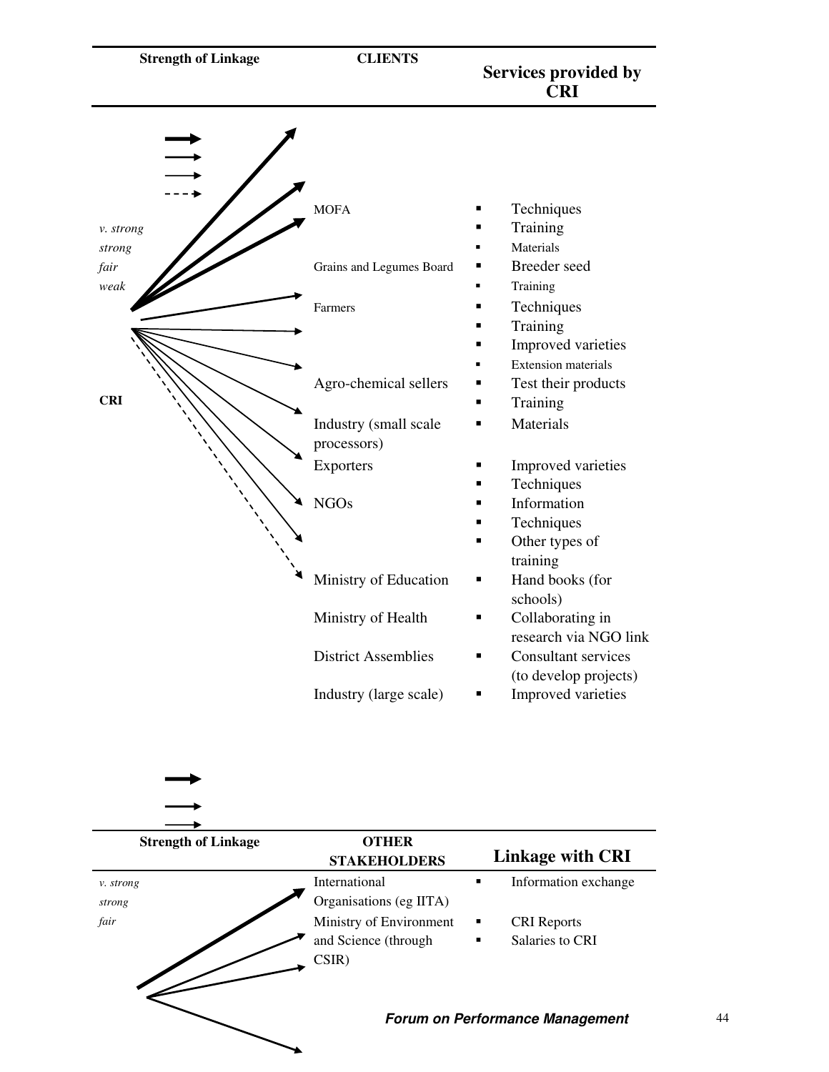| Strength of Linkage | CLIENTS | Services provided by CRI |
|---|---|---|
| *v. strong* | MOFA | ▪ Techniques<br>▪ Training<br>▪ Materials |
| *strong* | Grains and Legumes Board | ▪ Breeder seed<br>▪ Training |
| *fair* | Farmers | ▪ Techniques<br>▪ Training<br>▪ Improved varieties<br>▪ Extension materials |
| *weak* | Agro-chemical sellers | ▪ Test their products<br>▪ Training |
| **CRI** | Industry (small scale processors) | ▪ Materials |
| | Exporters | ▪ Improved varieties<br>▪ Techniques |
| | NGOs | ▪ Information<br>▪ Techniques<br>▪ Other types of training |
| | Ministry of Education | ▪ Hand books (for schools) |
| | Ministry of Health | ▪ Collaborating in research via NGO link |
| | District Assemblies | ▪ Consultant services (to develop projects) |
| | Industry (large scale) | ▪ Improved varieties |

| Strength of Linkage | OTHER STAKEHOLDERS | Linkage with CRI |
|---|---|---|
| *v. strong* | International Organisations (eg IITA) | ▪ Information exchange |
| *strong* | Ministry of Environment and Science (through CSIR) | ▪ CRI Reports<br>▪ Salaries to CRI |
| *fair* | | |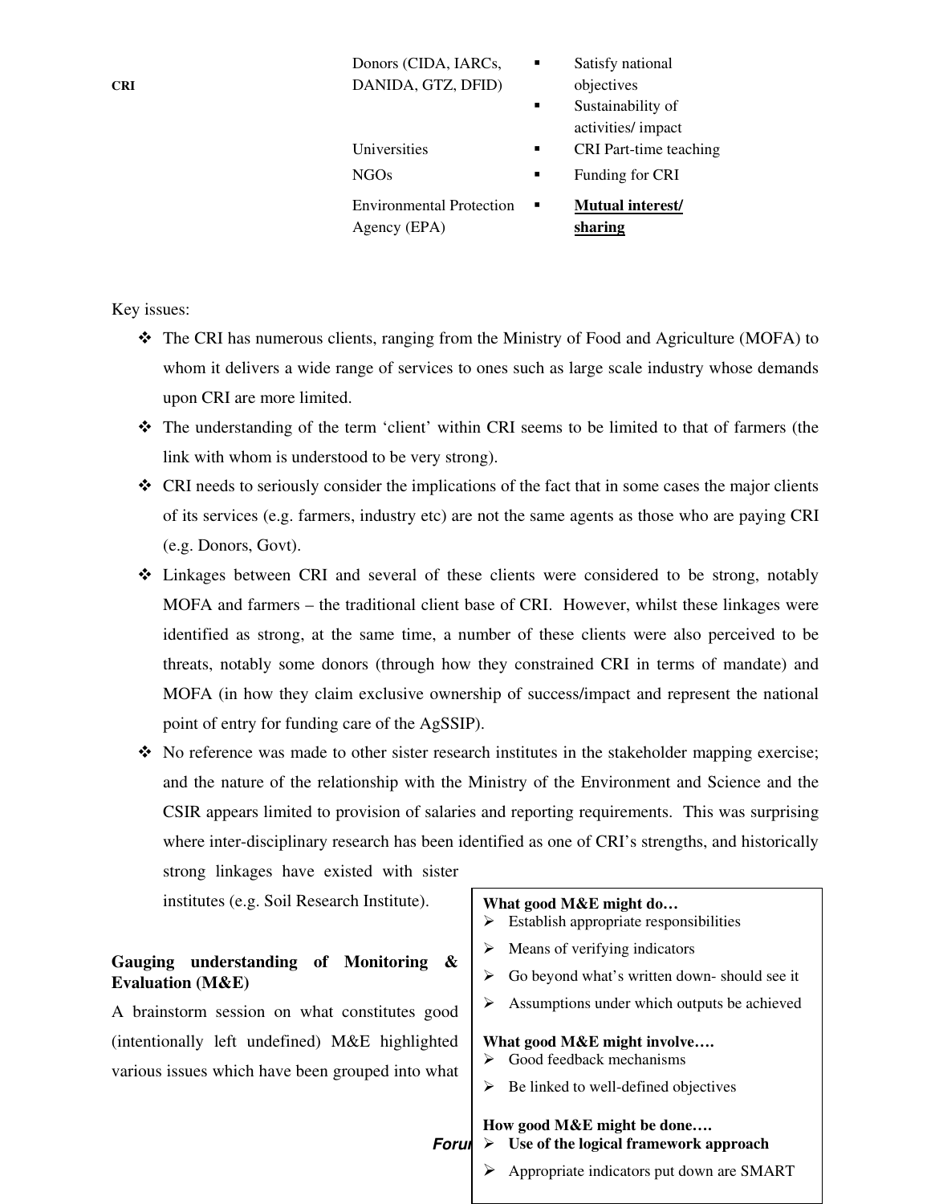| | | |
|---|---|---|
| CRI | Donors (CIDA, IARCs, DANIDA, GTZ, DFID) | ▪ Satisfy national objectives<br>▪ Sustainability of activities/ impact |
| | Universities | ▪ CRI Part-time teaching |
| | NGOs | ▪ Funding for CRI |
| | Environmental Protection Agency (EPA) | ▪ **Mutual interest/ sharing** |

Key issues:

- The CRI has numerous clients, ranging from the Ministry of Food and Agriculture (MOFA) to whom it delivers a wide range of services to ones such as large scale industry whose demands upon CRI are more limited.
- The understanding of the term 'client' within CRI seems to be limited to that of farmers (the link with whom is understood to be very strong).
- CRI needs to seriously consider the implications of the fact that in some cases the major clients of its services (e.g. farmers, industry etc) are not the same agents as those who are paying CRI (e.g. Donors, Govt).
- Linkages between CRI and several of these clients were considered to be strong, notably MOFA and farmers – the traditional client base of CRI. However, whilst these linkages were identified as strong, at the same time, a number of these clients were also perceived to be threats, notably some donors (through how they constrained CRI in terms of mandate) and MOFA (in how they claim exclusive ownership of success/impact and represent the national point of entry for funding care of the AgSSIP).
- No reference was made to other sister research institutes in the stakeholder mapping exercise; and the nature of the relationship with the Ministry of the Environment and Science and the CSIR appears limited to provision of salaries and reporting requirements. This was surprising where inter-disciplinary research has been identified as one of CRI's strengths, and historically strong linkages have existed with sister institutes (e.g. Soil Research Institute).

**Gauging understanding of Monitoring & Evaluation (M&E)**

A brainstorm session on what constitutes good (intentionally left undefined) M&E highlighted various issues which have been grouped into what

**What good M&E might do…**
- Establish appropriate responsibilities
- Means of verifying indicators
- Go beyond what's written down- should see it
- Assumptions under which outputs be achieved

**What good M&E might involve….**
- Good feedback mechanisms
- Be linked to well-defined objectives

**How good M&E might be done….**
- **Use of the logical framework approach**
- Appropriate indicators put down are SMART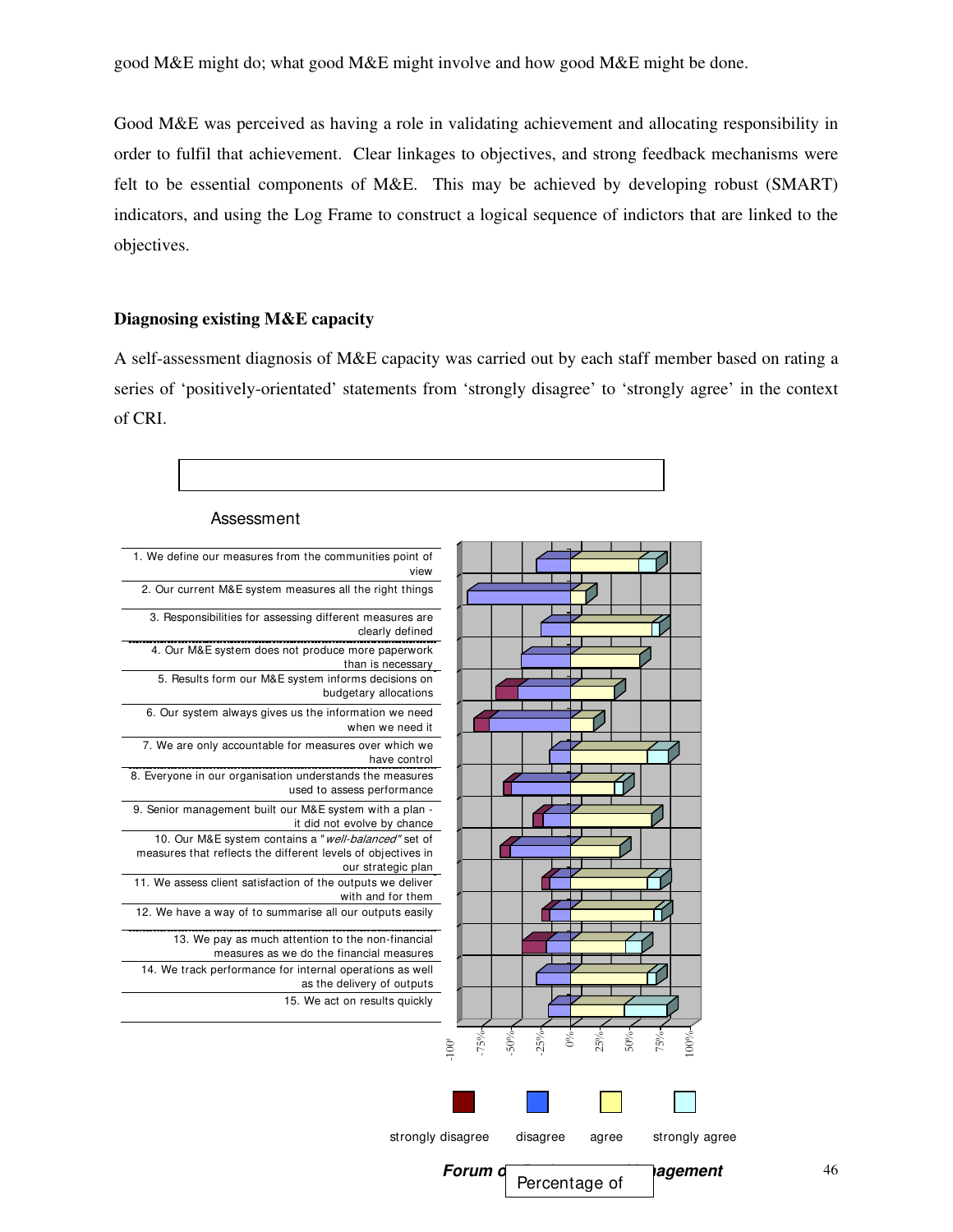good M&E might do; what good M&E might involve and how good M&E might be done.

Good M&E was perceived as having a role in validating achievement and allocating responsibility in order to fulfil that achievement. Clear linkages to objectives, and strong feedback mechanisms were felt to be essential components of M&E. This may be achieved by developing robust (SMART) indicators, and using the Log Frame to construct a logical sequence of indictors that are linked to the objectives.

### Diagnosing existing M&E capacity

A self-assessment diagnosis of M&E capacity was carried out by each staff member based on rating a series of 'positively-orientated' statements from 'strongly disagree' to 'strongly agree' in the context of CRI.

Assessment

1. We define our measures from the communities point of view
2. Our current M&E system measures all the right things
3. Responsibilities for assessing different measures are clearly defined
4. Our M&E system does not produce more paperwork than is necessary
5. Results form our M&E system informs decisions on budgetary allocations
6. Our system always gives us the information we need when we need it
7. We are only accountable for measures over which we have control
8. Everyone in our organisation understands the measures used to assess performance
9. Senior management built our M&E system with a plan - it did not evolve by chance
10. Our M&E system contains a "*well-balanced*" set of measures that reflects the different levels of objectives in our strategic plan
11. We assess client satisfaction of the outputs we deliver with and for them
12. We have a way of to summarise all our outputs easily
13. We pay as much attention to the non-financial measures as we do the financial measures
14. We track performance for internal operations as well as the delivery of outputs
15. We act on results quickly

-100% -75% -50% -25% 0% 25% 50% 75% 100%

Percentage of

strongly disagree | disagree | agree | strongly agree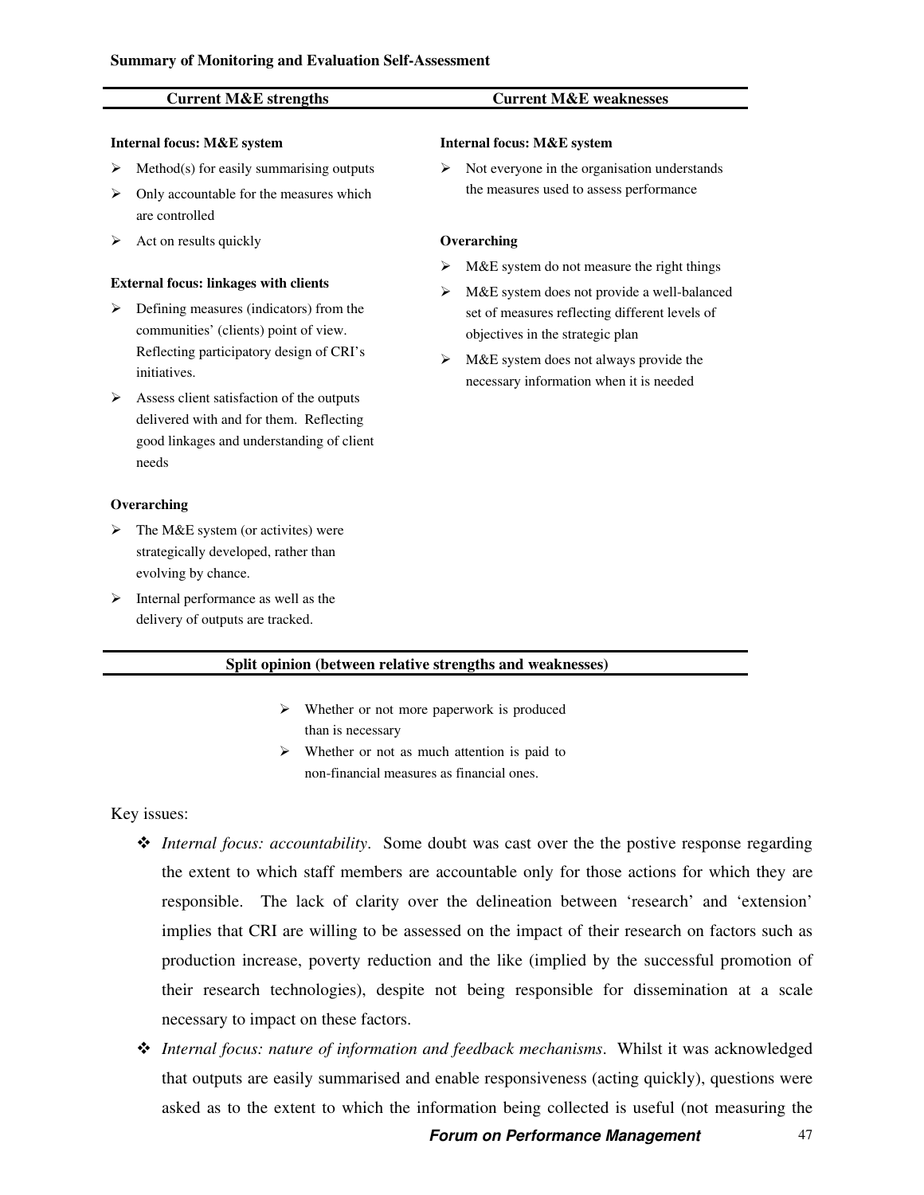**Summary of Monitoring and Evaluation Self-Assessment**

| Current M&E strengths | Current M&E weaknesses |
|---|---|
| **Internal focus: M&E system** | **Internal focus: M&E system** |
| ➢ Method(s) for easily summarising outputs<br>➢ Only accountable for the measures which are controlled<br>➢ Act on results quickly | ➢ Not everyone in the organisation understands the measures used to assess performance |
| **External focus: linkages with clients** | **Overarching** |
| ➢ Defining measures (indicators) from the communities' (clients) point of view. Reflecting participatory design of CRI's initiatives.<br>➢ Assess client satisfaction of the outputs delivered with and for them. Reflecting good linkages and understanding of client needs | ➢ M&E system do not measure the right things<br>➢ M&E system does not provide a well-balanced set of measures reflecting different levels of objectives in the strategic plan<br>➢ M&E system does not always provide the necessary information when it is needed |
| **Overarching** | |
| ➢ The M&E system (or activites) were strategically developed, rather than evolving by chance.<br>➢ Internal performance as well as the delivery of outputs are tracked. | |

**Split opinion (between relative strengths and weaknesses)**

- Whether or not more paperwork is produced than is necessary
- Whether or not as much attention is paid to non-financial measures as financial ones.

Key issues:

- *Internal focus: accountability*. Some doubt was cast over the the postive response regarding the extent to which staff members are accountable only for those actions for which they are responsible. The lack of clarity over the delineation between 'research' and 'extension' implies that CRI are willing to be assessed on the impact of their research on factors such as production increase, poverty reduction and the like (implied by the successful promotion of their research technologies), despite not being responsible for dissemination at a scale necessary to impact on these factors.
- *Internal focus: nature of information and feedback mechanisms*. Whilst it was acknowledged that outputs are easily summarised and enable responsiveness (acting quickly), questions were asked as to the extent to which the information being collected is useful (not measuring the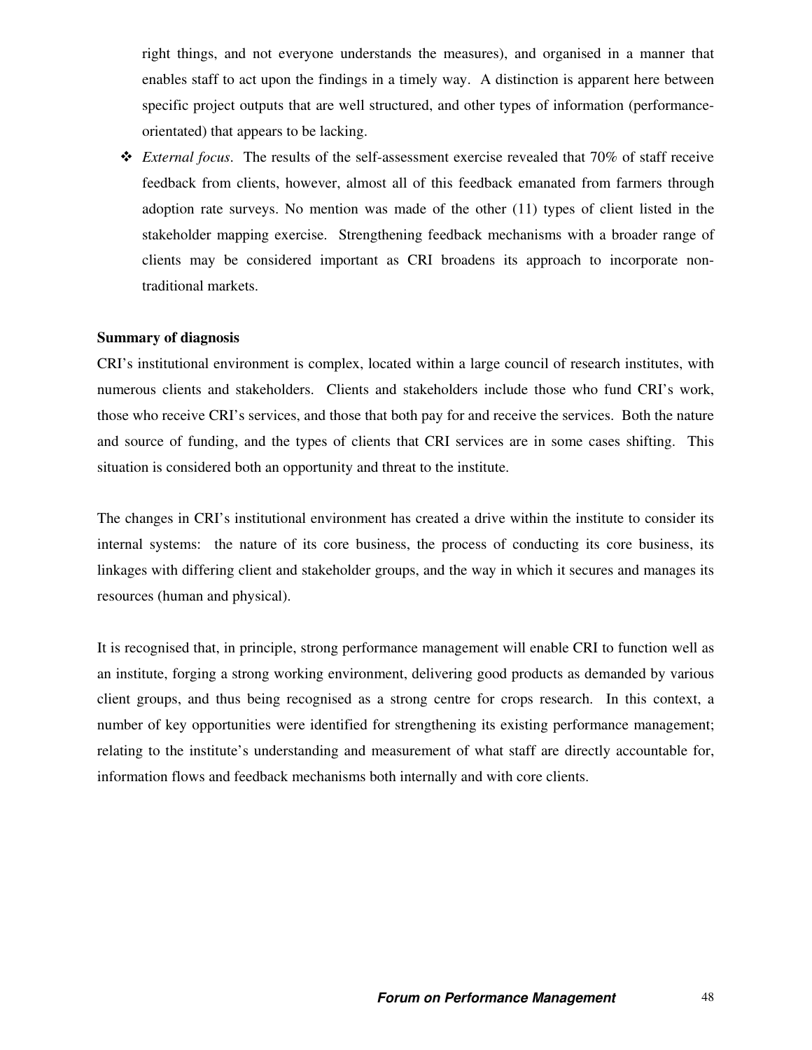right things, and not everyone understands the measures), and organised in a manner that enables staff to act upon the findings in a timely way. A distinction is apparent here between specific project outputs that are well structured, and other types of information (performance-orientated) that appears to be lacking.

- *External focus*. The results of the self-assessment exercise revealed that 70% of staff receive feedback from clients, however, almost all of this feedback emanated from farmers through adoption rate surveys. No mention was made of the other (11) types of client listed in the stakeholder mapping exercise. Strengthening feedback mechanisms with a broader range of clients may be considered important as CRI broadens its approach to incorporate non-traditional markets.

**Summary of diagnosis**

CRI's institutional environment is complex, located within a large council of research institutes, with numerous clients and stakeholders. Clients and stakeholders include those who fund CRI's work, those who receive CRI's services, and those that both pay for and receive the services. Both the nature and source of funding, and the types of clients that CRI services are in some cases shifting. This situation is considered both an opportunity and threat to the institute.

The changes in CRI's institutional environment has created a drive within the institute to consider its internal systems: the nature of its core business, the process of conducting its core business, its linkages with differing client and stakeholder groups, and the way in which it secures and manages its resources (human and physical).

It is recognised that, in principle, strong performance management will enable CRI to function well as an institute, forging a strong working environment, delivering good products as demanded by various client groups, and thus being recognised as a strong centre for crops research. In this context, a number of key opportunities were identified for strengthening its existing performance management; relating to the institute's understanding and measurement of what staff are directly accountable for, information flows and feedback mechanisms both internally and with core clients.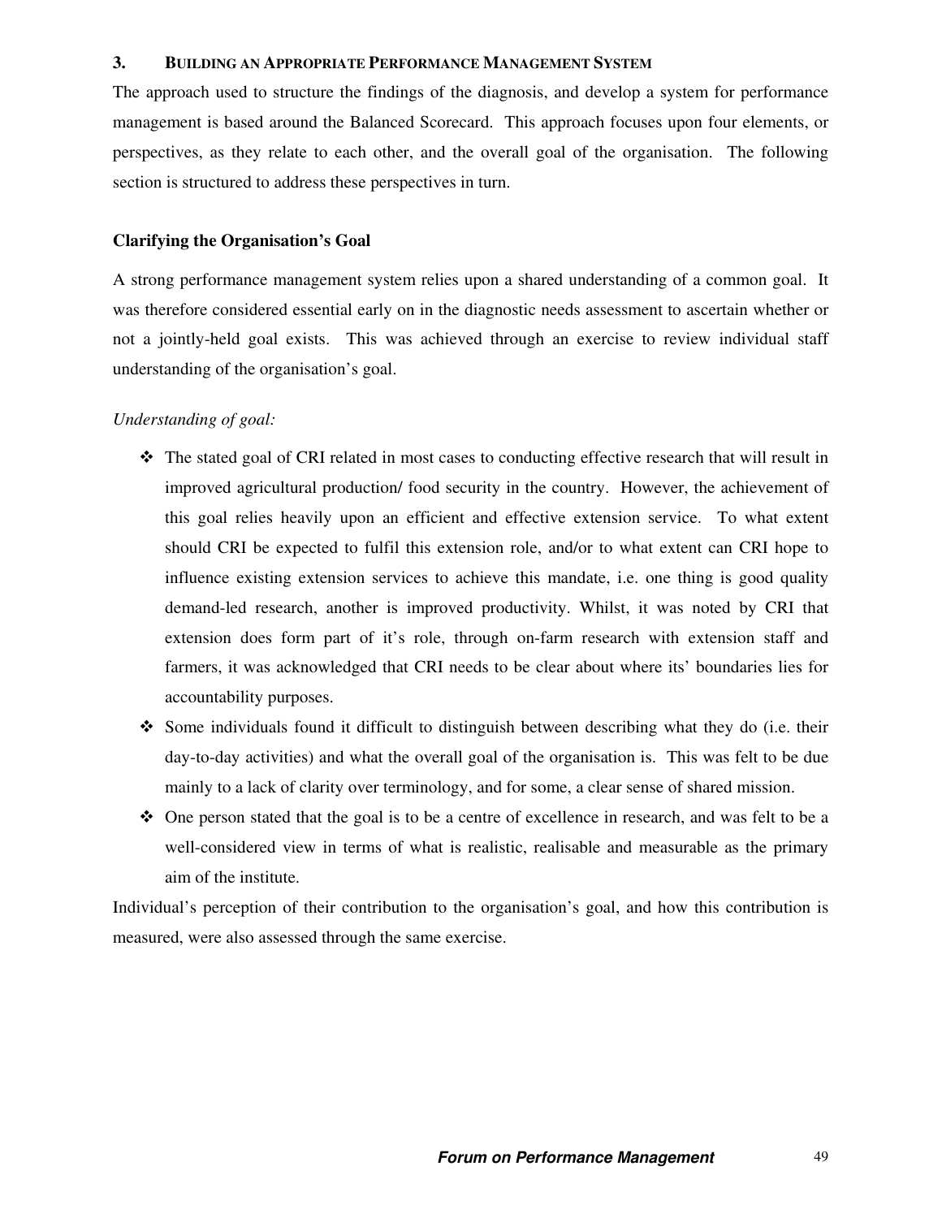## 3. BUILDING AN APPROPRIATE PERFORMANCE MANAGEMENT SYSTEM

The approach used to structure the findings of the diagnosis, and develop a system for performance management is based around the Balanced Scorecard. This approach focuses upon four elements, or perspectives, as they relate to each other, and the overall goal of the organisation. The following section is structured to address these perspectives in turn.

### Clarifying the Organisation's Goal

A strong performance management system relies upon a shared understanding of a common goal. It was therefore considered essential early on in the diagnostic needs assessment to ascertain whether or not a jointly-held goal exists. This was achieved through an exercise to review individual staff understanding of the organisation's goal.

*Understanding of goal:*

- The stated goal of CRI related in most cases to conducting effective research that will result in improved agricultural production/ food security in the country. However, the achievement of this goal relies heavily upon an efficient and effective extension service. To what extent should CRI be expected to fulfil this extension role, and/or to what extent can CRI hope to influence existing extension services to achieve this mandate, i.e. one thing is good quality demand-led research, another is improved productivity. Whilst, it was noted by CRI that extension does form part of it's role, through on-farm research with extension staff and farmers, it was acknowledged that CRI needs to be clear about where its' boundaries lies for accountability purposes.
- Some individuals found it difficult to distinguish between describing what they do (i.e. their day-to-day activities) and what the overall goal of the organisation is. This was felt to be due mainly to a lack of clarity over terminology, and for some, a clear sense of shared mission.
- One person stated that the goal is to be a centre of excellence in research, and was felt to be a well-considered view in terms of what is realistic, realisable and measurable as the primary aim of the institute.

Individual's perception of their contribution to the organisation's goal, and how this contribution is measured, were also assessed through the same exercise.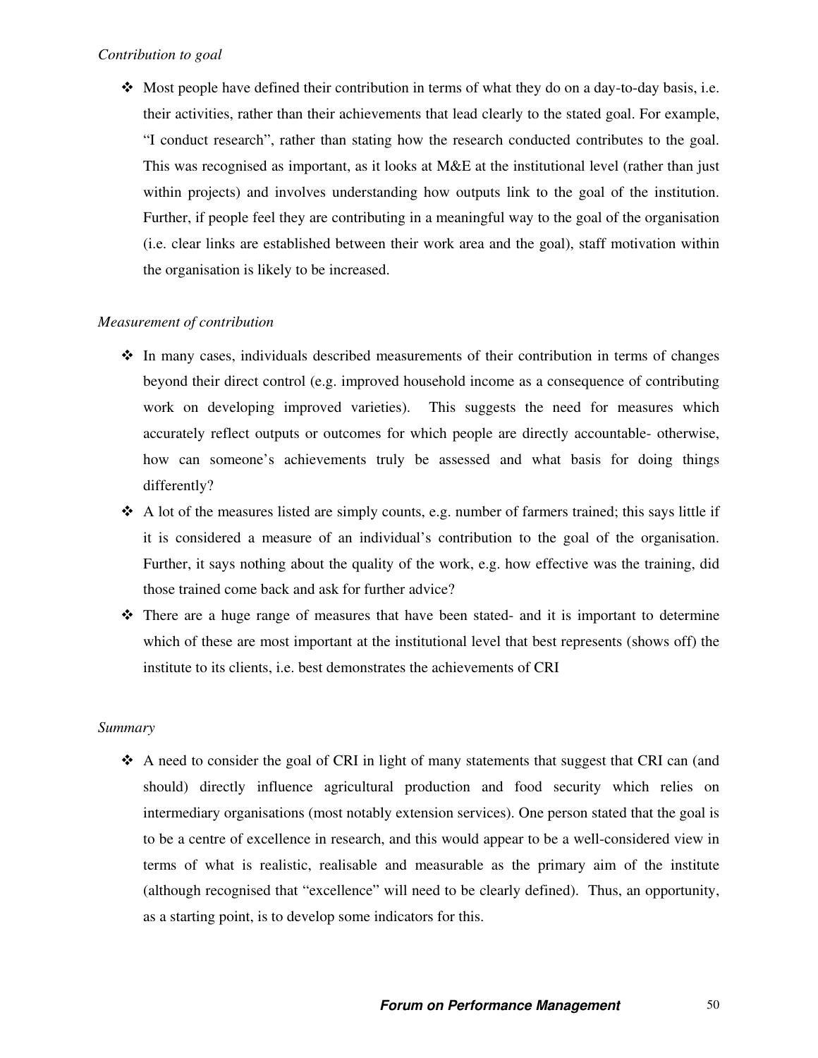*Contribution to goal*

- Most people have defined their contribution in terms of what they do on a day-to-day basis, i.e. their activities, rather than their achievements that lead clearly to the stated goal. For example, "I conduct research", rather than stating how the research conducted contributes to the goal. This was recognised as important, as it looks at M&E at the institutional level (rather than just within projects) and involves understanding how outputs link to the goal of the institution. Further, if people feel they are contributing in a meaningful way to the goal of the organisation (i.e. clear links are established between their work area and the goal), staff motivation within the organisation is likely to be increased.

*Measurement of contribution*

- In many cases, individuals described measurements of their contribution in terms of changes beyond their direct control (e.g. improved household income as a consequence of contributing work on developing improved varieties). This suggests the need for measures which accurately reflect outputs or outcomes for which people are directly accountable- otherwise, how can someone's achievements truly be assessed and what basis for doing things differently?
- A lot of the measures listed are simply counts, e.g. number of farmers trained; this says little if it is considered a measure of an individual's contribution to the goal of the organisation. Further, it says nothing about the quality of the work, e.g. how effective was the training, did those trained come back and ask for further advice?
- There are a huge range of measures that have been stated- and it is important to determine which of these are most important at the institutional level that best represents (shows off) the institute to its clients, i.e. best demonstrates the achievements of CRI

*Summary*

- A need to consider the goal of CRI in light of many statements that suggest that CRI can (and should) directly influence agricultural production and food security which relies on intermediary organisations (most notably extension services). One person stated that the goal is to be a centre of excellence in research, and this would appear to be a well-considered view in terms of what is realistic, realisable and measurable as the primary aim of the institute (although recognised that "excellence" will need to be clearly defined). Thus, an opportunity, as a starting point, is to develop some indicators for this.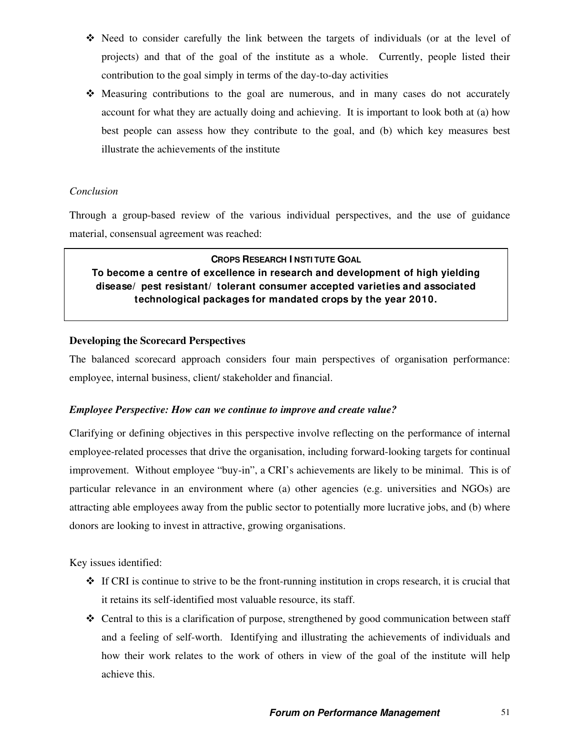- Need to consider carefully the link between the targets of individuals (or at the level of projects) and that of the goal of the institute as a whole. Currently, people listed their contribution to the goal simply in terms of the day-to-day activities
- Measuring contributions to the goal are numerous, and in many cases do not accurately account for what they are actually doing and achieving. It is important to look both at (a) how best people can assess how they contribute to the goal, and (b) which key measures best illustrate the achievements of the institute

*Conclusion*

Through a group-based review of the various individual perspectives, and the use of guidance material, consensual agreement was reached:

> **CROPS RESEARCH INSTITUTE GOAL**
>
> **To become a centre of excellence in research and development of high yielding disease/ pest resistant/ tolerant consumer accepted varieties and associated technological packages for mandated crops by the year 2010.**

**Developing the Scorecard Perspectives**

The balanced scorecard approach considers four main perspectives of organisation performance: employee, internal business, client/ stakeholder and financial.

***Employee Perspective: How can we continue to improve and create value?***

Clarifying or defining objectives in this perspective involve reflecting on the performance of internal employee-related processes that drive the organisation, including forward-looking targets for continual improvement. Without employee "buy-in", a CRI's achievements are likely to be minimal. This is of particular relevance in an environment where (a) other agencies (e.g. universities and NGOs) are attracting able employees away from the public sector to potentially more lucrative jobs, and (b) where donors are looking to invest in attractive, growing organisations.

Key issues identified:

- If CRI is continue to strive to be the front-running institution in crops research, it is crucial that it retains its self-identified most valuable resource, its staff.
- Central to this is a clarification of purpose, strengthened by good communication between staff and a feeling of self-worth. Identifying and illustrating the achievements of individuals and how their work relates to the work of others in view of the goal of the institute will help achieve this.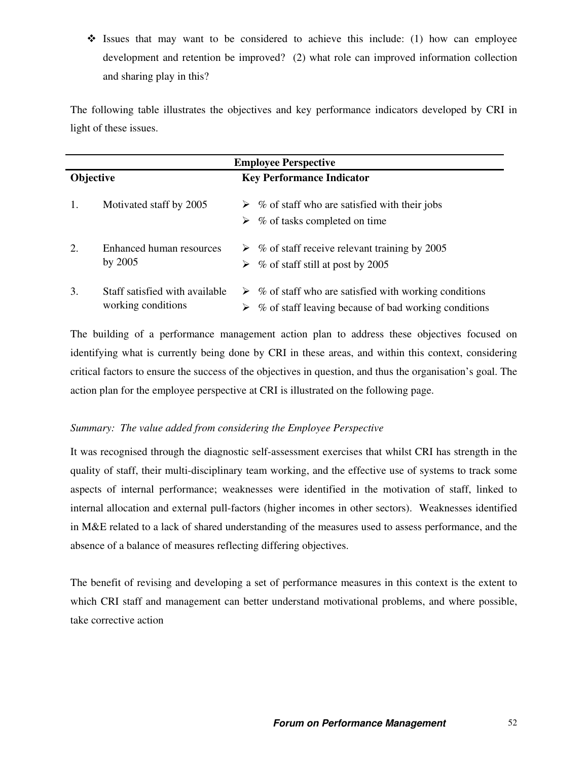- Issues that may want to be considered to achieve this include: (1) how can employee development and retention be improved? (2) what role can improved information collection and sharing play in this?

The following table illustrates the objectives and key performance indicators developed by CRI in light of these issues.

| Employee Perspective | | |
|---|---|---|
| **Objective** | | **Key Performance Indicator** |
| 1. | Motivated staff by 2005 | ➢ % of staff who are satisfied with their jobs<br>➢ % of tasks completed on time |
| 2. | Enhanced human resources by 2005 | ➢ % of staff receive relevant training by 2005<br>➢ % of staff still at post by 2005 |
| 3. | Staff satisfied with available working conditions | ➢ % of staff who are satisfied with working conditions<br>➢ % of staff leaving because of bad working conditions |

The building of a performance management action plan to address these objectives focused on identifying what is currently being done by CRI in these areas, and within this context, considering critical factors to ensure the success of the objectives in question, and thus the organisation's goal. The action plan for the employee perspective at CRI is illustrated on the following page.

*Summary: The value added from considering the Employee Perspective*

It was recognised through the diagnostic self-assessment exercises that whilst CRI has strength in the quality of staff, their multi-disciplinary team working, and the effective use of systems to track some aspects of internal performance; weaknesses were identified in the motivation of staff, linked to internal allocation and external pull-factors (higher incomes in other sectors). Weaknesses identified in M&E related to a lack of shared understanding of the measures used to assess performance, and the absence of a balance of measures reflecting differing objectives.

The benefit of revising and developing a set of performance measures in this context is the extent to which CRI staff and management can better understand motivational problems, and where possible, take corrective action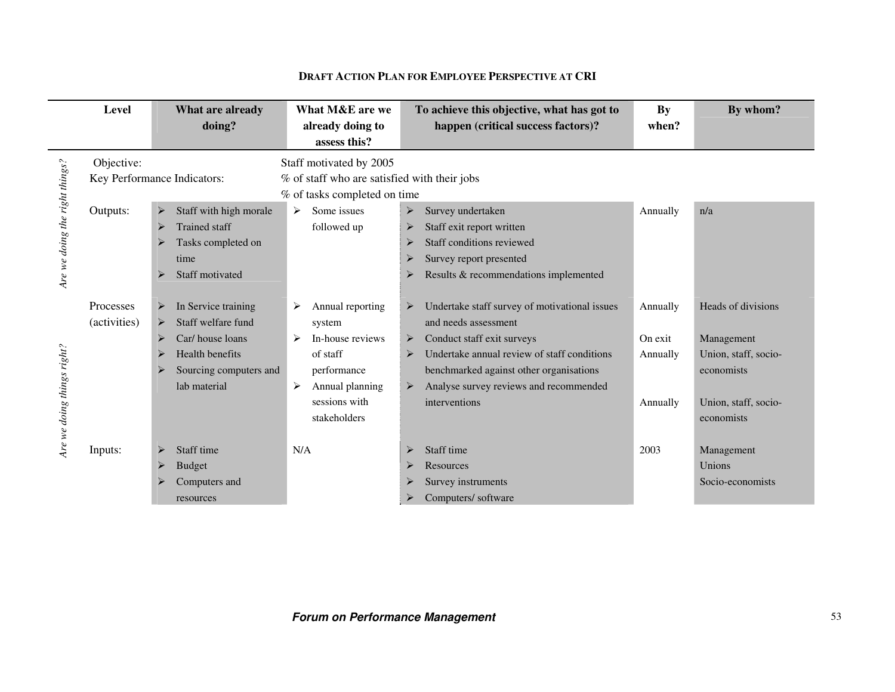### Draft Action Plan for Employee Perspective at CRI

| | Level | What are already doing? | What M&E are we already doing to assess this? | To achieve this objective, what has got to happen (critical success factors)? | By when? | By whom? |
|---|---|---|---|---|---|---|
| *Are we doing the right things?* | Objective: | | Staff motivated by 2005 | | | |
| | Key Performance Indicators: | | % of staff who are satisfied with their jobs<br>% of tasks completed on time | | | |
| | Outputs: | ➢ Staff with high morale<br>➢ Trained staff<br>➢ Tasks completed on time<br>➢ Staff motivated | ➢ Some issues followed up | ➢ Survey undertaken<br>➢ Staff exit report written<br>➢ Staff conditions reviewed<br>➢ Survey report presented<br>➢ Results & recommendations implemented | Annually | n/a |
| *Are we doing things right?* | Processes (activities) | ➢ In Service training<br>➢ Staff welfare fund<br>➢ Car/ house loans<br>➢ Health benefits<br>➢ Sourcing computers and lab material | ➢ Annual reporting system<br>➢ In-house reviews of staff performance<br>➢ Annual planning sessions with stakeholders | ➢ Undertake staff survey of motivational issues and needs assessment<br>➢ Conduct staff exit surveys<br>➢ Undertake annual review of staff conditions benchmarked against other organisations<br>➢ Analyse survey reviews and recommended interventions | Annually<br><br>On exit<br>Annually<br><br>Annually | Heads of divisions<br><br>Management<br>Union, staff, socio-economists<br><br>Union, staff, socio-economists |
| | Inputs: | ➢ Staff time<br>➢ Budget<br>➢ Computers and resources | N/A | ➢ Staff time<br>➢ Resources<br>➢ Survey instruments<br>➢ Computers/ software | 2003 | Management<br>Unions<br>Socio-economists |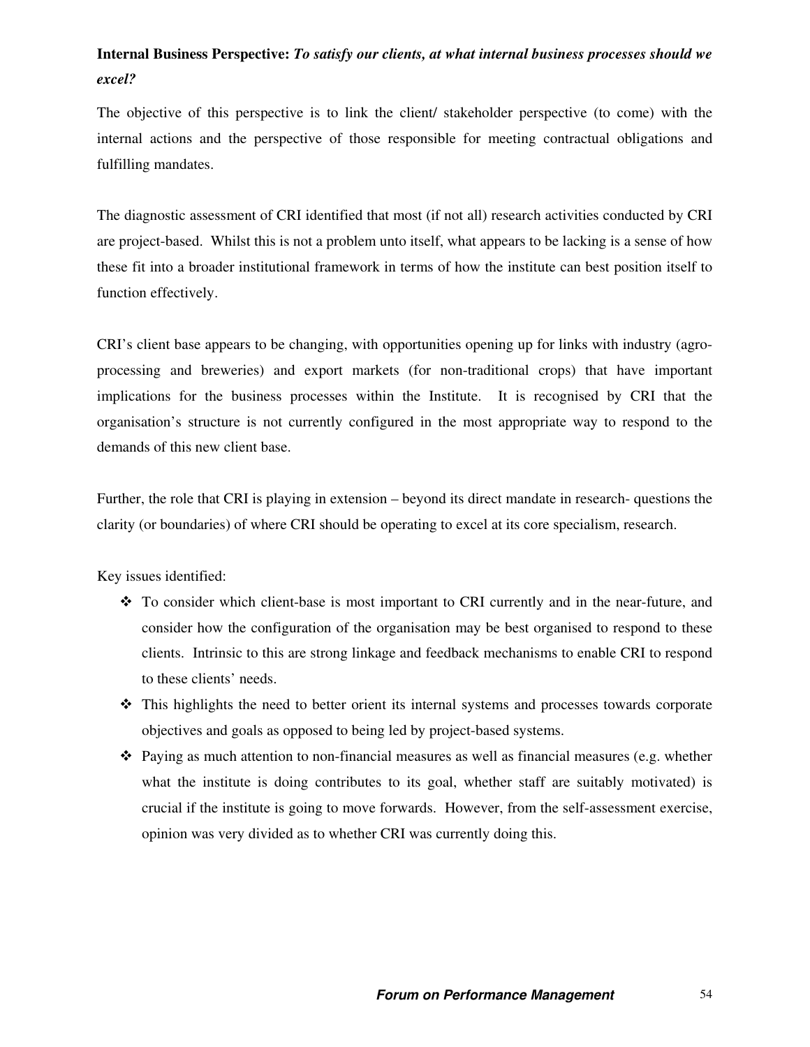**Internal Business Perspective:** ***To satisfy our clients, at what internal business processes should we excel?***

The objective of this perspective is to link the client/ stakeholder perspective (to come) with the internal actions and the perspective of those responsible for meeting contractual obligations and fulfilling mandates.

The diagnostic assessment of CRI identified that most (if not all) research activities conducted by CRI are project-based. Whilst this is not a problem unto itself, what appears to be lacking is a sense of how these fit into a broader institutional framework in terms of how the institute can best position itself to function effectively.

CRI's client base appears to be changing, with opportunities opening up for links with industry (agro-processing and breweries) and export markets (for non-traditional crops) that have important implications for the business processes within the Institute. It is recognised by CRI that the organisation's structure is not currently configured in the most appropriate way to respond to the demands of this new client base.

Further, the role that CRI is playing in extension – beyond its direct mandate in research- questions the clarity (or boundaries) of where CRI should be operating to excel at its core specialism, research.

Key issues identified:

- To consider which client-base is most important to CRI currently and in the near-future, and consider how the configuration of the organisation may be best organised to respond to these clients. Intrinsic to this are strong linkage and feedback mechanisms to enable CRI to respond to these clients' needs.
- This highlights the need to better orient its internal systems and processes towards corporate objectives and goals as opposed to being led by project-based systems.
- Paying as much attention to non-financial measures as well as financial measures (e.g. whether what the institute is doing contributes to its goal, whether staff are suitably motivated) is crucial if the institute is going to move forwards. However, from the self-assessment exercise, opinion was very divided as to whether CRI was currently doing this.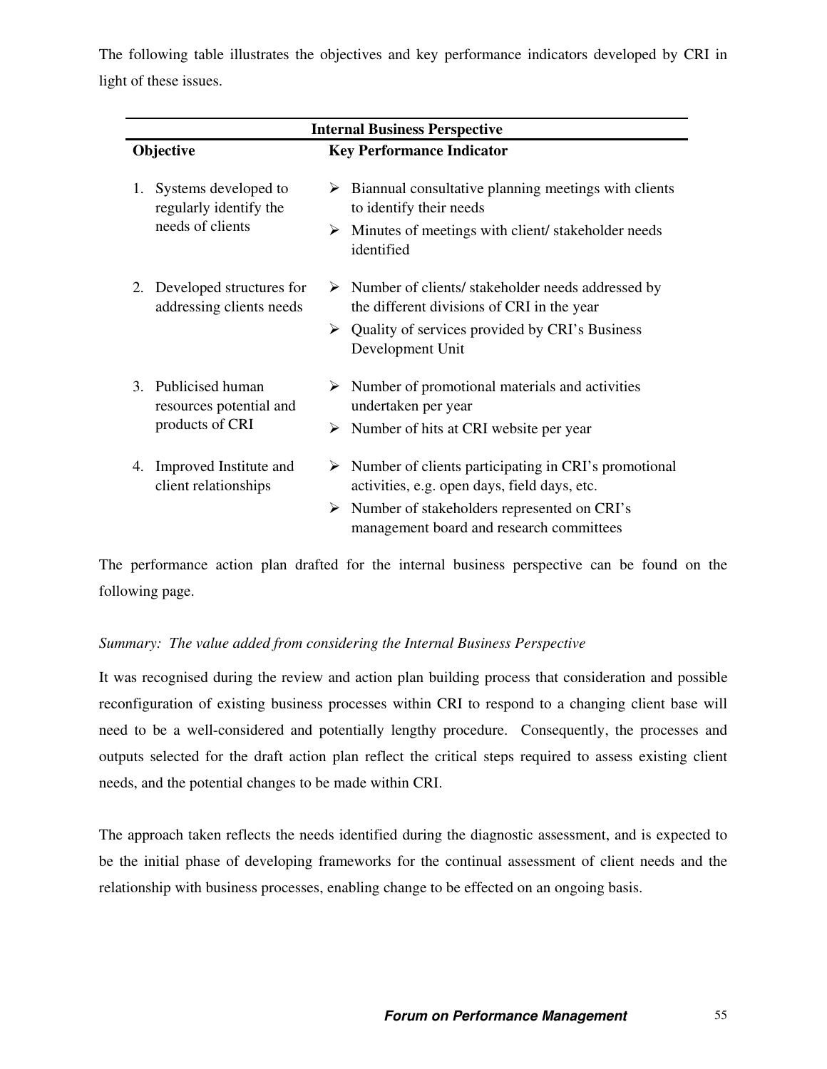The following table illustrates the objectives and key performance indicators developed by CRI in light of these issues.

| Internal Business Perspective | |
|---|---|
| **Objective** | **Key Performance Indicator** |
| 1. Systems developed to regularly identify the needs of clients | ➢ Biannual consultative planning meetings with clients to identify their needs<br>➢ Minutes of meetings with client/ stakeholder needs identified |
| 2. Developed structures for addressing clients needs | ➢ Number of clients/ stakeholder needs addressed by the different divisions of CRI in the year<br>➢ Quality of services provided by CRI's Business Development Unit |
| 3. Publicised human resources potential and products of CRI | ➢ Number of promotional materials and activities undertaken per year<br>➢ Number of hits at CRI website per year |
| 4. Improved Institute and client relationships | ➢ Number of clients participating in CRI's promotional activities, e.g. open days, field days, etc.<br>➢ Number of stakeholders represented on CRI's management board and research committees |

The performance action plan drafted for the internal business perspective can be found on the following page.

*Summary: The value added from considering the Internal Business Perspective*

It was recognised during the review and action plan building process that consideration and possible reconfiguration of existing business processes within CRI to respond to a changing client base will need to be a well-considered and potentially lengthy procedure. Consequently, the processes and outputs selected for the draft action plan reflect the critical steps required to assess existing client needs, and the potential changes to be made within CRI.

The approach taken reflects the needs identified during the diagnostic assessment, and is expected to be the initial phase of developing frameworks for the continual assessment of client needs and the relationship with business processes, enabling change to be effected on an ongoing basis.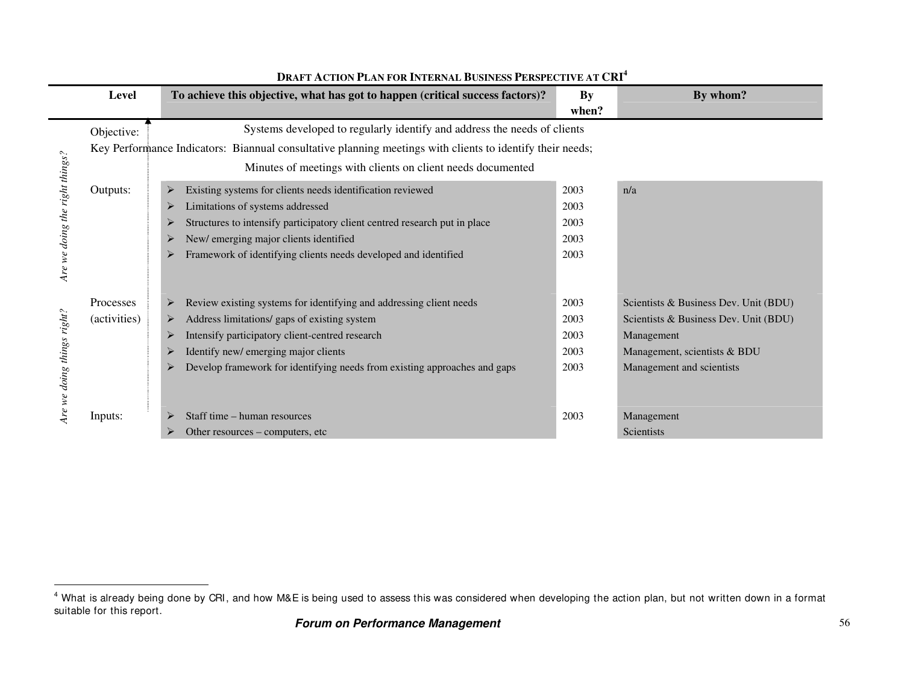**DRAFT ACTION PLAN FOR INTERNAL BUSINESS PERSPECTIVE AT CRI**[4]

| | Level | To achieve this objective, what has got to happen (critical success factors)? | By when? | By whom? |
|---|---|---|---|---|
| *Are we doing the right things?* | Objective: | Systems developed to regularly identify and address the needs of clients | | |
| | Key Performance Indicators: | Biannual consultative planning meetings with clients to identify their needs; Minutes of meetings with clients on client needs documented | | |
| | Outputs: | ➢ Existing systems for clients needs identification reviewed | 2003 | n/a |
| | | ➢ Limitations of systems addressed | 2003 | |
| | | ➢ Structures to intensify participatory client centred research put in place | 2003 | |
| | | ➢ New/ emerging major clients identified | 2003 | |
| | | ➢ Framework of identifying clients needs developed and identified | 2003 | |
| *Are we doing things right?* | Processes (activities) | ➢ Review existing systems for identifying and addressing client needs | 2003 | Scientists & Business Dev. Unit (BDU) |
| | | ➢ Address limitations/ gaps of existing system | 2003 | Scientists & Business Dev. Unit (BDU) |
| | | ➢ Intensify participatory client-centred research | 2003 | Management |
| | | ➢ Identify new/ emerging major clients | 2003 | Management, scientists & BDU |
| | | ➢ Develop framework for identifying needs from existing approaches and gaps | 2003 | Management and scientists |
| | Inputs: | ➢ Staff time – human resources | 2003 | Management |
| | | ➢ Other resources – computers, etc | | Scientists |

[4] What is already being done by CRI, and how M&E is being used to assess this was considered when developing the action plan, but not written down in a format suitable for this report.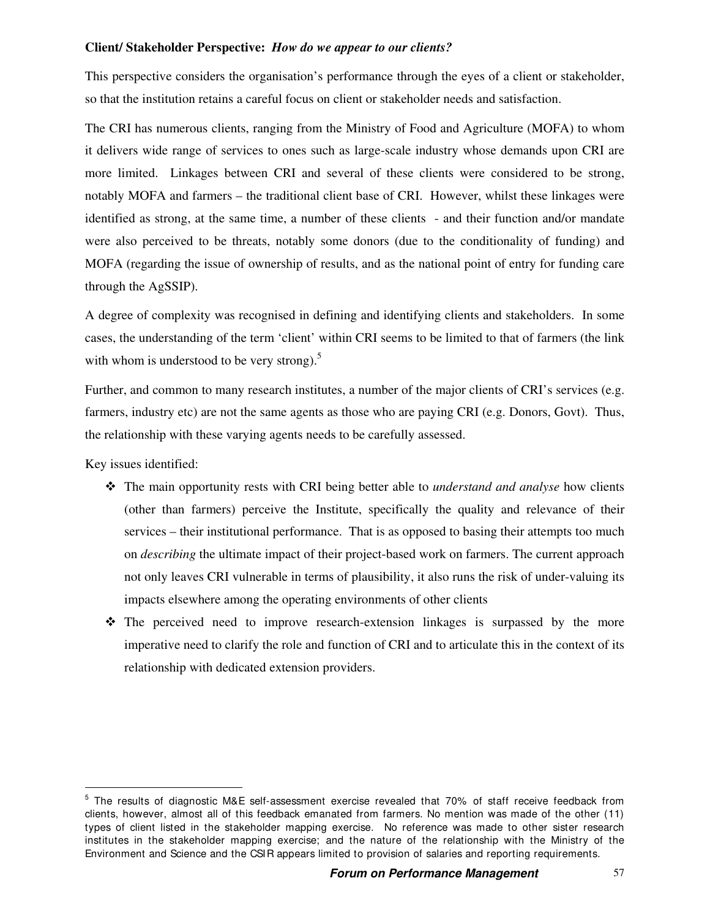**Client/ Stakeholder Perspective:** ***How do we appear to our clients?***

This perspective considers the organisation's performance through the eyes of a client or stakeholder, so that the institution retains a careful focus on client or stakeholder needs and satisfaction.

The CRI has numerous clients, ranging from the Ministry of Food and Agriculture (MOFA) to whom it delivers wide range of services to ones such as large-scale industry whose demands upon CRI are more limited. Linkages between CRI and several of these clients were considered to be strong, notably MOFA and farmers – the traditional client base of CRI. However, whilst these linkages were identified as strong, at the same time, a number of these clients - and their function and/or mandate were also perceived to be threats, notably some donors (due to the conditionality of funding) and MOFA (regarding the issue of ownership of results, and as the national point of entry for funding care through the AgSSIP).

A degree of complexity was recognised in defining and identifying clients and stakeholders. In some cases, the understanding of the term 'client' within CRI seems to be limited to that of farmers (the link with whom is understood to be very strong).[5]

Further, and common to many research institutes, a number of the major clients of CRI's services (e.g. farmers, industry etc) are not the same agents as those who are paying CRI (e.g. Donors, Govt). Thus, the relationship with these varying agents needs to be carefully assessed.

Key issues identified:

- The main opportunity rests with CRI being better able to *understand and analyse* how clients (other than farmers) perceive the Institute, specifically the quality and relevance of their services – their institutional performance. That is as opposed to basing their attempts too much on *describing* the ultimate impact of their project-based work on farmers. The current approach not only leaves CRI vulnerable in terms of plausibility, it also runs the risk of under-valuing its impacts elsewhere among the operating environments of other clients
- The perceived need to improve research-extension linkages is surpassed by the more imperative need to clarify the role and function of CRI and to articulate this in the context of its relationship with dedicated extension providers.

---

[5] The results of diagnostic M&E self-assessment exercise revealed that 70% of staff receive feedback from clients, however, almost all of this feedback emanated from farmers. No mention was made of the other (11) types of client listed in the stakeholder mapping exercise. No reference was made to other sister research institutes in the stakeholder mapping exercise; and the nature of the relationship with the Ministry of the Environment and Science and the CSIR appears limited to provision of salaries and reporting requirements.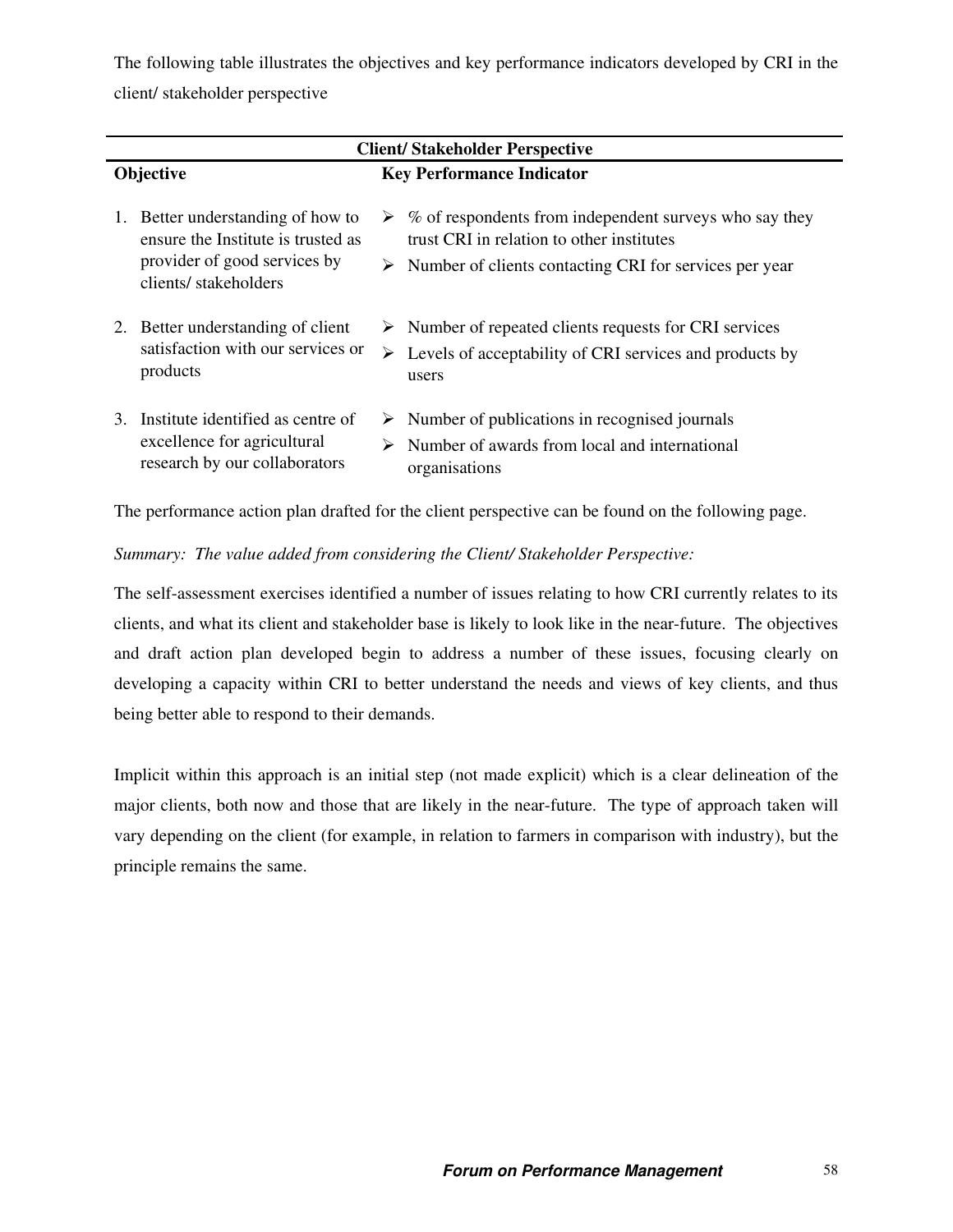The following table illustrates the objectives and key performance indicators developed by CRI in the client/ stakeholder perspective

| **Client/ Stakeholder Perspective** | |
|---|---|
| **Objective** | **Key Performance Indicator** |
| 1. Better understanding of how to ensure the Institute is trusted as provider of good services by clients/ stakeholders | ➢ % of respondents from independent surveys who say they trust CRI in relation to other institutes<br>➢ Number of clients contacting CRI for services per year |
| 2. Better understanding of client satisfaction with our services or products | ➢ Number of repeated clients requests for CRI services<br>➢ Levels of acceptability of CRI services and products by users |
| 3. Institute identified as centre of excellence for agricultural research by our collaborators | ➢ Number of publications in recognised journals<br>➢ Number of awards from local and international organisations |

The performance action plan drafted for the client perspective can be found on the following page.

*Summary: The value added from considering the Client/ Stakeholder Perspective:*

The self-assessment exercises identified a number of issues relating to how CRI currently relates to its clients, and what its client and stakeholder base is likely to look like in the near-future. The objectives and draft action plan developed begin to address a number of these issues, focusing clearly on developing a capacity within CRI to better understand the needs and views of key clients, and thus being better able to respond to their demands.

Implicit within this approach is an initial step (not made explicit) which is a clear delineation of the major clients, both now and those that are likely in the near-future. The type of approach taken will vary depending on the client (for example, in relation to farmers in comparison with industry), but the principle remains the same.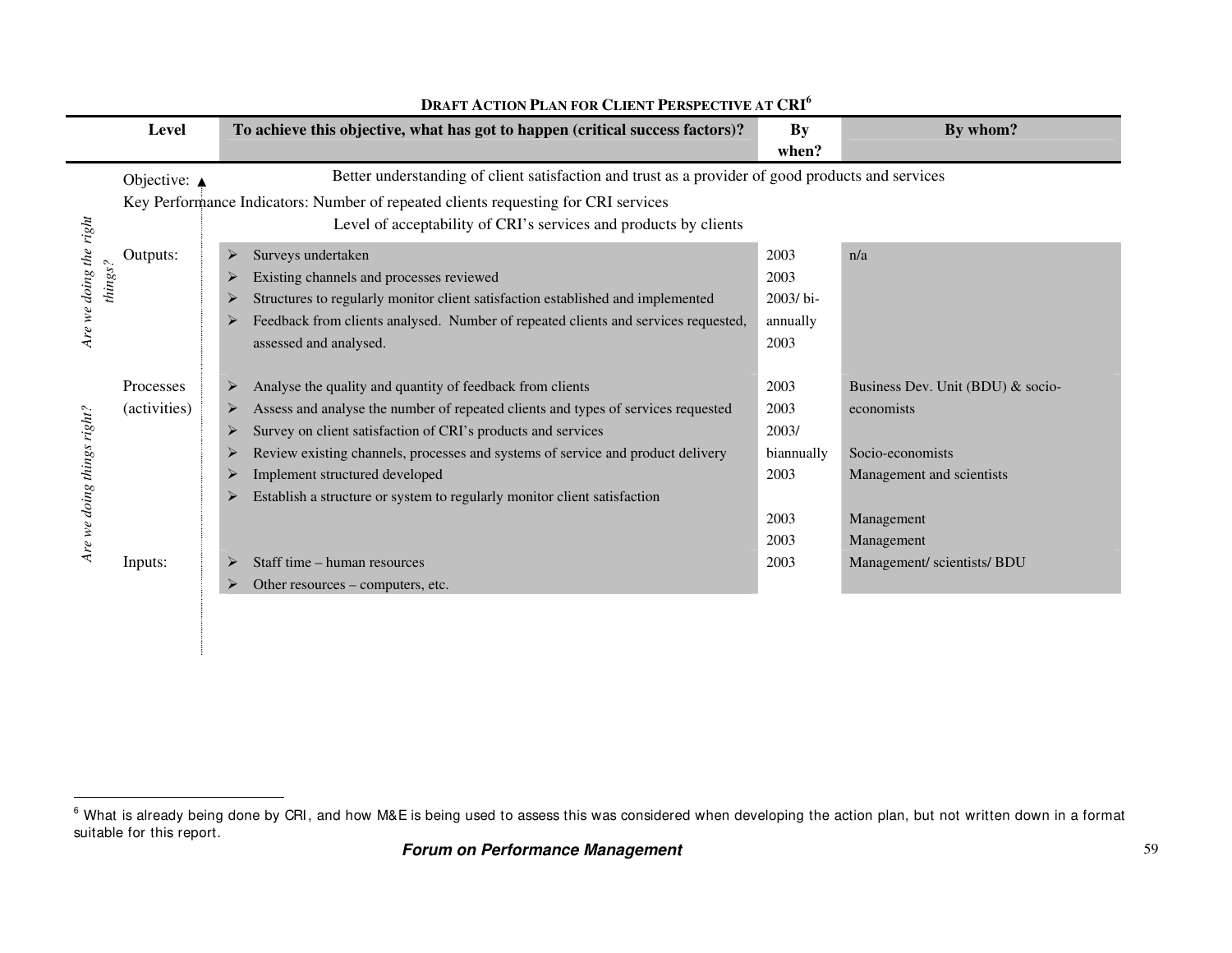**DRAFT ACTION PLAN FOR CLIENT PERSPECTIVE AT CRI**[6]

| Level | To achieve this objective, what has got to happen (critical success factors)? | By when? | By whom? |
|---|---|---|---|
| Objective: | Better understanding of client satisfaction and trust as a provider of good products and services | | |
| Key Performance Indicators: | Number of repeated clients requesting for CRI services<br>Level of acceptability of CRI's services and products by clients | | |
| *Are we doing the right things?*<br>Outputs: | ➢ Surveys undertaken<br>➢ Existing channels and processes reviewed<br>➢ Structures to regularly monitor client satisfaction established and implemented<br>➢ Feedback from clients analysed. Number of repeated clients and services requested, assessed and analysed. | 2003<br>2003<br>2003/ bi-annually<br>2003 | n/a |
| *Are we doing things right?*<br>Processes (activities) | ➢ Analyse the quality and quantity of feedback from clients<br>➢ Assess and analyse the number of repeated clients and types of services requested<br>➢ Survey on client satisfaction of CRI's products and services<br>➢ Review existing channels, processes and systems of service and product delivery<br>➢ Implement structured developed<br>➢ Establish a structure or system to regularly monitor client satisfaction | 2003<br>2003<br>2003/ biannually<br>2003<br>2003<br>2003 | Business Dev. Unit (BDU) & socio-economists<br>Socio-economists<br>Management and scientists<br>Management<br>Management |
| Inputs: | ➢ Staff time – human resources<br>➢ Other resources – computers, etc. | 2003 | Management/ scientists/ BDU |

[6] What is already being done by CRI, and how M&E is being used to assess this was considered when developing the action plan, but not written down in a format suitable for this report.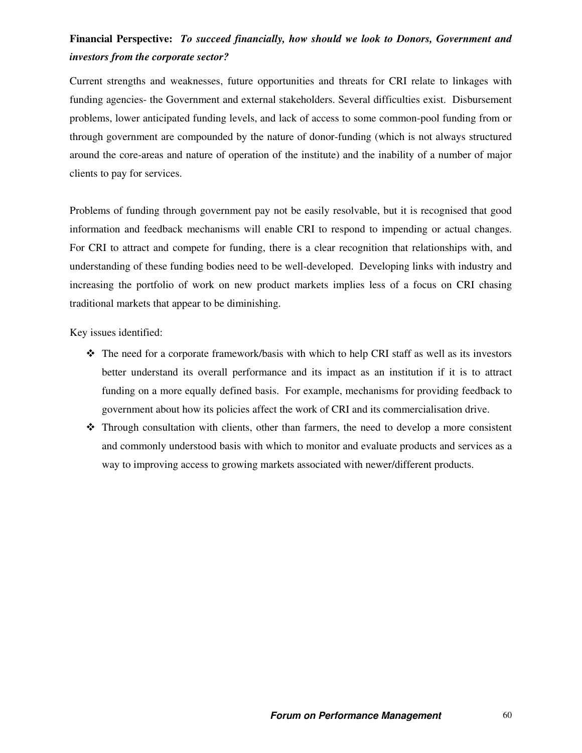**Financial Perspective:** ***To succeed financially, how should we look to Donors, Government and investors from the corporate sector?***

Current strengths and weaknesses, future opportunities and threats for CRI relate to linkages with funding agencies- the Government and external stakeholders. Several difficulties exist. Disbursement problems, lower anticipated funding levels, and lack of access to some common-pool funding from or through government are compounded by the nature of donor-funding (which is not always structured around the core-areas and nature of operation of the institute) and the inability of a number of major clients to pay for services.

Problems of funding through government pay not be easily resolvable, but it is recognised that good information and feedback mechanisms will enable CRI to respond to impending or actual changes. For CRI to attract and compete for funding, there is a clear recognition that relationships with, and understanding of these funding bodies need to be well-developed. Developing links with industry and increasing the portfolio of work on new product markets implies less of a focus on CRI chasing traditional markets that appear to be diminishing.

Key issues identified:

- The need for a corporate framework/basis with which to help CRI staff as well as its investors better understand its overall performance and its impact as an institution if it is to attract funding on a more equally defined basis. For example, mechanisms for providing feedback to government about how its policies affect the work of CRI and its commercialisation drive.
- Through consultation with clients, other than farmers, the need to develop a more consistent and commonly understood basis with which to monitor and evaluate products and services as a way to improving access to growing markets associated with newer/different products.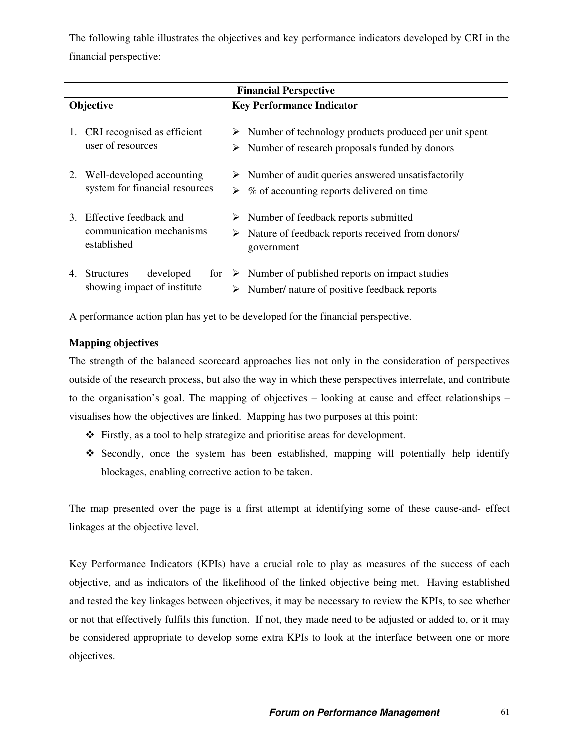The following table illustrates the objectives and key performance indicators developed by CRI in the financial perspective:

| Financial Perspective | |
|---|---|
| **Objective** | **Key Performance Indicator** |
| 1. CRI recognised as efficient user of resources | ➢ Number of technology products produced per unit spent<br>➢ Number of research proposals funded by donors |
| 2. Well-developed accounting system for financial resources | ➢ Number of audit queries answered unsatisfactorily<br>➢ % of accounting reports delivered on time |
| 3. Effective feedback and communication mechanisms established | ➢ Number of feedback reports submitted<br>➢ Nature of feedback reports received from donors/ government |
| 4. Structures developed for showing impact of institute | ➢ Number of published reports on impact studies<br>➢ Number/ nature of positive feedback reports |

A performance action plan has yet to be developed for the financial perspective.

**Mapping objectives**

The strength of the balanced scorecard approaches lies not only in the consideration of perspectives outside of the research process, but also the way in which these perspectives interrelate, and contribute to the organisation's goal. The mapping of objectives – looking at cause and effect relationships – visualises how the objectives are linked. Mapping has two purposes at this point:

- Firstly, as a tool to help strategize and prioritise areas for development.
- Secondly, once the system has been established, mapping will potentially help identify blockages, enabling corrective action to be taken.

The map presented over the page is a first attempt at identifying some of these cause-and- effect linkages at the objective level.

Key Performance Indicators (KPIs) have a crucial role to play as measures of the success of each objective, and as indicators of the likelihood of the linked objective being met. Having established and tested the key linkages between objectives, it may be necessary to review the KPIs, to see whether or not that effectively fulfils this function. If not, they made need to be adjusted or added to, or it may be considered appropriate to develop some extra KPIs to look at the interface between one or more objectives.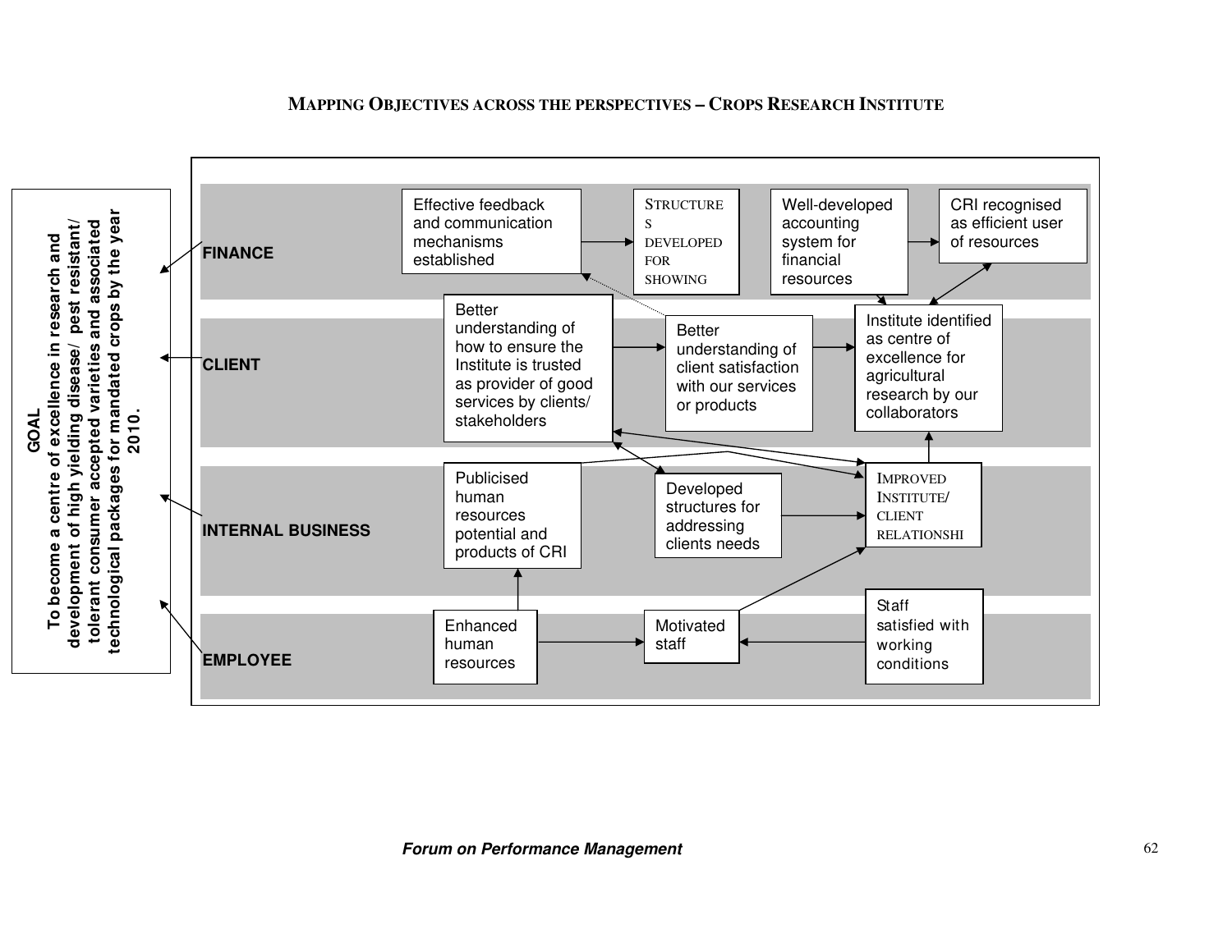## MAPPING OBJECTIVES ACROSS THE PERSPECTIVES – CROPS RESEARCH INSTITUTE

**GOAL**
**To become a centre of excellence in research and development of high yielding disease/ pest resistant/ tolerant consumer accepted varieties and associated technological packages for mandated crops by the year 2010.**

**FINANCE**

- Effective feedback and communication mechanisms established
- STRUCTURES DEVELOPED FOR SHOWING
- Well-developed accounting system for financial resources
- CRI recognised as efficient user of resources

**CLIENT**

- Better understanding of how to ensure the Institute is trusted as provider of good services by clients/ stakeholders
- Better understanding of client satisfaction with our services or products
- Institute identified as centre of excellence for agricultural research by our collaborators

**INTERNAL BUSINESS**

- Publicised human resources potential and products of CRI
- Developed structures for addressing clients needs
- IMPROVED INSTITUTE/ CLIENT RELATIONSHI

**EMPLOYEE**

- Enhanced human resources
- Motivated staff
- Staff satisfied with working conditions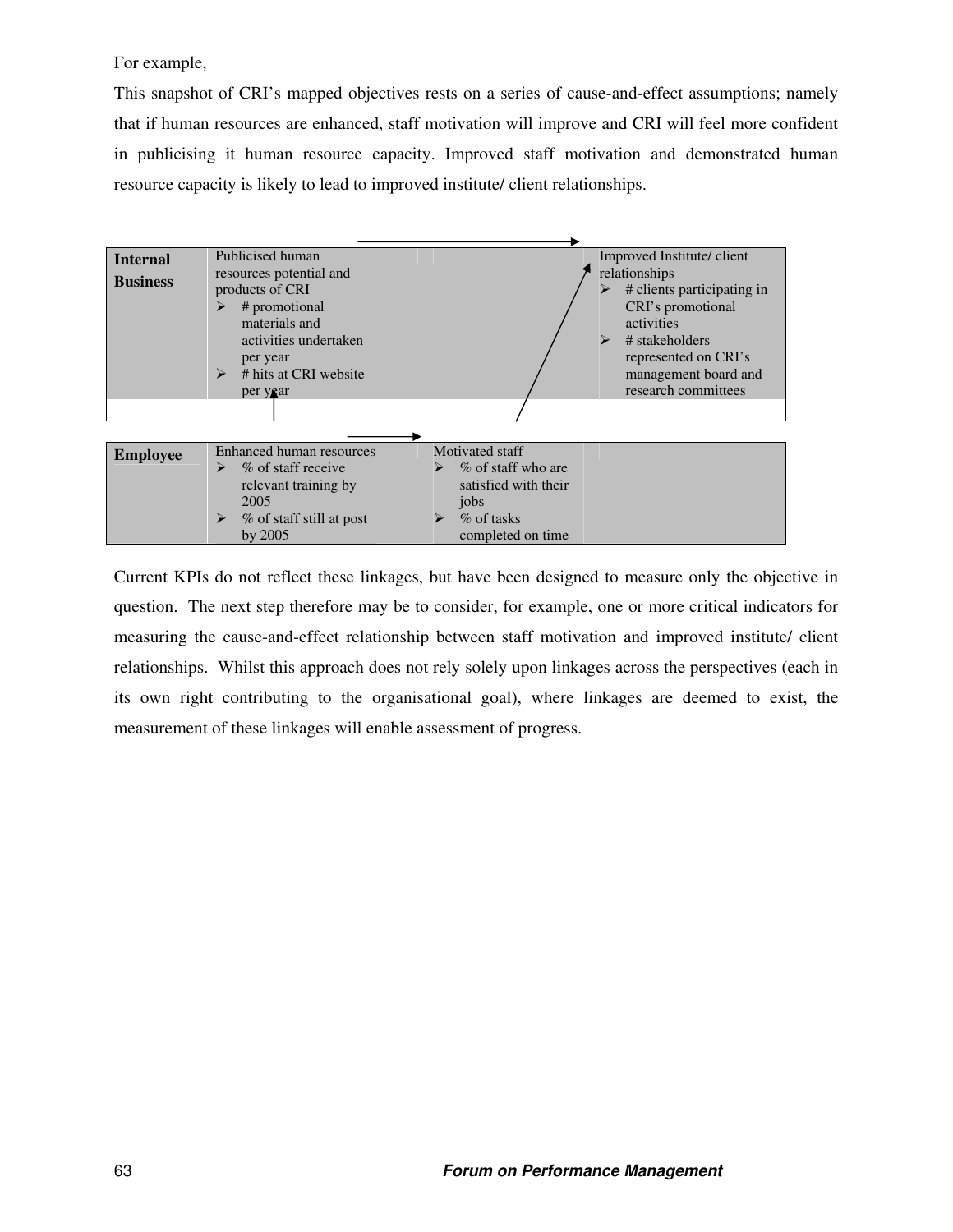For example,

This snapshot of CRI's mapped objectives rests on a series of cause-and-effect assumptions; namely that if human resources are enhanced, staff motivation will improve and CRI will feel more confident in publicising it human resource capacity. Improved staff motivation and demonstrated human resource capacity is likely to lead to improved institute/ client relationships.

| | | | |
|---|---|---|---|
| **Internal Business** | Publicised human resources potential and products of CRI<br>➢ # promotional materials and activities undertaken per year<br>➢ # hits at CRI website per year | | Improved Institute/ client relationships<br>➢ # clients participating in CRI's promotional activities<br>➢ # stakeholders represented on CRI's management board and research committees |
| **Employee** | Enhanced human resources<br>➢ % of staff receive relevant training by 2005<br>➢ % of staff still at post by 2005 | Motivated staff<br>➢ % of staff who are satisfied with their jobs<br>➢ % of tasks completed on time | |

Current KPIs do not reflect these linkages, but have been designed to measure only the objective in question. The next step therefore may be to consider, for example, one or more critical indicators for measuring the cause-and-effect relationship between staff motivation and improved institute/ client relationships. Whilst this approach does not rely solely upon linkages across the perspectives (each in its own right contributing to the organisational goal), where linkages are deemed to exist, the measurement of these linkages will enable assessment of progress.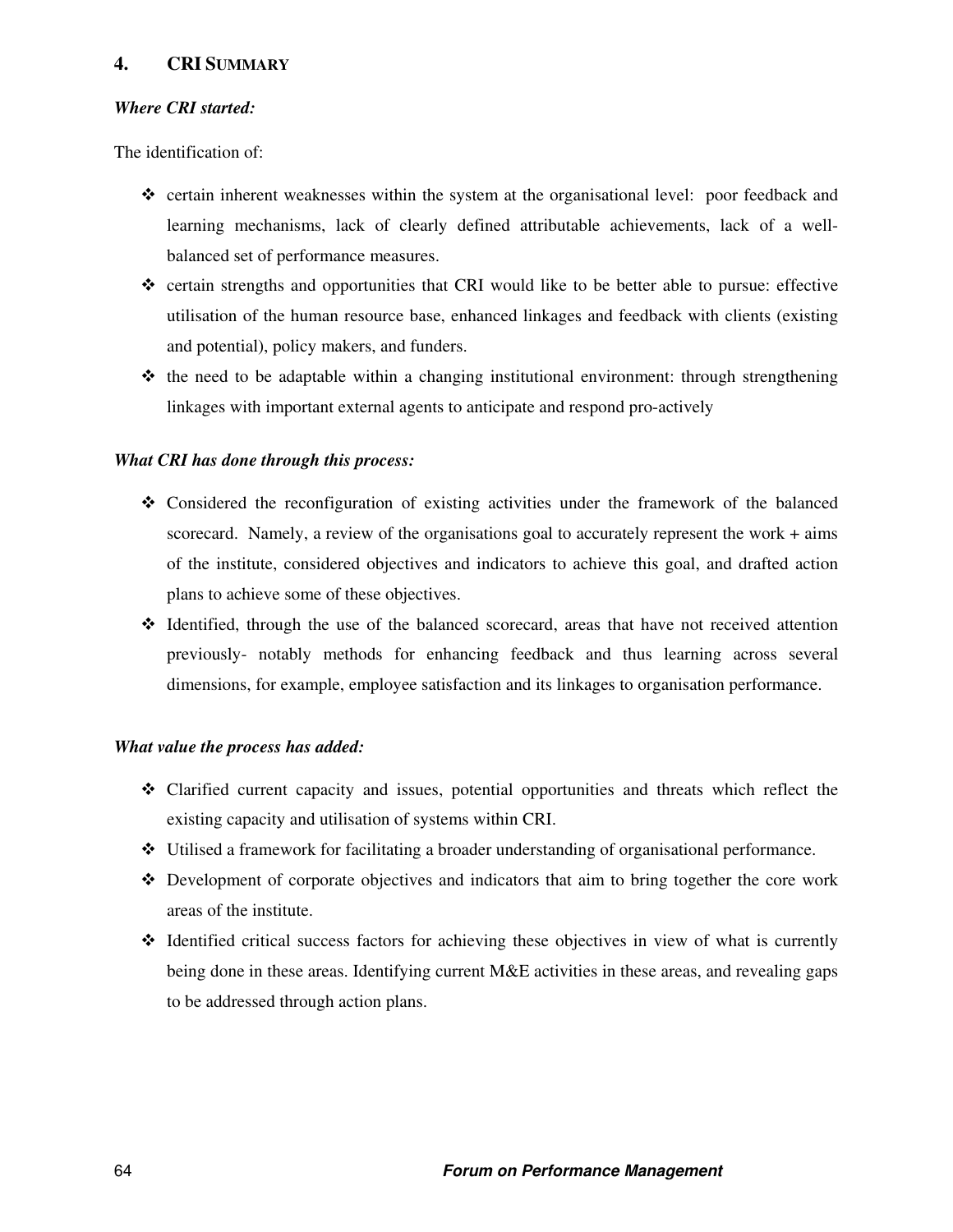## 4. CRI SUMMARY

***Where CRI started:***

The identification of:

- certain inherent weaknesses within the system at the organisational level: poor feedback and learning mechanisms, lack of clearly defined attributable achievements, lack of a well-balanced set of performance measures.
- certain strengths and opportunities that CRI would like to be better able to pursue: effective utilisation of the human resource base, enhanced linkages and feedback with clients (existing and potential), policy makers, and funders.
- the need to be adaptable within a changing institutional environment: through strengthening linkages with important external agents to anticipate and respond pro-actively

***What CRI has done through this process:***

- Considered the reconfiguration of existing activities under the framework of the balanced scorecard. Namely, a review of the organisations goal to accurately represent the work + aims of the institute, considered objectives and indicators to achieve this goal, and drafted action plans to achieve some of these objectives.
- Identified, through the use of the balanced scorecard, areas that have not received attention previously- notably methods for enhancing feedback and thus learning across several dimensions, for example, employee satisfaction and its linkages to organisation performance.

***What value the process has added:***

- Clarified current capacity and issues, potential opportunities and threats which reflect the existing capacity and utilisation of systems within CRI.
- Utilised a framework for facilitating a broader understanding of organisational performance.
- Development of corporate objectives and indicators that aim to bring together the core work areas of the institute.
- Identified critical success factors for achieving these objectives in view of what is currently being done in these areas. Identifying current M&E activities in these areas, and revealing gaps to be addressed through action plans.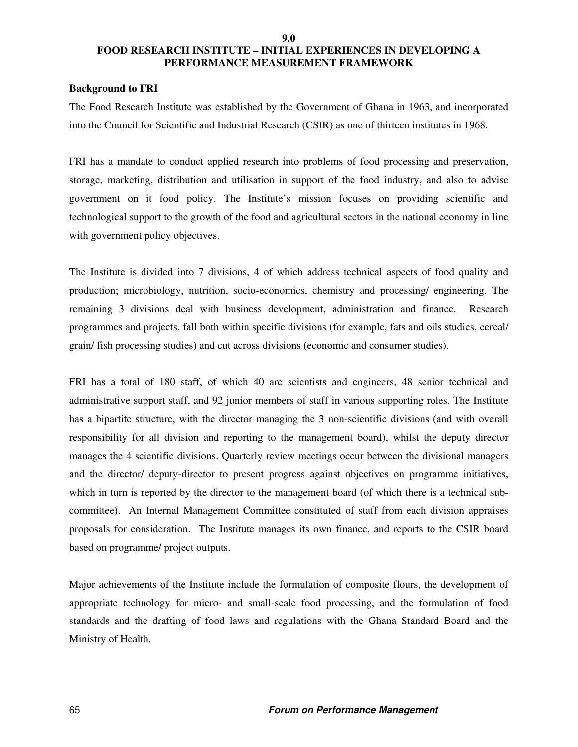# 9.0 FOOD RESEARCH INSTITUTE – INITIAL EXPERIENCES IN DEVELOPING A PERFORMANCE MEASUREMENT FRAMEWORK

**Background to FRI**

The Food Research Institute was established by the Government of Ghana in 1963, and incorporated into the Council for Scientific and Industrial Research (CSIR) as one of thirteen institutes in 1968.

FRI has a mandate to conduct applied research into problems of food processing and preservation, storage, marketing, distribution and utilisation in support of the food industry, and also to advise government on it food policy. The Institute's mission focuses on providing scientific and technological support to the growth of the food and agricultural sectors in the national economy in line with government policy objectives.

The Institute is divided into 7 divisions, 4 of which address technical aspects of food quality and production; microbiology, nutrition, socio-economics, chemistry and processing/ engineering. The remaining 3 divisions deal with business development, administration and finance. Research programmes and projects, fall both within specific divisions (for example, fats and oils studies, cereal/ grain/ fish processing studies) and cut across divisions (economic and consumer studies).

FRI has a total of 180 staff, of which 40 are scientists and engineers, 48 senior technical and administrative support staff, and 92 junior members of staff in various supporting roles. The Institute has a bipartite structure, with the director managing the 3 non-scientific divisions (and with overall responsibility for all division and reporting to the management board), whilst the deputy director manages the 4 scientific divisions. Quarterly review meetings occur between the divisional managers and the director/ deputy-director to present progress against objectives on programme initiatives, which in turn is reported by the director to the management board (of which there is a technical sub-committee). An Internal Management Committee constituted of staff from each division appraises proposals for consideration. The Institute manages its own finance, and reports to the CSIR board based on programme/ project outputs.

Major achievements of the Institute include the formulation of composite flours, the development of appropriate technology for micro- and small-scale food processing, and the formulation of food standards and the drafting of food laws and regulations with the Ghana Standard Board and the Ministry of Health.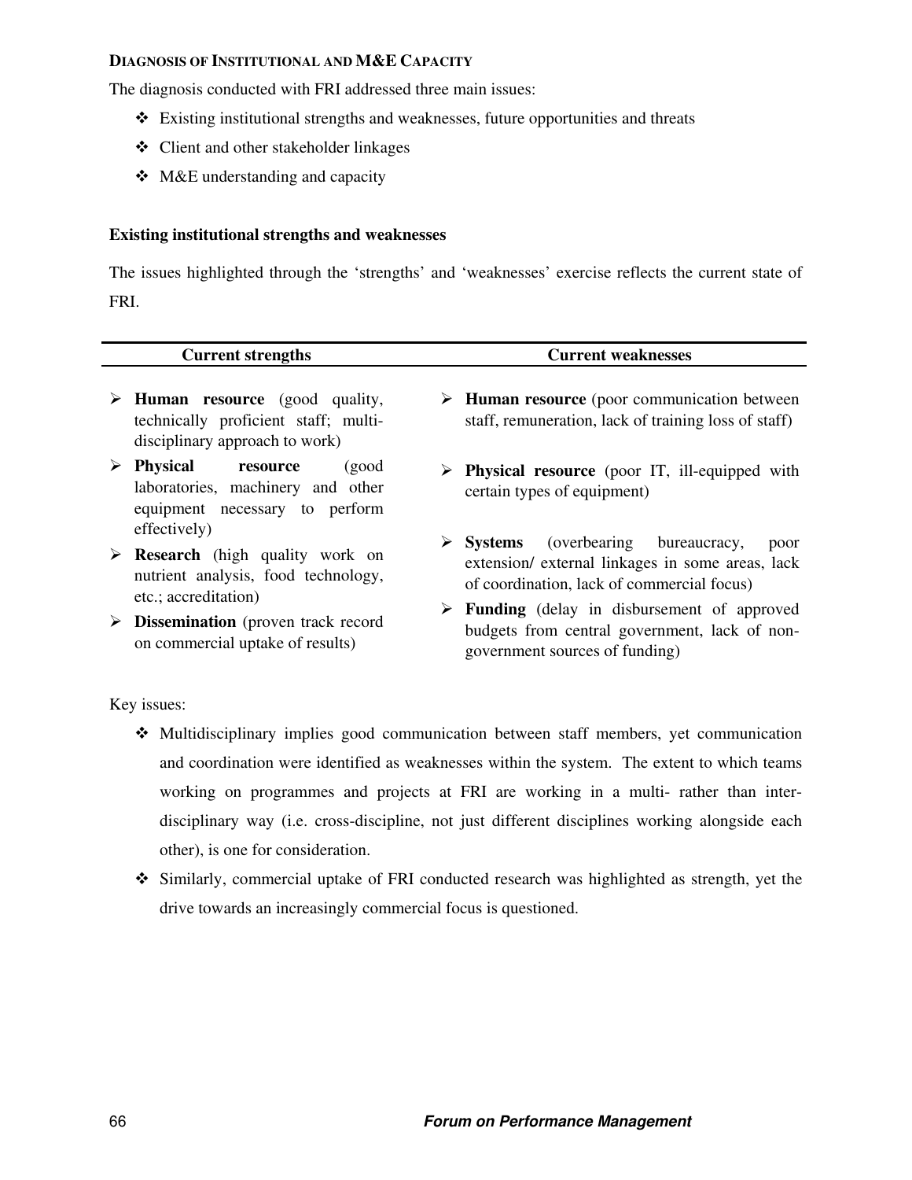#### DIAGNOSIS OF INSTITUTIONAL AND M&E CAPACITY

The diagnosis conducted with FRI addressed three main issues:

- Existing institutional strengths and weaknesses, future opportunities and threats
- Client and other stakeholder linkages
- M&E understanding and capacity

**Existing institutional strengths and weaknesses**

The issues highlighted through the 'strengths' and 'weaknesses' exercise reflects the current state of FRI.

| Current strengths | Current weaknesses |
|---|---|
| **Human resource** (good quality, technically proficient staff; multi-disciplinary approach to work) | **Human resource** (poor communication between staff, remuneration, lack of training loss of staff) |
| **Physical resource** (good laboratories, machinery and other equipment necessary to perform effectively) | **Physical resource** (poor IT, ill-equipped with certain types of equipment) |
| **Research** (high quality work on nutrient analysis, food technology, etc.; accreditation) | **Systems** (overbearing bureaucracy, poor extension/ external linkages in some areas, lack of coordination, lack of commercial focus) |
| **Dissemination** (proven track record on commercial uptake of results) | **Funding** (delay in disbursement of approved budgets from central government, lack of non-government sources of funding) |

Key issues:

- Multidisciplinary implies good communication between staff members, yet communication and coordination were identified as weaknesses within the system. The extent to which teams working on programmes and projects at FRI are working in a multi- rather than inter-disciplinary way (i.e. cross-discipline, not just different disciplines working alongside each other), is one for consideration.
- Similarly, commercial uptake of FRI conducted research was highlighted as strength, yet the drive towards an increasingly commercial focus is questioned.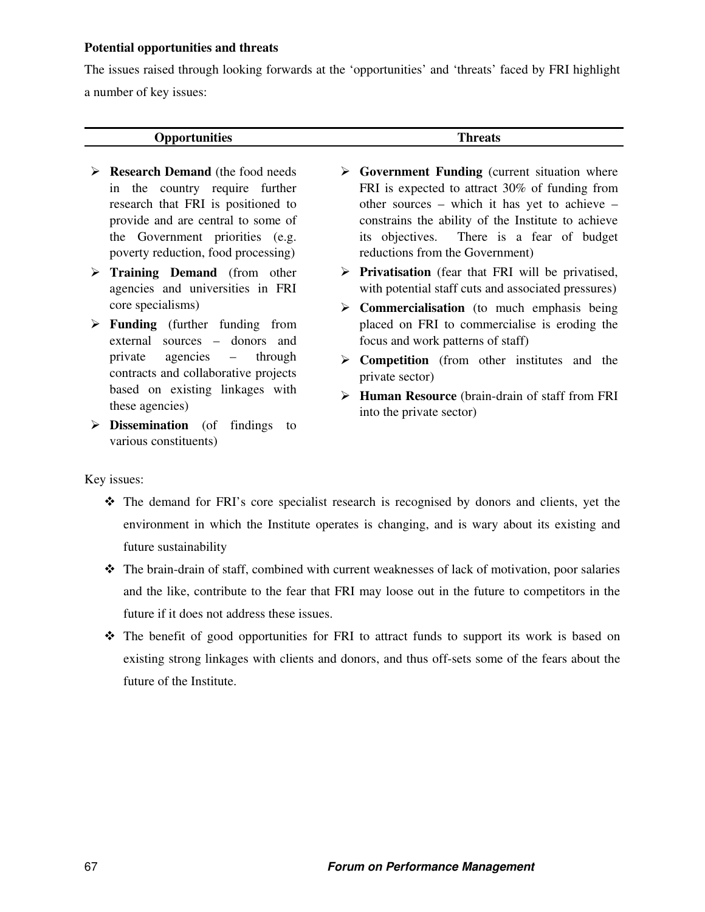**Potential opportunities and threats**

The issues raised through looking forwards at the 'opportunities' and 'threats' faced by FRI highlight a number of key issues:

| Opportunities | Threats |
|---|---|
| ➢ **Research Demand** (the food needs in the country require further research that FRI is positioned to provide and are central to some of the Government priorities (e.g. poverty reduction, food processing)<br>➢ **Training Demand** (from other agencies and universities in FRI core specialisms)<br>➢ **Funding** (further funding from external sources – donors and private agencies – through contracts and collaborative projects based on existing linkages with these agencies)<br>➢ **Dissemination** (of findings to various constituents) | ➢ **Government Funding** (current situation where FRI is expected to attract 30% of funding from other sources – which it has yet to achieve – constrains the ability of the Institute to achieve its objectives. There is a fear of budget reductions from the Government)<br>➢ **Privatisation** (fear that FRI will be privatised, with potential staff cuts and associated pressures)<br>➢ **Commercialisation** (to much emphasis being placed on FRI to commercialise is eroding the focus and work patterns of staff)<br>➢ **Competition** (from other institutes and the private sector)<br>➢ **Human Resource** (brain-drain of staff from FRI into the private sector) |

Key issues:

- ❖ The demand for FRI's core specialist research is recognised by donors and clients, yet the environment in which the Institute operates is changing, and is wary about its existing and future sustainability
- ❖ The brain-drain of staff, combined with current weaknesses of lack of motivation, poor salaries and the like, contribute to the fear that FRI may loose out in the future to competitors in the future if it does not address these issues.
- ❖ The benefit of good opportunities for FRI to attract funds to support its work is based on existing strong linkages with clients and donors, and thus off-sets some of the fears about the future of the Institute.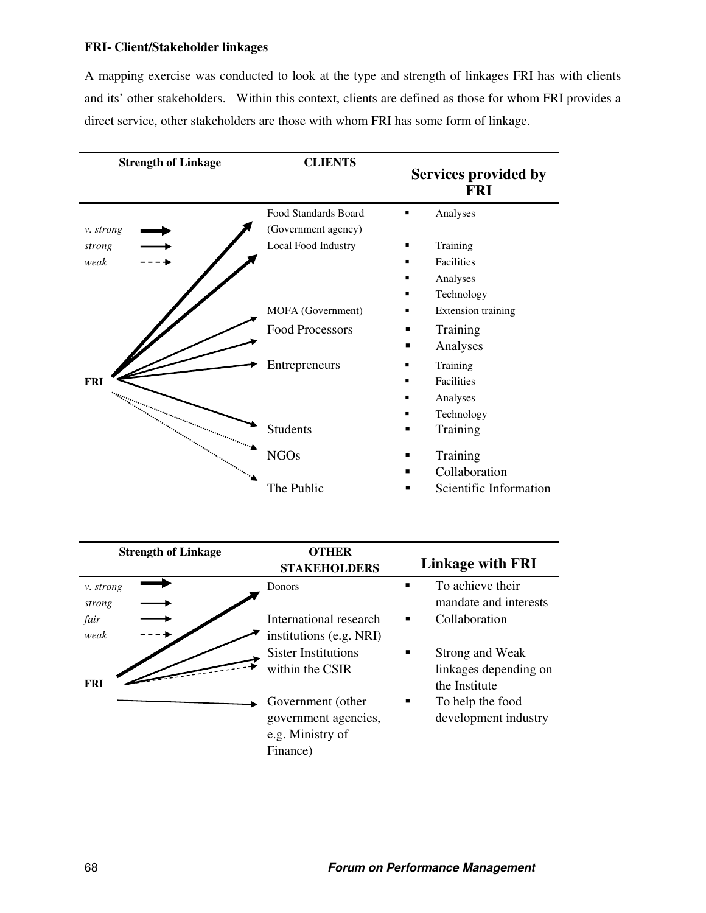**FRI- Client/Stakeholder linkages**

A mapping exercise was conducted to look at the type and strength of linkages FRI has with clients and its' other stakeholders. Within this context, clients are defined as those for whom FRI provides a direct service, other stakeholders are those with whom FRI has some form of linkage.

| Strength of Linkage | CLIENTS | Services provided by FRI |
|---|---|---|
| *v. strong* / *strong* / *weak* | Food Standards Board (Government agency) | ▪ Analyses |
| | Local Food Industry | ▪ Training<br>▪ Facilities<br>▪ Analyses<br>▪ Technology |
| | MOFA (Government) | ▪ Extension training |
| | Food Processors | ▪ Training<br>▪ Analyses |
| FRI | Entrepreneurs | ▪ Training<br>▪ Facilities<br>▪ Analyses<br>▪ Technology |
| | Students | ▪ Training |
| | NGOs | ▪ Training<br>▪ Collaboration |
| | The Public | ▪ Scientific Information |

| Strength of Linkage | OTHER STAKEHOLDERS | Linkage with FRI |
|---|---|---|
| *v. strong* / *strong* / *fair* / *weak* | Donors | ▪ To achieve their mandate and interests |
| | International research institutions (e.g. NRI) | ▪ Collaboration |
| FRI | Sister Institutions within the CSIR | ▪ Strong and Weak linkages depending on the Institute |
| | Government (other government agencies, e.g. Ministry of Finance) | ▪ To help the food development industry |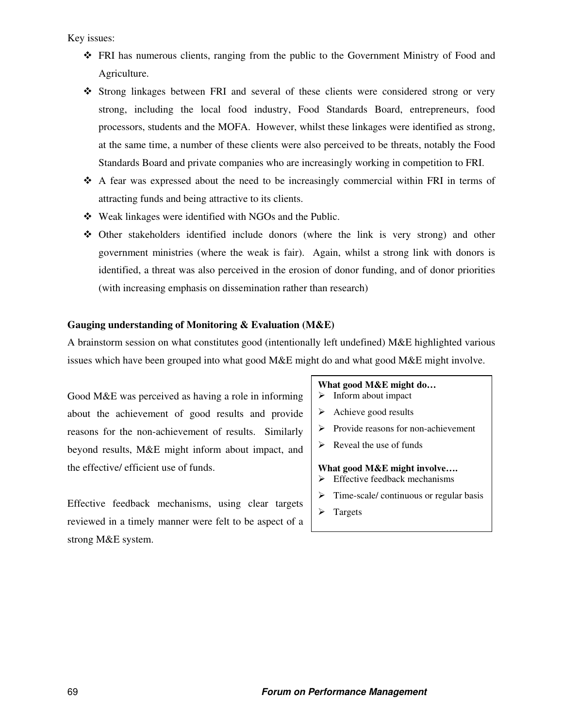Key issues:

- FRI has numerous clients, ranging from the public to the Government Ministry of Food and Agriculture.
- Strong linkages between FRI and several of these clients were considered strong or very strong, including the local food industry, Food Standards Board, entrepreneurs, food processors, students and the MOFA. However, whilst these linkages were identified as strong, at the same time, a number of these clients were also perceived to be threats, notably the Food Standards Board and private companies who are increasingly working in competition to FRI.
- A fear was expressed about the need to be increasingly commercial within FRI in terms of attracting funds and being attractive to its clients.
- Weak linkages were identified with NGOs and the Public.
- Other stakeholders identified include donors (where the link is very strong) and other government ministries (where the weak is fair). Again, whilst a strong link with donors is identified, a threat was also perceived in the erosion of donor funding, and of donor priorities (with increasing emphasis on dissemination rather than research)

**Gauging understanding of Monitoring & Evaluation (M&E)**

A brainstorm session on what constitutes good (intentionally left undefined) M&E highlighted various issues which have been grouped into what good M&E might do and what good M&E might involve.

Good M&E was perceived as having a role in informing about the achievement of good results and provide reasons for the non-achievement of results. Similarly beyond results, M&E might inform about impact, and the effective/ efficient use of funds.

Effective feedback mechanisms, using clear targets reviewed in a timely manner were felt to be aspect of a strong M&E system.

**What good M&E might do…**

- Inform about impact
- Achieve good results
- Provide reasons for non-achievement
- Reveal the use of funds

**What good M&E might involve….**

- Effective feedback mechanisms
- Time-scale/ continuous or regular basis
- Targets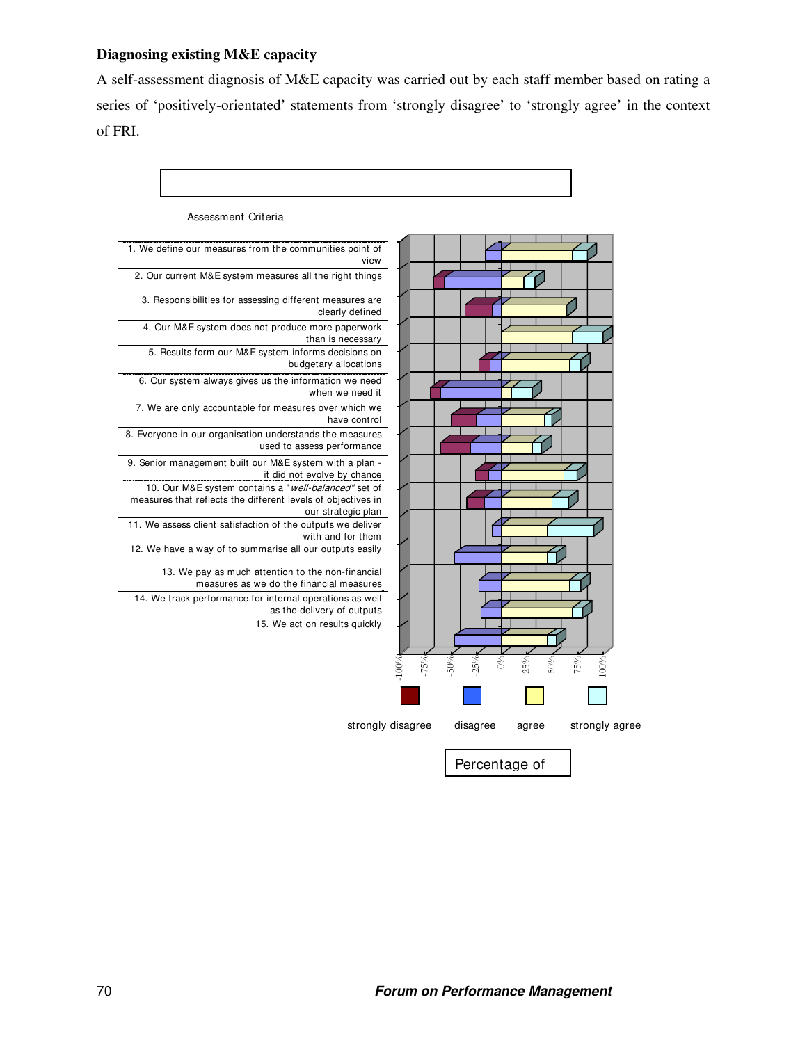## Diagnosing existing M&E capacity

A self-assessment diagnosis of M&E capacity was carried out by each staff member based on rating a series of 'positively-orientated' statements from 'strongly disagree' to 'strongly agree' in the context of FRI.

Assessment Criteria

1. We define our measures from the communities point of view
2. Our current M&E system measures all the right things
3. Responsibilities for assessing different measures are clearly defined
4. Our M&E system does not produce more paperwork than is necessary
5. Results form our M&E system informs decisions on budgetary allocations
6. Our system always gives us the information we need when we need it
7. We are only accountable for measures over which we have control
8. Everyone in our organisation understands the measures used to assess performance
9. Senior management built our M&E system with a plan - it did not evolve by chance
10. Our M&E system contains a "*well-balanced*" set of measures that reflects the different levels of objectives in our strategic plan
11. We assess client satisfaction of the outputs we deliver with and for them
12. We have a way of summarise all our outputs easily
13. We pay as much attention to the non-financial measures as we do the financial measures
14. We track performance for internal operations as well as the delivery of outputs
15. We act on results quickly

-100% -75% -50% -25% 0% 25% 50% 75% 100%

strongly disagree disagree agree strongly agree

Percentage of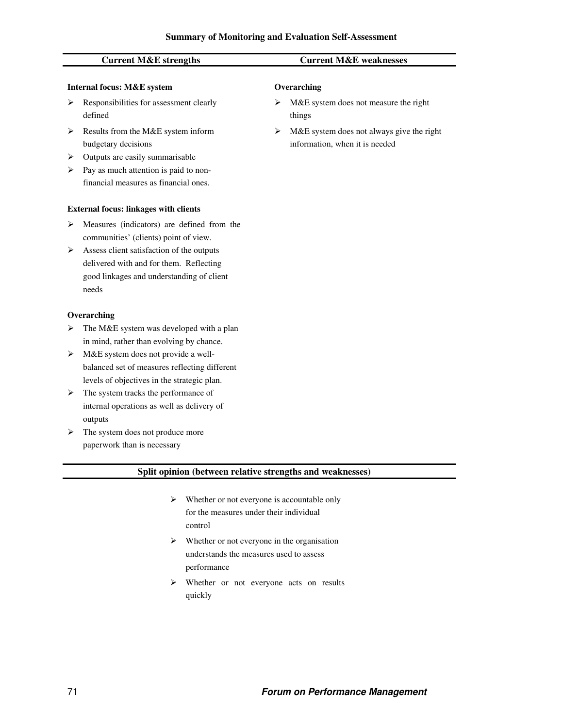## Summary of Monitoring and Evaluation Self-Assessment

### Current M&E strengths

**Internal focus: M&E system**

- Responsibilities for assessment clearly defined
- Results from the M&E system inform budgetary decisions
- Outputs are easily summarisable
- Pay as much attention is paid to non-financial measures as financial ones.

**External focus: linkages with clients**

- Measures (indicators) are defined from the communities' (clients) point of view.
- Assess client satisfaction of the outputs delivered with and for them. Reflecting good linkages and understanding of client needs

**Overarching**

- The M&E system was developed with a plan in mind, rather than evolving by chance.
- M&E system does not provide a well-balanced set of measures reflecting different levels of objectives in the strategic plan.
- The system tracks the performance of internal operations as well as delivery of outputs
- The system does not produce more paperwork than is necessary

### Current M&E weaknesses

**Overarching**

- M&E system does not measure the right things
- M&E system does not always give the right information, when it is needed

### Split opinion (between relative strengths and weaknesses)

- Whether or not everyone is accountable only for the measures under their individual control
- Whether or not everyone in the organisation understands the measures used to assess performance
- Whether or not everyone acts on results quickly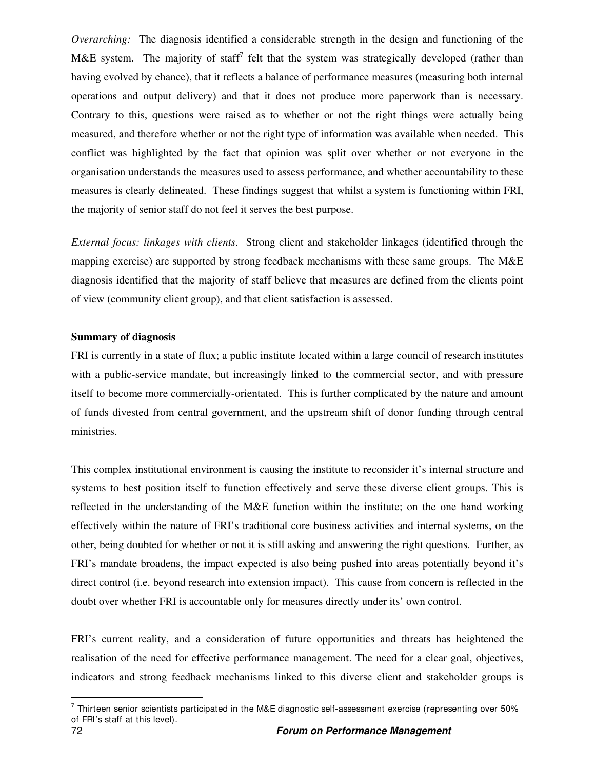*Overarching:* The diagnosis identified a considerable strength in the design and functioning of the M&E system. The majority of staff[7] felt that the system was strategically developed (rather than having evolved by chance), that it reflects a balance of performance measures (measuring both internal operations and output delivery) and that it does not produce more paperwork than is necessary. Contrary to this, questions were raised as to whether or not the right things were actually being measured, and therefore whether or not the right type of information was available when needed. This conflict was highlighted by the fact that opinion was split over whether or not everyone in the organisation understands the measures used to assess performance, and whether accountability to these measures is clearly delineated. These findings suggest that whilst a system is functioning within FRI, the majority of senior staff do not feel it serves the best purpose.

*External focus: linkages with clients*. Strong client and stakeholder linkages (identified through the mapping exercise) are supported by strong feedback mechanisms with these same groups. The M&E diagnosis identified that the majority of staff believe that measures are defined from the clients point of view (community client group), and that client satisfaction is assessed.

**Summary of diagnosis**

FRI is currently in a state of flux; a public institute located within a large council of research institutes with a public-service mandate, but increasingly linked to the commercial sector, and with pressure itself to become more commercially-orientated. This is further complicated by the nature and amount of funds divested from central government, and the upstream shift of donor funding through central ministries.

This complex institutional environment is causing the institute to reconsider it's internal structure and systems to best position itself to function effectively and serve these diverse client groups. This is reflected in the understanding of the M&E function within the institute; on the one hand working effectively within the nature of FRI's traditional core business activities and internal systems, on the other, being doubted for whether or not it is still asking and answering the right questions. Further, as FRI's mandate broadens, the impact expected is also being pushed into areas potentially beyond it's direct control (i.e. beyond research into extension impact). This cause from concern is reflected in the doubt over whether FRI is accountable only for measures directly under its' own control.

FRI's current reality, and a consideration of future opportunities and threats has heightened the realisation of the need for effective performance management. The need for a clear goal, objectives, indicators and strong feedback mechanisms linked to this diverse client and stakeholder groups is

[7] Thirteen senior scientists participated in the M&E diagnostic self-assessment exercise (representing over 50% of FRI's staff at this level).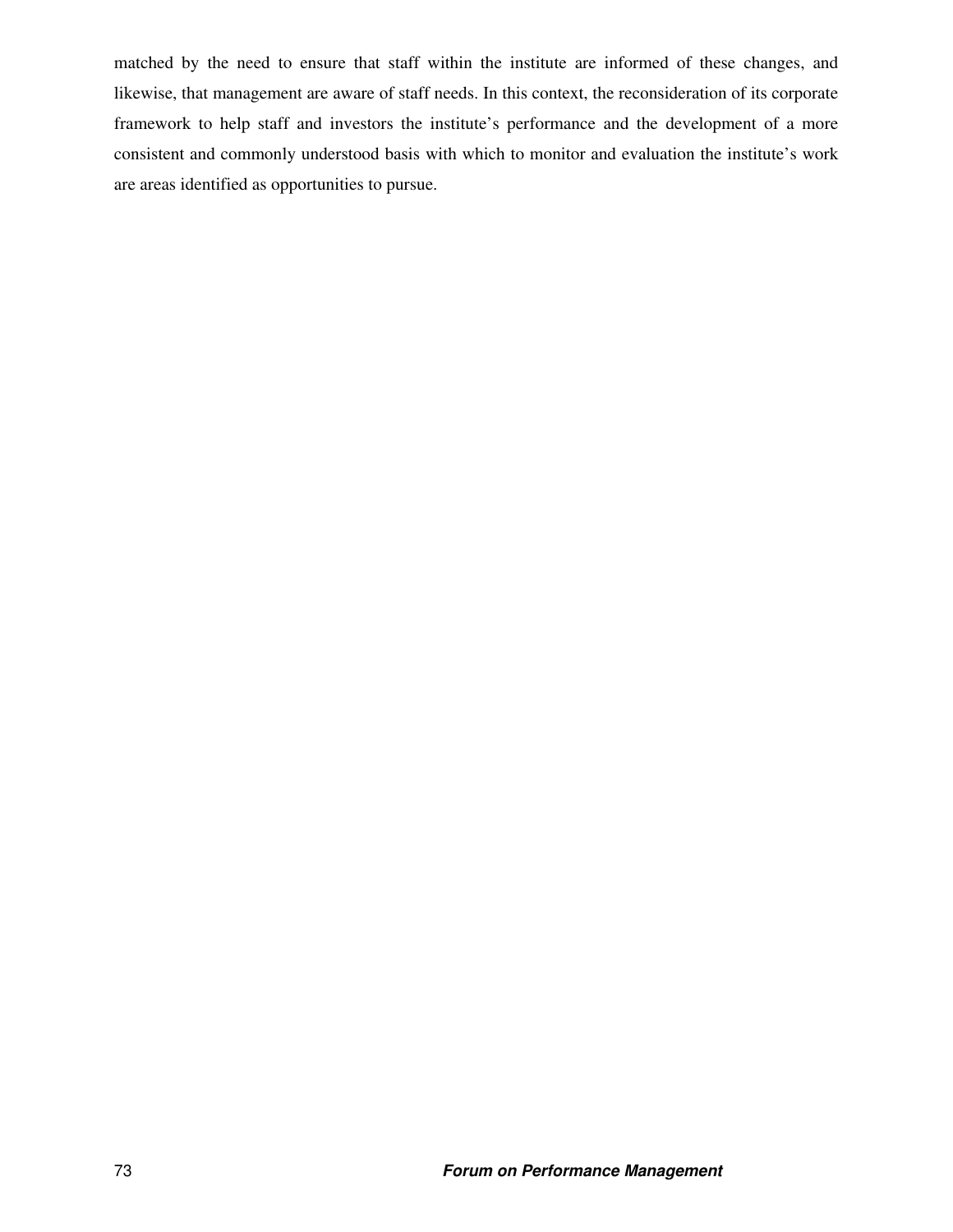matched by the need to ensure that staff within the institute are informed of these changes, and likewise, that management are aware of staff needs. In this context, the reconsideration of its corporate framework to help staff and investors the institute's performance and the development of a more consistent and commonly understood basis with which to monitor and evaluation the institute's work are areas identified as opportunities to pursue.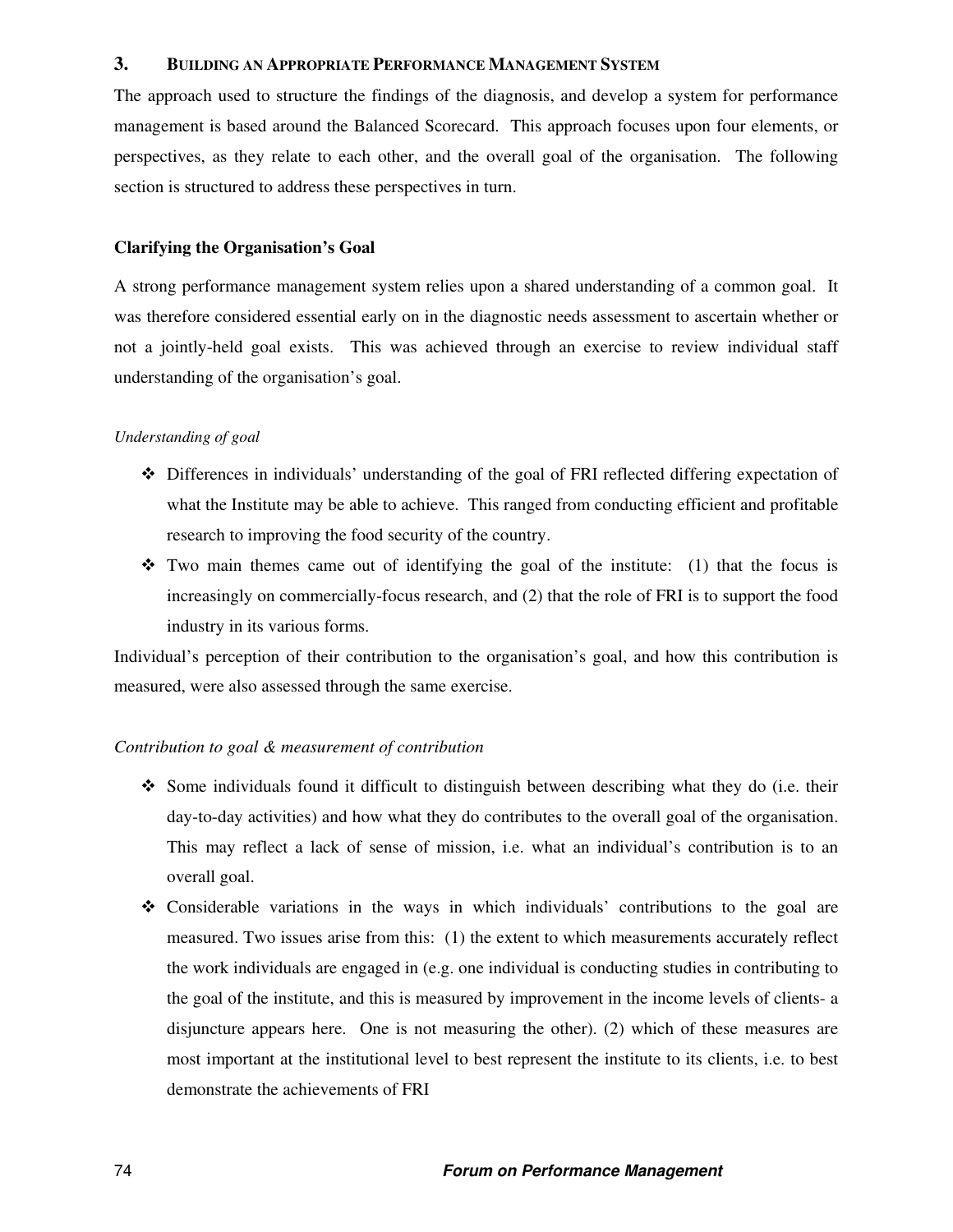## 3. Building an Appropriate Performance Management System

The approach used to structure the findings of the diagnosis, and develop a system for performance management is based around the Balanced Scorecard. This approach focuses upon four elements, or perspectives, as they relate to each other, and the overall goal of the organisation. The following section is structured to address these perspectives in turn.

### Clarifying the Organisation's Goal

A strong performance management system relies upon a shared understanding of a common goal. It was therefore considered essential early on in the diagnostic needs assessment to ascertain whether or not a jointly-held goal exists. This was achieved through an exercise to review individual staff understanding of the organisation's goal.

*Understanding of goal*

- Differences in individuals' understanding of the goal of FRI reflected differing expectation of what the Institute may be able to achieve. This ranged from conducting efficient and profitable research to improving the food security of the country.
- Two main themes came out of identifying the goal of the institute: (1) that the focus is increasingly on commercially-focus research, and (2) that the role of FRI is to support the food industry in its various forms.

Individual's perception of their contribution to the organisation's goal, and how this contribution is measured, were also assessed through the same exercise.

*Contribution to goal & measurement of contribution*

- Some individuals found it difficult to distinguish between describing what they do (i.e. their day-to-day activities) and how what they do contributes to the overall goal of the organisation. This may reflect a lack of sense of mission, i.e. what an individual's contribution is to an overall goal.
- Considerable variations in the ways in which individuals' contributions to the goal are measured. Two issues arise from this: (1) the extent to which measurements accurately reflect the work individuals are engaged in (e.g. one individual is conducting studies in contributing to the goal of the institute, and this is measured by improvement in the income levels of clients- a disjuncture appears here. One is not measuring the other). (2) which of these measures are most important at the institutional level to best represent the institute to its clients, i.e. to best demonstrate the achievements of FRI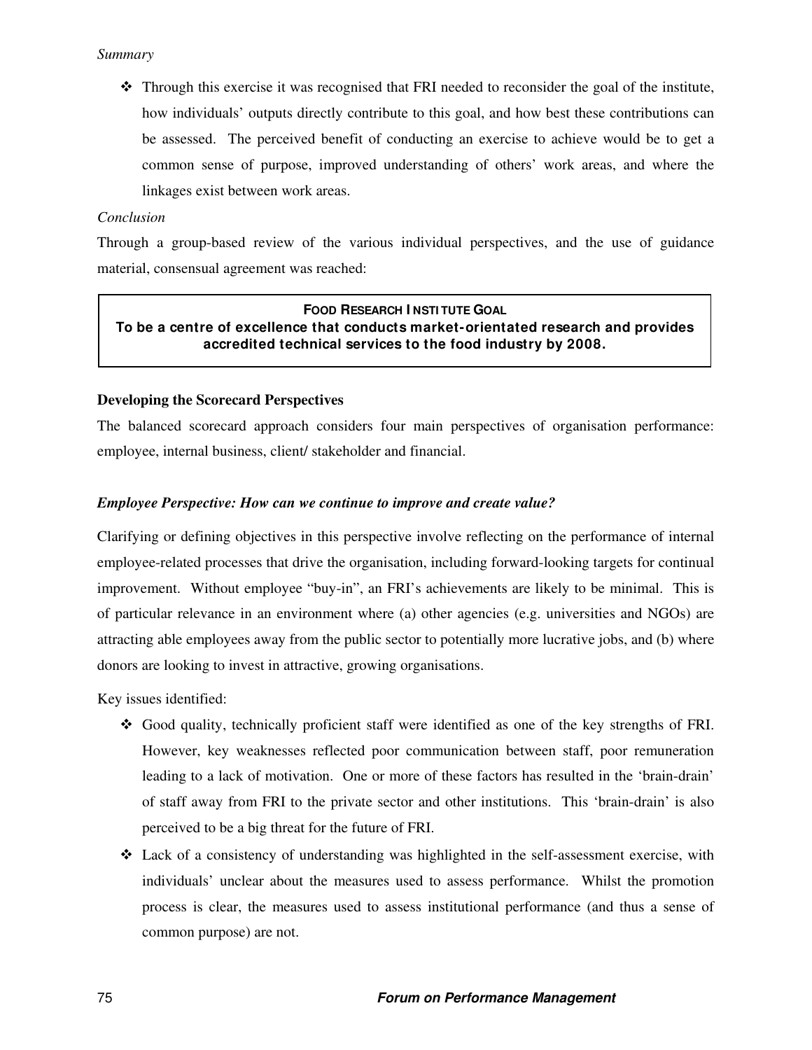*Summary*

- Through this exercise it was recognised that FRI needed to reconsider the goal of the institute, how individuals' outputs directly contribute to this goal, and how best these contributions can be assessed. The perceived benefit of conducting an exercise to achieve would be to get a common sense of purpose, improved understanding of others' work areas, and where the linkages exist between work areas.

*Conclusion*

Through a group-based review of the various individual perspectives, and the use of guidance material, consensual agreement was reached:

> **FOOD RESEARCH INSTITUTE GOAL**
> **To be a centre of excellence that conducts market-orientated research and provides accredited technical services to the food industry by 2008.**

**Developing the Scorecard Perspectives**

The balanced scorecard approach considers four main perspectives of organisation performance: employee, internal business, client/ stakeholder and financial.

***Employee Perspective: How can we continue to improve and create value?***

Clarifying or defining objectives in this perspective involve reflecting on the performance of internal employee-related processes that drive the organisation, including forward-looking targets for continual improvement. Without employee "buy-in", an FRI's achievements are likely to be minimal. This is of particular relevance in an environment where (a) other agencies (e.g. universities and NGOs) are attracting able employees away from the public sector to potentially more lucrative jobs, and (b) where donors are looking to invest in attractive, growing organisations.

Key issues identified:

- Good quality, technically proficient staff were identified as one of the key strengths of FRI. However, key weaknesses reflected poor communication between staff, poor remuneration leading to a lack of motivation. One or more of these factors has resulted in the 'brain-drain' of staff away from FRI to the private sector and other institutions. This 'brain-drain' is also perceived to be a big threat for the future of FRI.
- Lack of a consistency of understanding was highlighted in the self-assessment exercise, with individuals' unclear about the measures used to assess performance. Whilst the promotion process is clear, the measures used to assess institutional performance (and thus a sense of common purpose) are not.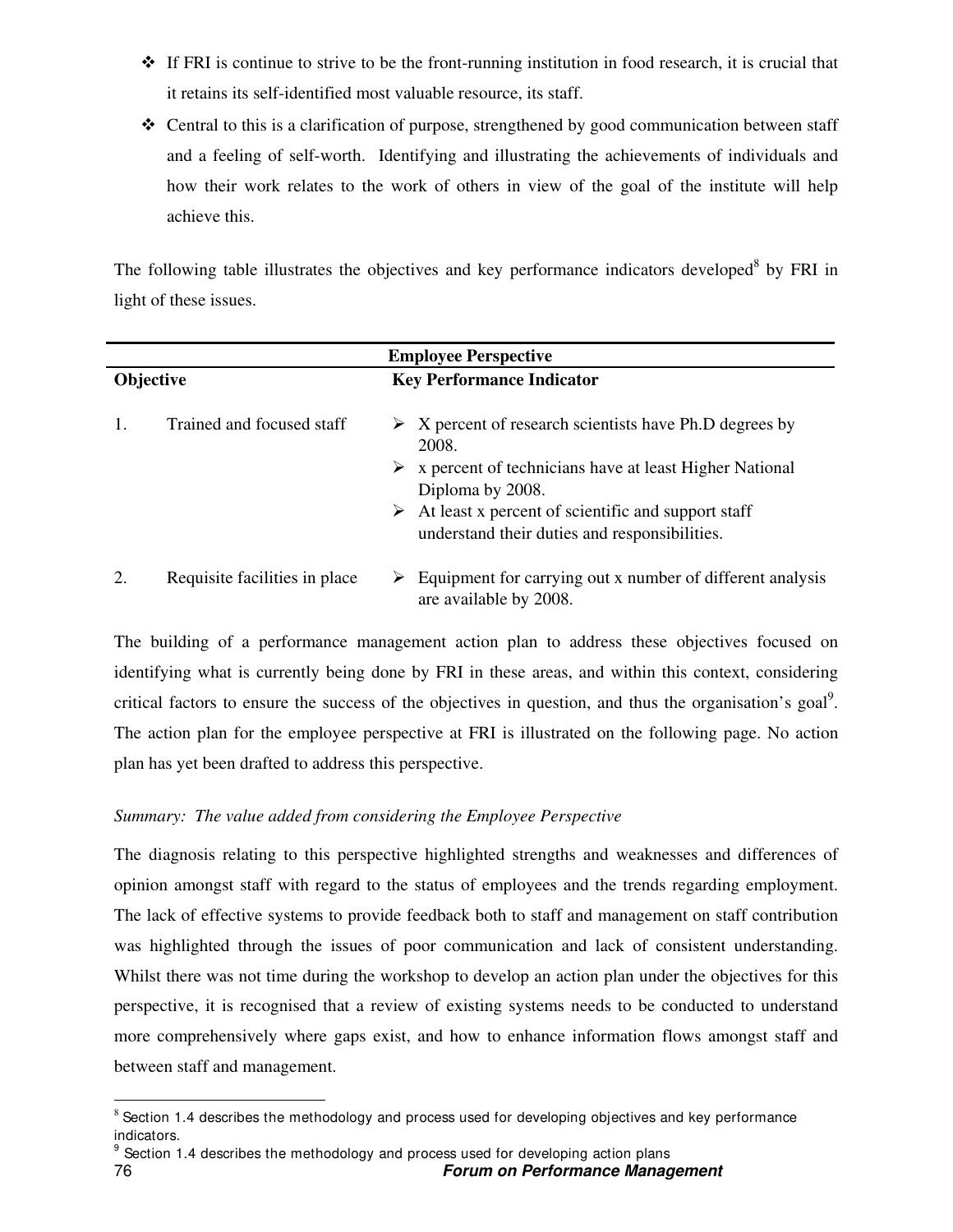- If FRI is continue to strive to be the front-running institution in food research, it is crucial that it retains its self-identified most valuable resource, its staff.
- Central to this is a clarification of purpose, strengthened by good communication between staff and a feeling of self-worth. Identifying and illustrating the achievements of individuals and how their work relates to the work of others in view of the goal of the institute will help achieve this.

The following table illustrates the objectives and key performance indicators developed[8] by FRI in light of these issues.

| Employee Perspective | | |
|---|---|---|
| **Objective** | | **Key Performance Indicator** |
| 1. | Trained and focused staff | X percent of research scientists have Ph.D degrees by 2008.<br>x percent of technicians have at least Higher National Diploma by 2008.<br>At least x percent of scientific and support staff understand their duties and responsibilities. |
| 2. | Requisite facilities in place | Equipment for carrying out x number of different analysis are available by 2008. |

The building of a performance management action plan to address these objectives focused on identifying what is currently being done by FRI in these areas, and within this context, considering critical factors to ensure the success of the objectives in question, and thus the organisation's goal[9]. The action plan for the employee perspective at FRI is illustrated on the following page. No action plan has yet been drafted to address this perspective.

*Summary: The value added from considering the Employee Perspective*

The diagnosis relating to this perspective highlighted strengths and weaknesses and differences of opinion amongst staff with regard to the status of employees and the trends regarding employment. The lack of effective systems to provide feedback both to staff and management on staff contribution was highlighted through the issues of poor communication and lack of consistent understanding. Whilst there was not time during the workshop to develop an action plan under the objectives for this perspective, it is recognised that a review of existing systems needs to be conducted to understand more comprehensively where gaps exist, and how to enhance information flows amongst staff and between staff and management.

[8] Section 1.4 describes the methodology and process used for developing objectives and key performance indicators.

[9] Section 1.4 describes the methodology and process used for developing action plans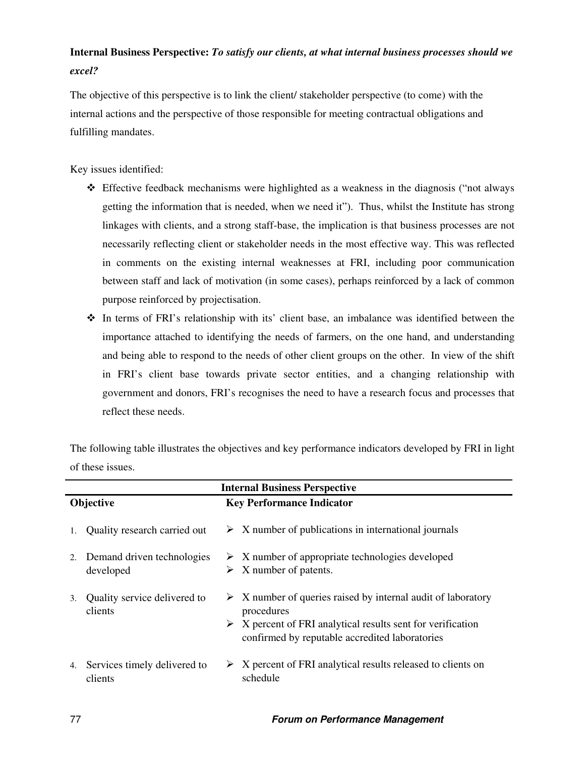**Internal Business Perspective:** ***To satisfy our clients, at what internal business processes should we excel?***

The objective of this perspective is to link the client/ stakeholder perspective (to come) with the internal actions and the perspective of those responsible for meeting contractual obligations and fulfilling mandates.

Key issues identified:

- Effective feedback mechanisms were highlighted as a weakness in the diagnosis ("not always getting the information that is needed, when we need it"). Thus, whilst the Institute has strong linkages with clients, and a strong staff-base, the implication is that business processes are not necessarily reflecting client or stakeholder needs in the most effective way. This was reflected in comments on the existing internal weaknesses at FRI, including poor communication between staff and lack of motivation (in some cases), perhaps reinforced by a lack of common purpose reinforced by projectisation.
- In terms of FRI's relationship with its' client base, an imbalance was identified between the importance attached to identifying the needs of farmers, on the one hand, and understanding and being able to respond to the needs of other client groups on the other. In view of the shift in FRI's client base towards private sector entities, and a changing relationship with government and donors, FRI's recognises the need to have a research focus and processes that reflect these needs.

The following table illustrates the objectives and key performance indicators developed by FRI in light of these issues.

| Internal Business Perspective | |
|---|---|
| **Objective** | **Key Performance Indicator** |
| 1. Quality research carried out | ➢ X number of publications in international journals |
| 2. Demand driven technologies developed | ➢ X number of appropriate technologies developed<br>➢ X number of patents. |
| 3. Quality service delivered to clients | ➢ X number of queries raised by internal audit of laboratory procedures<br>➢ X percent of FRI analytical results sent for verification confirmed by reputable accredited laboratories |
| 4. Services timely delivered to clients | ➢ X percent of FRI analytical results released to clients on schedule |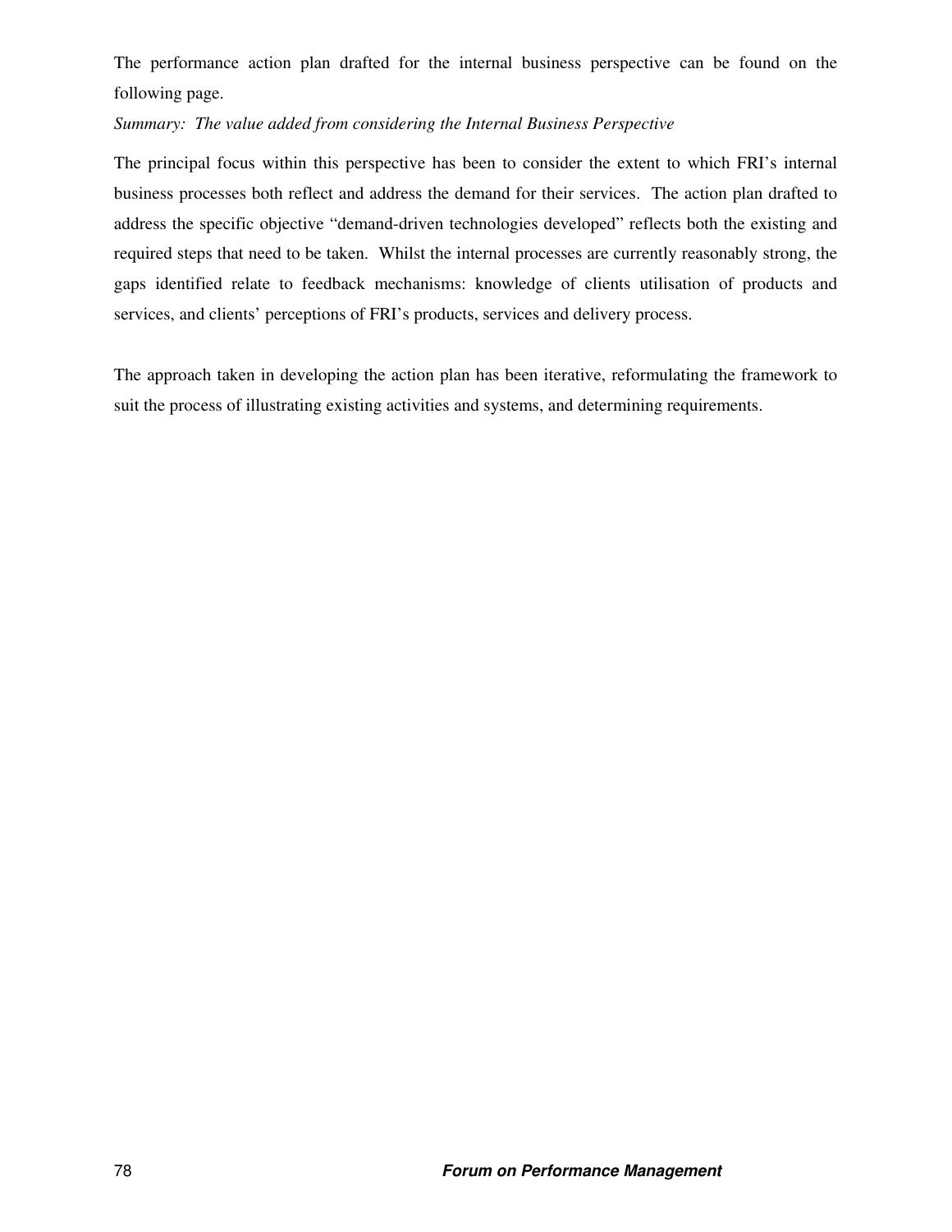The performance action plan drafted for the internal business perspective can be found on the following page.

*Summary: The value added from considering the Internal Business Perspective*

The principal focus within this perspective has been to consider the extent to which FRI's internal business processes both reflect and address the demand for their services. The action plan drafted to address the specific objective "demand-driven technologies developed" reflects both the existing and required steps that need to be taken. Whilst the internal processes are currently reasonably strong, the gaps identified relate to feedback mechanisms: knowledge of clients utilisation of products and services, and clients' perceptions of FRI's products, services and delivery process.

The approach taken in developing the action plan has been iterative, reformulating the framework to suit the process of illustrating existing activities and systems, and determining requirements.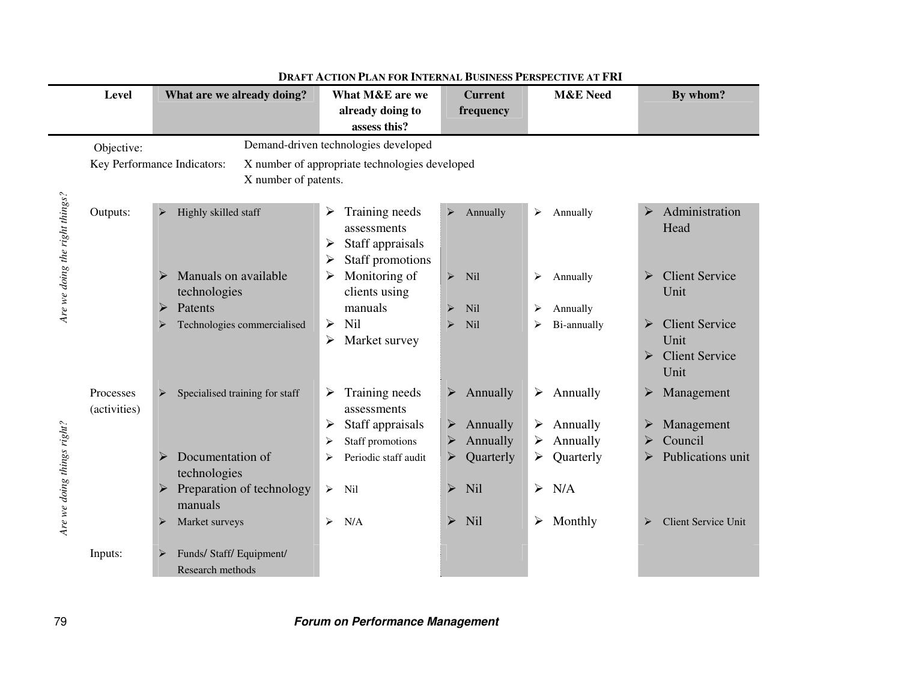**DRAFT ACTION PLAN FOR INTERNAL BUSINESS PERSPECTIVE AT FRI**

| | Level | What are we already doing? | What M&E are we already doing to assess this? | Current frequency | M&E Need | By whom? |
|---|---|---|---|---|---|---|
| | Objective: | Demand-driven technologies developed | | | | |
| | Key Performance Indicators: | X number of appropriate technologies developed<br>X number of patents. | | | | |
| *Are we doing the right things?* | Outputs: | ➢ Highly skilled staff | ➢ Training needs assessments<br>➢ Staff appraisals<br>➢ Staff promotions | ➢ Annually | ➢ Annually | ➢ Administration Head |
| | | ➢ Manuals on available technologies | ➢ Monitoring of clients using manuals | ➢ Nil | ➢ Annually | ➢ Client Service Unit |
| | | ➢ Patents | | ➢ Nil | ➢ Annually | |
| | | ➢ Technologies commercialised | ➢ Nil<br>➢ Market survey | ➢ Nil | ➢ Bi-annually | ➢ Client Service Unit<br>➢ Client Service Unit |
| *Are we doing things right?* | Processes (activities) | ➢ Specialised training for staff | ➢ Training needs assessments | ➢ Annually | ➢ Annually | ➢ Management |
| | | | ➢ Staff appraisals | ➢ Annually | ➢ Annually | ➢ Management |
| | | | ➢ Staff promotions | ➢ Annually | ➢ Annually | ➢ Council |
| | | ➢ Documentation of technologies | ➢ Periodic staff audit | ➢ Quarterly | ➢ Quarterly | ➢ Publications unit |
| | | ➢ Preparation of technology manuals | ➢ Nil | ➢ Nil | ➢ N/A | |
| | | ➢ Market surveys | ➢ N/A | ➢ Nil | ➢ Monthly | ➢ Client Service Unit |
| | Inputs: | ➢ Funds/ Staff/ Equipment/ Research methods | | | | |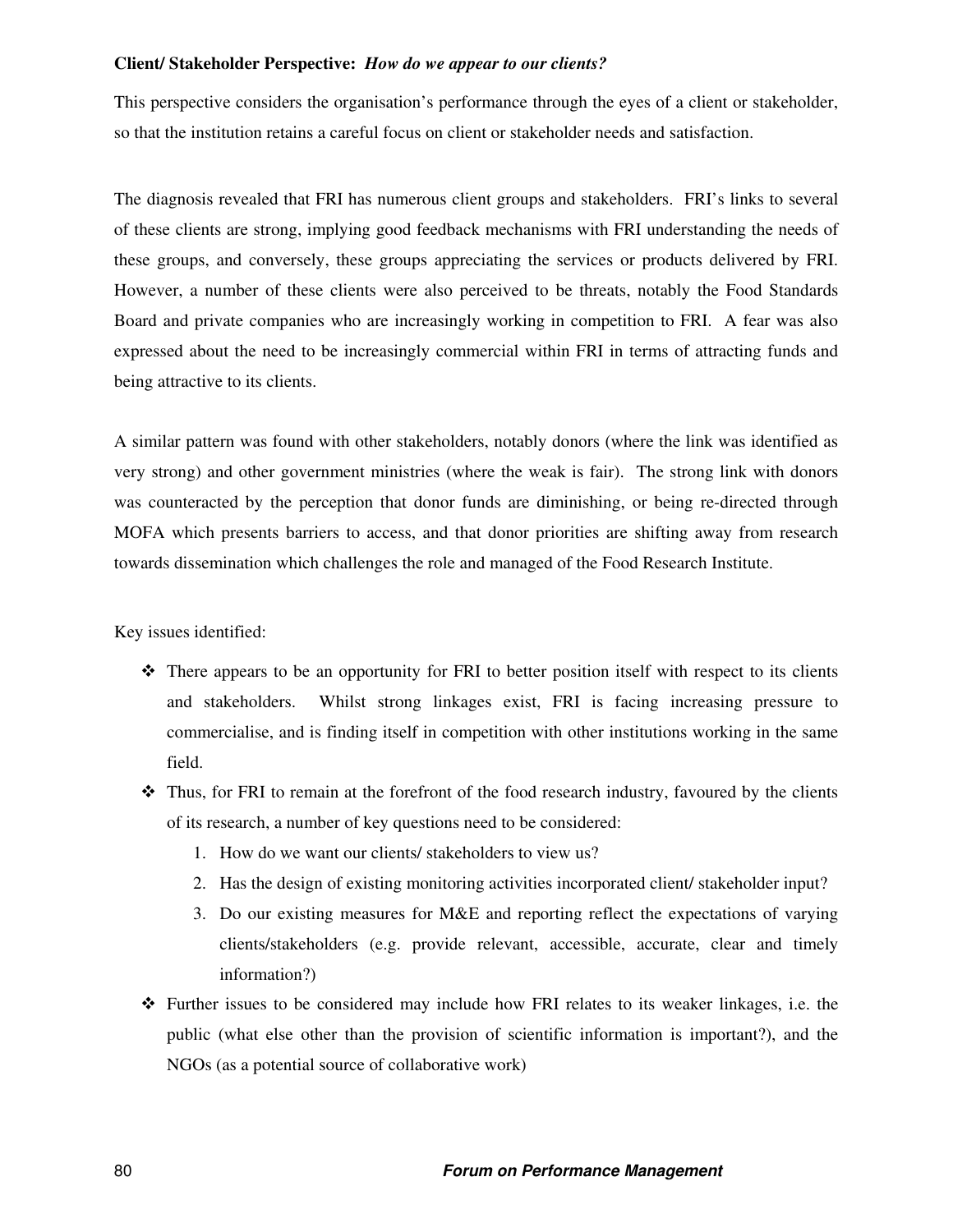**Client/ Stakeholder Perspective:** ***How do we appear to our clients?***

This perspective considers the organisation's performance through the eyes of a client or stakeholder, so that the institution retains a careful focus on client or stakeholder needs and satisfaction.

The diagnosis revealed that FRI has numerous client groups and stakeholders. FRI's links to several of these clients are strong, implying good feedback mechanisms with FRI understanding the needs of these groups, and conversely, these groups appreciating the services or products delivered by FRI. However, a number of these clients were also perceived to be threats, notably the Food Standards Board and private companies who are increasingly working in competition to FRI. A fear was also expressed about the need to be increasingly commercial within FRI in terms of attracting funds and being attractive to its clients.

A similar pattern was found with other stakeholders, notably donors (where the link was identified as very strong) and other government ministries (where the weak is fair). The strong link with donors was counteracted by the perception that donor funds are diminishing, or being re-directed through MOFA which presents barriers to access, and that donor priorities are shifting away from research towards dissemination which challenges the role and managed of the Food Research Institute.

Key issues identified:

- There appears to be an opportunity for FRI to better position itself with respect to its clients and stakeholders. Whilst strong linkages exist, FRI is facing increasing pressure to commercialise, and is finding itself in competition with other institutions working in the same field.
- Thus, for FRI to remain at the forefront of the food research industry, favoured by the clients of its research, a number of key questions need to be considered:
  1. How do we want our clients/ stakeholders to view us?
  2. Has the design of existing monitoring activities incorporated client/ stakeholder input?
  3. Do our existing measures for M&E and reporting reflect the expectations of varying clients/stakeholders (e.g. provide relevant, accessible, accurate, clear and timely information?)
- Further issues to be considered may include how FRI relates to its weaker linkages, i.e. the public (what else other than the provision of scientific information is important?), and the NGOs (as a potential source of collaborative work)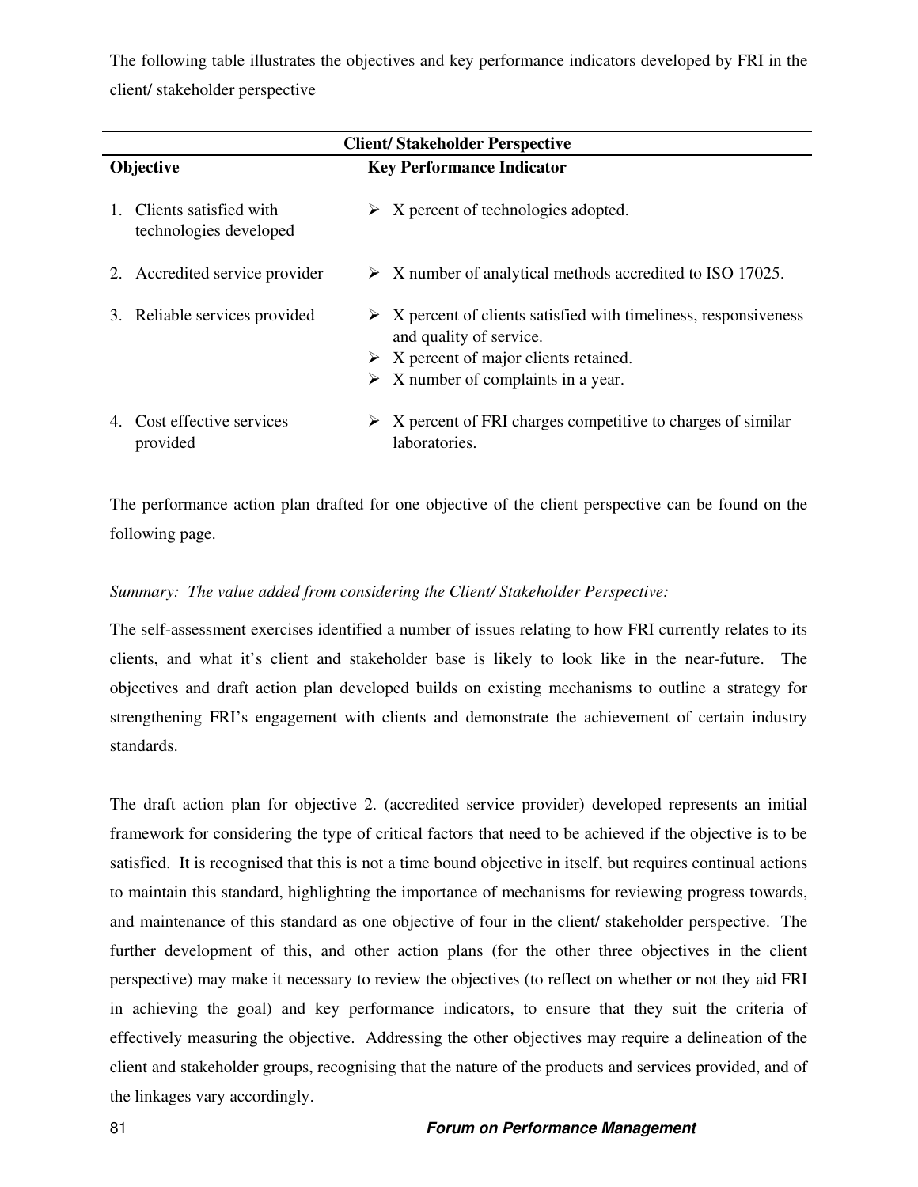The following table illustrates the objectives and key performance indicators developed by FRI in the client/ stakeholder perspective

| Client/ Stakeholder Perspective | |
|---|---|
| **Objective** | **Key Performance Indicator** |
| 1. Clients satisfied with technologies developed | ➢ X percent of technologies adopted. |
| 2. Accredited service provider | ➢ X number of analytical methods accredited to ISO 17025. |
| 3. Reliable services provided | ➢ X percent of clients satisfied with timeliness, responsiveness and quality of service.<br>➢ X percent of major clients retained.<br>➢ X number of complaints in a year. |
| 4. Cost effective services provided | ➢ X percent of FRI charges competitive to charges of similar laboratories. |

The performance action plan drafted for one objective of the client perspective can be found on the following page.

*Summary: The value added from considering the Client/ Stakeholder Perspective:*

The self-assessment exercises identified a number of issues relating to how FRI currently relates to its clients, and what it's client and stakeholder base is likely to look like in the near-future. The objectives and draft action plan developed builds on existing mechanisms to outline a strategy for strengthening FRI's engagement with clients and demonstrate the achievement of certain industry standards.

The draft action plan for objective 2. (accredited service provider) developed represents an initial framework for considering the type of critical factors that need to be achieved if the objective is to be satisfied. It is recognised that this is not a time bound objective in itself, but requires continual actions to maintain this standard, highlighting the importance of mechanisms for reviewing progress towards, and maintenance of this standard as one objective of four in the client/ stakeholder perspective. The further development of this, and other action plans (for the other three objectives in the client perspective) may make it necessary to review the objectives (to reflect on whether or not they aid FRI in achieving the goal) and key performance indicators, to ensure that they suit the criteria of effectively measuring the objective. Addressing the other objectives may require a delineation of the client and stakeholder groups, recognising that the nature of the products and services provided, and of the linkages vary accordingly.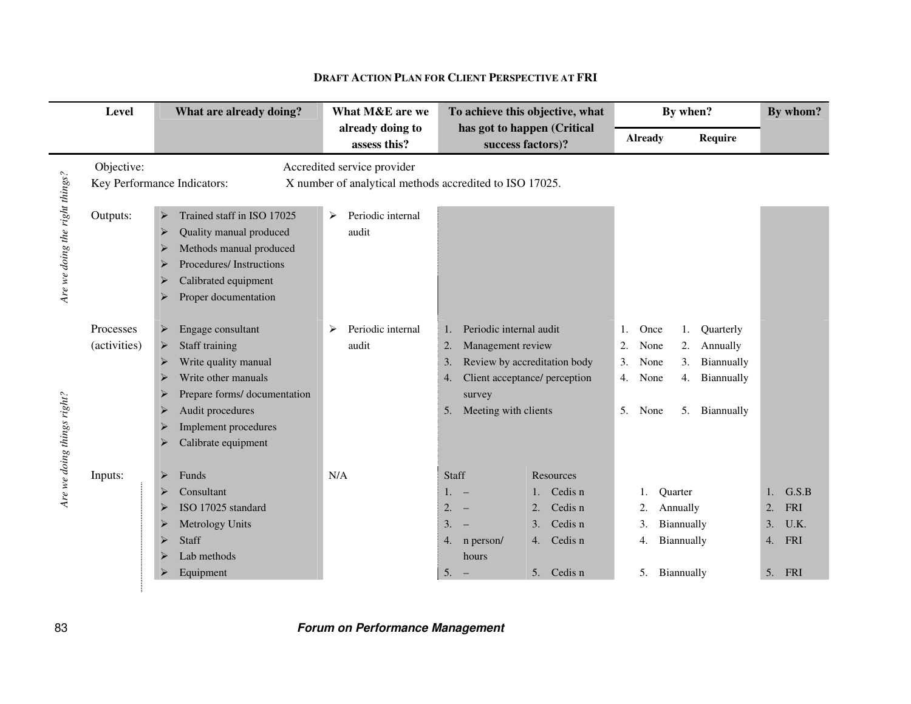## DRAFT ACTION PLAN FOR CLIENT PERSPECTIVE AT FRI

| | Level | What are already doing? | What M&E are we already doing to assess this? | To achieve this objective, what has got to happen (Critical success factors)? | | By when? | | By whom? |
|---|---|---|---|---|---|---|---|---|
| | | | | | | Already | Require | |
| *Are we doing the right things?* | Objective: | Accredited service provider | | | | | | |
| | Key Performance Indicators: | X number of analytical methods accredited to ISO 17025. | | | | | | |
| | Outputs: | ➢ Trained staff in ISO 17025<br>➢ Quality manual produced<br>➢ Methods manual produced<br>➢ Procedures/ Instructions<br>➢ Calibrated equipment<br>➢ Proper documentation | ➢ Periodic internal audit | | | | | |
| *Are we doing things right?* | Processes (activities) | ➢ Engage consultant<br>➢ Staff training<br>➢ Write quality manual<br>➢ Write other manuals<br>➢ Prepare forms/ documentation<br>➢ Audit procedures<br>➢ Implement procedures<br>➢ Calibrate equipment | ➢ Periodic internal audit | 1. Periodic internal audit<br>2. Management review<br>3. Review by accreditation body<br>4. Client acceptance/ perception survey<br>5. Meeting with clients | | 1. Once<br>2. None<br>3. None<br>4. None<br>5. None | 1. Quarterly<br>2. Annually<br>3. Biannually<br>4. Biannually<br>5. Biannually | |
| | Inputs: | ➢ Funds<br>➢ Consultant<br>➢ ISO 17025 standard<br>➢ Metrology Units<br>➢ Staff<br>➢ Lab methods<br>➢ Equipment | N/A | Staff<br>1. –<br>2. –<br>3. –<br>4. n person/ hours<br>5. – | Resources<br>1. Cedis n<br>2. Cedis n<br>3. Cedis n<br>4. Cedis n<br>5. Cedis n | 1. Quarter<br>2. Annually<br>3. Biannually<br>4. Biannually<br>5. Biannually | | 1. G.S.B<br>2. FRI<br>3. U.K.<br>4. FRI<br>5. FRI |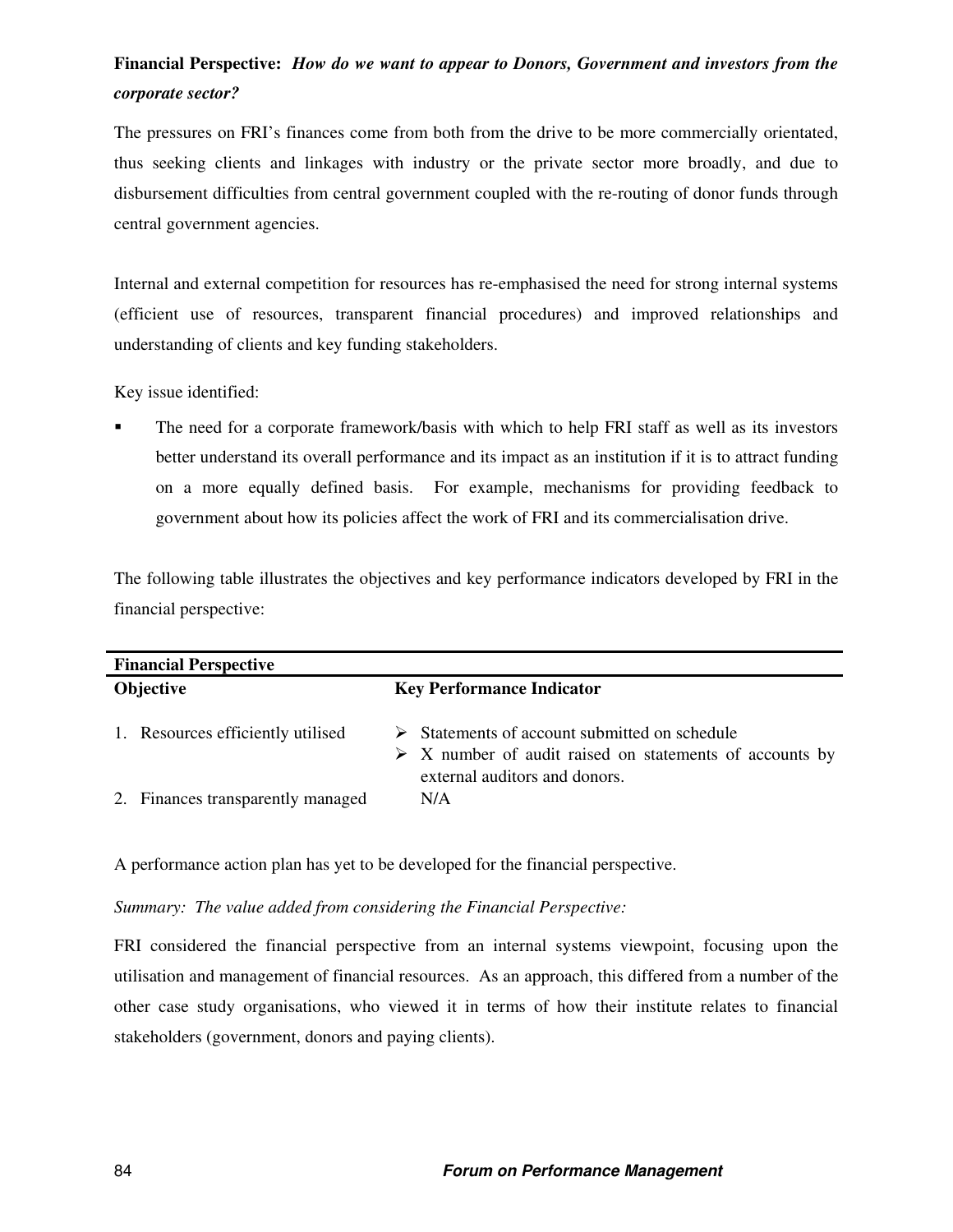**Financial Perspective:** ***How do we want to appear to Donors, Government and investors from the corporate sector?***

The pressures on FRI's finances come from both from the drive to be more commercially orientated, thus seeking clients and linkages with industry or the private sector more broadly, and due to disbursement difficulties from central government coupled with the re-routing of donor funds through central government agencies.

Internal and external competition for resources has re-emphasised the need for strong internal systems (efficient use of resources, transparent financial procedures) and improved relationships and understanding of clients and key funding stakeholders.

Key issue identified:

- The need for a corporate framework/basis with which to help FRI staff as well as its investors better understand its overall performance and its impact as an institution if it is to attract funding on a more equally defined basis. For example, mechanisms for providing feedback to government about how its policies affect the work of FRI and its commercialisation drive.

The following table illustrates the objectives and key performance indicators developed by FRI in the financial perspective:

| **Financial Perspective** | |
|---|---|
| **Objective** | **Key Performance Indicator** |
| 1. Resources efficiently utilised | ➢ Statements of account submitted on schedule<br>➢ X number of audit raised on statements of accounts by external auditors and donors. |
| 2. Finances transparently managed | N/A |

A performance action plan has yet to be developed for the financial perspective.

*Summary: The value added from considering the Financial Perspective:*

FRI considered the financial perspective from an internal systems viewpoint, focusing upon the utilisation and management of financial resources. As an approach, this differed from a number of the other case study organisations, who viewed it in terms of how their institute relates to financial stakeholders (government, donors and paying clients).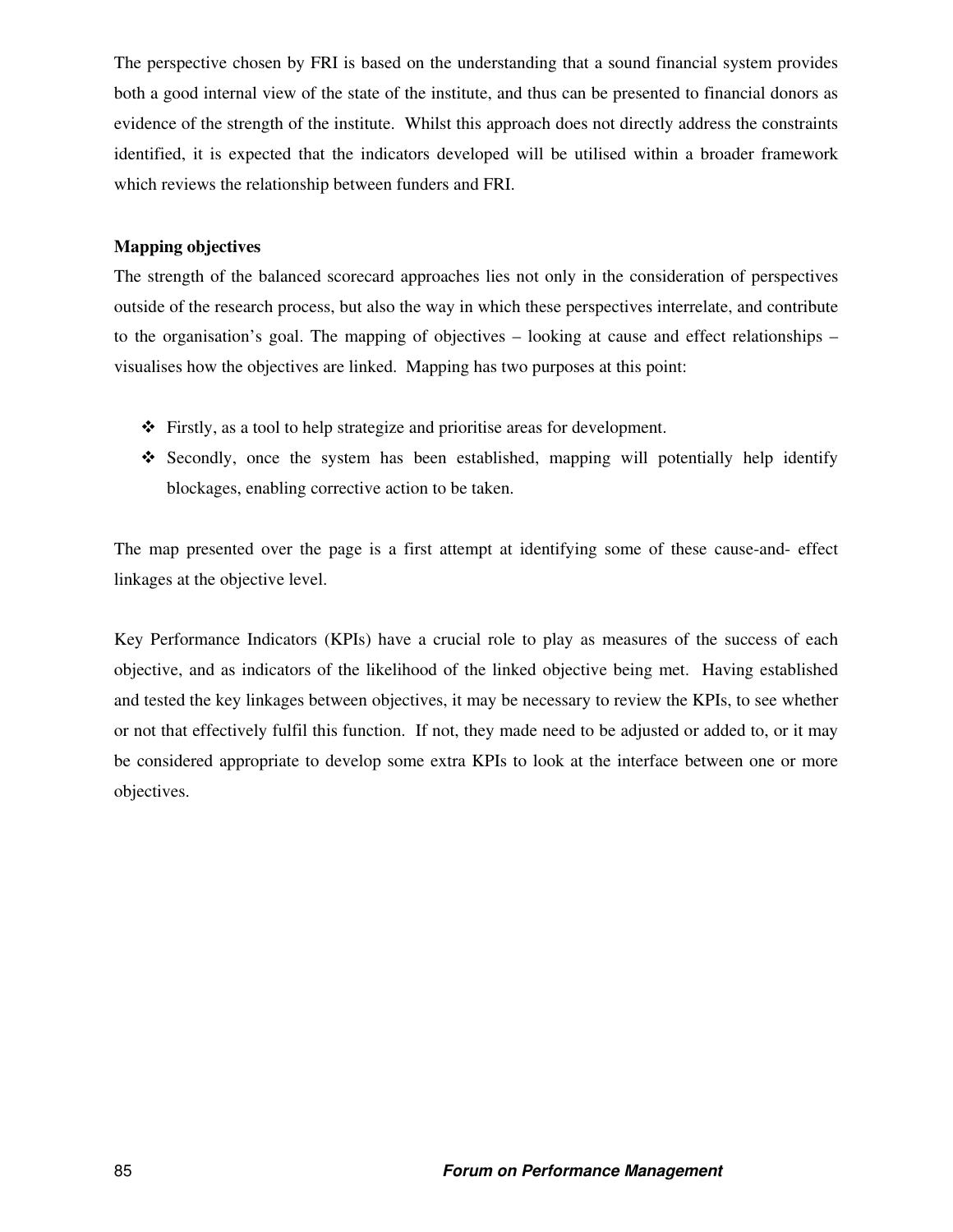The perspective chosen by FRI is based on the understanding that a sound financial system provides both a good internal view of the state of the institute, and thus can be presented to financial donors as evidence of the strength of the institute. Whilst this approach does not directly address the constraints identified, it is expected that the indicators developed will be utilised within a broader framework which reviews the relationship between funders and FRI.

**Mapping objectives**

The strength of the balanced scorecard approaches lies not only in the consideration of perspectives outside of the research process, but also the way in which these perspectives interrelate, and contribute to the organisation's goal. The mapping of objectives – looking at cause and effect relationships – visualises how the objectives are linked. Mapping has two purposes at this point:

- Firstly, as a tool to help strategize and prioritise areas for development.
- Secondly, once the system has been established, mapping will potentially help identify blockages, enabling corrective action to be taken.

The map presented over the page is a first attempt at identifying some of these cause-and- effect linkages at the objective level.

Key Performance Indicators (KPIs) have a crucial role to play as measures of the success of each objective, and as indicators of the likelihood of the linked objective being met. Having established and tested the key linkages between objectives, it may be necessary to review the KPIs, to see whether or not that effectively fulfil this function. If not, they made need to be adjusted or added to, or it may be considered appropriate to develop some extra KPIs to look at the interface between one or more objectives.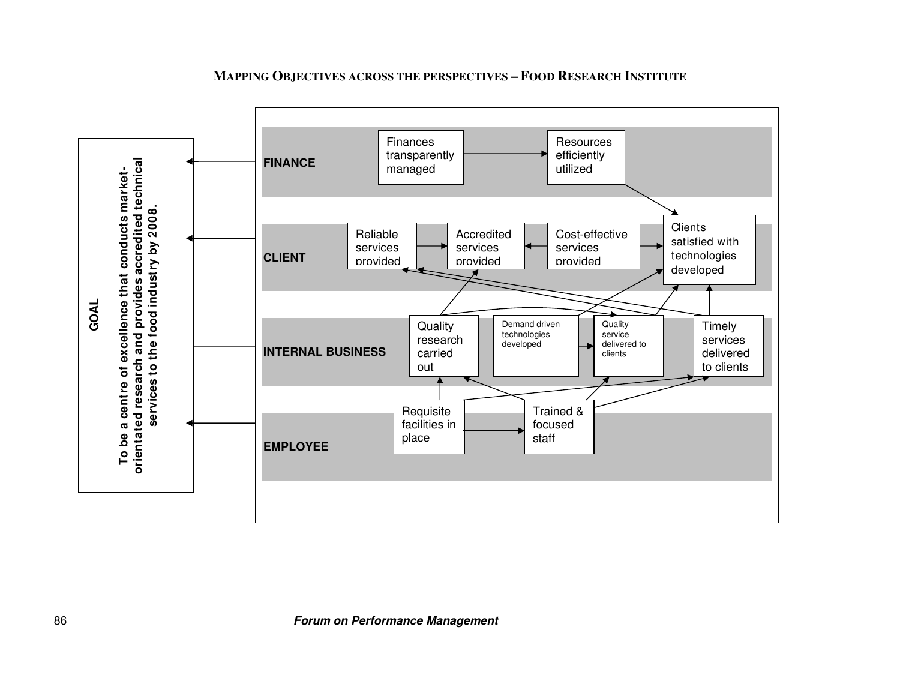## MAPPING OBJECTIVES ACROSS THE PERSPECTIVES – FOOD RESEARCH INSTITUTE

**GOAL**

**To be a centre of excellence that conducts market-orientated research and provides accredited technical services to the food industry by 2008.**

**FINANCE**

Finances transparently managed

Resources efficiently utilized

**CLIENT**

Reliable services provided

Accredited services provided

Cost-effective services provided

Clients satisfied with technologies developed

**INTERNAL BUSINESS**

Quality research carried out

Demand driven technologies developed

Quality service delivered to clients

Timely services delivered to clients

**EMPLOYEE**

Requisite facilities in place

Trained & focused staff

*Forum on Performance Management*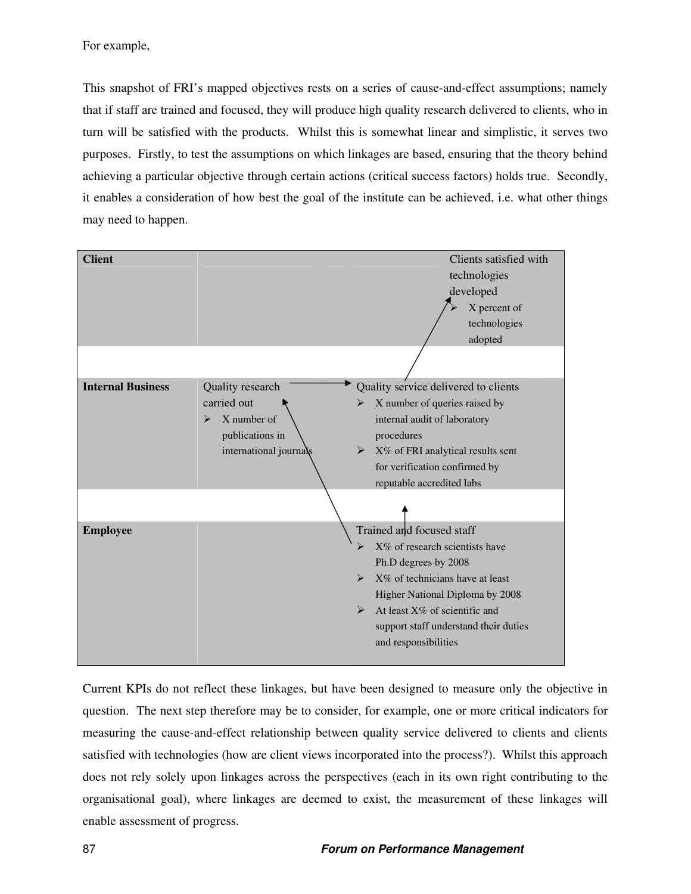For example,

This snapshot of FRI's mapped objectives rests on a series of cause-and-effect assumptions; namely that if staff are trained and focused, they will produce high quality research delivered to clients, who in turn will be satisfied with the products. Whilst this is somewhat linear and simplistic, it serves two purposes. Firstly, to test the assumptions on which linkages are based, ensuring that the theory behind achieving a particular objective through certain actions (critical success factors) holds true. Secondly, it enables a consideration of how best the goal of the institute can be achieved, i.e. what other things may need to happen.

| | | | |
|---|---|---|---|
| **Client** | | | Clients satisfied with technologies developed<br>➢ X percent of technologies adopted |
| **Internal Business** | Quality research carried out<br>➢ X number of publications in international journals | Quality service delivered to clients<br>➢ X number of queries raised by internal audit of laboratory procedures<br>➢ X% of FRI analytical results sent for verification confirmed by reputable accredited labs | |
| **Employee** | | Trained and focused staff<br>➢ X% of research scientists have Ph.D degrees by 2008<br>➢ X% of technicians have at least Higher National Diploma by 2008<br>➢ At least X% of scientific and support staff understand their duties and responsibilities | |

Current KPIs do not reflect these linkages, but have been designed to measure only the objective in question. The next step therefore may be to consider, for example, one or more critical indicators for measuring the cause-and-effect relationship between quality service delivered to clients and clients satisfied with technologies (how are client views incorporated into the process?). Whilst this approach does not rely solely upon linkages across the perspectives (each in its own right contributing to the organisational goal), where linkages are deemed to exist, the measurement of these linkages will enable assessment of progress.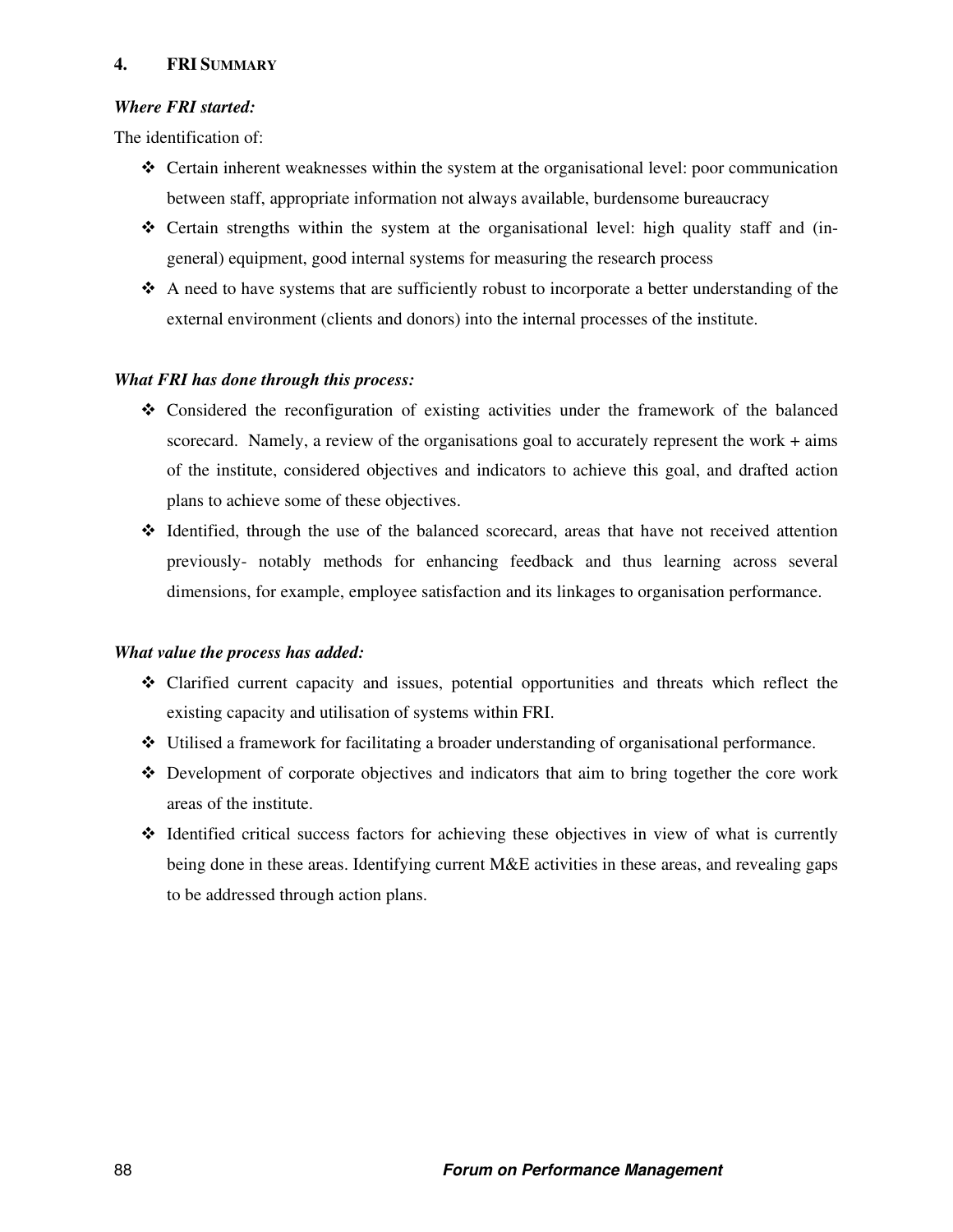## 4. FRI SUMMARY

***Where FRI started:***

The identification of:

- Certain inherent weaknesses within the system at the organisational level: poor communication between staff, appropriate information not always available, burdensome bureaucracy
- Certain strengths within the system at the organisational level: high quality staff and (in-general) equipment, good internal systems for measuring the research process
- A need to have systems that are sufficiently robust to incorporate a better understanding of the external environment (clients and donors) into the internal processes of the institute.

***What FRI has done through this process:***

- Considered the reconfiguration of existing activities under the framework of the balanced scorecard. Namely, a review of the organisations goal to accurately represent the work + aims of the institute, considered objectives and indicators to achieve this goal, and drafted action plans to achieve some of these objectives.
- Identified, through the use of the balanced scorecard, areas that have not received attention previously- notably methods for enhancing feedback and thus learning across several dimensions, for example, employee satisfaction and its linkages to organisation performance.

***What value the process has added:***

- Clarified current capacity and issues, potential opportunities and threats which reflect the existing capacity and utilisation of systems within FRI.
- Utilised a framework for facilitating a broader understanding of organisational performance.
- Development of corporate objectives and indicators that aim to bring together the core work areas of the institute.
- Identified critical success factors for achieving these objectives in view of what is currently being done in these areas. Identifying current M&E activities in these areas, and revealing gaps to be addressed through action plans.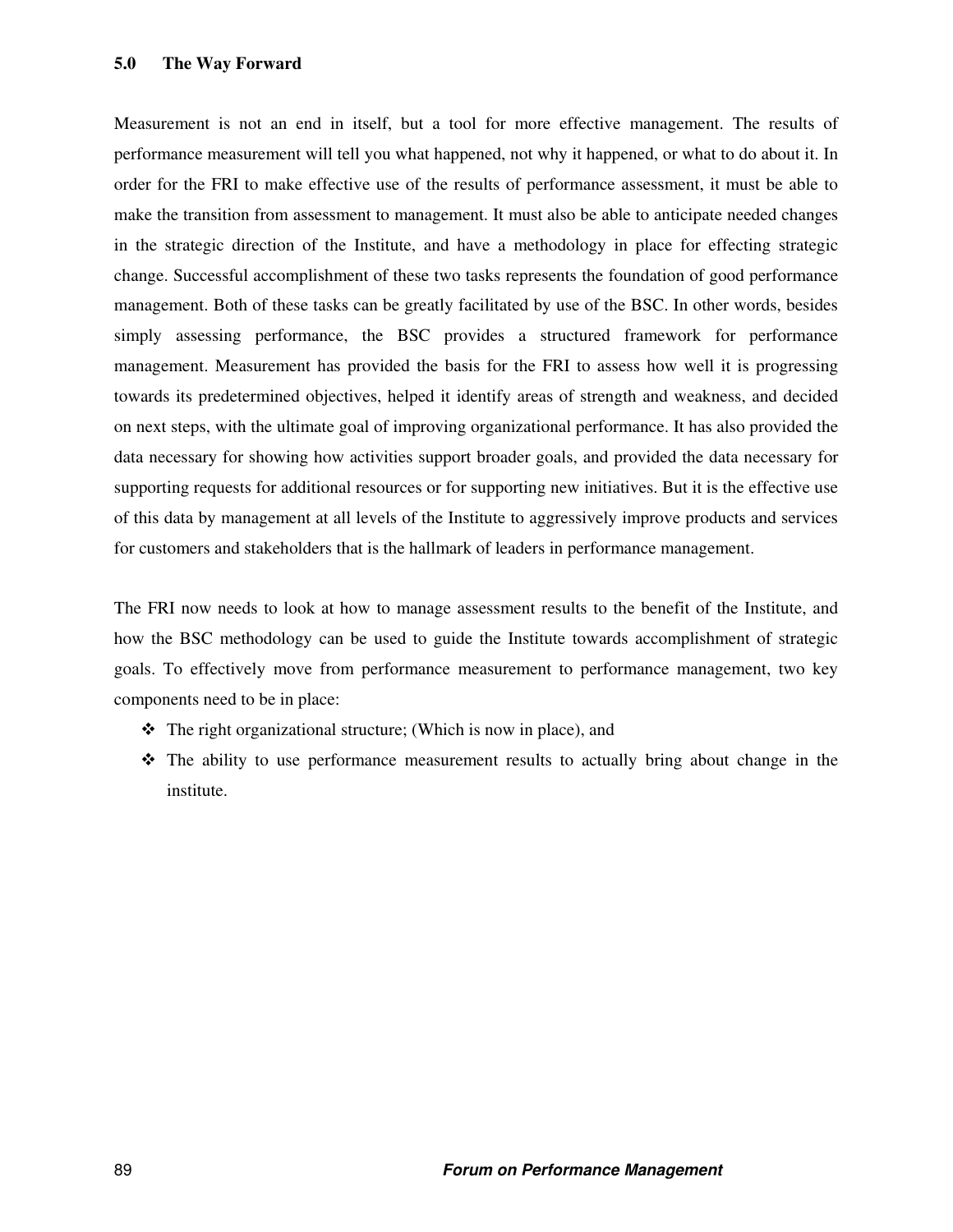## 5.0 The Way Forward

Measurement is not an end in itself, but a tool for more effective management. The results of performance measurement will tell you what happened, not why it happened, or what to do about it. In order for the FRI to make effective use of the results of performance assessment, it must be able to make the transition from assessment to management. It must also be able to anticipate needed changes in the strategic direction of the Institute, and have a methodology in place for effecting strategic change. Successful accomplishment of these two tasks represents the foundation of good performance management. Both of these tasks can be greatly facilitated by use of the BSC. In other words, besides simply assessing performance, the BSC provides a structured framework for performance management. Measurement has provided the basis for the FRI to assess how well it is progressing towards its predetermined objectives, helped it identify areas of strength and weakness, and decided on next steps, with the ultimate goal of improving organizational performance. It has also provided the data necessary for showing how activities support broader goals, and provided the data necessary for supporting requests for additional resources or for supporting new initiatives. But it is the effective use of this data by management at all levels of the Institute to aggressively improve products and services for customers and stakeholders that is the hallmark of leaders in performance management.

The FRI now needs to look at how to manage assessment results to the benefit of the Institute, and how the BSC methodology can be used to guide the Institute towards accomplishment of strategic goals. To effectively move from performance measurement to performance management, two key components need to be in place:

- The right organizational structure; (Which is now in place), and
- The ability to use performance measurement results to actually bring about change in the institute.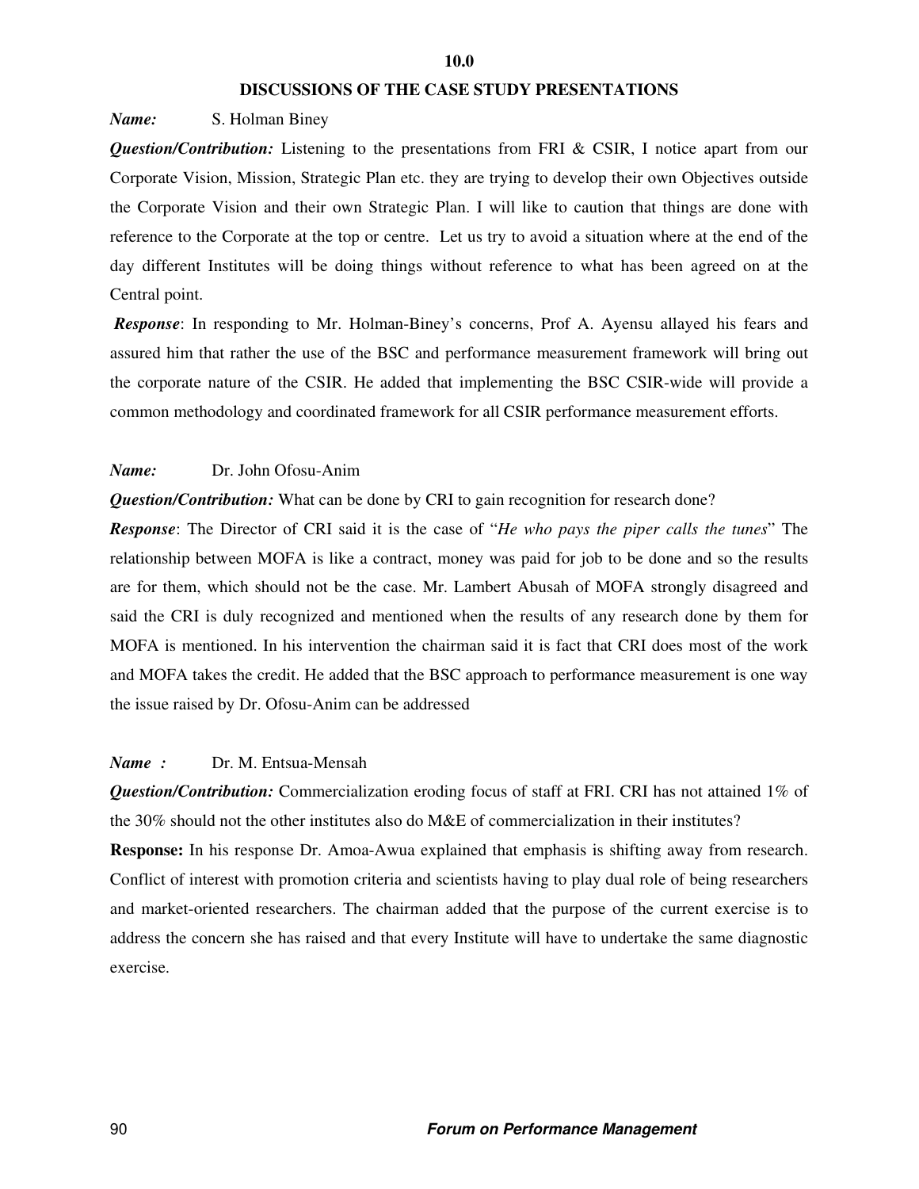# 10.0

## DISCUSSIONS OF THE CASE STUDY PRESENTATIONS

***Name:*** S. Holman Biney

***Question/Contribution:*** Listening to the presentations from FRI & CSIR, I notice apart from our Corporate Vision, Mission, Strategic Plan etc. they are trying to develop their own Objectives outside the Corporate Vision and their own Strategic Plan. I will like to caution that things are done with reference to the Corporate at the top or centre. Let us try to avoid a situation where at the end of the day different Institutes will be doing things without reference to what has been agreed on at the Central point.

***Response***: In responding to Mr. Holman-Biney's concerns, Prof A. Ayensu allayed his fears and assured him that rather the use of the BSC and performance measurement framework will bring out the corporate nature of the CSIR. He added that implementing the BSC CSIR-wide will provide a common methodology and coordinated framework for all CSIR performance measurement efforts.

***Name:*** Dr. John Ofosu-Anim

***Question/Contribution:*** What can be done by CRI to gain recognition for research done?

***Response***: The Director of CRI said it is the case of "*He who pays the piper calls the tunes*" The relationship between MOFA is like a contract, money was paid for job to be done and so the results are for them, which should not be the case. Mr. Lambert Abusah of MOFA strongly disagreed and said the CRI is duly recognized and mentioned when the results of any research done by them for MOFA is mentioned. In his intervention the chairman said it is fact that CRI does most of the work and MOFA takes the credit. He added that the BSC approach to performance measurement is one way the issue raised by Dr. Ofosu-Anim can be addressed

***Name :*** Dr. M. Entsua-Mensah

***Question/Contribution:*** Commercialization eroding focus of staff at FRI. CRI has not attained 1% of the 30% should not the other institutes also do M&E of commercialization in their institutes?

**Response:** In his response Dr. Amoa-Awua explained that emphasis is shifting away from research. Conflict of interest with promotion criteria and scientists having to play dual role of being researchers and market-oriented researchers. The chairman added that the purpose of the current exercise is to address the concern she has raised and that every Institute will have to undertake the same diagnostic exercise.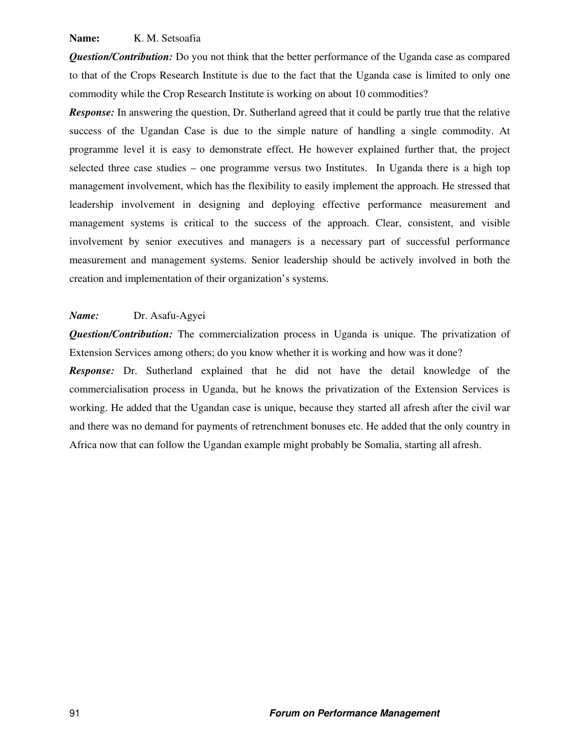**Name:** K. M. Setsoafia

***Question/Contribution:*** Do you not think that the better performance of the Uganda case as compared to that of the Crops Research Institute is due to the fact that the Uganda case is limited to only one commodity while the Crop Research Institute is working on about 10 commodities?

***Response:*** In answering the question, Dr. Sutherland agreed that it could be partly true that the relative success of the Ugandan Case is due to the simple nature of handling a single commodity. At programme level it is easy to demonstrate effect. He however explained further that, the project selected three case studies – one programme versus two Institutes. In Uganda there is a high top management involvement, which has the flexibility to easily implement the approach. He stressed that leadership involvement in designing and deploying effective performance measurement and management systems is critical to the success of the approach. Clear, consistent, and visible involvement by senior executives and managers is a necessary part of successful performance measurement and management systems. Senior leadership should be actively involved in both the creation and implementation of their organization's systems.

***Name:*** Dr. Asafu-Agyei

***Question/Contribution:*** The commercialization process in Uganda is unique. The privatization of Extension Services among others; do you know whether it is working and how was it done?

***Response:*** Dr. Sutherland explained that he did not have the detail knowledge of the commercialisation process in Uganda, but he knows the privatization of the Extension Services is working. He added that the Ugandan case is unique, because they started all afresh after the civil war and there was no demand for payments of retrenchment bonuses etc. He added that the only country in Africa now that can follow the Ugandan example might probably be Somalia, starting all afresh.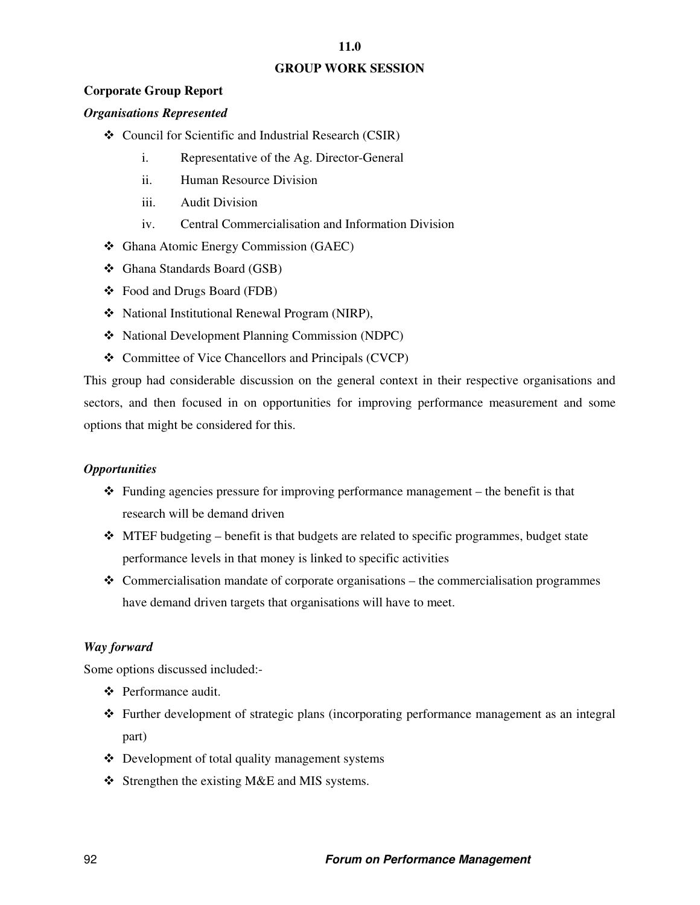# 11.0

# GROUP WORK SESSION

**Corporate Group Report**

***Organisations Represented***

- Council for Scientific and Industrial Research (CSIR)
  - i. Representative of the Ag. Director-General
  - ii. Human Resource Division
  - iii. Audit Division
  - iv. Central Commercialisation and Information Division
- Ghana Atomic Energy Commission (GAEC)
- Ghana Standards Board (GSB)
- Food and Drugs Board (FDB)
- National Institutional Renewal Program (NIRP),
- National Development Planning Commission (NDPC)
- Committee of Vice Chancellors and Principals (CVCP)

This group had considerable discussion on the general context in their respective organisations and sectors, and then focused in on opportunities for improving performance measurement and some options that might be considered for this.

***Opportunities***

- Funding agencies pressure for improving performance management – the benefit is that research will be demand driven
- MTEF budgeting – benefit is that budgets are related to specific programmes, budget state performance levels in that money is linked to specific activities
- Commercialisation mandate of corporate organisations – the commercialisation programmes have demand driven targets that organisations will have to meet.

***Way forward***

Some options discussed included:-

- Performance audit.
- Further development of strategic plans (incorporating performance management as an integral part)
- Development of total quality management systems
- Strengthen the existing M&E and MIS systems.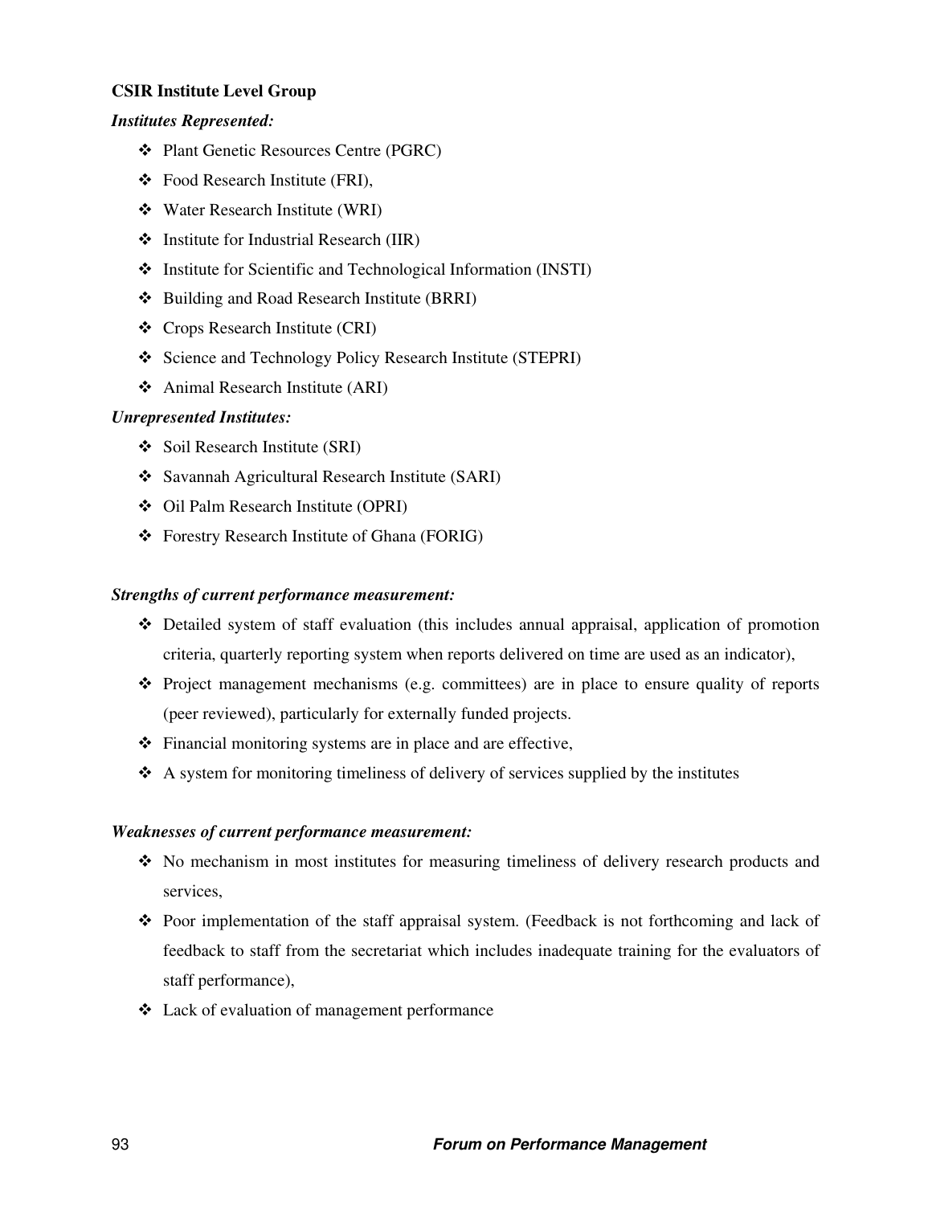**CSIR Institute Level Group**

***Institutes Represented:***

- Plant Genetic Resources Centre (PGRC)
- Food Research Institute (FRI),
- Water Research Institute (WRI)
- Institute for Industrial Research (IIR)
- Institute for Scientific and Technological Information (INSTI)
- Building and Road Research Institute (BRRI)
- Crops Research Institute (CRI)
- Science and Technology Policy Research Institute (STEPRI)
- Animal Research Institute (ARI)

***Unrepresented Institutes:***

- Soil Research Institute (SRI)
- Savannah Agricultural Research Institute (SARI)
- Oil Palm Research Institute (OPRI)
- Forestry Research Institute of Ghana (FORIG)

***Strengths of current performance measurement:***

- Detailed system of staff evaluation (this includes annual appraisal, application of promotion criteria, quarterly reporting system when reports delivered on time are used as an indicator),
- Project management mechanisms (e.g. committees) are in place to ensure quality of reports (peer reviewed), particularly for externally funded projects.
- Financial monitoring systems are in place and are effective,
- A system for monitoring timeliness of delivery of services supplied by the institutes

***Weaknesses of current performance measurement:***

- No mechanism in most institutes for measuring timeliness of delivery research products and services,
- Poor implementation of the staff appraisal system. (Feedback is not forthcoming and lack of feedback to staff from the secretariat which includes inadequate training for the evaluators of staff performance),
- Lack of evaluation of management performance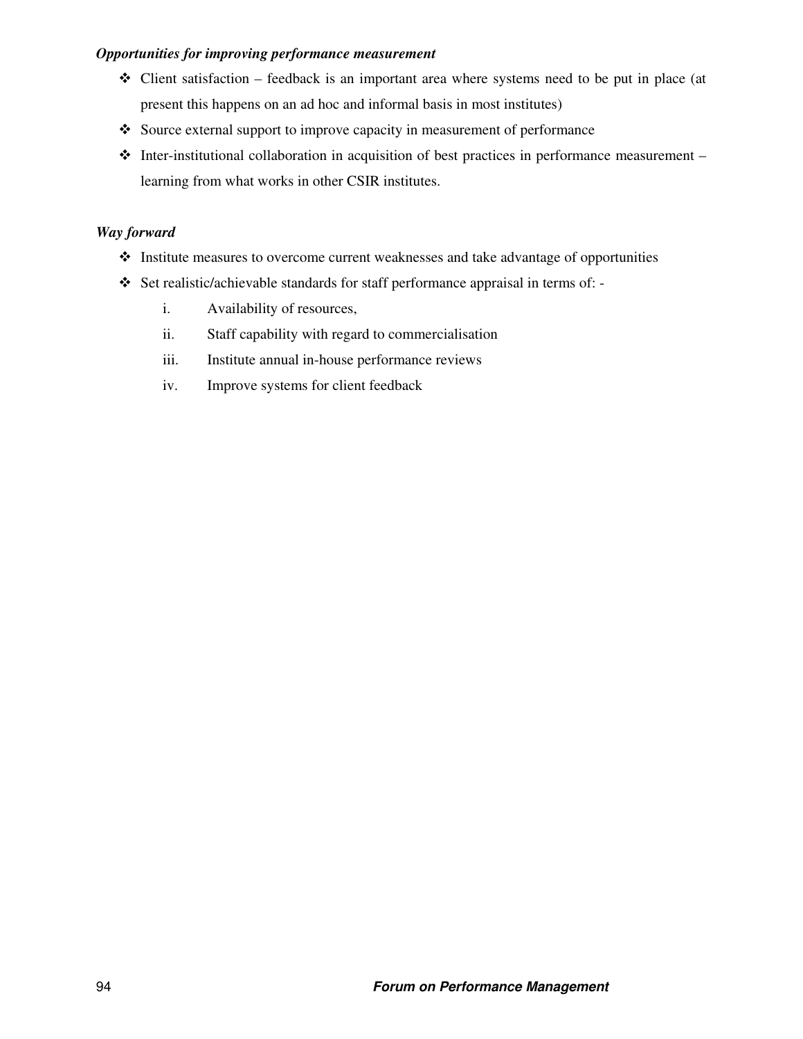***Opportunities for improving performance measurement***

- Client satisfaction – feedback is an important area where systems need to be put in place (at present this happens on an ad hoc and informal basis in most institutes)
- Source external support to improve capacity in measurement of performance
- Inter-institutional collaboration in acquisition of best practices in performance measurement – learning from what works in other CSIR institutes.

***Way forward***

- Institute measures to overcome current weaknesses and take advantage of opportunities
- Set realistic/achievable standards for staff performance appraisal in terms of: -
    - i. Availability of resources,
    - ii. Staff capability with regard to commercialisation
    - iii. Institute annual in-house performance reviews
    - iv. Improve systems for client feedback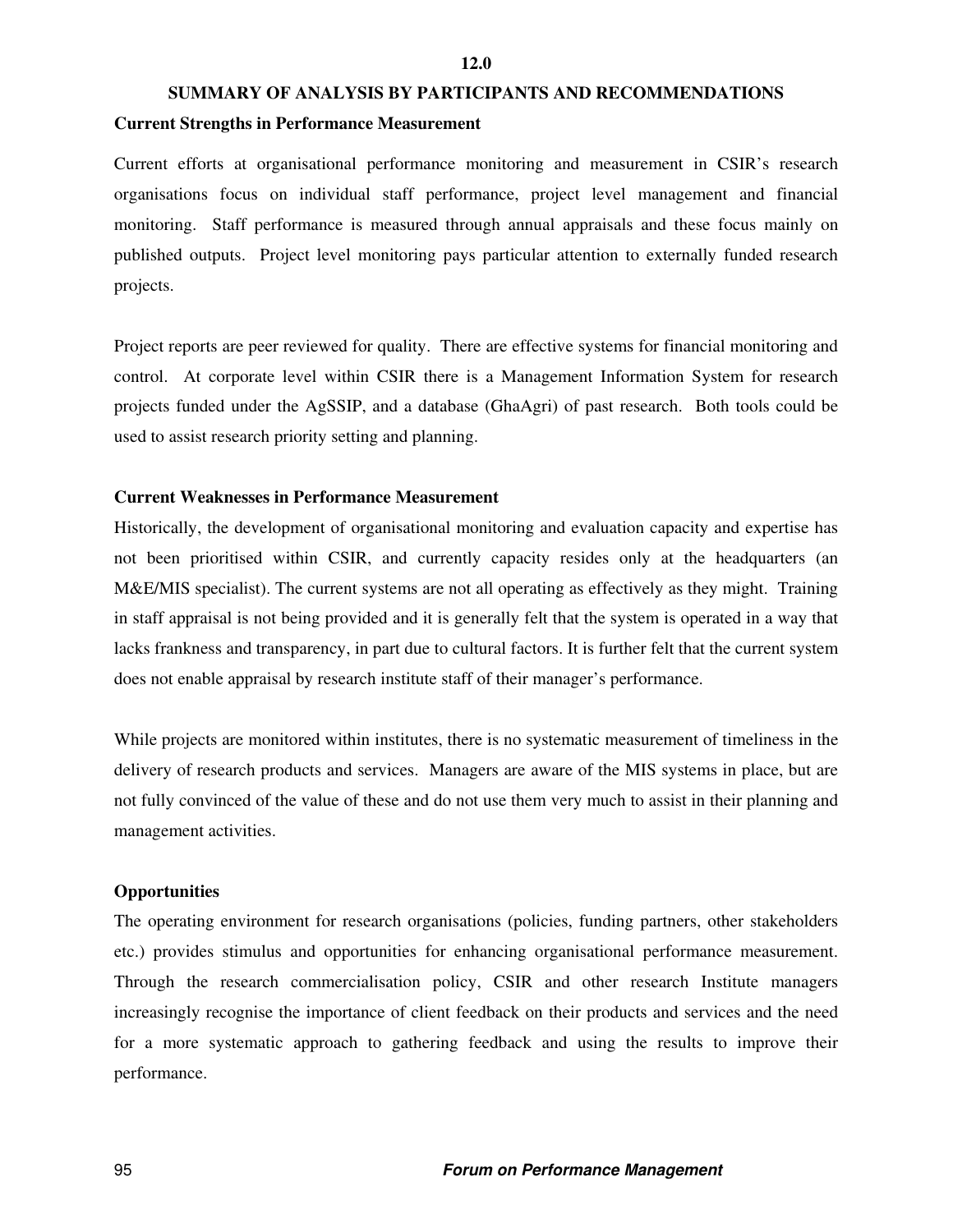# 12.0

# SUMMARY OF ANALYSIS BY PARTICIPANTS AND RECOMMENDATIONS

**Current Strengths in Performance Measurement**

Current efforts at organisational performance monitoring and measurement in CSIR's research organisations focus on individual staff performance, project level management and financial monitoring. Staff performance is measured through annual appraisals and these focus mainly on published outputs. Project level monitoring pays particular attention to externally funded research projects.

Project reports are peer reviewed for quality. There are effective systems for financial monitoring and control. At corporate level within CSIR there is a Management Information System for research projects funded under the AgSSIP, and a database (GhaAgri) of past research. Both tools could be used to assist research priority setting and planning.

**Current Weaknesses in Performance Measurement**

Historically, the development of organisational monitoring and evaluation capacity and expertise has not been prioritised within CSIR, and currently capacity resides only at the headquarters (an M&E/MIS specialist). The current systems are not all operating as effectively as they might. Training in staff appraisal is not being provided and it is generally felt that the system is operated in a way that lacks frankness and transparency, in part due to cultural factors. It is further felt that the current system does not enable appraisal by research institute staff of their manager's performance.

While projects are monitored within institutes, there is no systematic measurement of timeliness in the delivery of research products and services. Managers are aware of the MIS systems in place, but are not fully convinced of the value of these and do not use them very much to assist in their planning and management activities.

**Opportunities**

The operating environment for research organisations (policies, funding partners, other stakeholders etc.) provides stimulus and opportunities for enhancing organisational performance measurement. Through the research commercialisation policy, CSIR and other research Institute managers increasingly recognise the importance of client feedback on their products and services and the need for a more systematic approach to gathering feedback and using the results to improve their performance.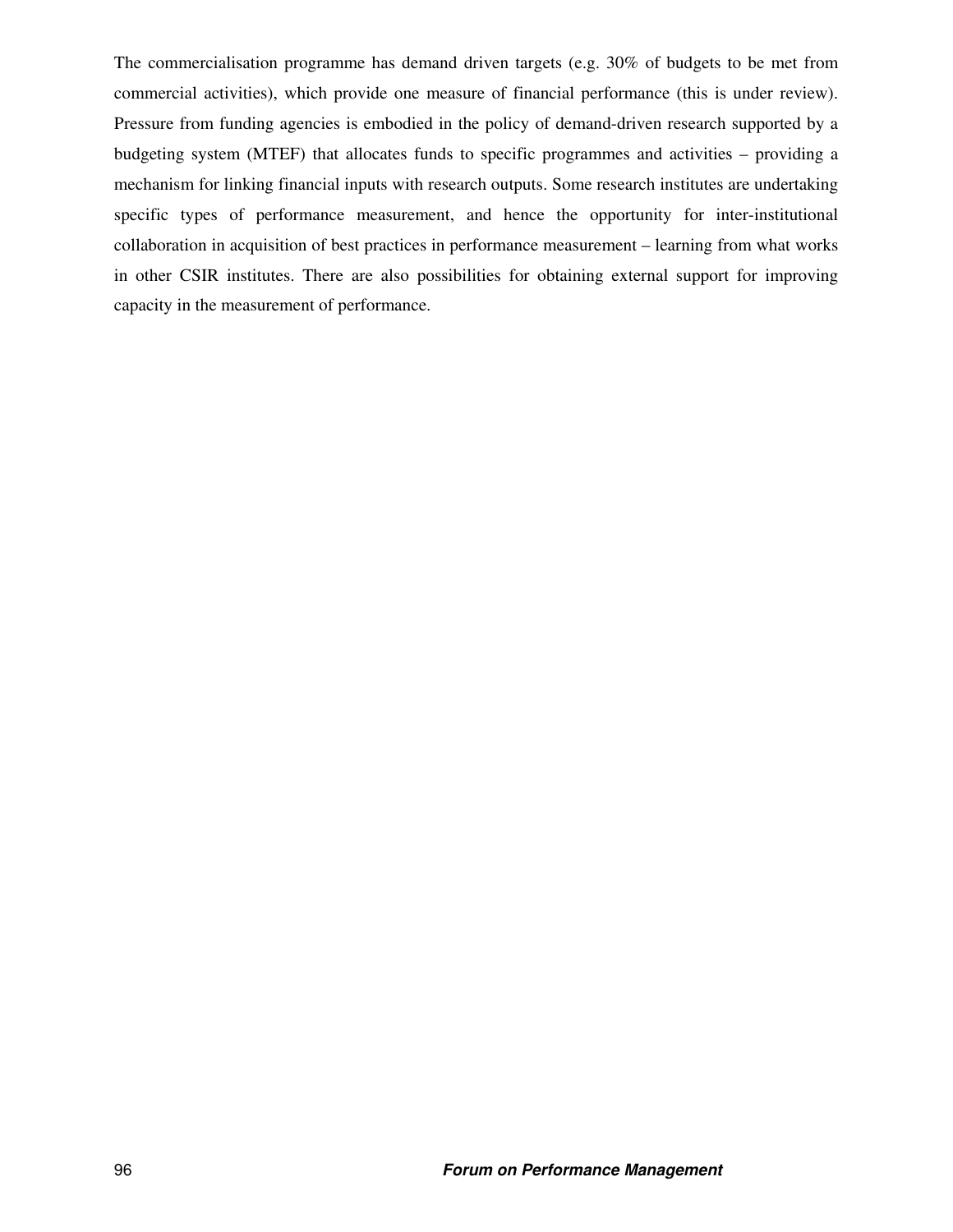The commercialisation programme has demand driven targets (e.g. 30% of budgets to be met from commercial activities), which provide one measure of financial performance (this is under review). Pressure from funding agencies is embodied in the policy of demand-driven research supported by a budgeting system (MTEF) that allocates funds to specific programmes and activities – providing a mechanism for linking financial inputs with research outputs. Some research institutes are undertaking specific types of performance measurement, and hence the opportunity for inter-institutional collaboration in acquisition of best practices in performance measurement – learning from what works in other CSIR institutes. There are also possibilities for obtaining external support for improving capacity in the measurement of performance.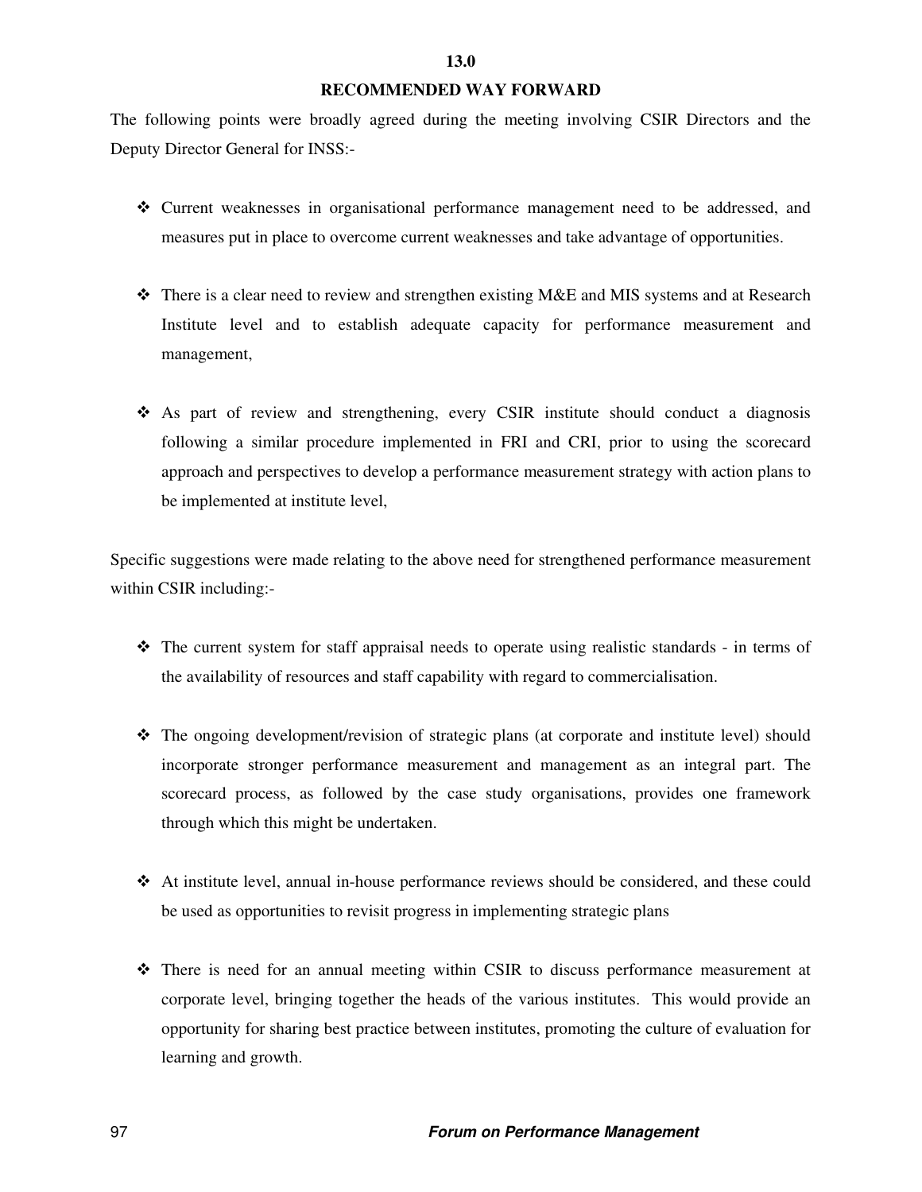## 13.0

## RECOMMENDED WAY FORWARD

The following points were broadly agreed during the meeting involving CSIR Directors and the Deputy Director General for INSS:-

- Current weaknesses in organisational performance management need to be addressed, and measures put in place to overcome current weaknesses and take advantage of opportunities.

- There is a clear need to review and strengthen existing M&E and MIS systems and at Research Institute level and to establish adequate capacity for performance measurement and management,

- As part of review and strengthening, every CSIR institute should conduct a diagnosis following a similar procedure implemented in FRI and CRI, prior to using the scorecard approach and perspectives to develop a performance measurement strategy with action plans to be implemented at institute level,

Specific suggestions were made relating to the above need for strengthened performance measurement within CSIR including:-

- The current system for staff appraisal needs to operate using realistic standards - in terms of the availability of resources and staff capability with regard to commercialisation.

- The ongoing development/revision of strategic plans (at corporate and institute level) should incorporate stronger performance measurement and management as an integral part. The scorecard process, as followed by the case study organisations, provides one framework through which this might be undertaken.

- At institute level, annual in-house performance reviews should be considered, and these could be used as opportunities to revisit progress in implementing strategic plans

- There is need for an annual meeting within CSIR to discuss performance measurement at corporate level, bringing together the heads of the various institutes. This would provide an opportunity for sharing best practice between institutes, promoting the culture of evaluation for learning and growth.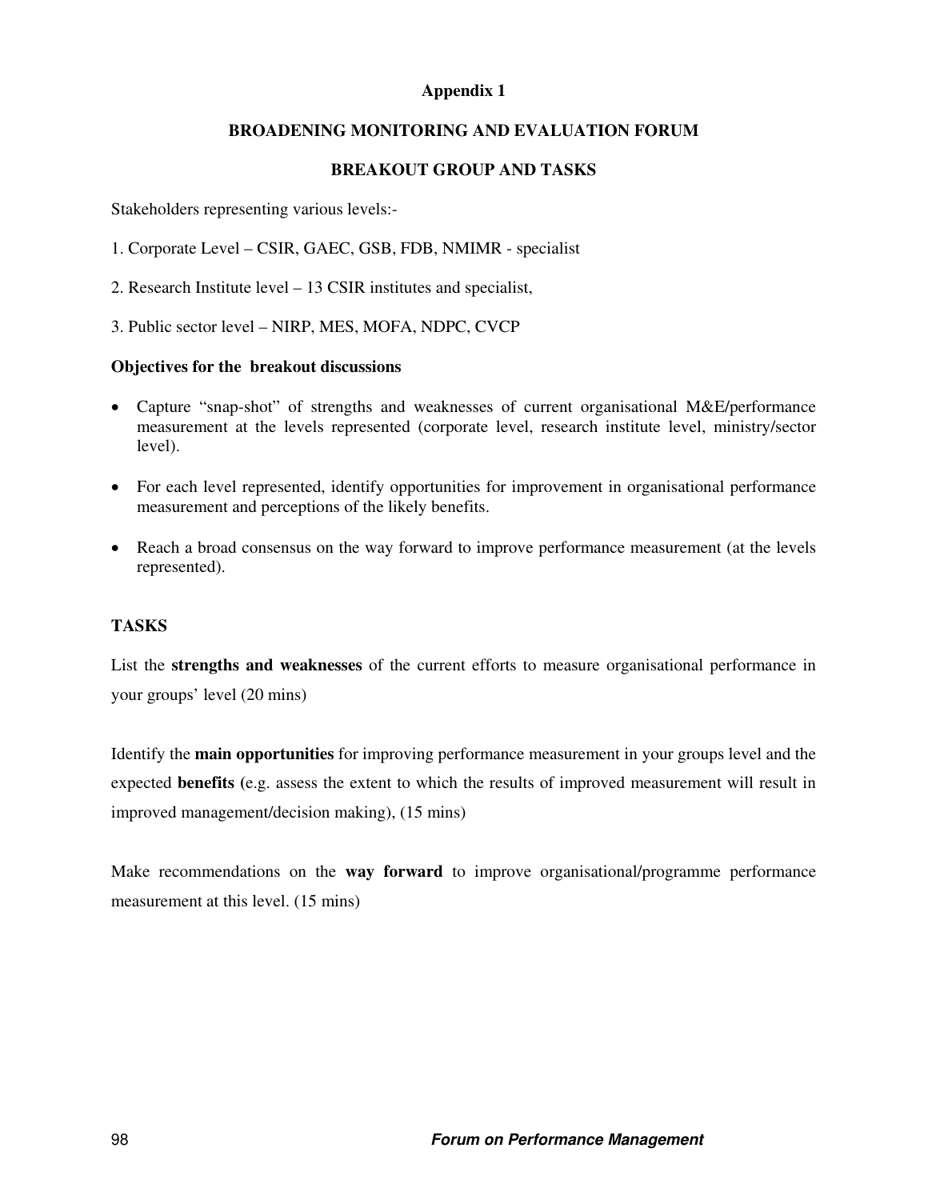# Appendix 1

## BROADENING MONITORING AND EVALUATION FORUM

## BREAKOUT GROUP AND TASKS

Stakeholders representing various levels:-

1. Corporate Level – CSIR, GAEC, GSB, FDB, NMIMR - specialist

2. Research Institute level – 13 CSIR institutes and specialist,

3. Public sector level – NIRP, MES, MOFA, NDPC, CVCP

**Objectives for the breakout discussions**

- Capture "snap-shot" of strengths and weaknesses of current organisational M&E/performance measurement at the levels represented (corporate level, research institute level, ministry/sector level).

- For each level represented, identify opportunities for improvement in organisational performance measurement and perceptions of the likely benefits.

- Reach a broad consensus on the way forward to improve performance measurement (at the levels represented).

### TASKS

List the **strengths and weaknesses** of the current efforts to measure organisational performance in your groups' level (20 mins)

Identify the **main opportunities** for improving performance measurement in your groups level and the expected **benefits (**e.g. assess the extent to which the results of improved measurement will result in improved management/decision making), (15 mins)

Make recommendations on the **way forward** to improve organisational/programme performance measurement at this level. (15 mins)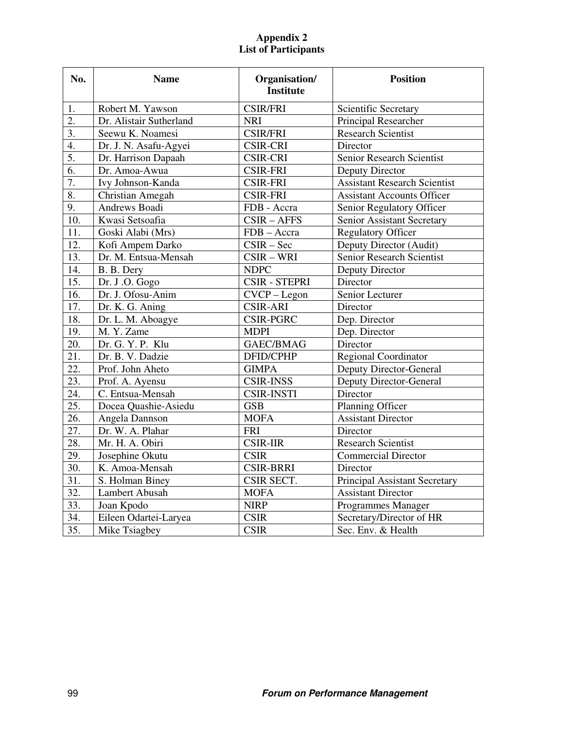**Appendix 2**
**List of Participants**

| No. | Name | Organisation/ Institute | Position |
|---|---|---|---|
| 1. | Robert M. Yawson | CSIR/FRI | Scientific Secretary |
| 2. | Dr. Alistair Sutherland | NRI | Principal Researcher |
| 3. | Seewu K. Noamesi | CSIR/FRI | Research Scientist |
| 4. | Dr. J. N. Asafu-Agyei | CSIR-CRI | Director |
| 5. | Dr. Harrison Dapaah | CSIR-CRI | Senior Research Scientist |
| 6. | Dr. Amoa-Awua | CSIR-FRI | Deputy Director |
| 7. | Ivy Johnson-Kanda | CSIR-FRI | Assistant Research Scientist |
| 8. | Christian Amegah | CSIR-FRI | Assistant Accounts Officer |
| 9. | Andrews Boadi | FDB - Accra | Senior Regulatory Officer |
| 10. | Kwasi Setsoafia | CSIR – AFFS | Senior Assistant Secretary |
| 11. | Goski Alabi (Mrs) | FDB – Accra | Regulatory Officer |
| 12. | Kofi Ampem Darko | CSIR – Sec | Deputy Director (Audit) |
| 13. | Dr. M. Entsua-Mensah | CSIR – WRI | Senior Research Scientist |
| 14. | B. B. Dery | NDPC | Deputy Director |
| 15. | Dr. J .O. Gogo | CSIR - STEPRI | Director |
| 16. | Dr. J. Ofosu-Anim | CVCP – Legon | Senior Lecturer |
| 17. | Dr. K. G. Aning | CSIR-ARI | Director |
| 18. | Dr. L. M. Aboagye | CSIR-PGRC | Dep. Director |
| 19. | M. Y. Zame | MDPI | Dep. Director |
| 20. | Dr. G. Y. P. Klu | GAEC/BMAG | Director |
| 21. | Dr. B. V. Dadzie | DFID/CPHP | Regional Coordinator |
| 22. | Prof. John Aheto | GIMPA | Deputy Director-General |
| 23. | Prof. A. Ayensu | CSIR-INSS | Deputy Director-General |
| 24. | C. Entsua-Mensah | CSIR-INSTI | Director |
| 25. | Docea Quashie-Asiedu | GSB | Planning Officer |
| 26. | Angela Dannson | MOFA | Assistant Director |
| 27. | Dr. W. A. Plahar | FRI | Director |
| 28. | Mr. H. A. Obiri | CSIR-IIR | Research Scientist |
| 29. | Josephine Okutu | CSIR | Commercial Director |
| 30. | K. Amoa-Mensah | CSIR-BRRI | Director |
| 31. | S. Holman Biney | CSIR SECT. | Principal Assistant Secretary |
| 32. | Lambert Abusah | MOFA | Assistant Director |
| 33. | Joan Kpodo | NIRP | Programmes Manager |
| 34. | Eileen Odartei-Laryea | CSIR | Secretary/Director of HR |
| 35. | Mike Tsiagbey | CSIR | Sec. Env. & Health |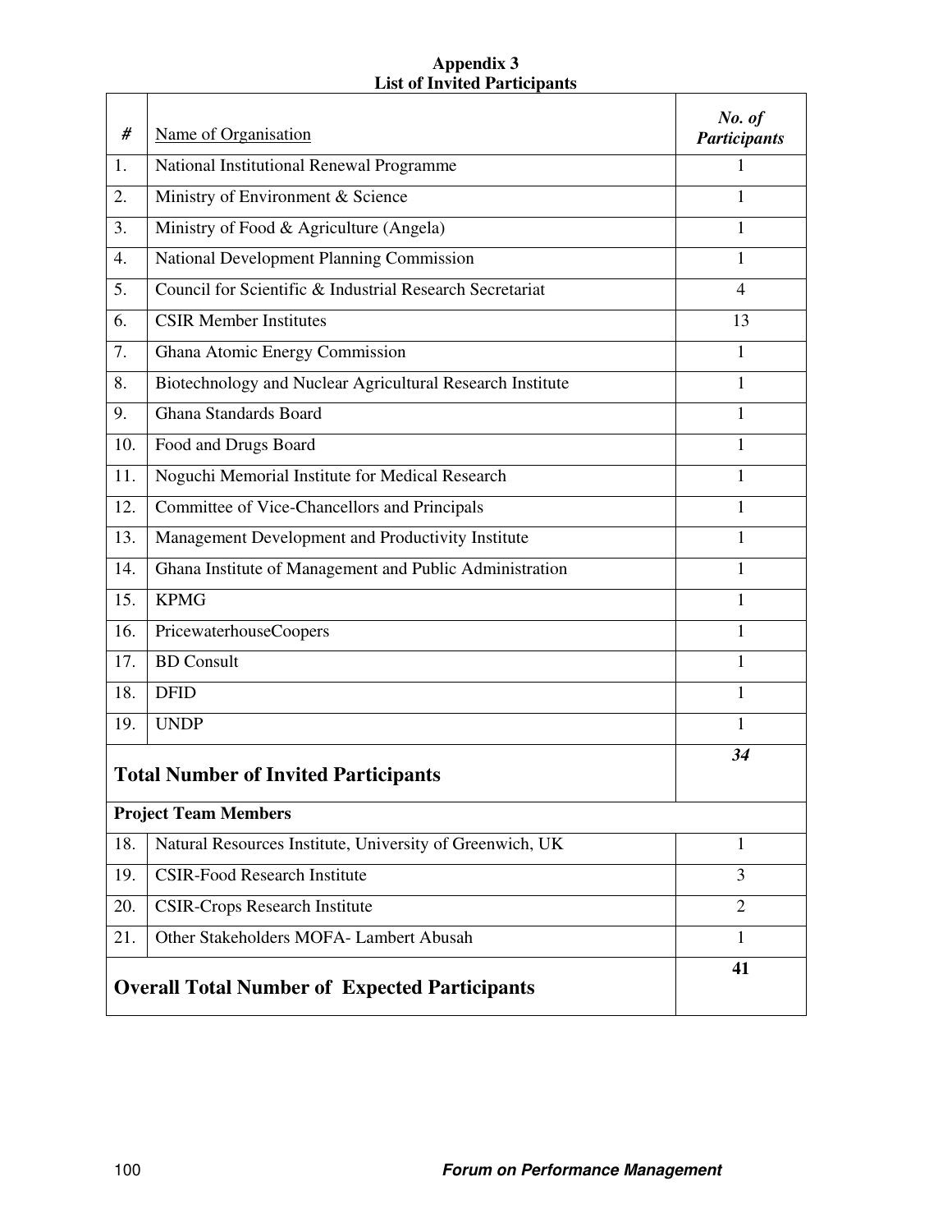**Appendix 3**
**List of Invited Participants**

| # | Name of Organisation | *No. of Participants* |
|---|---|---|
| 1. | National Institutional Renewal Programme | 1 |
| 2. | Ministry of Environment & Science | 1 |
| 3. | Ministry of Food & Agriculture (Angela) | 1 |
| 4. | National Development Planning Commission | 1 |
| 5. | Council for Scientific & Industrial Research Secretariat | 4 |
| 6. | CSIR Member Institutes | 13 |
| 7. | Ghana Atomic Energy Commission | 1 |
| 8. | Biotechnology and Nuclear Agricultural Research Institute | 1 |
| 9. | Ghana Standards Board | 1 |
| 10. | Food and Drugs Board | 1 |
| 11. | Noguchi Memorial Institute for Medical Research | 1 |
| 12. | Committee of Vice-Chancellors and Principals | 1 |
| 13. | Management Development and Productivity Institute | 1 |
| 14. | Ghana Institute of Management and Public Administration | 1 |
| 15. | KPMG | 1 |
| 16. | PricewaterhouseCoopers | 1 |
| 17. | BD Consult | 1 |
| 18. | DFID | 1 |
| 19. | UNDP | 1 |
| **Total Number of Invited Participants** | | ***34*** |
| **Project Team Members** | | |
| 18. | Natural Resources Institute, University of Greenwich, UK | 1 |
| 19. | CSIR-Food Research Institute | 3 |
| 20. | CSIR-Crops Research Institute | 2 |
| 21. | Other Stakeholders MOFA- Lambert Abusah | 1 |
| **Overall Total Number of Expected Participants** | | **41** |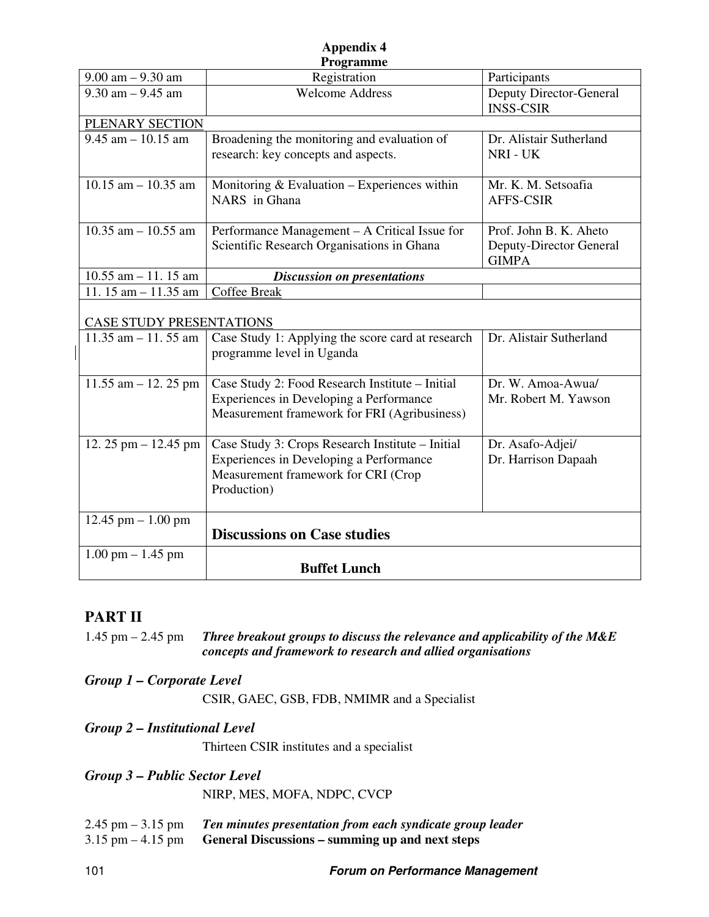**Appendix 4**
**Programme**

| | | |
|---|---|---|
| 9.00 am – 9.30 am | Registration | Participants |
| 9.30 am – 9.45 am | Welcome Address | Deputy Director-General INSS-CSIR |
| PLENARY SECTION | | |
| 9.45 am – 10.15 am | Broadening the monitoring and evaluation of research: key concepts and aspects. | Dr. Alistair Sutherland NRI - UK |
| 10.15 am – 10.35 am | Monitoring & Evaluation – Experiences within NARS in Ghana | Mr. K. M. Setsoafia AFFS-CSIR |
| 10.35 am – 10.55 am | Performance Management – A Critical Issue for Scientific Research Organisations in Ghana | Prof. John B. K. Aheto Deputy-Director General GIMPA |
| 10.55 am – 11. 15 am | ***Discussion on presentations*** | |
| 11. 15 am – 11.35 am | Coffee Break | |
| CASE STUDY PRESENTATIONS | | |
| 11.35 am – 11. 55 am | Case Study 1: Applying the score card at research programme level in Uganda | Dr. Alistair Sutherland |
| 11.55 am – 12. 25 pm | Case Study 2: Food Research Institute – Initial Experiences in Developing a Performance Measurement framework for FRI (Agribusiness) | Dr. W. Amoa-Awua/ Mr. Robert M. Yawson |
| 12. 25 pm – 12.45 pm | Case Study 3: Crops Research Institute – Initial Experiences in Developing a Performance Measurement framework for CRI (Crop Production) | Dr. Asafo-Adjei/ Dr. Harrison Dapaah |
| 12.45 pm – 1.00 pm | **Discussions on Case studies** | |
| 1.00 pm – 1.45 pm | **Buffet Lunch** | |

## PART II

1.45 pm – 2.45 pm ***Three breakout groups to discuss the relevance and applicability of the M&E concepts and framework to research and allied organisations***

### *Group 1 – Corporate Level*

CSIR, GAEC, GSB, FDB, NMIMR and a Specialist

### *Group 2 – Institutional Level*

Thirteen CSIR institutes and a specialist

### *Group 3 – Public Sector Level*

NIRP, MES, MOFA, NDPC, CVCP

2.45 pm – 3.15 pm ***Ten minutes presentation from each syndicate group leader***
3.15 pm – 4.15 pm **General Discussions – summing up and next steps**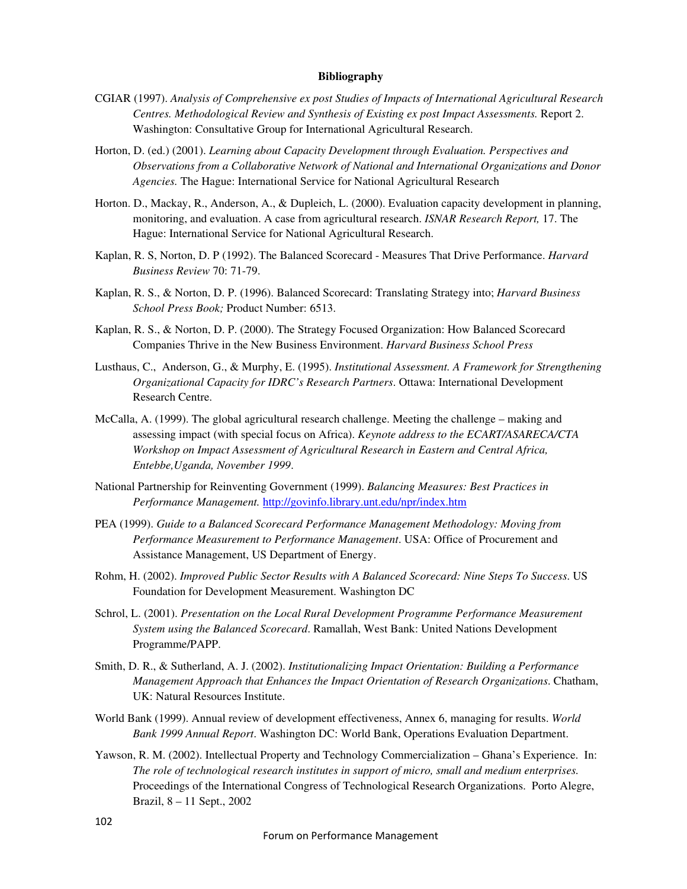**Bibliography**

CGIAR (1997). *Analysis of Comprehensive ex post Studies of Impacts of International Agricultural Research Centres. Methodological Review and Synthesis of Existing ex post Impact Assessments.* Report 2. Washington: Consultative Group for International Agricultural Research.

Horton, D. (ed.) (2001). *Learning about Capacity Development through Evaluation. Perspectives and Observations from a Collaborative Network of National and International Organizations and Donor Agencies.* The Hague: International Service for National Agricultural Research

Horton. D., Mackay, R., Anderson, A., & Dupleich, L. (2000). Evaluation capacity development in planning, monitoring, and evaluation. A case from agricultural research. *ISNAR Research Report,* 17. The Hague: International Service for National Agricultural Research.

Kaplan, R. S, Norton, D. P (1992). The Balanced Scorecard - Measures That Drive Performance. *Harvard Business Review* 70: 71-79.

Kaplan, R. S., & Norton, D. P. (1996). Balanced Scorecard: Translating Strategy into; *Harvard Business School Press Book;* Product Number: 6513.

Kaplan, R. S., & Norton, D. P. (2000). The Strategy Focused Organization: How Balanced Scorecard Companies Thrive in the New Business Environment. *Harvard Business School Press*

Lusthaus, C., Anderson, G., & Murphy, E. (1995). *Institutional Assessment. A Framework for Strengthening Organizational Capacity for IDRC's Research Partners*. Ottawa: International Development Research Centre.

McCalla, A. (1999). The global agricultural research challenge. Meeting the challenge – making and assessing impact (with special focus on Africa). *Keynote address to the ECART/ASARECA/CTA Workshop on Impact Assessment of Agricultural Research in Eastern and Central Africa, Entebbe,Uganda, November 1999*.

National Partnership for Reinventing Government (1999). *Balancing Measures: Best Practices in Performance Management.* http://govinfo.library.unt.edu/npr/index.htm

PEA (1999). *Guide to a Balanced Scorecard Performance Management Methodology: Moving from Performance Measurement to Performance Management*. USA: Office of Procurement and Assistance Management, US Department of Energy.

Rohm, H. (2002). *Improved Public Sector Results with A Balanced Scorecard: Nine Steps To Success*. US Foundation for Development Measurement. Washington DC

Schrol, L. (2001). *Presentation on the Local Rural Development Programme Performance Measurement System using the Balanced Scorecard*. Ramallah, West Bank: United Nations Development Programme/PAPP.

Smith, D. R., & Sutherland, A. J. (2002). *Institutionalizing Impact Orientation: Building a Performance Management Approach that Enhances the Impact Orientation of Research Organizations*. Chatham, UK: Natural Resources Institute.

World Bank (1999). Annual review of development effectiveness, Annex 6, managing for results. *World Bank 1999 Annual Report*. Washington DC: World Bank, Operations Evaluation Department.

Yawson, R. M. (2002). Intellectual Property and Technology Commercialization – Ghana's Experience. In: *The role of technological research institutes in support of micro, small and medium enterprises.* Proceedings of the International Congress of Technological Research Organizations. Porto Alegre, Brazil, 8 – 11 Sept., 2002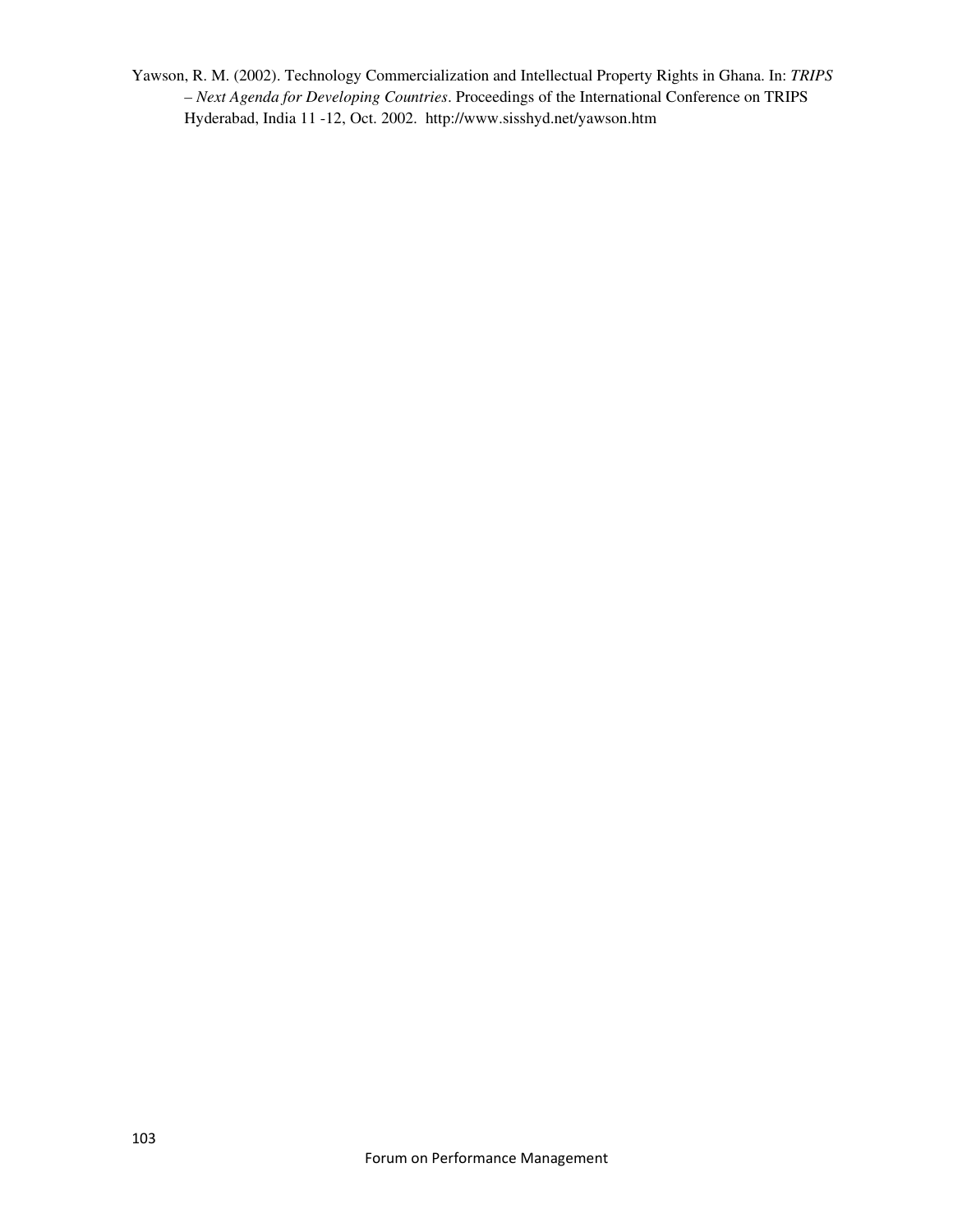Yawson, R. M. (2002). Technology Commercialization and Intellectual Property Rights in Ghana. In: *TRIPS – Next Agenda for Developing Countries*. Proceedings of the International Conference on TRIPS Hyderabad, India 11 -12, Oct. 2002. http://www.sisshyd.net/yawson.htm